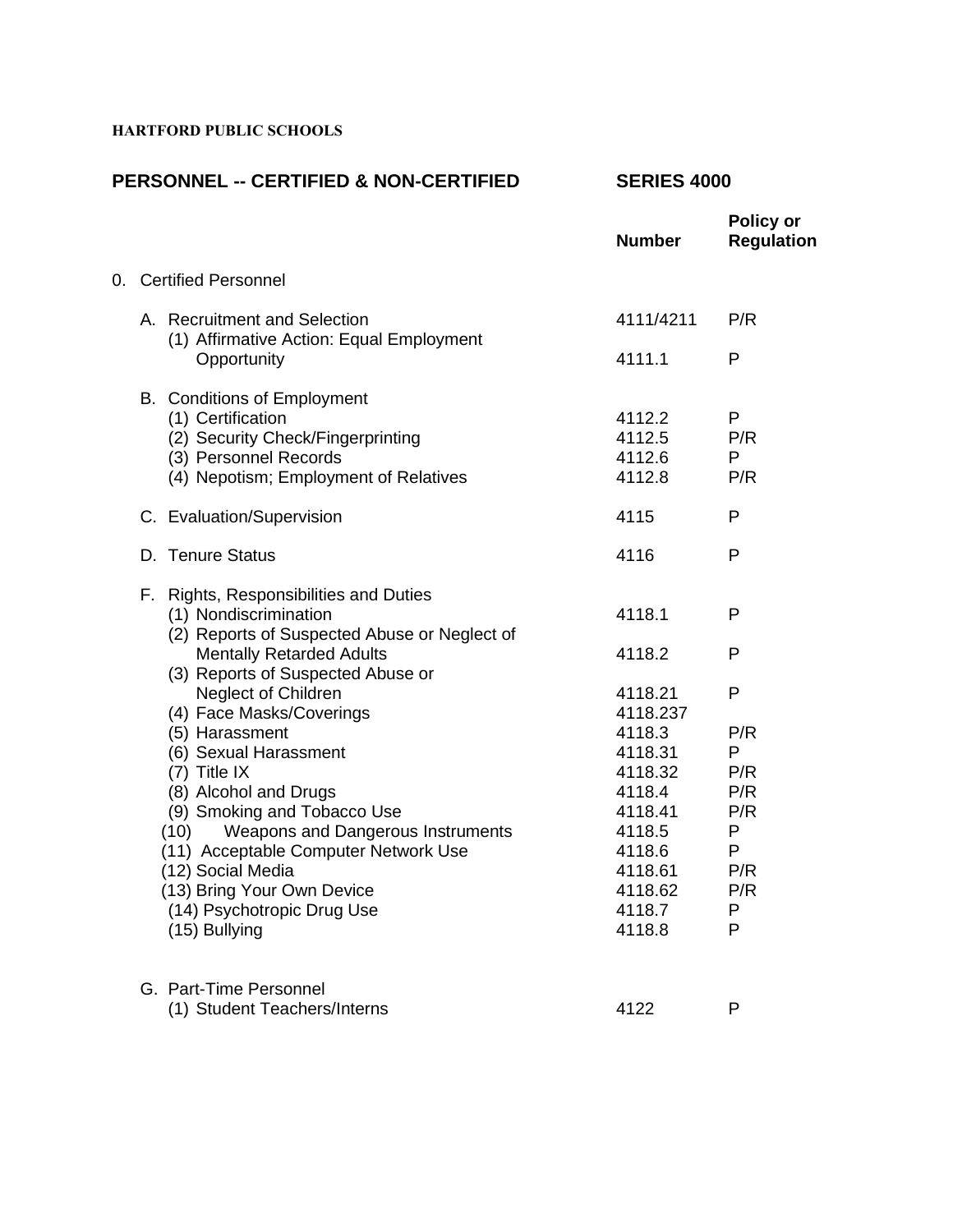**HARTFORD PUBLIC SCHOOLS**

## PERSONNEL -- CERTIFIED & NON-CERTIFIED — SERIES 4000

| | Number | Policy or Regulation |
|---|---|---|
| 0. Certified Personnel | | |
| A. Recruitment and Selection | 4111/4211 | P/R |
| (1) Affirmative Action: Equal Employment Opportunity | 4111.1 | P |
| B. Conditions of Employment | | |
| (1) Certification | 4112.2 | P |
| (2) Security Check/Fingerprinting | 4112.5 | P/R |
| (3) Personnel Records | 4112.6 | P |
| (4) Nepotism; Employment of Relatives | 4112.8 | P/R |
| C. Evaluation/Supervision | 4115 | P |
| D. Tenure Status | 4116 | P |
| F. Rights, Responsibilities and Duties | | |
| (1) Nondiscrimination | 4118.1 | P |
| (2) Reports of Suspected Abuse or Neglect of Mentally Retarded Adults | 4118.2 | P |
| (3) Reports of Suspected Abuse or Neglect of Children | 4118.21 | P |
| (4) Face Masks/Coverings | 4118.237 | |
| (5) Harassment | 4118.3 | P/R |
| (6) Sexual Harassment | 4118.31 | P |
| (7) Title IX | 4118.32 | P/R |
| (8) Alcohol and Drugs | 4118.4 | P/R |
| (9) Smoking and Tobacco Use | 4118.41 | P/R |
| (10) Weapons and Dangerous Instruments | 4118.5 | P |
| (11) Acceptable Computer Network Use | 4118.6 | P |
| (12) Social Media | 4118.61 | P/R |
| (13) Bring Your Own Device | 4118.62 | P/R |
| (14) Psychotropic Drug Use | 4118.7 | P |
| (15) Bullying | 4118.8 | P |
| G. Part-Time Personnel | | |
| (1) Student Teachers/Interns | 4122 | P |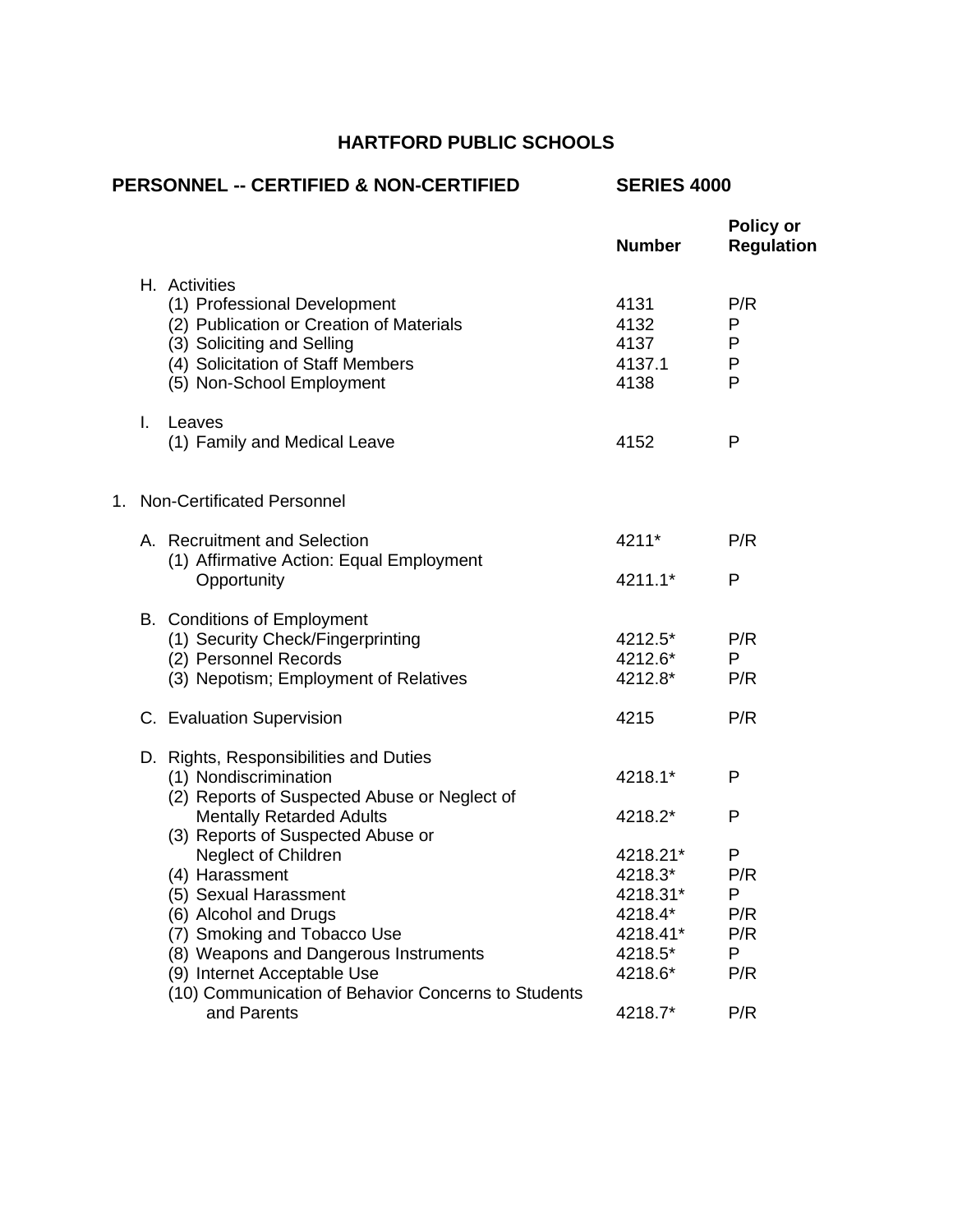# HARTFORD PUBLIC SCHOOLS

## PERSONNEL -- CERTIFIED & NON-CERTIFIED — SERIES 4000

| | Number | Policy or Regulation |
|---|---|---|
| H. Activities | | |
| (1) Professional Development | 4131 | P/R |
| (2) Publication or Creation of Materials | 4132 | P |
| (3) Soliciting and Selling | 4137 | P |
| (4) Solicitation of Staff Members | 4137.1 | P |
| (5) Non-School Employment | 4138 | P |
| I. Leaves | | |
| (1) Family and Medical Leave | 4152 | P |
| 1. Non-Certificated Personnel | | |
| A. Recruitment and Selection | 4211* | P/R |
| (1) Affirmative Action: Equal Employment Opportunity | 4211.1* | P |
| B. Conditions of Employment | | |
| (1) Security Check/Fingerprinting | 4212.5* | P/R |
| (2) Personnel Records | 4212.6* | P |
| (3) Nepotism; Employment of Relatives | 4212.8* | P/R |
| C. Evaluation Supervision | 4215 | P/R |
| D. Rights, Responsibilities and Duties | | |
| (1) Nondiscrimination | 4218.1* | P |
| (2) Reports of Suspected Abuse or Neglect of Mentally Retarded Adults | 4218.2* | P |
| (3) Reports of Suspected Abuse or Neglect of Children | 4218.21* | P |
| (4) Harassment | 4218.3* | P/R |
| (5) Sexual Harassment | 4218.31* | P |
| (6) Alcohol and Drugs | 4218.4* | P/R |
| (7) Smoking and Tobacco Use | 4218.41* | P/R |
| (8) Weapons and Dangerous Instruments | 4218.5* | P |
| (9) Internet Acceptable Use | 4218.6* | P/R |
| (10) Communication of Behavior Concerns to Students and Parents | 4218.7* | P/R |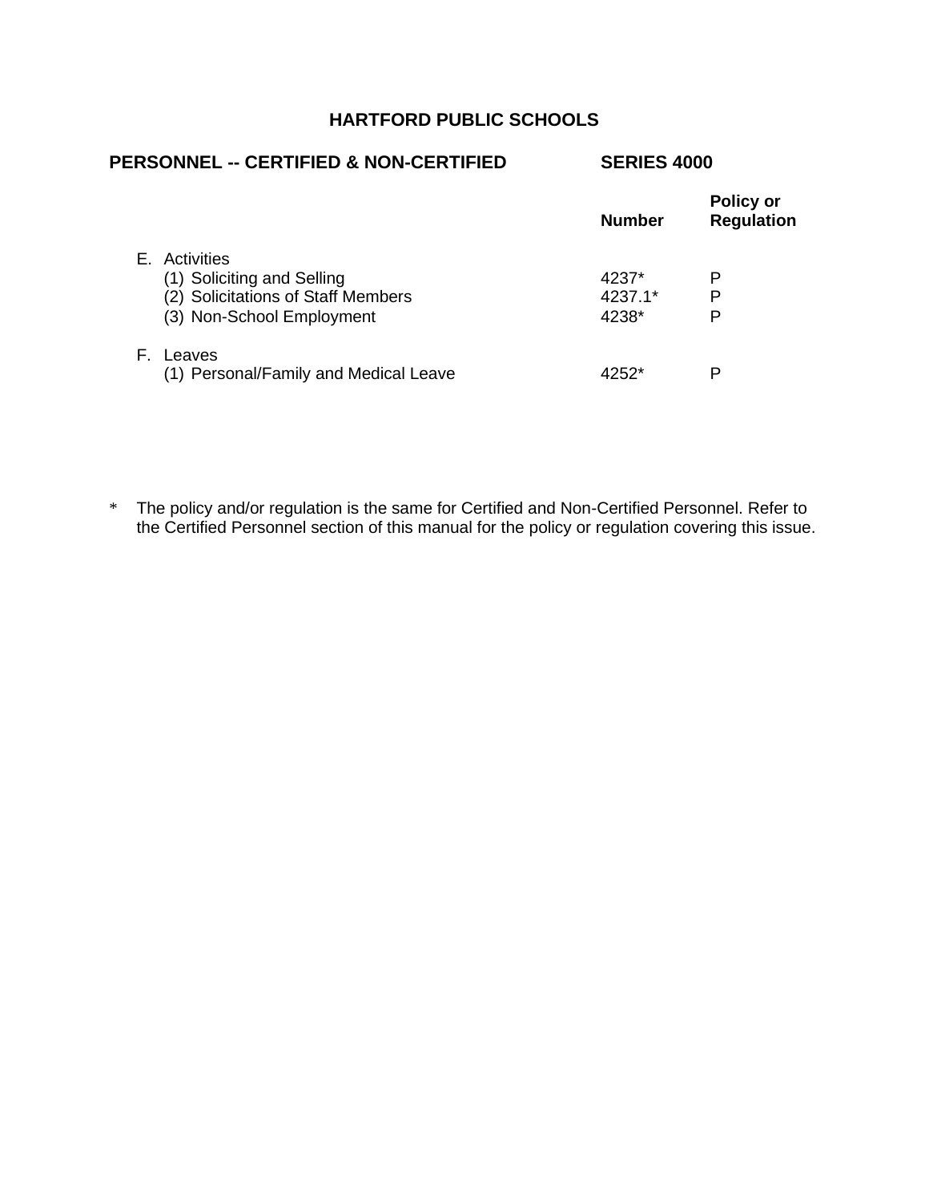**HARTFORD PUBLIC SCHOOLS**

**PERSONNEL -- CERTIFIED & NON-CERTIFIED** **SERIES 4000**

| | Number | Policy or Regulation |
|---|---|---|
| E. Activities | | |
| (1) Soliciting and Selling | 4237* | P |
| (2) Solicitations of Staff Members | 4237.1* | P |
| (3) Non-School Employment | 4238* | P |
| F. Leaves | | |
| (1) Personal/Family and Medical Leave | 4252* | P |

\* The policy and/or regulation is the same for Certified and Non-Certified Personnel. Refer to the Certified Personnel section of this manual for the policy or regulation covering this issue.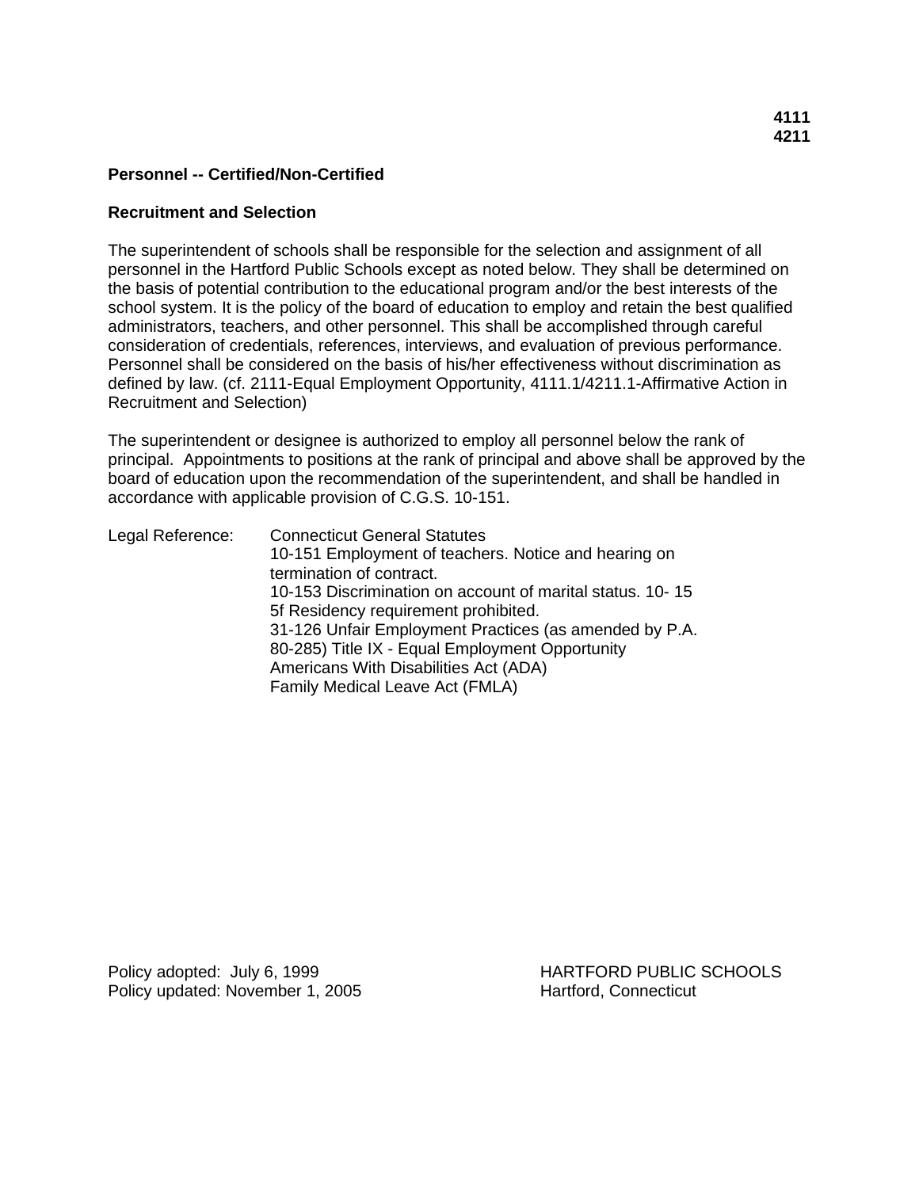**4111**
**4211**

**Personnel -- Certified/Non-Certified**

**Recruitment and Selection**

The superintendent of schools shall be responsible for the selection and assignment of all personnel in the Hartford Public Schools except as noted below. They shall be determined on the basis of potential contribution to the educational program and/or the best interests of the school system. It is the policy of the board of education to employ and retain the best qualified administrators, teachers, and other personnel. This shall be accomplished through careful consideration of credentials, references, interviews, and evaluation of previous performance. Personnel shall be considered on the basis of his/her effectiveness without discrimination as defined by law. (cf. 2111-Equal Employment Opportunity, 4111.1/4211.1-Affirmative Action in Recruitment and Selection)

The superintendent or designee is authorized to employ all personnel below the rank of principal. Appointments to positions at the rank of principal and above shall be approved by the board of education upon the recommendation of the superintendent, and shall be handled in accordance with applicable provision of C.G.S. 10-151.

Legal Reference: Connecticut General Statutes
10-151 Employment of teachers. Notice and hearing on termination of contract.
10-153 Discrimination on account of marital status. 10- 15 5f Residency requirement prohibited.
31-126 Unfair Employment Practices (as amended by P.A. 80-285) Title IX - Equal Employment Opportunity
Americans With Disabilities Act (ADA)
Family Medical Leave Act (FMLA)

Policy adopted: July 6, 1999
Policy updated: November 1, 2005

HARTFORD PUBLIC SCHOOLS
Hartford, Connecticut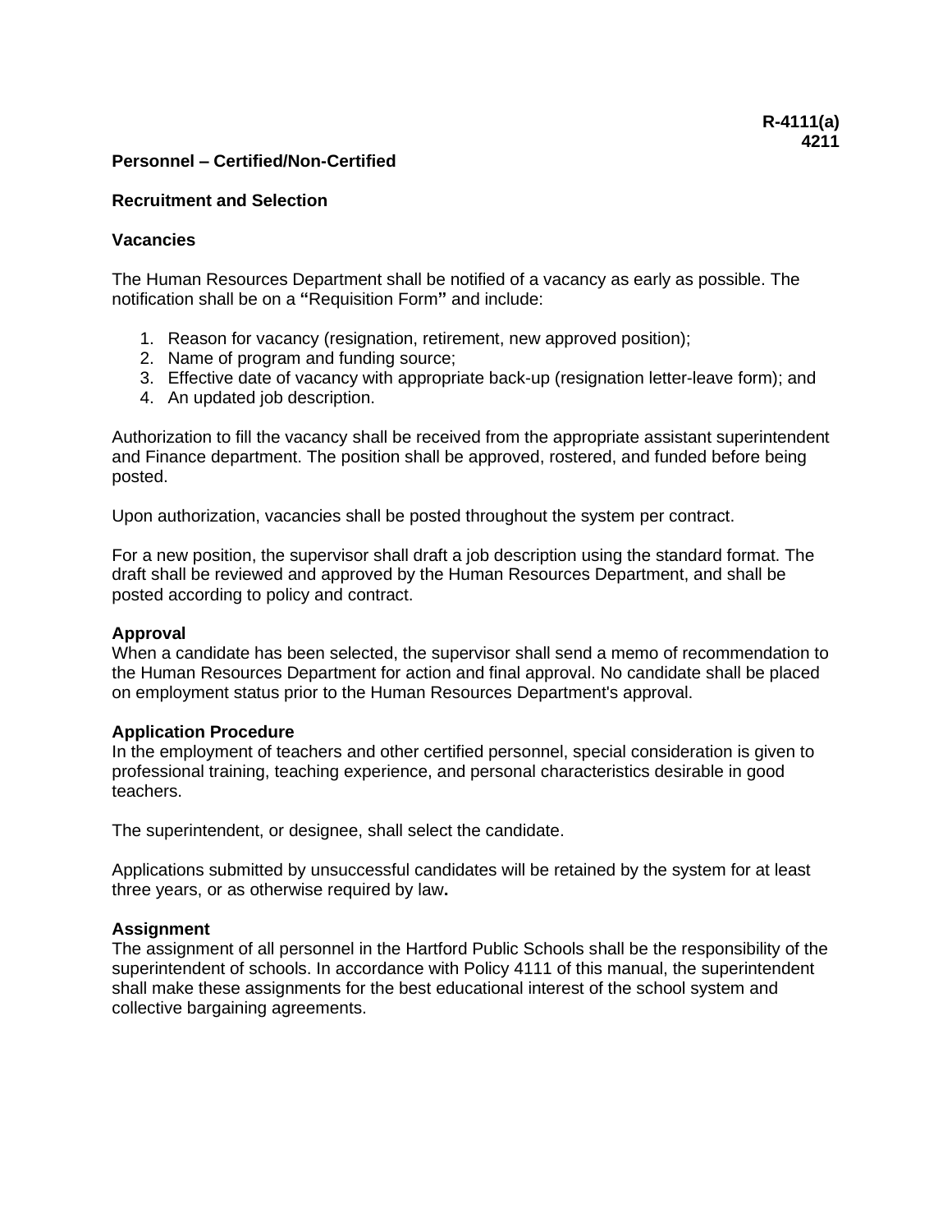**R-4111(a)**
**4211**

**Personnel – Certified/Non-Certified**

**Recruitment and Selection**

**Vacancies**

The Human Resources Department shall be notified of a vacancy as early as possible. The notification shall be on a **"**Requisition Form**"** and include:

1. Reason for vacancy (resignation, retirement, new approved position);
2. Name of program and funding source;
3. Effective date of vacancy with appropriate back-up (resignation letter-leave form); and
4. An updated job description.

Authorization to fill the vacancy shall be received from the appropriate assistant superintendent and Finance department. The position shall be approved, rostered, and funded before being posted.

Upon authorization, vacancies shall be posted throughout the system per contract.

For a new position, the supervisor shall draft a job description using the standard format. The draft shall be reviewed and approved by the Human Resources Department, and shall be posted according to policy and contract.

**Approval**
When a candidate has been selected, the supervisor shall send a memo of recommendation to the Human Resources Department for action and final approval. No candidate shall be placed on employment status prior to the Human Resources Department's approval.

**Application Procedure**
In the employment of teachers and other certified personnel, special consideration is given to professional training, teaching experience, and personal characteristics desirable in good teachers.

The superintendent, or designee, shall select the candidate.

Applications submitted by unsuccessful candidates will be retained by the system for at least three years, or as otherwise required by law**.**

**Assignment**
The assignment of all personnel in the Hartford Public Schools shall be the responsibility of the superintendent of schools. In accordance with Policy 4111 of this manual, the superintendent shall make these assignments for the best educational interest of the school system and collective bargaining agreements.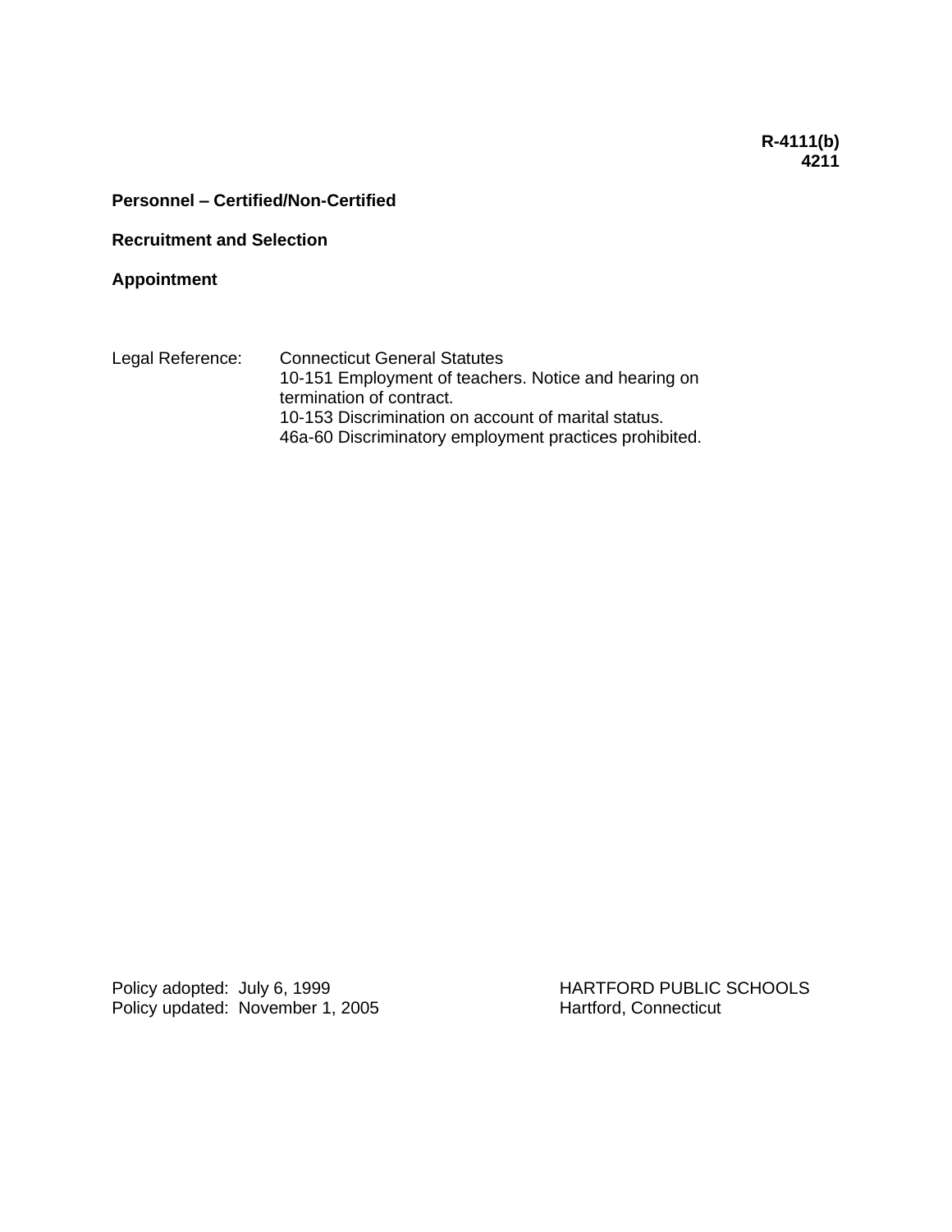**R-4111(b)**
**4211**

**Personnel – Certified/Non-Certified**

**Recruitment and Selection**

**Appointment**

Legal Reference: Connecticut General Statutes
10-151 Employment of teachers. Notice and hearing on termination of contract.
10-153 Discrimination on account of marital status.
46a-60 Discriminatory employment practices prohibited.

Policy adopted: July 6, 1999
Policy updated: November 1, 2005

HARTFORD PUBLIC SCHOOLS
Hartford, Connecticut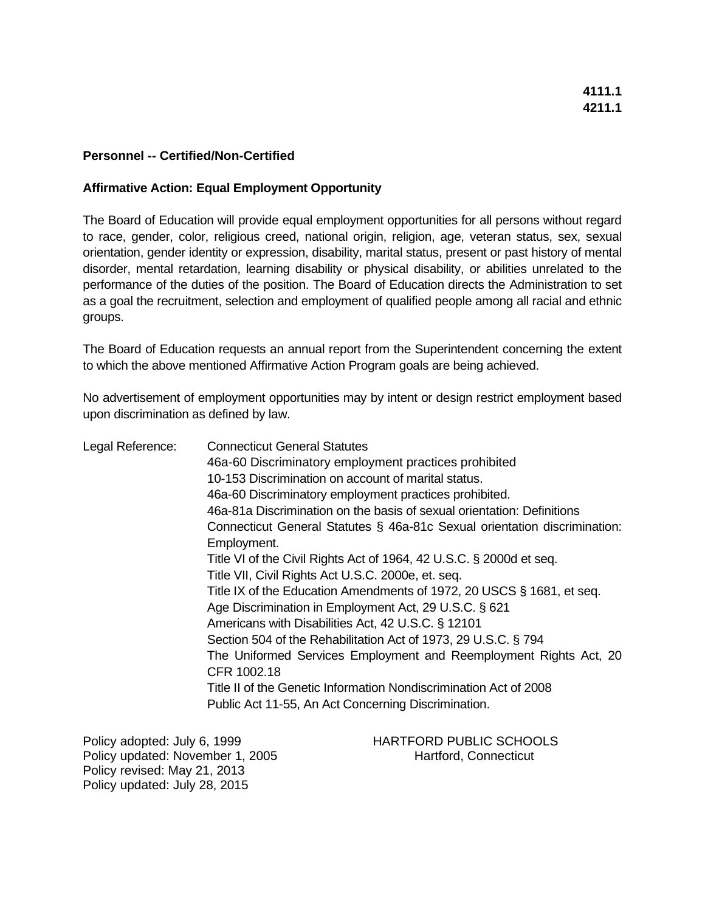**4111.1**
**4211.1**

**Personnel -- Certified/Non-Certified**

**Affirmative Action: Equal Employment Opportunity**

The Board of Education will provide equal employment opportunities for all persons without regard to race, gender, color, religious creed, national origin, religion, age, veteran status, sex, sexual orientation, gender identity or expression, disability, marital status, present or past history of mental disorder, mental retardation, learning disability or physical disability, or abilities unrelated to the performance of the duties of the position. The Board of Education directs the Administration to set as a goal the recruitment, selection and employment of qualified people among all racial and ethnic groups.

The Board of Education requests an annual report from the Superintendent concerning the extent to which the above mentioned Affirmative Action Program goals are being achieved.

No advertisement of employment opportunities may by intent or design restrict employment based upon discrimination as defined by law.

Legal Reference: Connecticut General Statutes

46a-60 Discriminatory employment practices prohibited

10-153 Discrimination on account of marital status.

46a-60 Discriminatory employment practices prohibited.

46a-81a Discrimination on the basis of sexual orientation: Definitions

Connecticut General Statutes § 46a-81c Sexual orientation discrimination: Employment.

Title VI of the Civil Rights Act of 1964, 42 U.S.C. § 2000d et seq.

Title VII, Civil Rights Act U.S.C. 2000e, et. seq.

Title IX of the Education Amendments of 1972, 20 USCS § 1681, et seq.

Age Discrimination in Employment Act, 29 U.S.C. § 621

Americans with Disabilities Act, 42 U.S.C. § 12101

Section 504 of the Rehabilitation Act of 1973, 29 U.S.C. § 794

The Uniformed Services Employment and Reemployment Rights Act, 20 CFR 1002.18

Title II of the Genetic Information Nondiscrimination Act of 2008

Public Act 11-55, An Act Concerning Discrimination.

Policy adopted: July 6, 1999
Policy updated: November 1, 2005
Policy revised: May 21, 2013
Policy updated: July 28, 2015

HARTFORD PUBLIC SCHOOLS
Hartford, Connecticut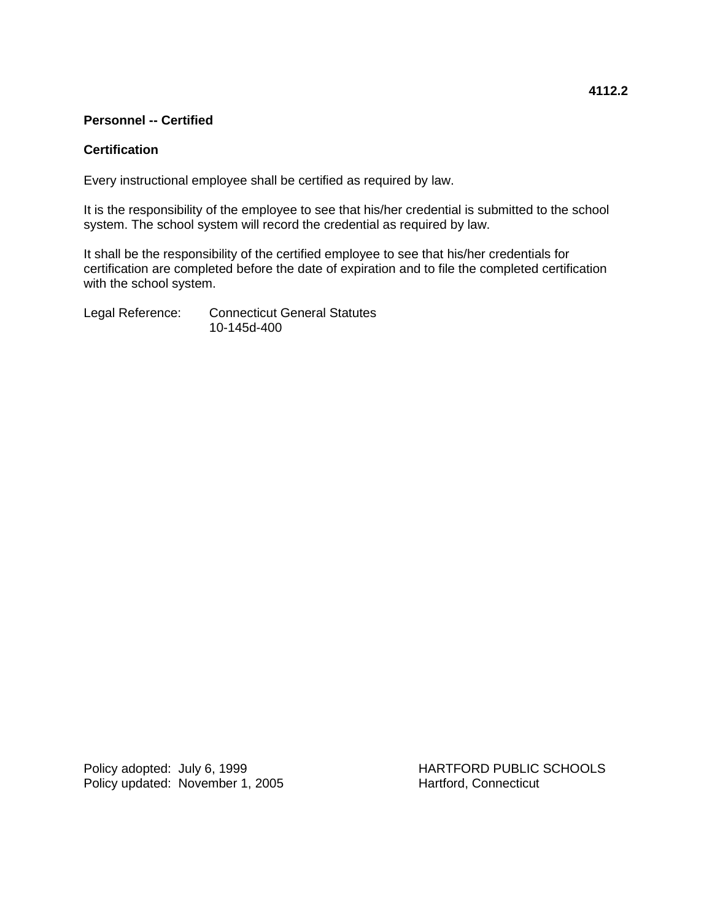**4112.2**

**Personnel -- Certified**

**Certification**

Every instructional employee shall be certified as required by law.

It is the responsibility of the employee to see that his/her credential is submitted to the school system. The school system will record the credential as required by law.

It shall be the responsibility of the certified employee to see that his/her credentials for certification are completed before the date of expiration and to file the completed certification with the school system.

Legal Reference: Connecticut General Statutes
10-145d-400

Policy adopted: July 6, 1999
Policy updated: November 1, 2005

HARTFORD PUBLIC SCHOOLS
Hartford, Connecticut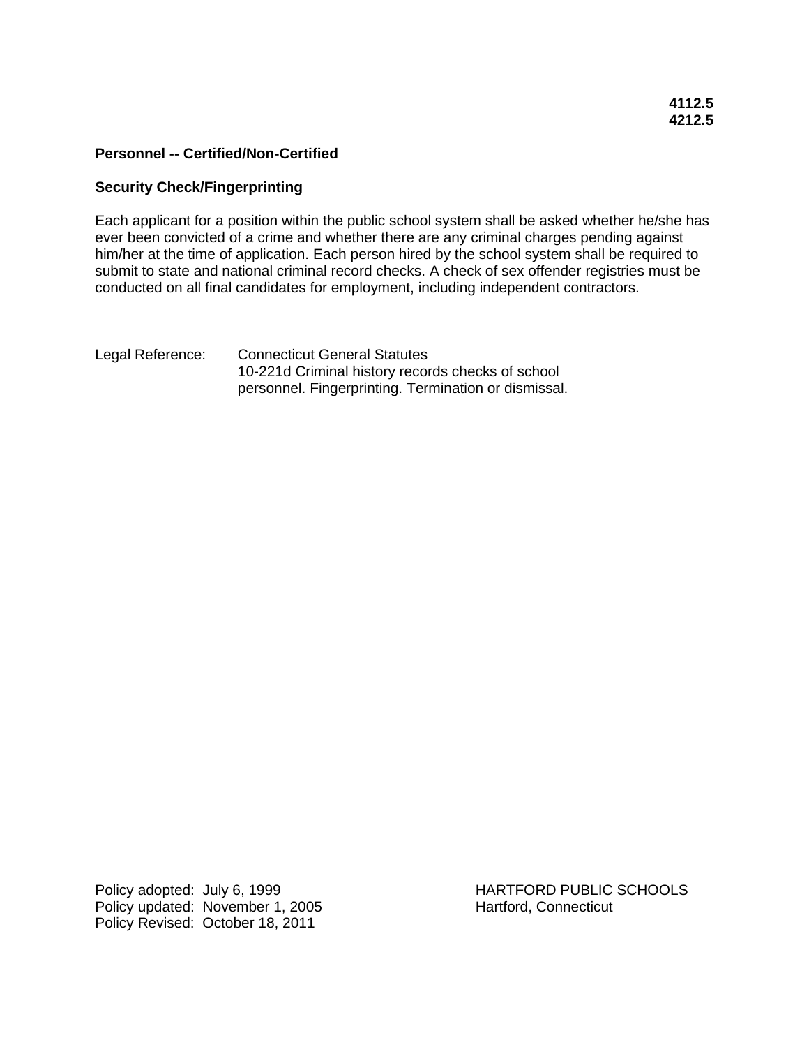**4112.5**
**4212.5**

**Personnel -- Certified/Non-Certified**

**Security Check/Fingerprinting**

Each applicant for a position within the public school system shall be asked whether he/she has ever been convicted of a crime and whether there are any criminal charges pending against him/her at the time of application. Each person hired by the school system shall be required to submit to state and national criminal record checks. A check of sex offender registries must be conducted on all final candidates for employment, including independent contractors.

Legal Reference: Connecticut General Statutes
10-221d Criminal history records checks of school personnel. Fingerprinting. Termination or dismissal.

Policy adopted: July 6, 1999
Policy updated: November 1, 2005
Policy Revised: October 18, 2011

HARTFORD PUBLIC SCHOOLS
Hartford, Connecticut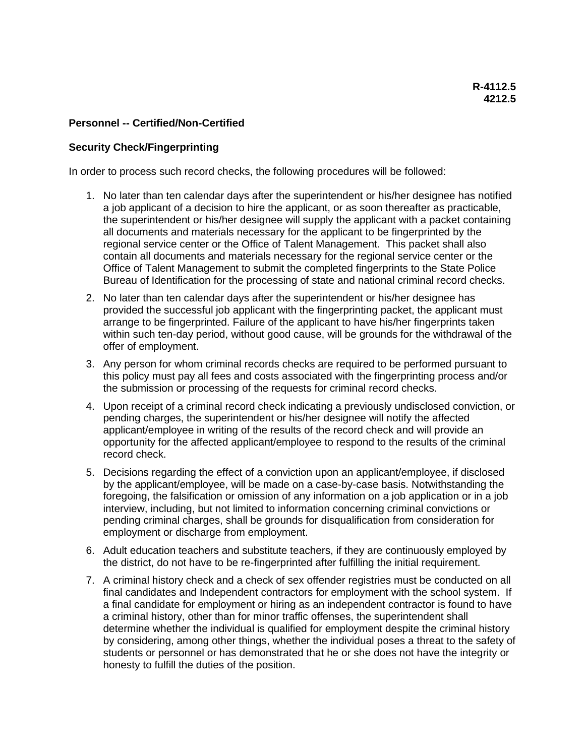**R-4112.5**
**4212.5**

## Personnel -- Certified/Non-Certified

### Security Check/Fingerprinting

In order to process such record checks, the following procedures will be followed:

1. No later than ten calendar days after the superintendent or his/her designee has notified a job applicant of a decision to hire the applicant, or as soon thereafter as practicable, the superintendent or his/her designee will supply the applicant with a packet containing all documents and materials necessary for the applicant to be fingerprinted by the regional service center or the Office of Talent Management. This packet shall also contain all documents and materials necessary for the regional service center or the Office of Talent Management to submit the completed fingerprints to the State Police Bureau of Identification for the processing of state and national criminal record checks.
2. No later than ten calendar days after the superintendent or his/her designee has provided the successful job applicant with the fingerprinting packet, the applicant must arrange to be fingerprinted. Failure of the applicant to have his/her fingerprints taken within such ten-day period, without good cause, will be grounds for the withdrawal of the offer of employment.
3. Any person for whom criminal records checks are required to be performed pursuant to this policy must pay all fees and costs associated with the fingerprinting process and/or the submission or processing of the requests for criminal record checks.
4. Upon receipt of a criminal record check indicating a previously undisclosed conviction, or pending charges, the superintendent or his/her designee will notify the affected applicant/employee in writing of the results of the record check and will provide an opportunity for the affected applicant/employee to respond to the results of the criminal record check.
5. Decisions regarding the effect of a conviction upon an applicant/employee, if disclosed by the applicant/employee, will be made on a case-by-case basis. Notwithstanding the foregoing, the falsification or omission of any information on a job application or in a job interview, including, but not limited to information concerning criminal convictions or pending criminal charges, shall be grounds for disqualification from consideration for employment or discharge from employment.
6. Adult education teachers and substitute teachers, if they are continuously employed by the district, do not have to be re-fingerprinted after fulfilling the initial requirement.
7. A criminal history check and a check of sex offender registries must be conducted on all final candidates and Independent contractors for employment with the school system. If a final candidate for employment or hiring as an independent contractor is found to have a criminal history, other than for minor traffic offenses, the superintendent shall determine whether the individual is qualified for employment despite the criminal history by considering, among other things, whether the individual poses a threat to the safety of students or personnel or has demonstrated that he or she does not have the integrity or honesty to fulfill the duties of the position.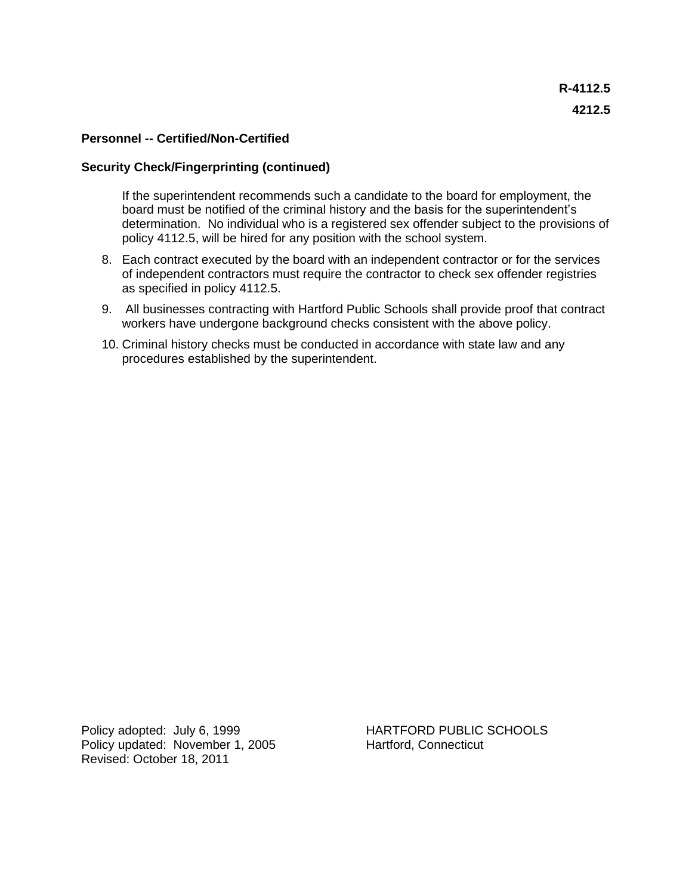**R-4112.5**

**4212.5**

**Personnel -- Certified/Non-Certified**

**Security Check/Fingerprinting (continued)**

If the superintendent recommends such a candidate to the board for employment, the board must be notified of the criminal history and the basis for the superintendent's determination. No individual who is a registered sex offender subject to the provisions of policy 4112.5, will be hired for any position with the school system.

8. Each contract executed by the board with an independent contractor or for the services of independent contractors must require the contractor to check sex offender registries as specified in policy 4112.5.
9. All businesses contracting with Hartford Public Schools shall provide proof that contract workers have undergone background checks consistent with the above policy.
10. Criminal history checks must be conducted in accordance with state law and any procedures established by the superintendent.

Policy adopted: July 6, 1999
Policy updated: November 1, 2005
Revised: October 18, 2011

HARTFORD PUBLIC SCHOOLS
Hartford, Connecticut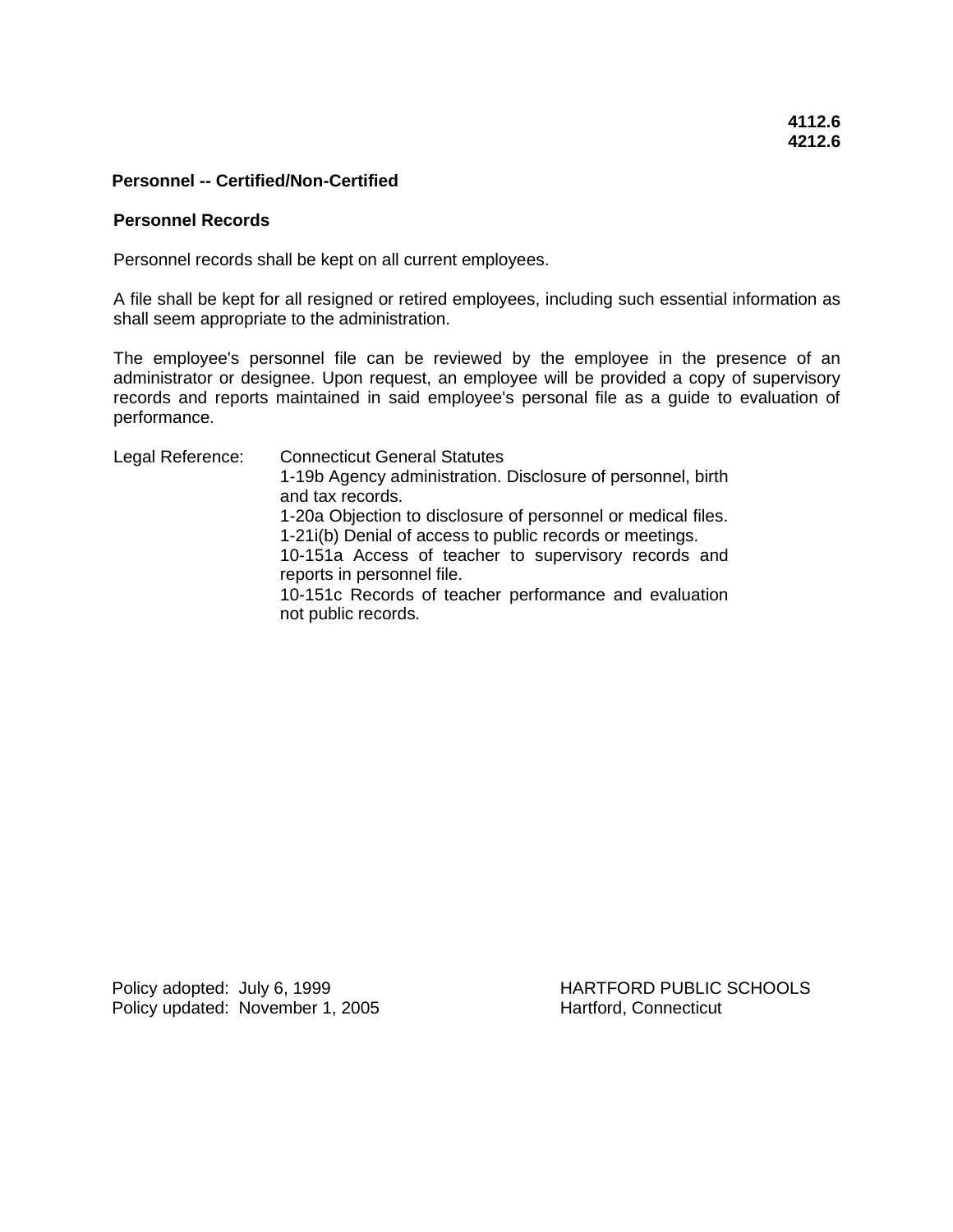**4112.6**
**4212.6**

## Personnel -- Certified/Non-Certified

### Personnel Records

Personnel records shall be kept on all current employees.

A file shall be kept for all resigned or retired employees, including such essential information as shall seem appropriate to the administration.

The employee's personnel file can be reviewed by the employee in the presence of an administrator or designee. Upon request, an employee will be provided a copy of supervisory records and reports maintained in said employee's personal file as a guide to evaluation of performance.

Legal Reference: Connecticut General Statutes

1-19b Agency administration. Disclosure of personnel, birth and tax records.

1-20a Objection to disclosure of personnel or medical files.

1-21i(b) Denial of access to public records or meetings.

10-151a Access of teacher to supervisory records and reports in personnel file.

10-151c Records of teacher performance and evaluation not public records.

Policy adopted: July 6, 1999
Policy updated: November 1, 2005

HARTFORD PUBLIC SCHOOLS
Hartford, Connecticut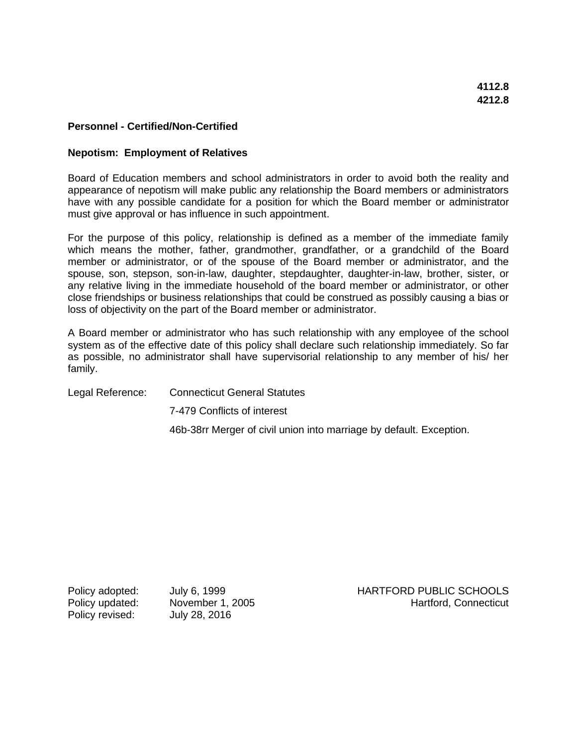**4112.8**
**4212.8**

**Personnel - Certified/Non-Certified**

**Nepotism: Employment of Relatives**

Board of Education members and school administrators in order to avoid both the reality and appearance of nepotism will make public any relationship the Board members or administrators have with any possible candidate for a position for which the Board member or administrator must give approval or has influence in such appointment.

For the purpose of this policy, relationship is defined as a member of the immediate family which means the mother, father, grandmother, grandfather, or a grandchild of the Board member or administrator, or of the spouse of the Board member or administrator, and the spouse, son, stepson, son-in-law, daughter, stepdaughter, daughter-in-law, brother, sister, or any relative living in the immediate household of the board member or administrator, or other close friendships or business relationships that could be construed as possibly causing a bias or loss of objectivity on the part of the Board member or administrator.

A Board member or administrator who has such relationship with any employee of the school system as of the effective date of this policy shall declare such relationship immediately. So far as possible, no administrator shall have supervisorial relationship to any member of his/ her family.

Legal Reference: Connecticut General Statutes

7-479 Conflicts of interest

46b-38rr Merger of civil union into marriage by default. Exception.

Policy adopted: July 6, 1999
Policy updated: November 1, 2005
Policy revised: July 28, 2016

HARTFORD PUBLIC SCHOOLS
Hartford, Connecticut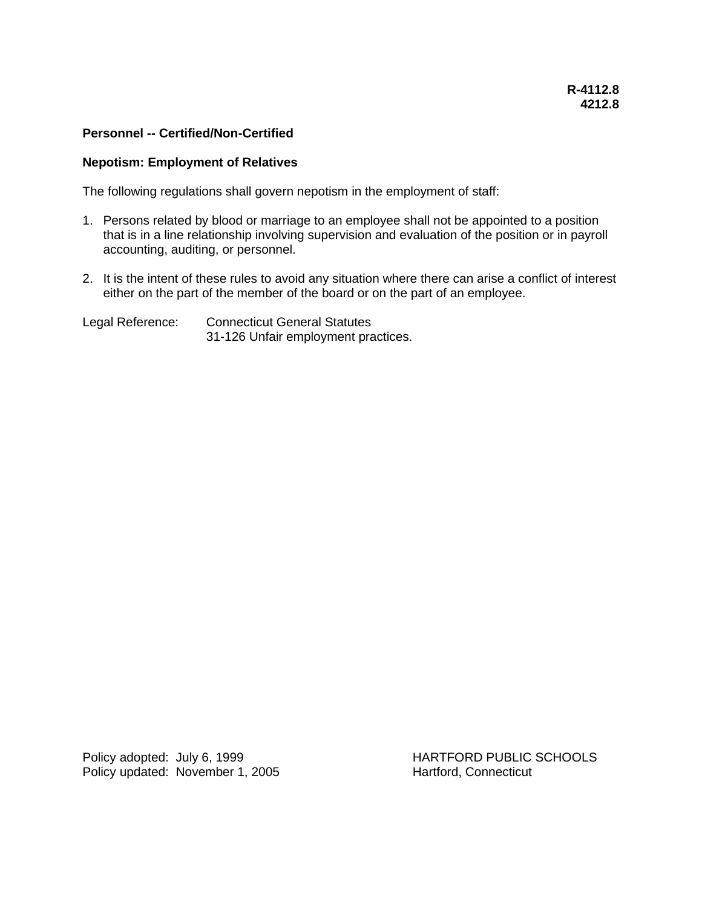**R-4112.8**
**4212.8**

**Personnel -- Certified/Non-Certified**

**Nepotism: Employment of Relatives**

The following regulations shall govern nepotism in the employment of staff:

1. Persons related by blood or marriage to an employee shall not be appointed to a position that is in a line relationship involving supervision and evaluation of the position or in payroll accounting, auditing, or personnel.

2. It is the intent of these rules to avoid any situation where there can arise a conflict of interest either on the part of the member of the board or on the part of an employee.

Legal Reference: Connecticut General Statutes
31-126 Unfair employment practices.

Policy adopted: July 6, 1999
Policy updated: November 1, 2005

HARTFORD PUBLIC SCHOOLS
Hartford, Connecticut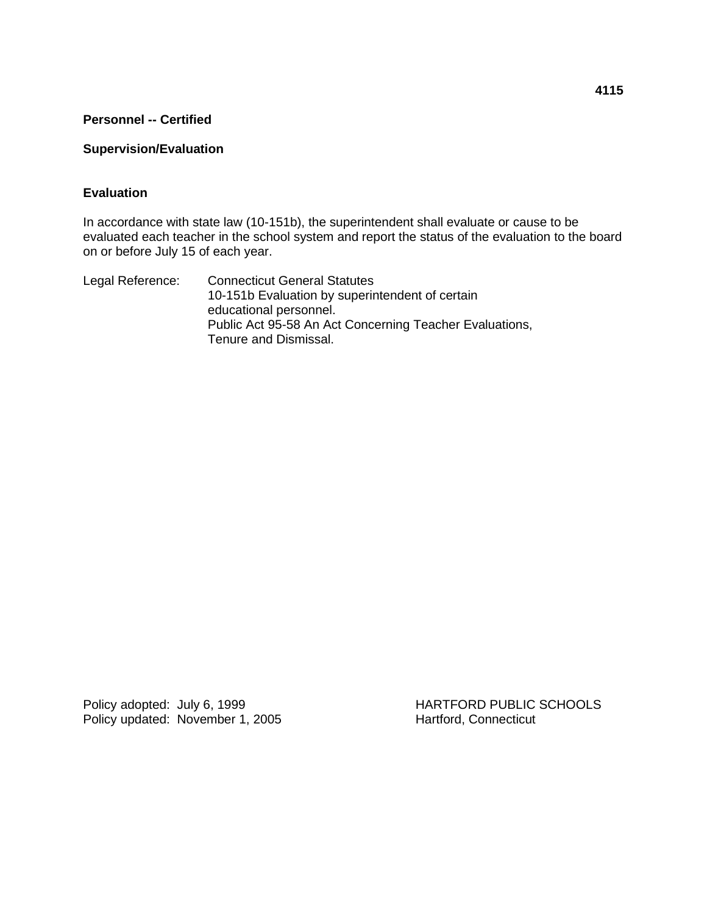**4115**

**Personnel -- Certified**

**Supervision/Evaluation**

### Evaluation

In accordance with state law (10-151b), the superintendent shall evaluate or cause to be evaluated each teacher in the school system and report the status of the evaluation to the board on or before July 15 of each year.

Legal Reference: Connecticut General Statutes
10-151b Evaluation by superintendent of certain educational personnel.
Public Act 95-58 An Act Concerning Teacher Evaluations, Tenure and Dismissal.

Policy adopted: July 6, 1999
Policy updated: November 1, 2005

HARTFORD PUBLIC SCHOOLS
Hartford, Connecticut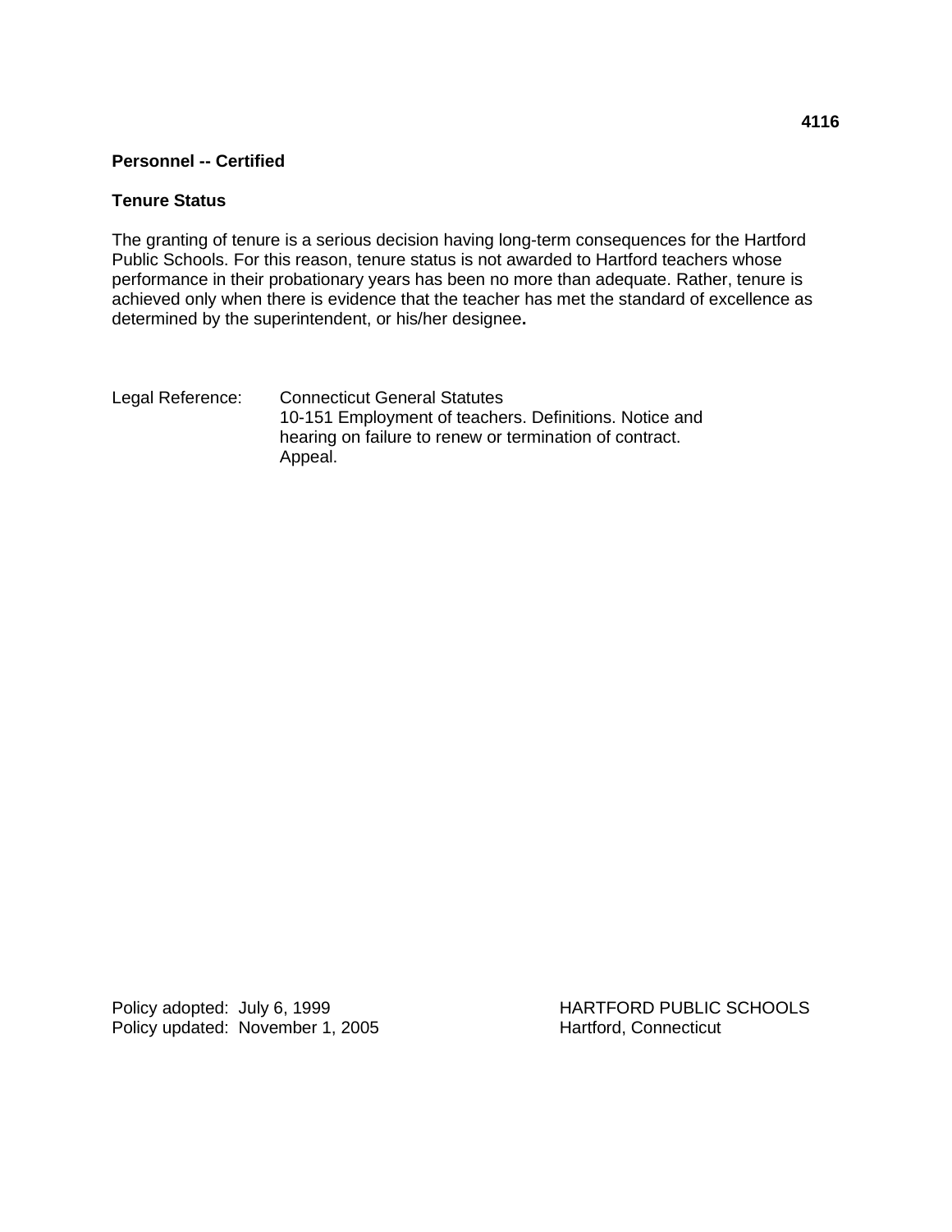**4116**

**Personnel -- Certified**

**Tenure Status**

The granting of tenure is a serious decision having long-term consequences for the Hartford Public Schools. For this reason, tenure status is not awarded to Hartford teachers whose performance in their probationary years has been no more than adequate. Rather, tenure is achieved only when there is evidence that the teacher has met the standard of excellence as determined by the superintendent, or his/her designee**.**

Legal Reference: Connecticut General Statutes
10-151 Employment of teachers. Definitions. Notice and hearing on failure to renew or termination of contract. Appeal.

Policy adopted: July 6, 1999
Policy updated: November 1, 2005

HARTFORD PUBLIC SCHOOLS
Hartford, Connecticut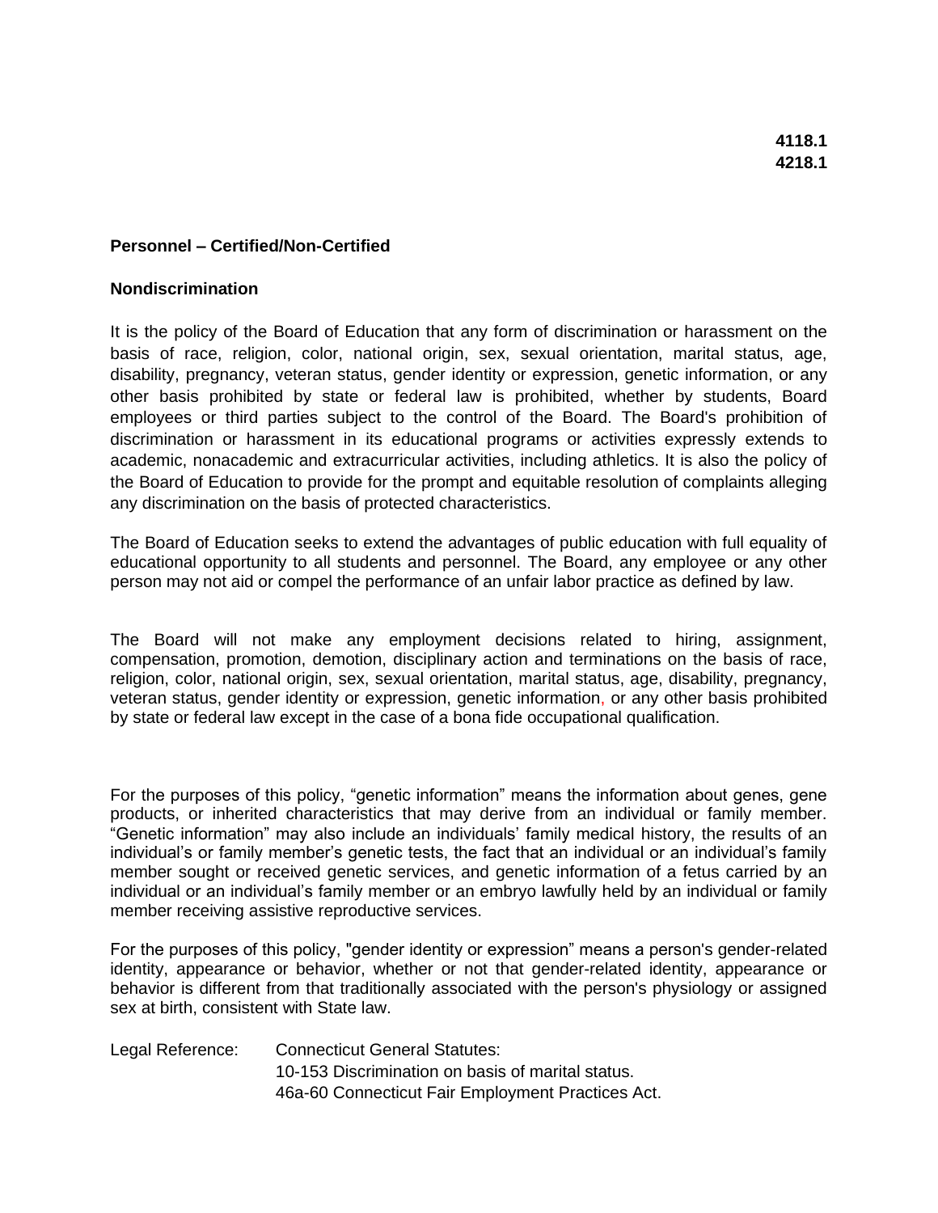**4118.1**
**4218.1**

**Personnel – Certified/Non-Certified**

**Nondiscrimination**

It is the policy of the Board of Education that any form of discrimination or harassment on the basis of race, religion, color, national origin, sex, sexual orientation, marital status, age, disability, pregnancy, veteran status, gender identity or expression, genetic information, or any other basis prohibited by state or federal law is prohibited, whether by students, Board employees or third parties subject to the control of the Board. The Board's prohibition of discrimination or harassment in its educational programs or activities expressly extends to academic, nonacademic and extracurricular activities, including athletics. It is also the policy of the Board of Education to provide for the prompt and equitable resolution of complaints alleging any discrimination on the basis of protected characteristics.

The Board of Education seeks to extend the advantages of public education with full equality of educational opportunity to all students and personnel. The Board, any employee or any other person may not aid or compel the performance of an unfair labor practice as defined by law.

The Board will not make any employment decisions related to hiring, assignment, compensation, promotion, demotion, disciplinary action and terminations on the basis of race, religion, color, national origin, sex, sexual orientation, marital status, age, disability, pregnancy, veteran status, gender identity or expression, genetic information, or any other basis prohibited by state or federal law except in the case of a bona fide occupational qualification.

For the purposes of this policy, "genetic information" means the information about genes, gene products, or inherited characteristics that may derive from an individual or family member. "Genetic information" may also include an individuals' family medical history, the results of an individual's or family member's genetic tests, the fact that an individual or an individual's family member sought or received genetic services, and genetic information of a fetus carried by an individual or an individual's family member or an embryo lawfully held by an individual or family member receiving assistive reproductive services.

For the purposes of this policy, "gender identity or expression" means a person's gender-related identity, appearance or behavior, whether or not that gender-related identity, appearance or behavior is different from that traditionally associated with the person's physiology or assigned sex at birth, consistent with State law.

Legal Reference: Connecticut General Statutes:
10-153 Discrimination on basis of marital status.
46a-60 Connecticut Fair Employment Practices Act.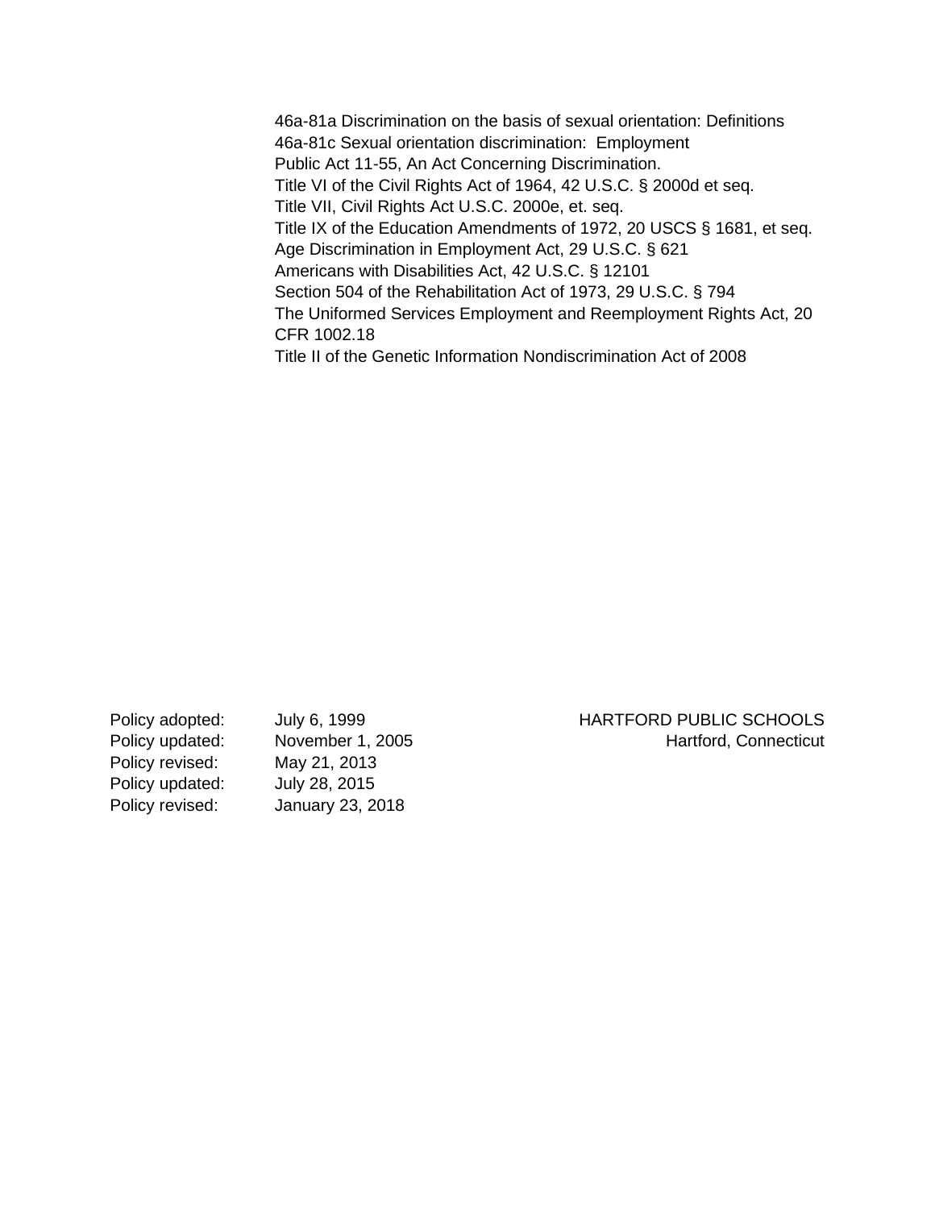46a-81a Discrimination on the basis of sexual orientation: Definitions
46a-81c Sexual orientation discrimination: Employment
Public Act 11-55, An Act Concerning Discrimination.
Title VI of the Civil Rights Act of 1964, 42 U.S.C. § 2000d et seq.
Title VII, Civil Rights Act U.S.C. 2000e, et. seq.
Title IX of the Education Amendments of 1972, 20 USCS § 1681, et seq.
Age Discrimination in Employment Act, 29 U.S.C. § 621
Americans with Disabilities Act, 42 U.S.C. § 12101
Section 504 of the Rehabilitation Act of 1973, 29 U.S.C. § 794
The Uniformed Services Employment and Reemployment Rights Act, 20 CFR 1002.18
Title II of the Genetic Information Nondiscrimination Act of 2008

| | | |
|---|---|---|
| Policy adopted: | July 6, 1999 | HARTFORD PUBLIC SCHOOLS |
| Policy updated: | November 1, 2005 | Hartford, Connecticut |
| Policy revised: | May 21, 2013 | |
| Policy updated: | July 28, 2015 | |
| Policy revised: | January 23, 2018 | |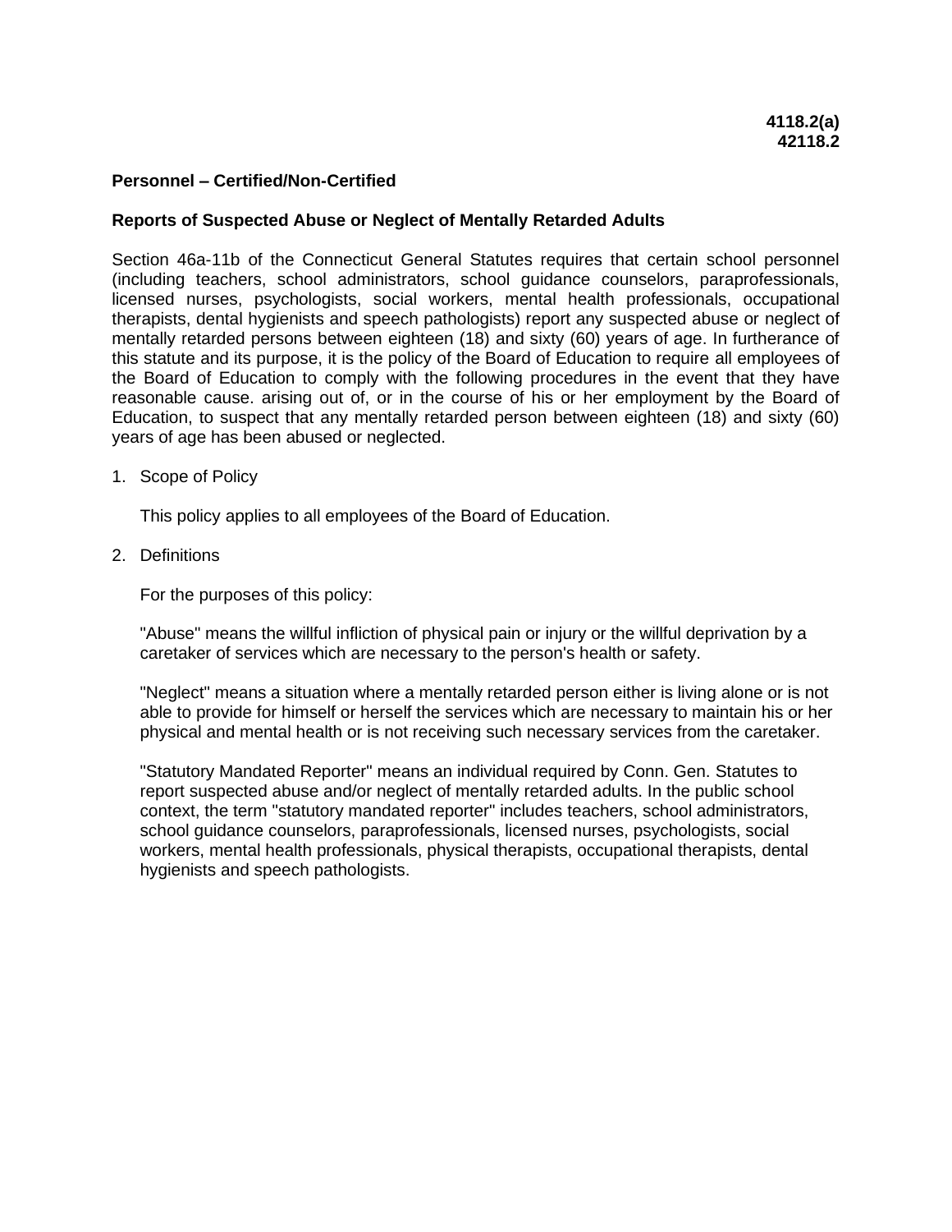**4118.2(a)**
**42118.2**

**Personnel – Certified/Non-Certified**

**Reports of Suspected Abuse or Neglect of Mentally Retarded Adults**

Section 46a-11b of the Connecticut General Statutes requires that certain school personnel (including teachers, school administrators, school guidance counselors, paraprofessionals, licensed nurses, psychologists, social workers, mental health professionals, occupational therapists, dental hygienists and speech pathologists) report any suspected abuse or neglect of mentally retarded persons between eighteen (18) and sixty (60) years of age. In furtherance of this statute and its purpose, it is the policy of the Board of Education to require all employees of the Board of Education to comply with the following procedures in the event that they have reasonable cause. arising out of, or in the course of his or her employment by the Board of Education, to suspect that any mentally retarded person between eighteen (18) and sixty (60) years of age has been abused or neglected.

1. Scope of Policy

   This policy applies to all employees of the Board of Education.

2. Definitions

   For the purposes of this policy:

   "Abuse" means the willful infliction of physical pain or injury or the willful deprivation by a caretaker of services which are necessary to the person's health or safety.

   "Neglect" means a situation where a mentally retarded person either is living alone or is not able to provide for himself or herself the services which are necessary to maintain his or her physical and mental health or is not receiving such necessary services from the caretaker.

   "Statutory Mandated Reporter" means an individual required by Conn. Gen. Statutes to report suspected abuse and/or neglect of mentally retarded adults. In the public school context, the term "statutory mandated reporter" includes teachers, school administrators, school guidance counselors, paraprofessionals, licensed nurses, psychologists, social workers, mental health professionals, physical therapists, occupational therapists, dental hygienists and speech pathologists.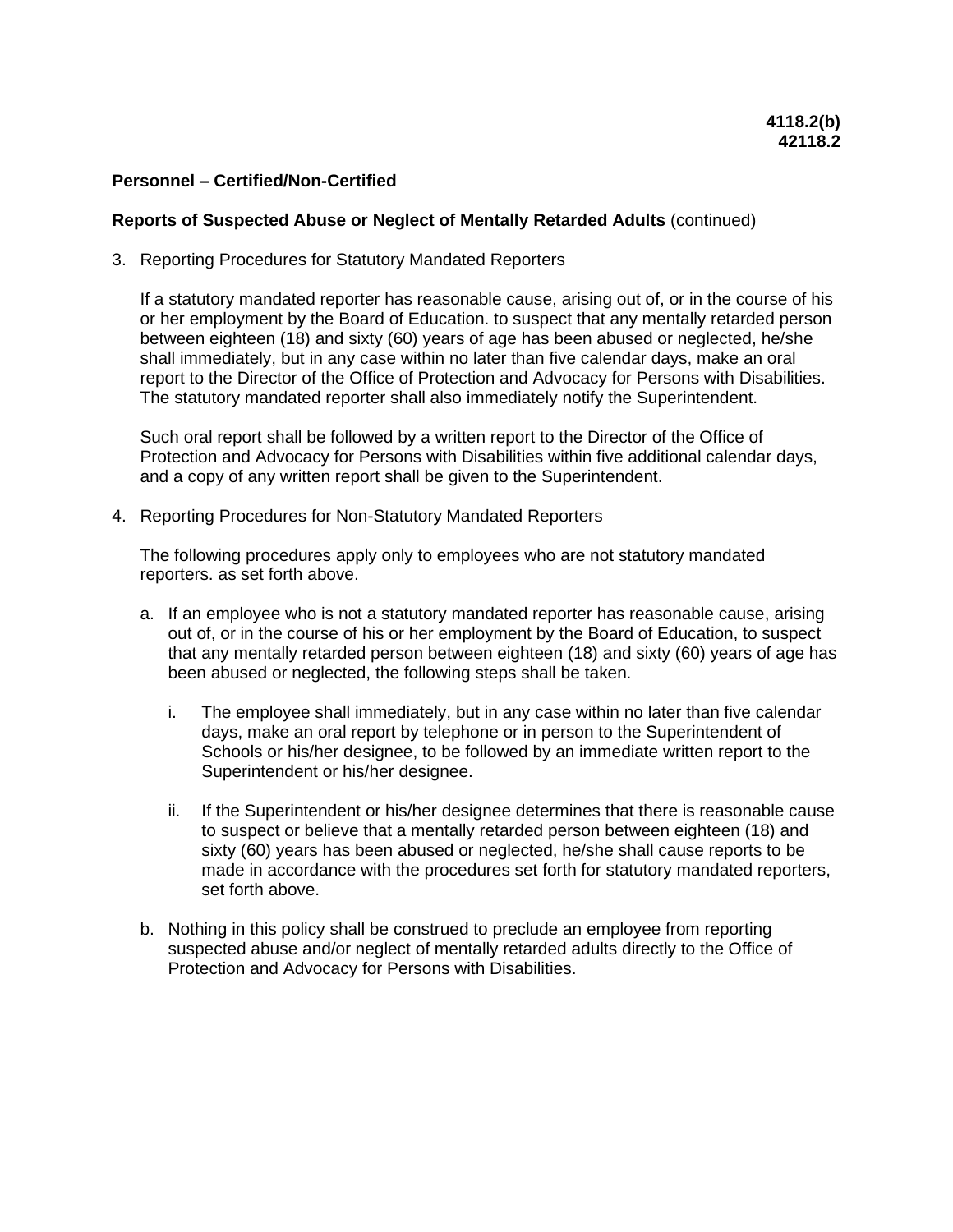**Personnel – Certified/Non-Certified**

**Reports of Suspected Abuse or Neglect of Mentally Retarded Adults** (continued)

3. Reporting Procedures for Statutory Mandated Reporters

   If a statutory mandated reporter has reasonable cause, arising out of, or in the course of his or her employment by the Board of Education. to suspect that any mentally retarded person between eighteen (18) and sixty (60) years of age has been abused or neglected, he/she shall immediately, but in any case within no later than five calendar days, make an oral report to the Director of the Office of Protection and Advocacy for Persons with Disabilities. The statutory mandated reporter shall also immediately notify the Superintendent.

   Such oral report shall be followed by a written report to the Director of the Office of Protection and Advocacy for Persons with Disabilities within five additional calendar days, and a copy of any written report shall be given to the Superintendent.

4. Reporting Procedures for Non-Statutory Mandated Reporters

   The following procedures apply only to employees who are not statutory mandated reporters. as set forth above.

   a. If an employee who is not a statutory mandated reporter has reasonable cause, arising out of, or in the course of his or her employment by the Board of Education, to suspect that any mentally retarded person between eighteen (18) and sixty (60) years of age has been abused or neglected, the following steps shall be taken.

      i. The employee shall immediately, but in any case within no later than five calendar days, make an oral report by telephone or in person to the Superintendent of Schools or his/her designee, to be followed by an immediate written report to the Superintendent or his/her designee.

      ii. If the Superintendent or his/her designee determines that there is reasonable cause to suspect or believe that a mentally retarded person between eighteen (18) and sixty (60) years has been abused or neglected, he/she shall cause reports to be made in accordance with the procedures set forth for statutory mandated reporters, set forth above.

   b. Nothing in this policy shall be construed to preclude an employee from reporting suspected abuse and/or neglect of mentally retarded adults directly to the Office of Protection and Advocacy for Persons with Disabilities.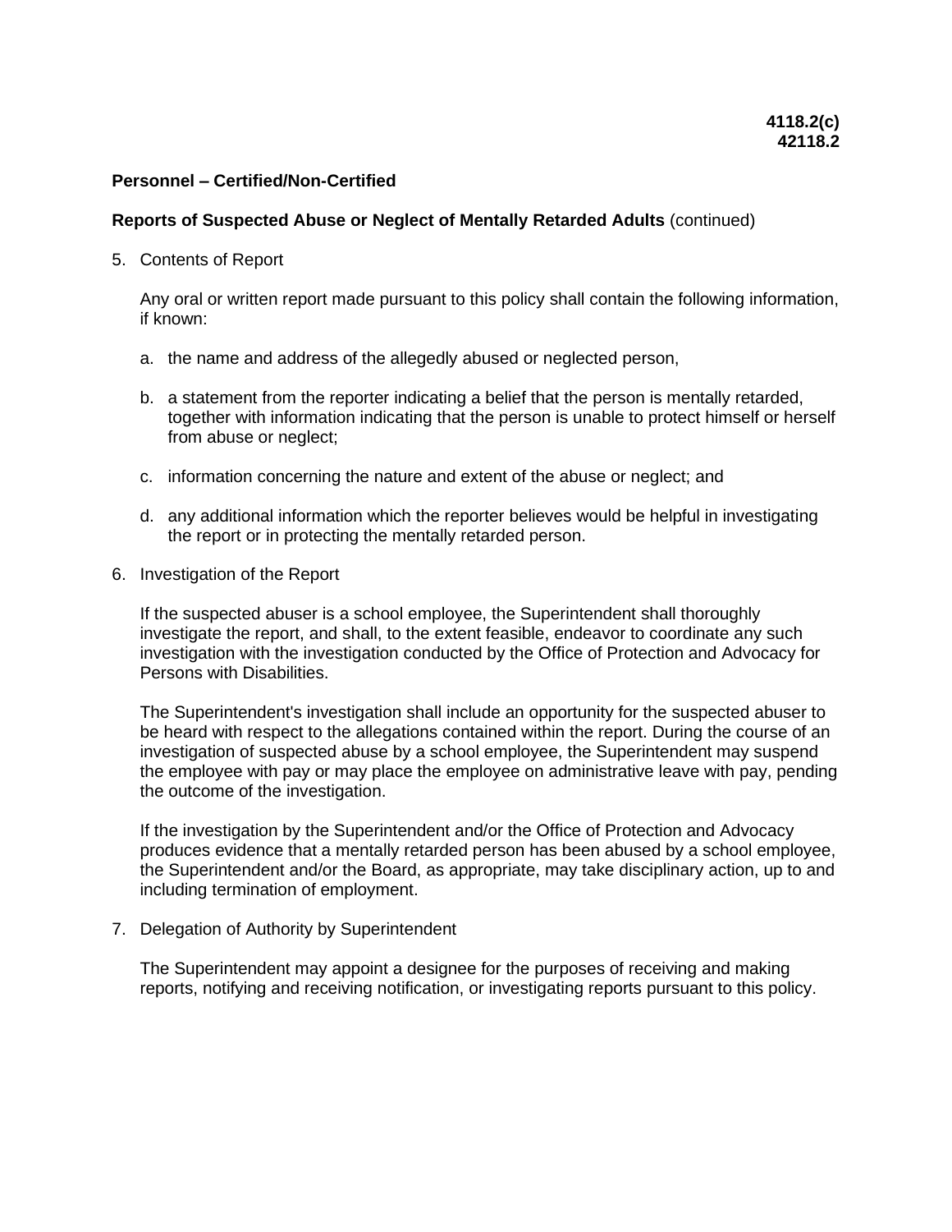**4118.2(c)**
**42118.2**

**Personnel – Certified/Non-Certified**

**Reports of Suspected Abuse or Neglect of Mentally Retarded Adults** (continued)

5. Contents of Report

   Any oral or written report made pursuant to this policy shall contain the following information, if known:

   a. the name and address of the allegedly abused or neglected person,

   b. a statement from the reporter indicating a belief that the person is mentally retarded, together with information indicating that the person is unable to protect himself or herself from abuse or neglect;

   c. information concerning the nature and extent of the abuse or neglect; and

   d. any additional information which the reporter believes would be helpful in investigating the report or in protecting the mentally retarded person.

6. Investigation of the Report

   If the suspected abuser is a school employee, the Superintendent shall thoroughly investigate the report, and shall, to the extent feasible, endeavor to coordinate any such investigation with the investigation conducted by the Office of Protection and Advocacy for Persons with Disabilities.

   The Superintendent's investigation shall include an opportunity for the suspected abuser to be heard with respect to the allegations contained within the report. During the course of an investigation of suspected abuse by a school employee, the Superintendent may suspend the employee with pay or may place the employee on administrative leave with pay, pending the outcome of the investigation.

   If the investigation by the Superintendent and/or the Office of Protection and Advocacy produces evidence that a mentally retarded person has been abused by a school employee, the Superintendent and/or the Board, as appropriate, may take disciplinary action, up to and including termination of employment.

7. Delegation of Authority by Superintendent

   The Superintendent may appoint a designee for the purposes of receiving and making reports, notifying and receiving notification, or investigating reports pursuant to this policy.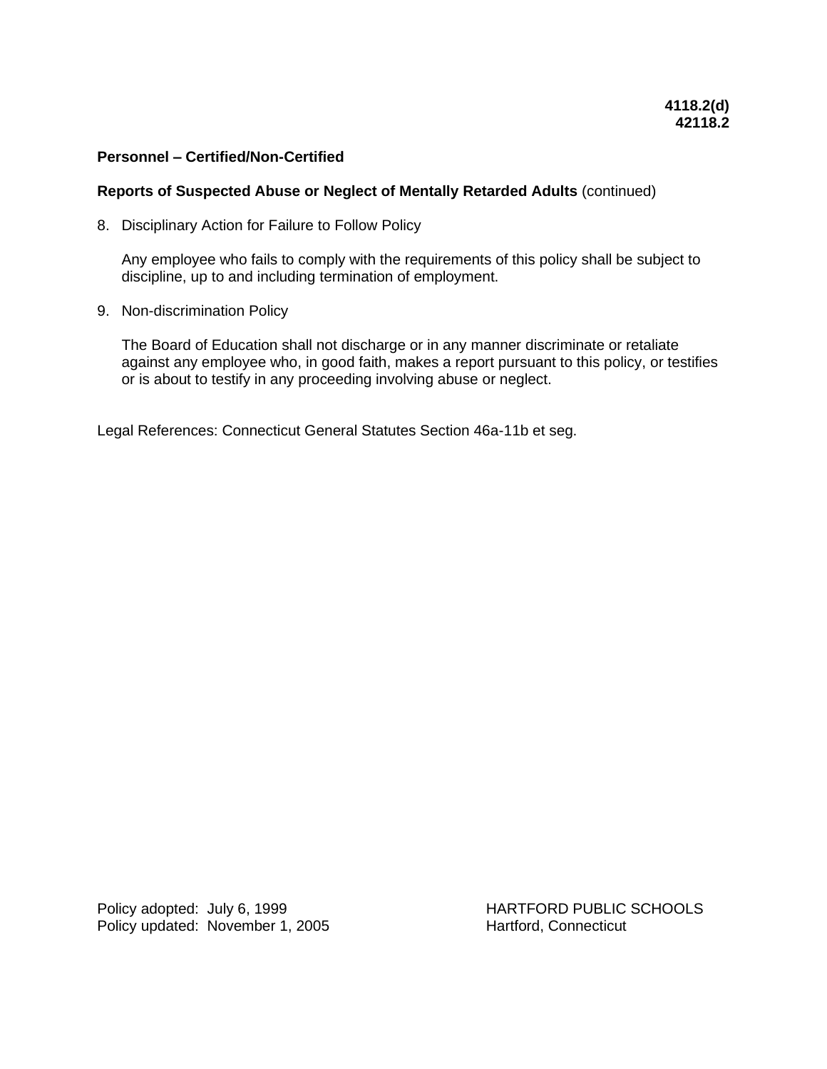**4118.2(d)**
**42118.2**

**Personnel – Certified/Non-Certified**

**Reports of Suspected Abuse or Neglect of Mentally Retarded Adults** (continued)

8. Disciplinary Action for Failure to Follow Policy

   Any employee who fails to comply with the requirements of this policy shall be subject to discipline, up to and including termination of employment.

9. Non-discrimination Policy

   The Board of Education shall not discharge or in any manner discriminate or retaliate against any employee who, in good faith, makes a report pursuant to this policy, or testifies or is about to testify in any proceeding involving abuse or neglect.

Legal References: Connecticut General Statutes Section 46a-11b et seg.

Policy adopted: July 6, 1999
Policy updated: November 1, 2005

HARTFORD PUBLIC SCHOOLS
Hartford, Connecticut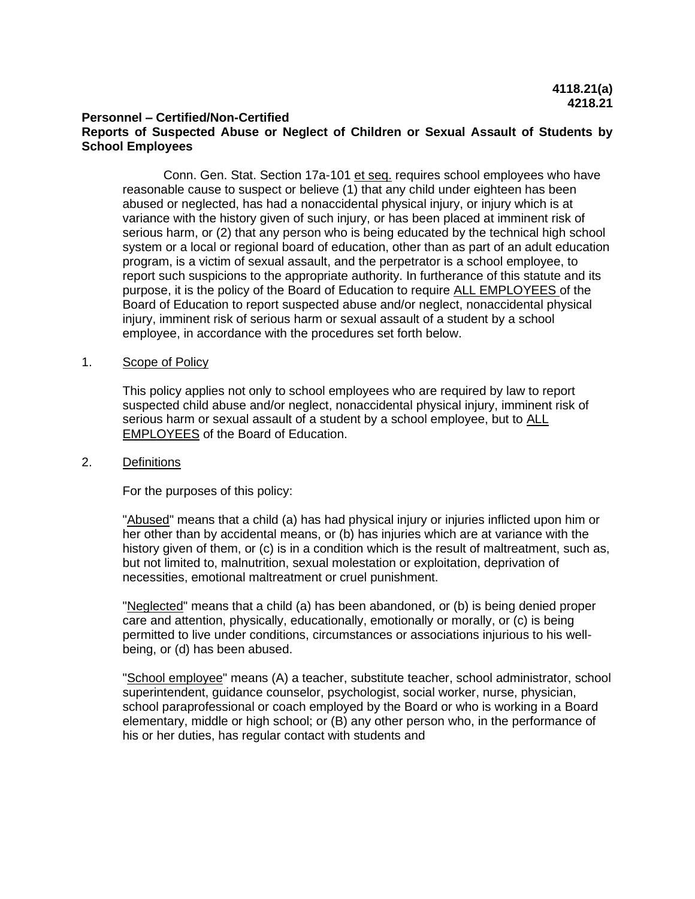**4118.21(a)**
**4218.21**

**Personnel – Certified/Non-Certified**

**Reports of Suspected Abuse or Neglect of Children or Sexual Assault of Students by School Employees**

Conn. Gen. Stat. Section 17a-101 et seq. requires school employees who have reasonable cause to suspect or believe (1) that any child under eighteen has been abused or neglected, has had a nonaccidental physical injury, or injury which is at variance with the history given of such injury, or has been placed at imminent risk of serious harm, or (2) that any person who is being educated by the technical high school system or a local or regional board of education, other than as part of an adult education program, is a victim of sexual assault, and the perpetrator is a school employee, to report such suspicions to the appropriate authority. In furtherance of this statute and its purpose, it is the policy of the Board of Education to require ALL EMPLOYEES of the Board of Education to report suspected abuse and/or neglect, nonaccidental physical injury, imminent risk of serious harm or sexual assault of a student by a school employee, in accordance with the procedures set forth below.

1. Scope of Policy

   This policy applies not only to school employees who are required by law to report suspected child abuse and/or neglect, nonaccidental physical injury, imminent risk of serious harm or sexual assault of a student by a school employee, but to ALL EMPLOYEES of the Board of Education.

2. Definitions

   For the purposes of this policy:

   "Abused" means that a child (a) has had physical injury or injuries inflicted upon him or her other than by accidental means, or (b) has injuries which are at variance with the history given of them, or (c) is in a condition which is the result of maltreatment, such as, but not limited to, malnutrition, sexual molestation or exploitation, deprivation of necessities, emotional maltreatment or cruel punishment.

   "Neglected" means that a child (a) has been abandoned, or (b) is being denied proper care and attention, physically, educationally, emotionally or morally, or (c) is being permitted to live under conditions, circumstances or associations injurious to his well-being, or (d) has been abused.

   "School employee" means (A) a teacher, substitute teacher, school administrator, school superintendent, guidance counselor, psychologist, social worker, nurse, physician, school paraprofessional or coach employed by the Board or who is working in a Board elementary, middle or high school; or (B) any other person who, in the performance of his or her duties, has regular contact with students and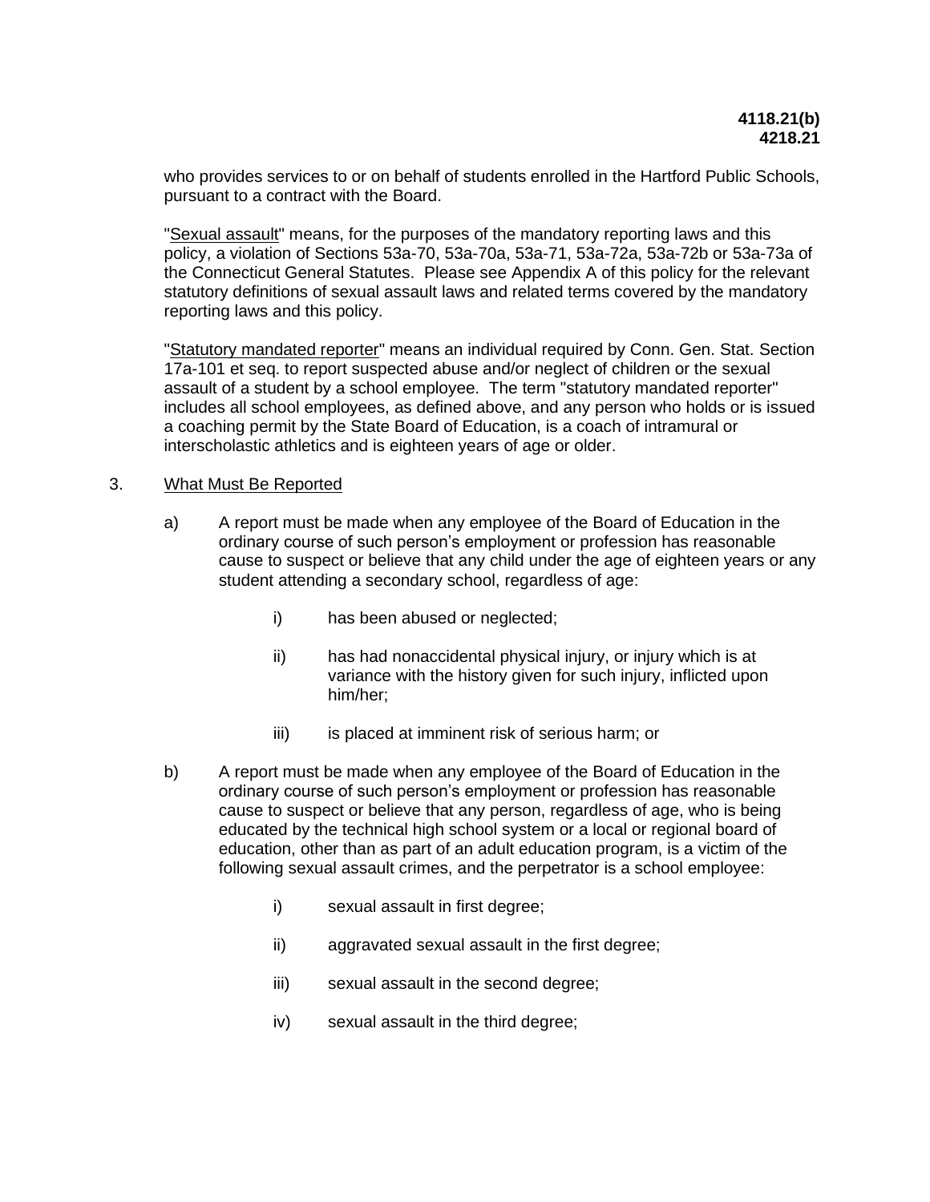who provides services to or on behalf of students enrolled in the Hartford Public Schools, pursuant to a contract with the Board.

"Sexual assault" means, for the purposes of the mandatory reporting laws and this policy, a violation of Sections 53a-70, 53a-70a, 53a-71, 53a-72a, 53a-72b or 53a-73a of the Connecticut General Statutes. Please see Appendix A of this policy for the relevant statutory definitions of sexual assault laws and related terms covered by the mandatory reporting laws and this policy.

"Statutory mandated reporter" means an individual required by Conn. Gen. Stat. Section 17a-101 et seq. to report suspected abuse and/or neglect of children or the sexual assault of a student by a school employee. The term "statutory mandated reporter" includes all school employees, as defined above, and any person who holds or is issued a coaching permit by the State Board of Education, is a coach of intramural or interscholastic athletics and is eighteen years of age or older.

3. What Must Be Reported

   a) A report must be made when any employee of the Board of Education in the ordinary course of such person's employment or profession has reasonable cause to suspect or believe that any child under the age of eighteen years or any student attending a secondary school, regardless of age:

      i) has been abused or neglected;

      ii) has had nonaccidental physical injury, or injury which is at variance with the history given for such injury, inflicted upon him/her;

      iii) is placed at imminent risk of serious harm; or

   b) A report must be made when any employee of the Board of Education in the ordinary course of such person's employment or profession has reasonable cause to suspect or believe that any person, regardless of age, who is being educated by the technical high school system or a local or regional board of education, other than as part of an adult education program, is a victim of the following sexual assault crimes, and the perpetrator is a school employee:

      i) sexual assault in first degree;

      ii) aggravated sexual assault in the first degree;

      iii) sexual assault in the second degree;

      iv) sexual assault in the third degree;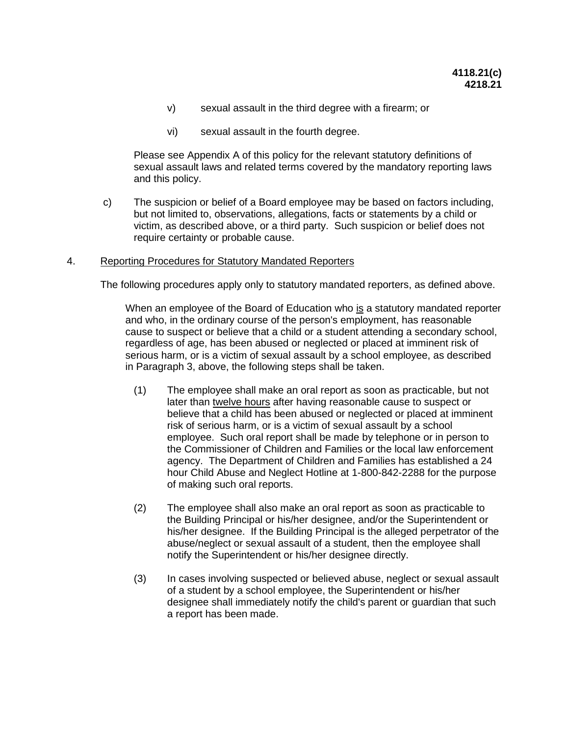v) sexual assault in the third degree with a firearm; or

vi) sexual assault in the fourth degree.

Please see Appendix A of this policy for the relevant statutory definitions of sexual assault laws and related terms covered by the mandatory reporting laws and this policy.

c) The suspicion or belief of a Board employee may be based on factors including, but not limited to, observations, allegations, facts or statements by a child or victim, as described above, or a third party. Such suspicion or belief does not require certainty or probable cause.

4. Reporting Procedures for Statutory Mandated Reporters

The following procedures apply only to statutory mandated reporters, as defined above.

When an employee of the Board of Education who is a statutory mandated reporter and who, in the ordinary course of the person's employment, has reasonable cause to suspect or believe that a child or a student attending a secondary school, regardless of age, has been abused or neglected or placed at imminent risk of serious harm, or is a victim of sexual assault by a school employee, as described in Paragraph 3, above, the following steps shall be taken.

(1) The employee shall make an oral report as soon as practicable, but not later than twelve hours after having reasonable cause to suspect or believe that a child has been abused or neglected or placed at imminent risk of serious harm, or is a victim of sexual assault by a school employee. Such oral report shall be made by telephone or in person to the Commissioner of Children and Families or the local law enforcement agency. The Department of Children and Families has established a 24 hour Child Abuse and Neglect Hotline at 1-800-842-2288 for the purpose of making such oral reports.

(2) The employee shall also make an oral report as soon as practicable to the Building Principal or his/her designee, and/or the Superintendent or his/her designee. If the Building Principal is the alleged perpetrator of the abuse/neglect or sexual assault of a student, then the employee shall notify the Superintendent or his/her designee directly.

(3) In cases involving suspected or believed abuse, neglect or sexual assault of a student by a school employee, the Superintendent or his/her designee shall immediately notify the child's parent or guardian that such a report has been made.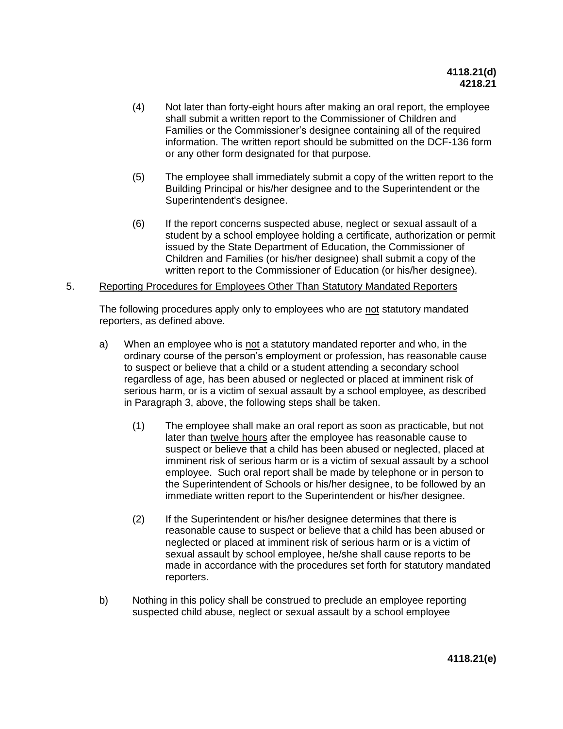(4) Not later than forty-eight hours after making an oral report, the employee shall submit a written report to the Commissioner of Children and Families or the Commissioner's designee containing all of the required information. The written report should be submitted on the DCF-136 form or any other form designated for that purpose.

(5) The employee shall immediately submit a copy of the written report to the Building Principal or his/her designee and to the Superintendent or the Superintendent's designee.

(6) If the report concerns suspected abuse, neglect or sexual assault of a student by a school employee holding a certificate, authorization or permit issued by the State Department of Education, the Commissioner of Children and Families (or his/her designee) shall submit a copy of the written report to the Commissioner of Education (or his/her designee).

5. <u>Reporting Procedures for Employees Other Than Statutory Mandated Reporters</u>

The following procedures apply only to employees who are <u>not</u> statutory mandated reporters, as defined above.

a) When an employee who is <u>not</u> a statutory mandated reporter and who, in the ordinary course of the person's employment or profession, has reasonable cause to suspect or believe that a child or a student attending a secondary school regardless of age, has been abused or neglected or placed at imminent risk of serious harm, or is a victim of sexual assault by a school employee, as described in Paragraph 3, above, the following steps shall be taken.

(1) The employee shall make an oral report as soon as practicable, but not later than <u>twelve hours</u> after the employee has reasonable cause to suspect or believe that a child has been abused or neglected, placed at imminent risk of serious harm or is a victim of sexual assault by a school employee. Such oral report shall be made by telephone or in person to the Superintendent of Schools or his/her designee, to be followed by an immediate written report to the Superintendent or his/her designee.

(2) If the Superintendent or his/her designee determines that there is reasonable cause to suspect or believe that a child has been abused or neglected or placed at imminent risk of serious harm or is a victim of sexual assault by school employee, he/she shall cause reports to be made in accordance with the procedures set forth for statutory mandated reporters.

b) Nothing in this policy shall be construed to preclude an employee reporting suspected child abuse, neglect or sexual assault by a school employee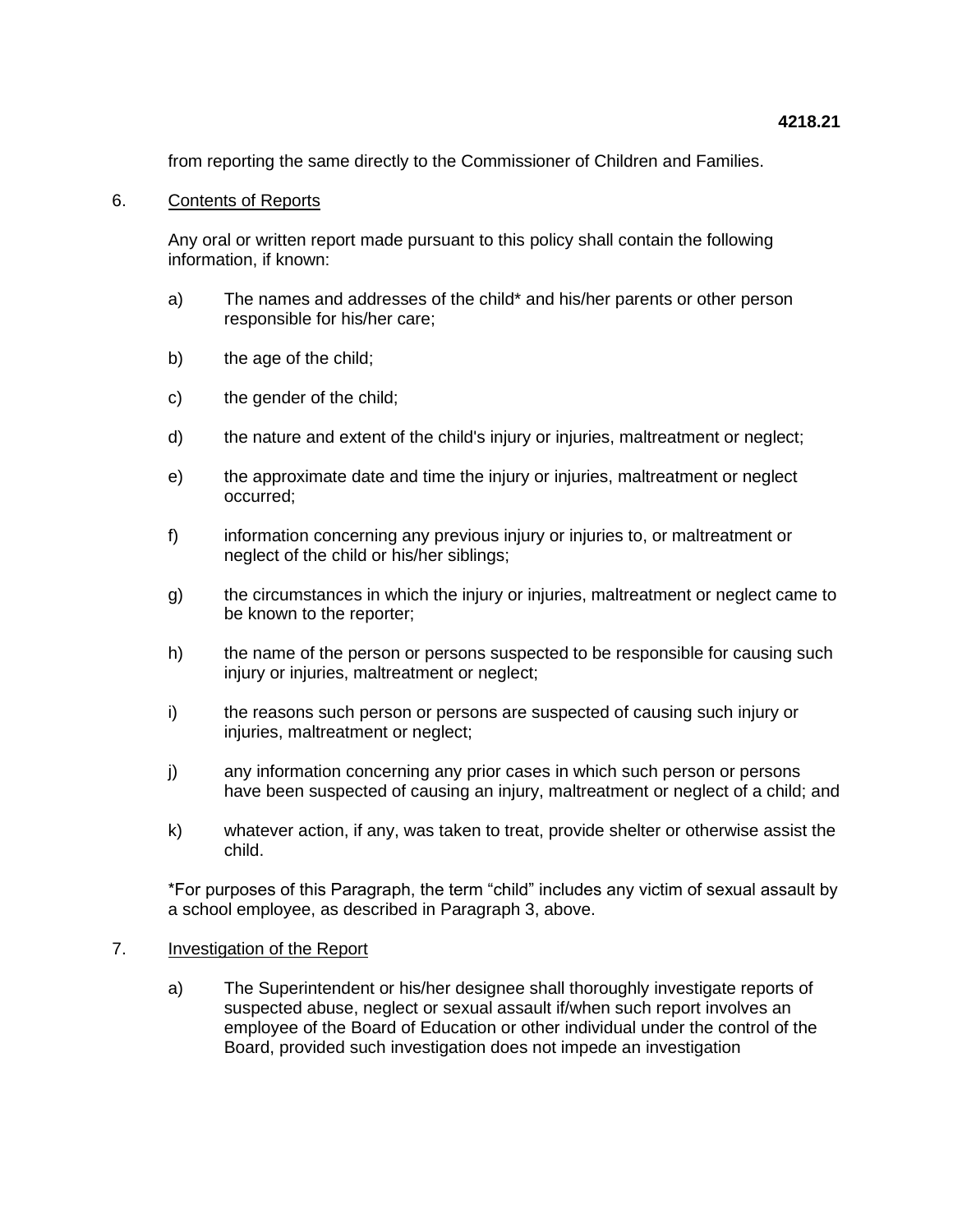from reporting the same directly to the Commissioner of Children and Families.

6. Contents of Reports

   Any oral or written report made pursuant to this policy shall contain the following information, if known:

   a) The names and addresses of the child* and his/her parents or other person responsible for his/her care;

   b) the age of the child;

   c) the gender of the child;

   d) the nature and extent of the child's injury or injuries, maltreatment or neglect;

   e) the approximate date and time the injury or injuries, maltreatment or neglect occurred;

   f) information concerning any previous injury or injuries to, or maltreatment or neglect of the child or his/her siblings;

   g) the circumstances in which the injury or injuries, maltreatment or neglect came to be known to the reporter;

   h) the name of the person or persons suspected to be responsible for causing such injury or injuries, maltreatment or neglect;

   i) the reasons such person or persons are suspected of causing such injury or injuries, maltreatment or neglect;

   j) any information concerning any prior cases in which such person or persons have been suspected of causing an injury, maltreatment or neglect of a child; and

   k) whatever action, if any, was taken to treat, provide shelter or otherwise assist the child.

   *For purposes of this Paragraph, the term "child" includes any victim of sexual assault by a school employee, as described in Paragraph 3, above.

7. Investigation of the Report

   a) The Superintendent or his/her designee shall thoroughly investigate reports of suspected abuse, neglect or sexual assault if/when such report involves an employee of the Board of Education or other individual under the control of the Board, provided such investigation does not impede an investigation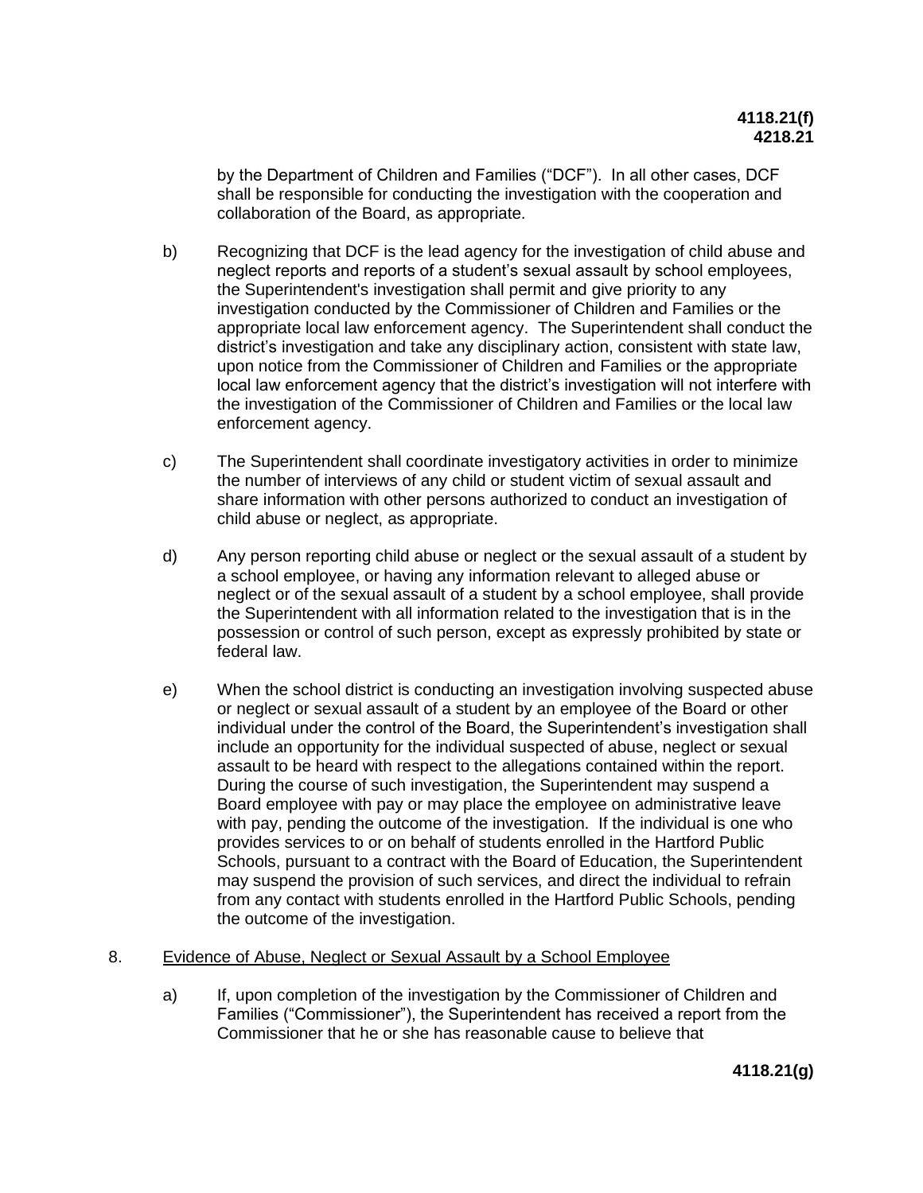by the Department of Children and Families ("DCF"). In all other cases, DCF shall be responsible for conducting the investigation with the cooperation and collaboration of the Board, as appropriate.

b) Recognizing that DCF is the lead agency for the investigation of child abuse and neglect reports and reports of a student's sexual assault by school employees, the Superintendent's investigation shall permit and give priority to any investigation conducted by the Commissioner of Children and Families or the appropriate local law enforcement agency. The Superintendent shall conduct the district's investigation and take any disciplinary action, consistent with state law, upon notice from the Commissioner of Children and Families or the appropriate local law enforcement agency that the district's investigation will not interfere with the investigation of the Commissioner of Children and Families or the local law enforcement agency.

c) The Superintendent shall coordinate investigatory activities in order to minimize the number of interviews of any child or student victim of sexual assault and share information with other persons authorized to conduct an investigation of child abuse or neglect, as appropriate.

d) Any person reporting child abuse or neglect or the sexual assault of a student by a school employee, or having any information relevant to alleged abuse or neglect or of the sexual assault of a student by a school employee, shall provide the Superintendent with all information related to the investigation that is in the possession or control of such person, except as expressly prohibited by state or federal law.

e) When the school district is conducting an investigation involving suspected abuse or neglect or sexual assault of a student by an employee of the Board or other individual under the control of the Board, the Superintendent's investigation shall include an opportunity for the individual suspected of abuse, neglect or sexual assault to be heard with respect to the allegations contained within the report. During the course of such investigation, the Superintendent may suspend a Board employee with pay or may place the employee on administrative leave with pay, pending the outcome of the investigation. If the individual is one who provides services to or on behalf of students enrolled in the Hartford Public Schools, pursuant to a contract with the Board of Education, the Superintendent may suspend the provision of such services, and direct the individual to refrain from any contact with students enrolled in the Hartford Public Schools, pending the outcome of the investigation.

8. Evidence of Abuse, Neglect or Sexual Assault by a School Employee

a) If, upon completion of the investigation by the Commissioner of Children and Families ("Commissioner"), the Superintendent has received a report from the Commissioner that he or she has reasonable cause to believe that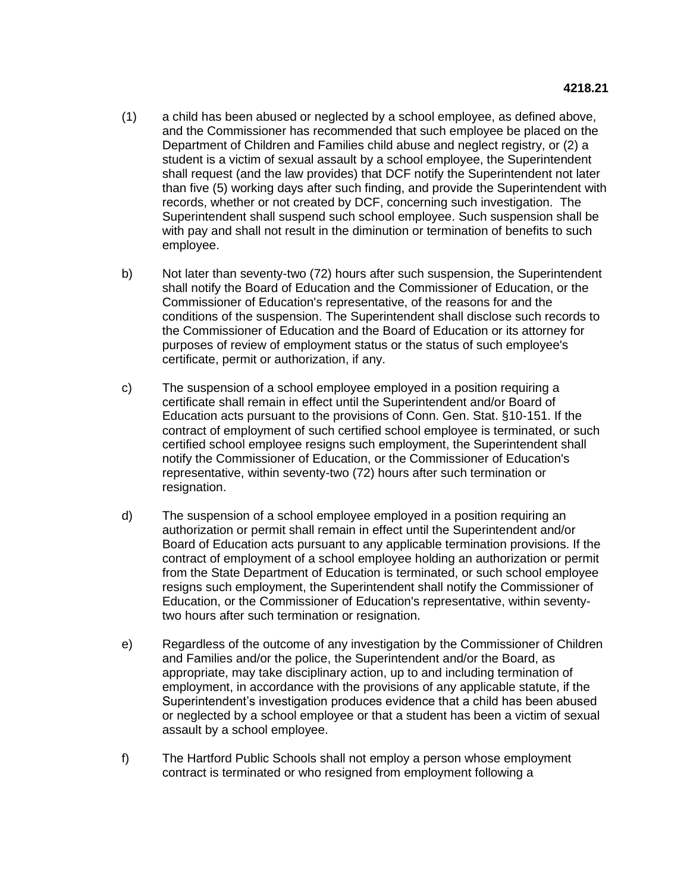(1) a child has been abused or neglected by a school employee, as defined above, and the Commissioner has recommended that such employee be placed on the Department of Children and Families child abuse and neglect registry, or (2) a student is a victim of sexual assault by a school employee, the Superintendent shall request (and the law provides) that DCF notify the Superintendent not later than five (5) working days after such finding, and provide the Superintendent with records, whether or not created by DCF, concerning such investigation. The Superintendent shall suspend such school employee. Such suspension shall be with pay and shall not result in the diminution or termination of benefits to such employee.

b) Not later than seventy-two (72) hours after such suspension, the Superintendent shall notify the Board of Education and the Commissioner of Education, or the Commissioner of Education's representative, of the reasons for and the conditions of the suspension. The Superintendent shall disclose such records to the Commissioner of Education and the Board of Education or its attorney for purposes of review of employment status or the status of such employee's certificate, permit or authorization, if any.

c) The suspension of a school employee employed in a position requiring a certificate shall remain in effect until the Superintendent and/or Board of Education acts pursuant to the provisions of Conn. Gen. Stat. §10-151. If the contract of employment of such certified school employee is terminated, or such certified school employee resigns such employment, the Superintendent shall notify the Commissioner of Education, or the Commissioner of Education's representative, within seventy-two (72) hours after such termination or resignation.

d) The suspension of a school employee employed in a position requiring an authorization or permit shall remain in effect until the Superintendent and/or Board of Education acts pursuant to any applicable termination provisions. If the contract of employment of a school employee holding an authorization or permit from the State Department of Education is terminated, or such school employee resigns such employment, the Superintendent shall notify the Commissioner of Education, or the Commissioner of Education's representative, within seventy-two hours after such termination or resignation.

e) Regardless of the outcome of any investigation by the Commissioner of Children and Families and/or the police, the Superintendent and/or the Board, as appropriate, may take disciplinary action, up to and including termination of employment, in accordance with the provisions of any applicable statute, if the Superintendent's investigation produces evidence that a child has been abused or neglected by a school employee or that a student has been a victim of sexual assault by a school employee.

f) The Hartford Public Schools shall not employ a person whose employment contract is terminated or who resigned from employment following a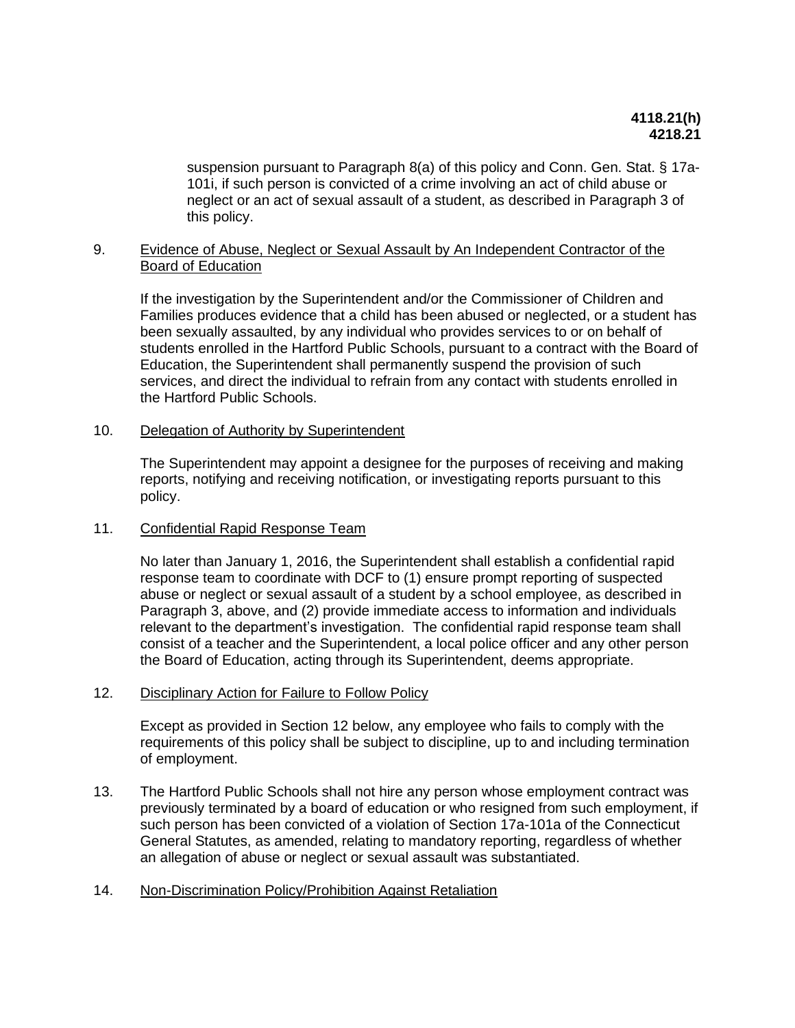suspension pursuant to Paragraph 8(a) of this policy and Conn. Gen. Stat. § 17a-101i, if such person is convicted of a crime involving an act of child abuse or neglect or an act of sexual assault of a student, as described in Paragraph 3 of this policy.

9. Evidence of Abuse, Neglect or Sexual Assault by An Independent Contractor of the Board of Education

   If the investigation by the Superintendent and/or the Commissioner of Children and Families produces evidence that a child has been abused or neglected, or a student has been sexually assaulted, by any individual who provides services to or on behalf of students enrolled in the Hartford Public Schools, pursuant to a contract with the Board of Education, the Superintendent shall permanently suspend the provision of such services, and direct the individual to refrain from any contact with students enrolled in the Hartford Public Schools.

10. Delegation of Authority by Superintendent

    The Superintendent may appoint a designee for the purposes of receiving and making reports, notifying and receiving notification, or investigating reports pursuant to this policy.

11. Confidential Rapid Response Team

    No later than January 1, 2016, the Superintendent shall establish a confidential rapid response team to coordinate with DCF to (1) ensure prompt reporting of suspected abuse or neglect or sexual assault of a student by a school employee, as described in Paragraph 3, above, and (2) provide immediate access to information and individuals relevant to the department's investigation. The confidential rapid response team shall consist of a teacher and the Superintendent, a local police officer and any other person the Board of Education, acting through its Superintendent, deems appropriate.

12. Disciplinary Action for Failure to Follow Policy

    Except as provided in Section 12 below, any employee who fails to comply with the requirements of this policy shall be subject to discipline, up to and including termination of employment.

13. The Hartford Public Schools shall not hire any person whose employment contract was previously terminated by a board of education or who resigned from such employment, if such person has been convicted of a violation of Section 17a-101a of the Connecticut General Statutes, as amended, relating to mandatory reporting, regardless of whether an allegation of abuse or neglect or sexual assault was substantiated.

14. Non-Discrimination Policy/Prohibition Against Retaliation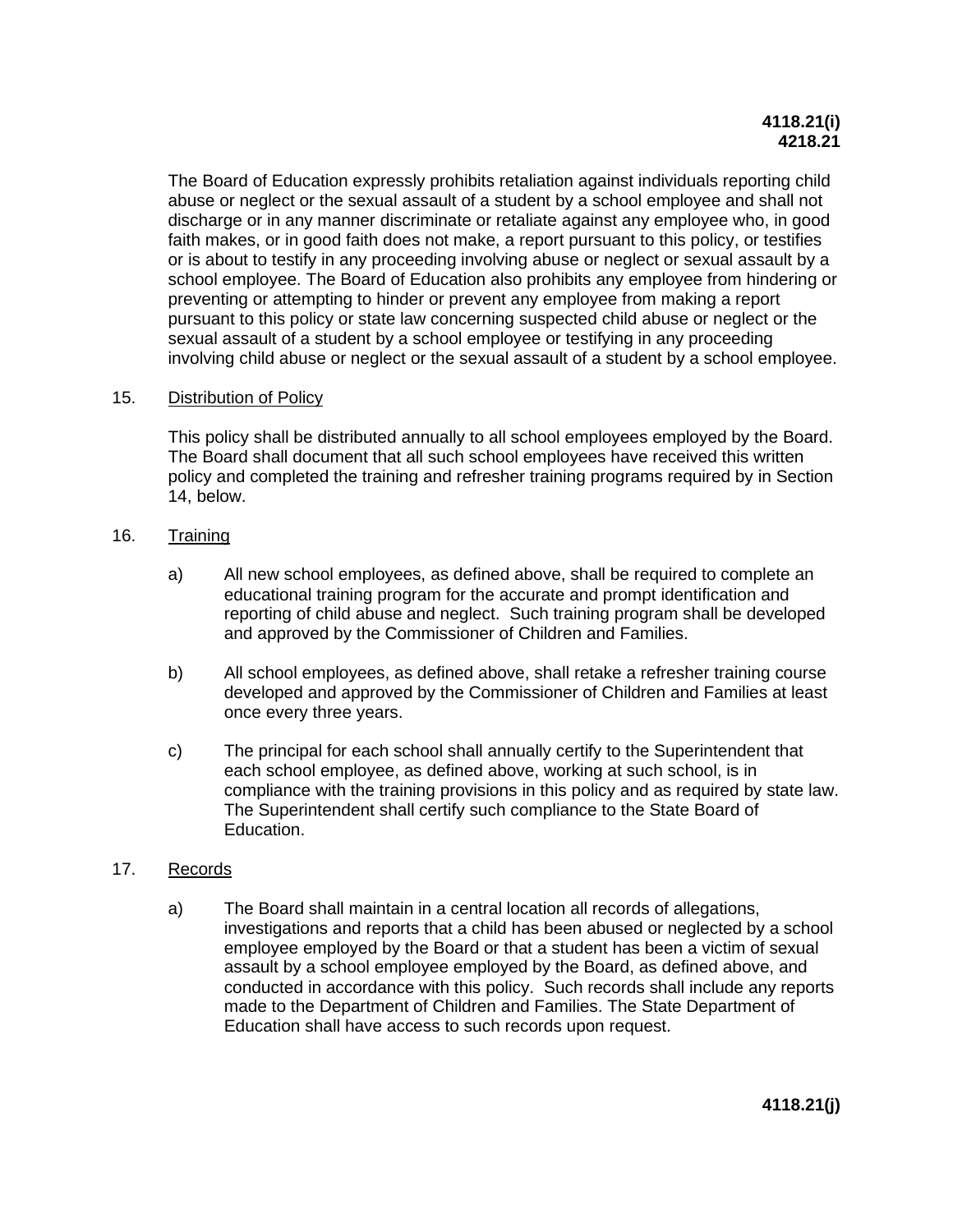The Board of Education expressly prohibits retaliation against individuals reporting child abuse or neglect or the sexual assault of a student by a school employee and shall not discharge or in any manner discriminate or retaliate against any employee who, in good faith makes, or in good faith does not make, a report pursuant to this policy, or testifies or is about to testify in any proceeding involving abuse or neglect or sexual assault by a school employee. The Board of Education also prohibits any employee from hindering or preventing or attempting to hinder or prevent any employee from making a report pursuant to this policy or state law concerning suspected child abuse or neglect or the sexual assault of a student by a school employee or testifying in any proceeding involving child abuse or neglect or the sexual assault of a student by a school employee.

15. Distribution of Policy

This policy shall be distributed annually to all school employees employed by the Board. The Board shall document that all such school employees have received this written policy and completed the training and refresher training programs required by in Section 14, below.

16. Training

a) All new school employees, as defined above, shall be required to complete an educational training program for the accurate and prompt identification and reporting of child abuse and neglect. Such training program shall be developed and approved by the Commissioner of Children and Families.

b) All school employees, as defined above, shall retake a refresher training course developed and approved by the Commissioner of Children and Families at least once every three years.

c) The principal for each school shall annually certify to the Superintendent that each school employee, as defined above, working at such school, is in compliance with the training provisions in this policy and as required by state law. The Superintendent shall certify such compliance to the State Board of Education.

17. Records

a) The Board shall maintain in a central location all records of allegations, investigations and reports that a child has been abused or neglected by a school employee employed by the Board or that a student has been a victim of sexual assault by a school employee employed by the Board, as defined above, and conducted in accordance with this policy. Such records shall include any reports made to the Department of Children and Families. The State Department of Education shall have access to such records upon request.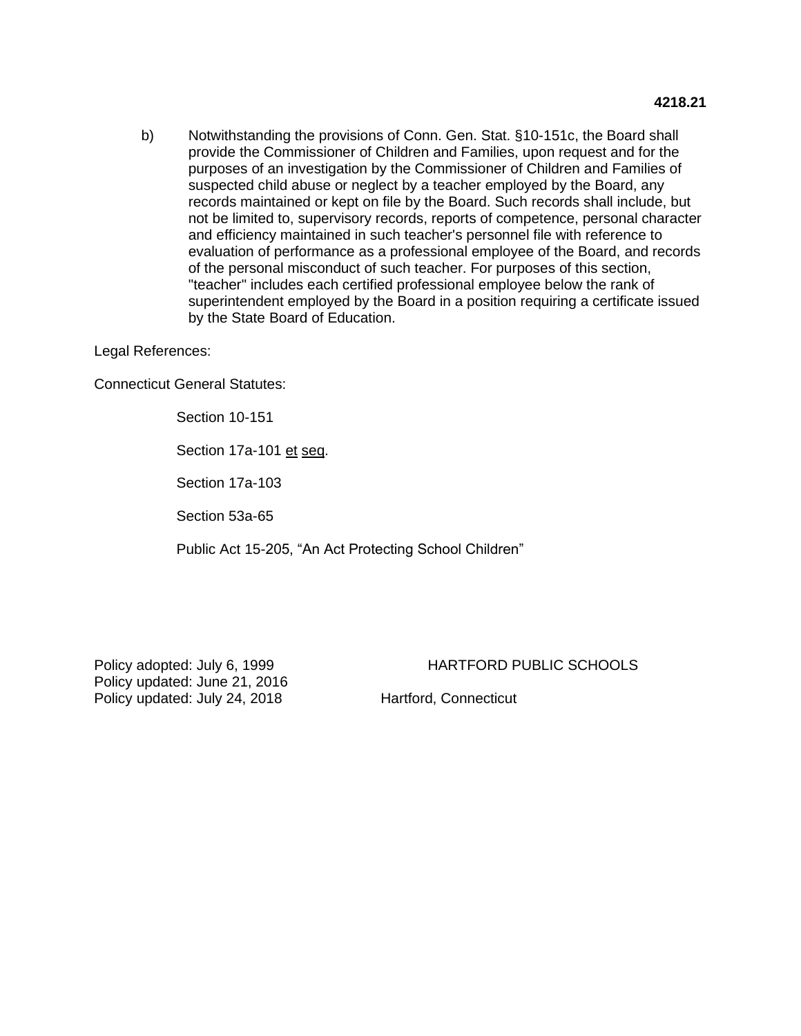b) Notwithstanding the provisions of Conn. Gen. Stat. §10-151c, the Board shall provide the Commissioner of Children and Families, upon request and for the purposes of an investigation by the Commissioner of Children and Families of suspected child abuse or neglect by a teacher employed by the Board, any records maintained or kept on file by the Board. Such records shall include, but not be limited to, supervisory records, reports of competence, personal character and efficiency maintained in such teacher's personnel file with reference to evaluation of performance as a professional employee of the Board, and records of the personal misconduct of such teacher. For purposes of this section, "teacher" includes each certified professional employee below the rank of superintendent employed by the Board in a position requiring a certificate issued by the State Board of Education.

Legal References:

Connecticut General Statutes:

Section 10-151

Section 17a-101 et seq.

Section 17a-103

Section 53a-65

Public Act 15-205, “An Act Protecting School Children”

Policy adopted: July 6, 1999
Policy updated: June 21, 2016
Policy updated: July 24, 2018

HARTFORD PUBLIC SCHOOLS
Hartford, Connecticut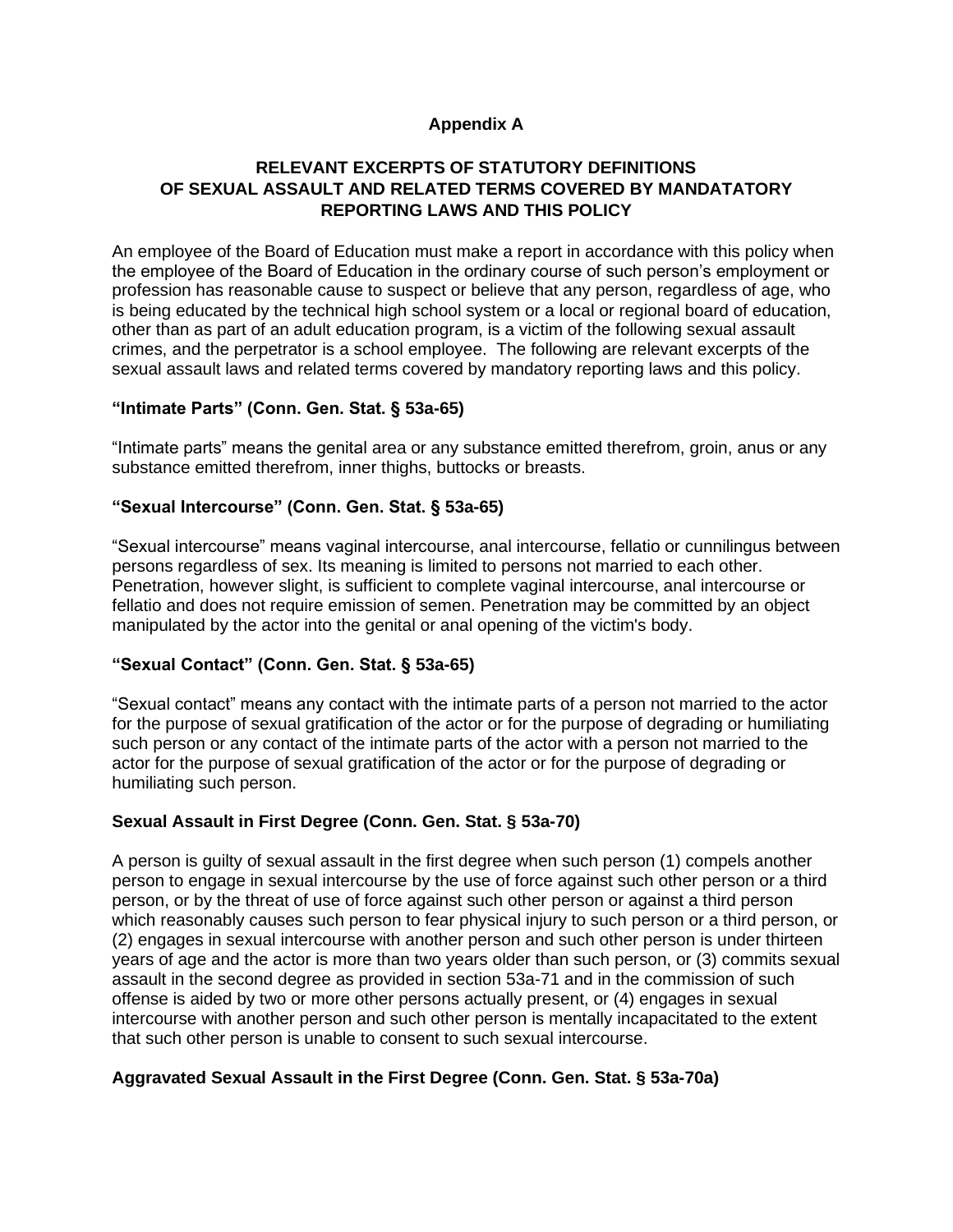## Appendix A

## RELEVANT EXCERPTS OF STATUTORY DEFINITIONS OF SEXUAL ASSAULT AND RELATED TERMS COVERED BY MANDATATORY REPORTING LAWS AND THIS POLICY

An employee of the Board of Education must make a report in accordance with this policy when the employee of the Board of Education in the ordinary course of such person's employment or profession has reasonable cause to suspect or believe that any person, regardless of age, who is being educated by the technical high school system or a local or regional board of education, other than as part of an adult education program, is a victim of the following sexual assault crimes, and the perpetrator is a school employee. The following are relevant excerpts of the sexual assault laws and related terms covered by mandatory reporting laws and this policy.

### "Intimate Parts" (Conn. Gen. Stat. § 53a-65)

"Intimate parts" means the genital area or any substance emitted therefrom, groin, anus or any substance emitted therefrom, inner thighs, buttocks or breasts.

### "Sexual Intercourse" (Conn. Gen. Stat. § 53a-65)

"Sexual intercourse" means vaginal intercourse, anal intercourse, fellatio or cunnilingus between persons regardless of sex. Its meaning is limited to persons not married to each other. Penetration, however slight, is sufficient to complete vaginal intercourse, anal intercourse or fellatio and does not require emission of semen. Penetration may be committed by an object manipulated by the actor into the genital or anal opening of the victim's body.

### "Sexual Contact" (Conn. Gen. Stat. § 53a-65)

"Sexual contact" means any contact with the intimate parts of a person not married to the actor for the purpose of sexual gratification of the actor or for the purpose of degrading or humiliating such person or any contact of the intimate parts of the actor with a person not married to the actor for the purpose of sexual gratification of the actor or for the purpose of degrading or humiliating such person.

### Sexual Assault in First Degree (Conn. Gen. Stat. § 53a-70)

A person is guilty of sexual assault in the first degree when such person (1) compels another person to engage in sexual intercourse by the use of force against such other person or a third person, or by the threat of use of force against such other person or against a third person which reasonably causes such person to fear physical injury to such person or a third person, or (2) engages in sexual intercourse with another person and such other person is under thirteen years of age and the actor is more than two years older than such person, or (3) commits sexual assault in the second degree as provided in section 53a-71 and in the commission of such offense is aided by two or more other persons actually present, or (4) engages in sexual intercourse with another person and such other person is mentally incapacitated to the extent that such other person is unable to consent to such sexual intercourse.

### Aggravated Sexual Assault in the First Degree (Conn. Gen. Stat. § 53a-70a)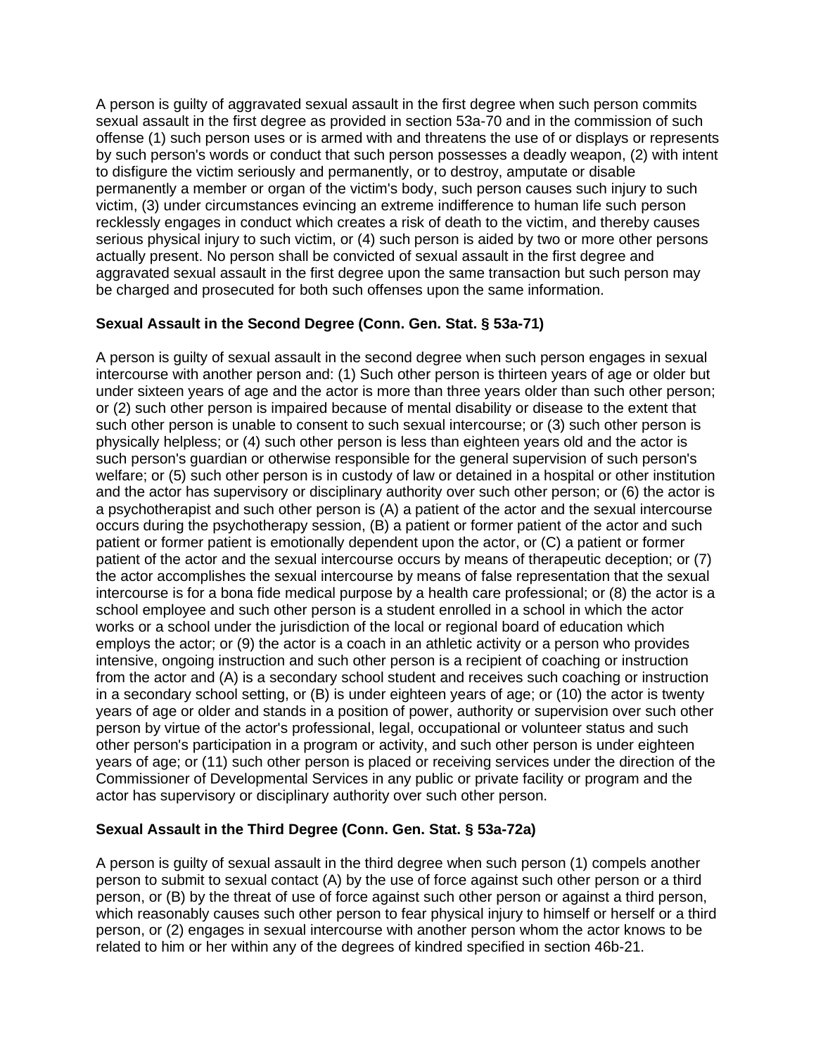A person is guilty of aggravated sexual assault in the first degree when such person commits sexual assault in the first degree as provided in section 53a-70 and in the commission of such offense (1) such person uses or is armed with and threatens the use of or displays or represents by such person's words or conduct that such person possesses a deadly weapon, (2) with intent to disfigure the victim seriously and permanently, or to destroy, amputate or disable permanently a member or organ of the victim's body, such person causes such injury to such victim, (3) under circumstances evincing an extreme indifference to human life such person recklessly engages in conduct which creates a risk of death to the victim, and thereby causes serious physical injury to such victim, or (4) such person is aided by two or more other persons actually present. No person shall be convicted of sexual assault in the first degree and aggravated sexual assault in the first degree upon the same transaction but such person may be charged and prosecuted for both such offenses upon the same information.

**Sexual Assault in the Second Degree (Conn. Gen. Stat. § 53a-71)**

A person is guilty of sexual assault in the second degree when such person engages in sexual intercourse with another person and: (1) Such other person is thirteen years of age or older but under sixteen years of age and the actor is more than three years older than such other person; or (2) such other person is impaired because of mental disability or disease to the extent that such other person is unable to consent to such sexual intercourse; or (3) such other person is physically helpless; or (4) such other person is less than eighteen years old and the actor is such person's guardian or otherwise responsible for the general supervision of such person's welfare; or (5) such other person is in custody of law or detained in a hospital or other institution and the actor has supervisory or disciplinary authority over such other person; or (6) the actor is a psychotherapist and such other person is (A) a patient of the actor and the sexual intercourse occurs during the psychotherapy session, (B) a patient or former patient of the actor and such patient or former patient is emotionally dependent upon the actor, or (C) a patient or former patient of the actor and the sexual intercourse occurs by means of therapeutic deception; or (7) the actor accomplishes the sexual intercourse by means of false representation that the sexual intercourse is for a bona fide medical purpose by a health care professional; or (8) the actor is a school employee and such other person is a student enrolled in a school in which the actor works or a school under the jurisdiction of the local or regional board of education which employs the actor; or (9) the actor is a coach in an athletic activity or a person who provides intensive, ongoing instruction and such other person is a recipient of coaching or instruction from the actor and (A) is a secondary school student and receives such coaching or instruction in a secondary school setting, or (B) is under eighteen years of age; or (10) the actor is twenty years of age or older and stands in a position of power, authority or supervision over such other person by virtue of the actor's professional, legal, occupational or volunteer status and such other person's participation in a program or activity, and such other person is under eighteen years of age; or (11) such other person is placed or receiving services under the direction of the Commissioner of Developmental Services in any public or private facility or program and the actor has supervisory or disciplinary authority over such other person.

**Sexual Assault in the Third Degree (Conn. Gen. Stat. § 53a-72a)**

A person is guilty of sexual assault in the third degree when such person (1) compels another person to submit to sexual contact (A) by the use of force against such other person or a third person, or (B) by the threat of use of force against such other person or against a third person, which reasonably causes such other person to fear physical injury to himself or herself or a third person, or (2) engages in sexual intercourse with another person whom the actor knows to be related to him or her within any of the degrees of kindred specified in section 46b-21.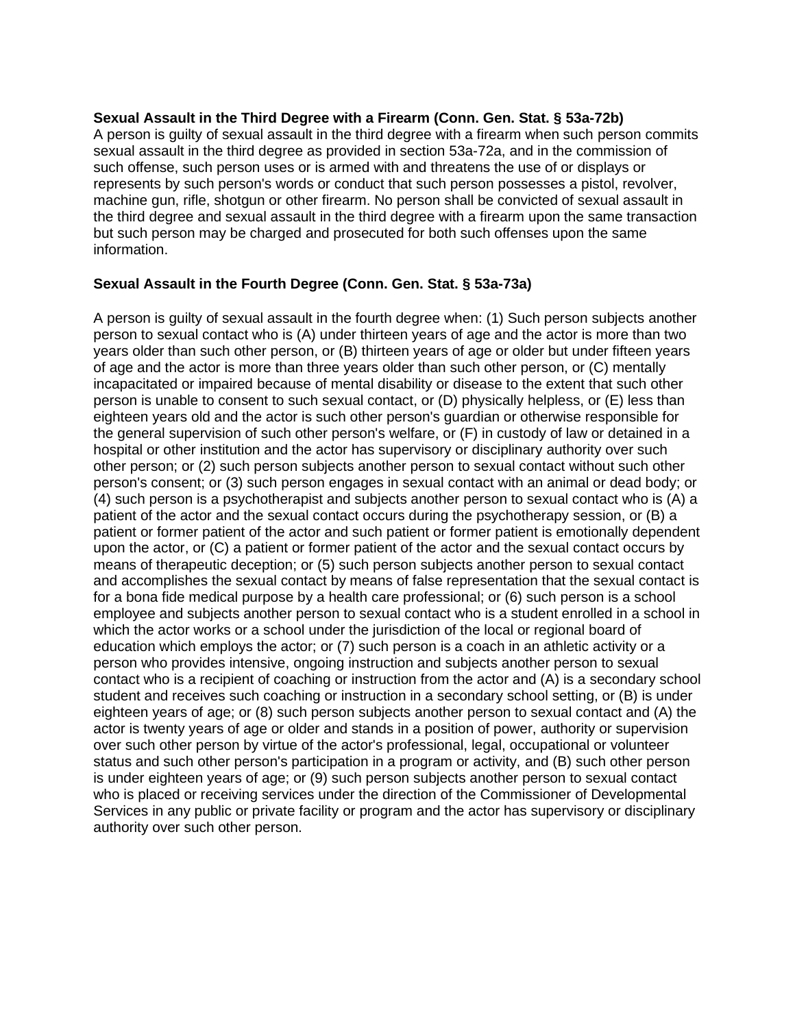**Sexual Assault in the Third Degree with a Firearm (Conn. Gen. Stat. § 53a-72b)**
A person is guilty of sexual assault in the third degree with a firearm when such person commits sexual assault in the third degree as provided in section 53a-72a, and in the commission of such offense, such person uses or is armed with and threatens the use of or displays or represents by such person's words or conduct that such person possesses a pistol, revolver, machine gun, rifle, shotgun or other firearm. No person shall be convicted of sexual assault in the third degree and sexual assault in the third degree with a firearm upon the same transaction but such person may be charged and prosecuted for both such offenses upon the same information.

**Sexual Assault in the Fourth Degree (Conn. Gen. Stat. § 53a-73a)**

A person is guilty of sexual assault in the fourth degree when: (1) Such person subjects another person to sexual contact who is (A) under thirteen years of age and the actor is more than two years older than such other person, or (B) thirteen years of age or older but under fifteen years of age and the actor is more than three years older than such other person, or (C) mentally incapacitated or impaired because of mental disability or disease to the extent that such other person is unable to consent to such sexual contact, or (D) physically helpless, or (E) less than eighteen years old and the actor is such other person's guardian or otherwise responsible for the general supervision of such other person's welfare, or (F) in custody of law or detained in a hospital or other institution and the actor has supervisory or disciplinary authority over such other person; or (2) such person subjects another person to sexual contact without such other person's consent; or (3) such person engages in sexual contact with an animal or dead body; or (4) such person is a psychotherapist and subjects another person to sexual contact who is (A) a patient of the actor and the sexual contact occurs during the psychotherapy session, or (B) a patient or former patient of the actor and such patient or former patient is emotionally dependent upon the actor, or (C) a patient or former patient of the actor and the sexual contact occurs by means of therapeutic deception; or (5) such person subjects another person to sexual contact and accomplishes the sexual contact by means of false representation that the sexual contact is for a bona fide medical purpose by a health care professional; or (6) such person is a school employee and subjects another person to sexual contact who is a student enrolled in a school in which the actor works or a school under the jurisdiction of the local or regional board of education which employs the actor; or (7) such person is a coach in an athletic activity or a person who provides intensive, ongoing instruction and subjects another person to sexual contact who is a recipient of coaching or instruction from the actor and (A) is a secondary school student and receives such coaching or instruction in a secondary school setting, or (B) is under eighteen years of age; or (8) such person subjects another person to sexual contact and (A) the actor is twenty years of age or older and stands in a position of power, authority or supervision over such other person by virtue of the actor's professional, legal, occupational or volunteer status and such other person's participation in a program or activity, and (B) such other person is under eighteen years of age; or (9) such person subjects another person to sexual contact who is placed or receiving services under the direction of the Commissioner of Developmental Services in any public or private facility or program and the actor has supervisory or disciplinary authority over such other person.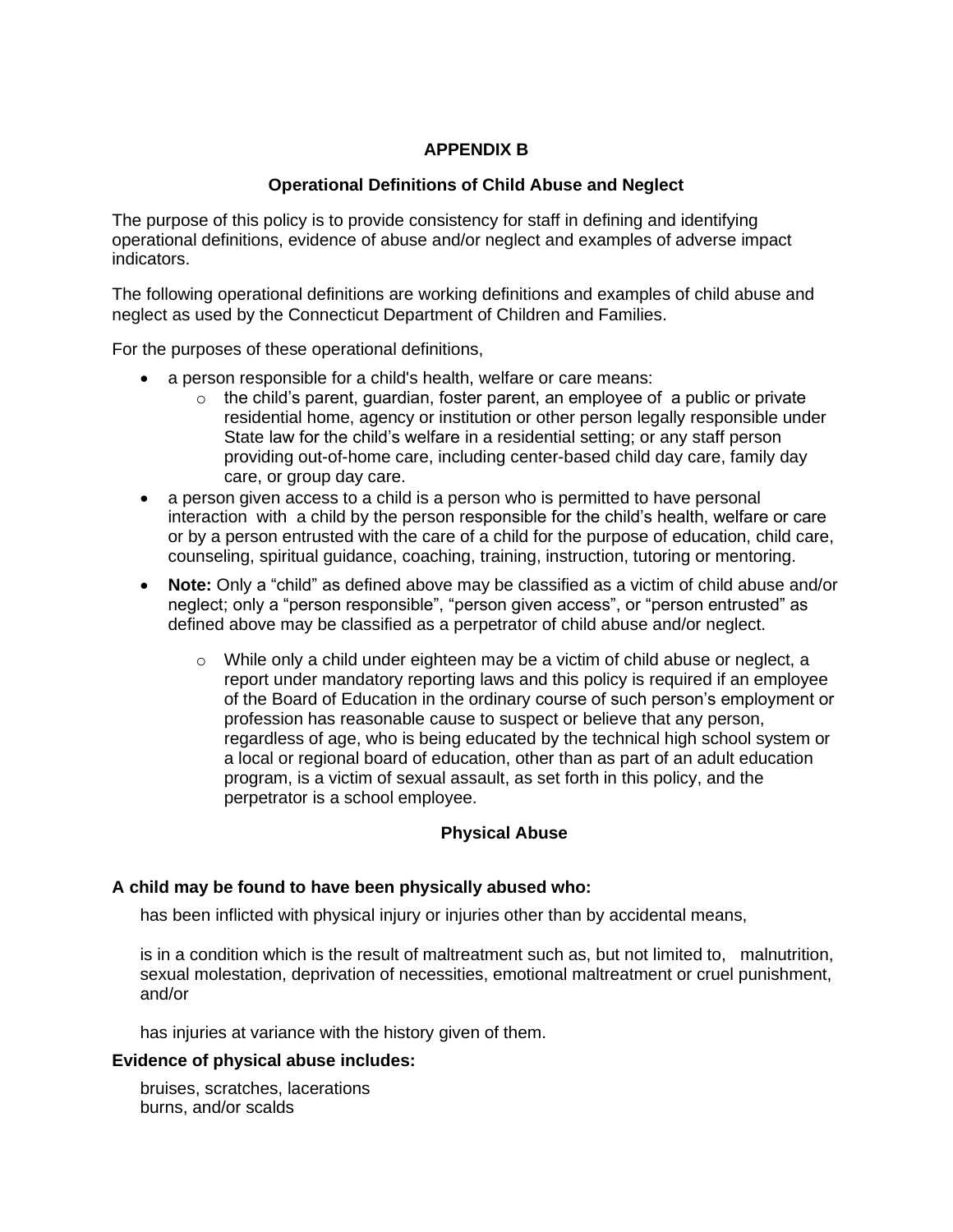## APPENDIX B

### Operational Definitions of Child Abuse and Neglect

The purpose of this policy is to provide consistency for staff in defining and identifying operational definitions, evidence of abuse and/or neglect and examples of adverse impact indicators.

The following operational definitions are working definitions and examples of child abuse and neglect as used by the Connecticut Department of Children and Families.

For the purposes of these operational definitions,

- a person responsible for a child's health, welfare or care means:
  - the child's parent, guardian, foster parent, an employee of a public or private residential home, agency or institution or other person legally responsible under State law for the child's welfare in a residential setting; or any staff person providing out-of-home care, including center-based child day care, family day care, or group day care.
- a person given access to a child is a person who is permitted to have personal interaction with a child by the person responsible for the child's health, welfare or care or by a person entrusted with the care of a child for the purpose of education, child care, counseling, spiritual guidance, coaching, training, instruction, tutoring or mentoring.
- **Note:** Only a "child" as defined above may be classified as a victim of child abuse and/or neglect; only a "person responsible", "person given access", or "person entrusted" as defined above may be classified as a perpetrator of child abuse and/or neglect.
  - While only a child under eighteen may be a victim of child abuse or neglect, a report under mandatory reporting laws and this policy is required if an employee of the Board of Education in the ordinary course of such person's employment or profession has reasonable cause to suspect or believe that any person, regardless of age, who is being educated by the technical high school system or a local or regional board of education, other than as part of an adult education program, is a victim of sexual assault, as set forth in this policy, and the perpetrator is a school employee.

### Physical Abuse

**A child may be found to have been physically abused who:**

has been inflicted with physical injury or injuries other than by accidental means,

is in a condition which is the result of maltreatment such as, but not limited to, malnutrition, sexual molestation, deprivation of necessities, emotional maltreatment or cruel punishment, and/or

has injuries at variance with the history given of them.

**Evidence of physical abuse includes:**

bruises, scratches, lacerations
burns, and/or scalds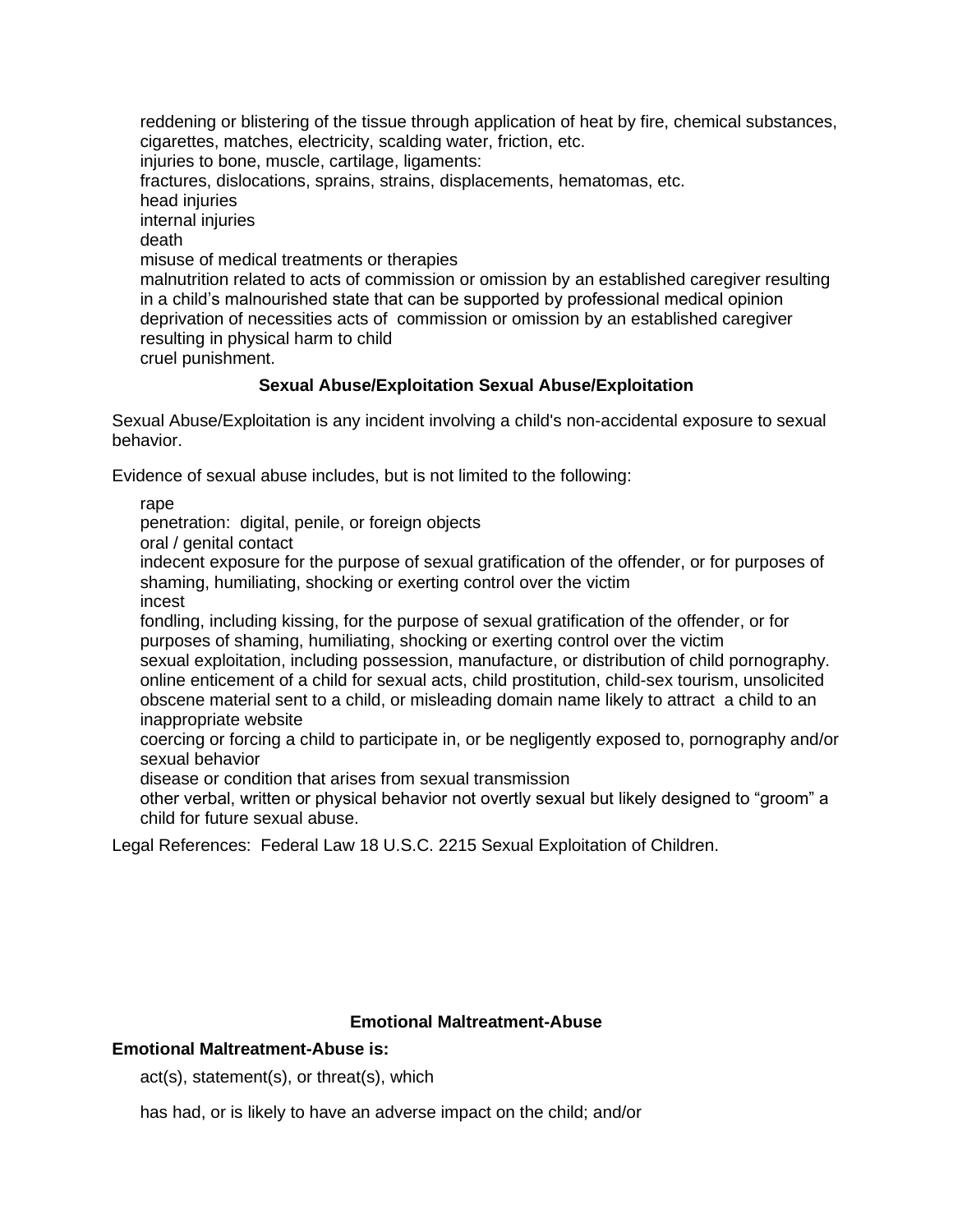reddening or blistering of the tissue through application of heat by fire, chemical substances, cigarettes, matches, electricity, scalding water, friction, etc.
injuries to bone, muscle, cartilage, ligaments:
fractures, dislocations, sprains, strains, displacements, hematomas, etc.
head injuries
internal injuries
death
misuse of medical treatments or therapies
malnutrition related to acts of commission or omission by an established caregiver resulting in a child's malnourished state that can be supported by professional medical opinion
deprivation of necessities acts of commission or omission by an established caregiver resulting in physical harm to child
cruel punishment.

### Sexual Abuse/Exploitation Sexual Abuse/Exploitation

Sexual Abuse/Exploitation is any incident involving a child's non-accidental exposure to sexual behavior.

Evidence of sexual abuse includes, but is not limited to the following:

rape
penetration: digital, penile, or foreign objects
oral / genital contact
indecent exposure for the purpose of sexual gratification of the offender, or for purposes of shaming, humiliating, shocking or exerting control over the victim
incest
fondling, including kissing, for the purpose of sexual gratification of the offender, or for purposes of shaming, humiliating, shocking or exerting control over the victim
sexual exploitation, including possession, manufacture, or distribution of child pornography.
online enticement of a child for sexual acts, child prostitution, child-sex tourism, unsolicited obscene material sent to a child, or misleading domain name likely to attract a child to an inappropriate website
coercing or forcing a child to participate in, or be negligently exposed to, pornography and/or sexual behavior
disease or condition that arises from sexual transmission
other verbal, written or physical behavior not overtly sexual but likely designed to "groom" a child for future sexual abuse.

Legal References: Federal Law 18 U.S.C. 2215 Sexual Exploitation of Children.

### Emotional Maltreatment-Abuse

**Emotional Maltreatment-Abuse is:**

act(s), statement(s), or threat(s), which

has had, or is likely to have an adverse impact on the child; and/or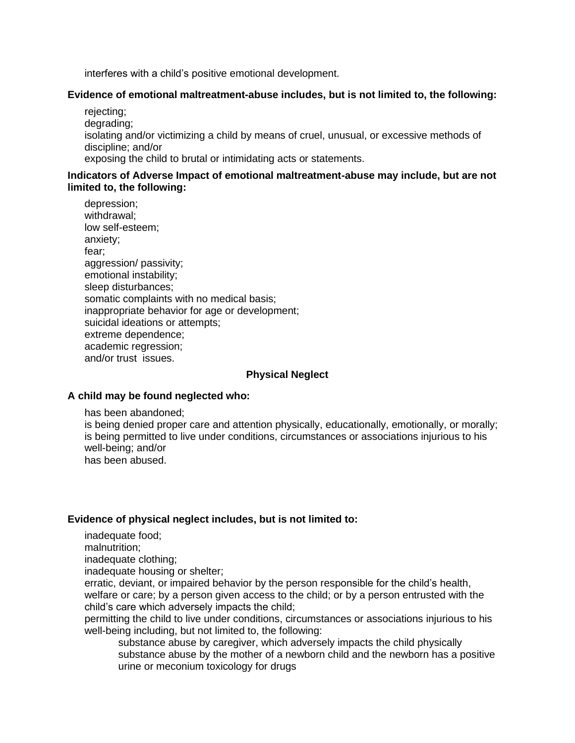interferes with a child's positive emotional development.

**Evidence of emotional maltreatment-abuse includes, but is not limited to, the following:**

- rejecting;
- degrading;
- isolating and/or victimizing a child by means of cruel, unusual, or excessive methods of discipline; and/or
- exposing the child to brutal or intimidating acts or statements.

**Indicators of Adverse Impact of emotional maltreatment-abuse may include, but are not limited to, the following:**

- depression;
- withdrawal;
- low self-esteem;
- anxiety;
- fear;
- aggression/ passivity;
- emotional instability;
- sleep disturbances;
- somatic complaints with no medical basis;
- inappropriate behavior for age or development;
- suicidal ideations or attempts;
- extreme dependence;
- academic regression;
- and/or trust issues.

## Physical Neglect

**A child may be found neglected who:**

- has been abandoned;
- is being denied proper care and attention physically, educationally, emotionally, or morally;
- is being permitted to live under conditions, circumstances or associations injurious to his well-being; and/or
- has been abused.

**Evidence of physical neglect includes, but is not limited to:**

- inadequate food;
- malnutrition;
- inadequate clothing;
- inadequate housing or shelter;
- erratic, deviant, or impaired behavior by the person responsible for the child's health, welfare or care; by a person given access to the child; or by a person entrusted with the child's care which adversely impacts the child;
- permitting the child to live under conditions, circumstances or associations injurious to his well-being including, but not limited to, the following:
  - substance abuse by caregiver, which adversely impacts the child physically
  - substance abuse by the mother of a newborn child and the newborn has a positive urine or meconium toxicology for drugs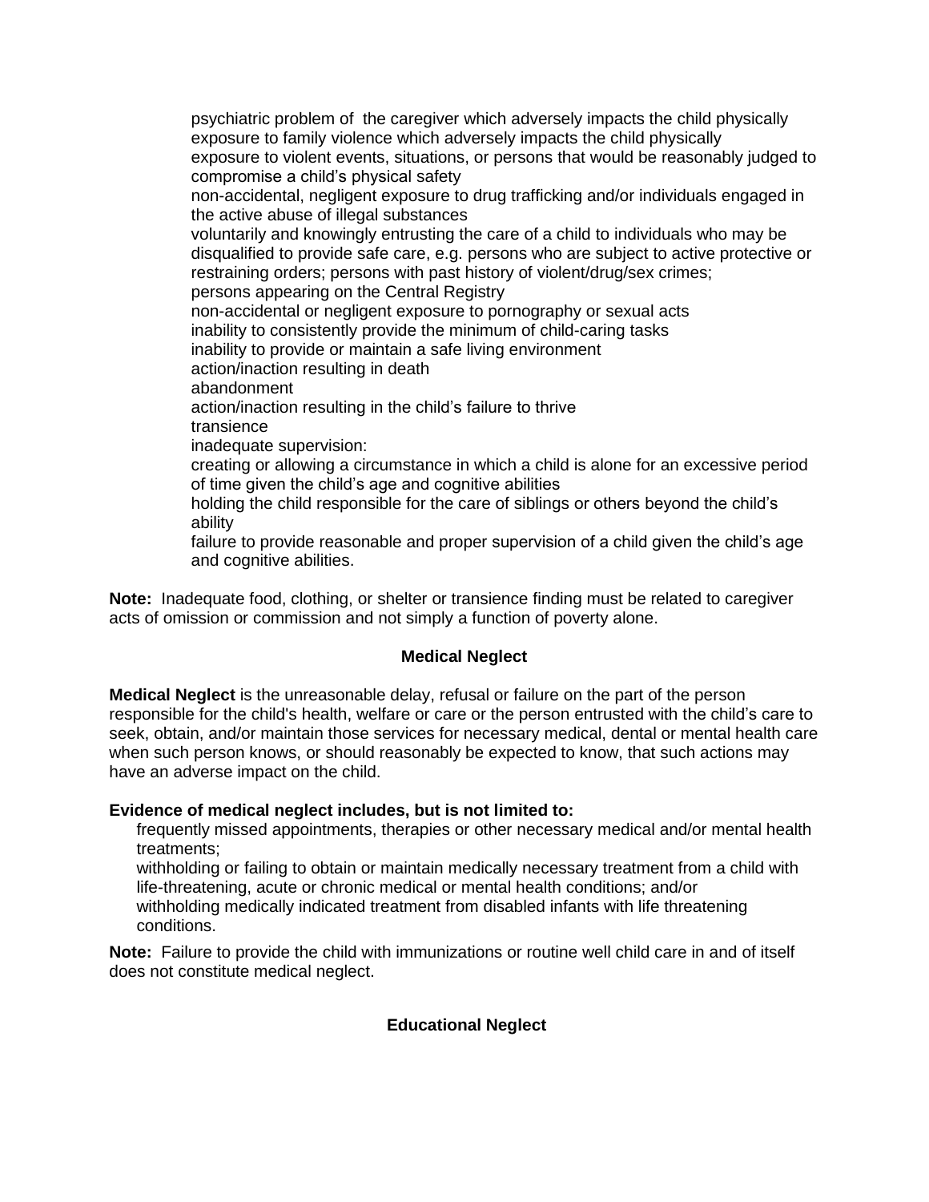- psychiatric problem of the caregiver which adversely impacts the child physically
- exposure to family violence which adversely impacts the child physically
- exposure to violent events, situations, or persons that would be reasonably judged to compromise a child's physical safety
- non-accidental, negligent exposure to drug trafficking and/or individuals engaged in the active abuse of illegal substances
- voluntarily and knowingly entrusting the care of a child to individuals who may be disqualified to provide safe care, e.g. persons who are subject to active protective or restraining orders; persons with past history of violent/drug/sex crimes;
- persons appearing on the Central Registry
- non-accidental or negligent exposure to pornography or sexual acts
- inability to consistently provide the minimum of child-caring tasks
- inability to provide or maintain a safe living environment
- action/inaction resulting in death
- abandonment
- action/inaction resulting in the child's failure to thrive
- transience
- inadequate supervision:
- creating or allowing a circumstance in which a child is alone for an excessive period of time given the child's age and cognitive abilities
- holding the child responsible for the care of siblings or others beyond the child's ability
- failure to provide reasonable and proper supervision of a child given the child's age and cognitive abilities.

**Note:** Inadequate food, clothing, or shelter or transience finding must be related to caregiver acts of omission or commission and not simply a function of poverty alone.

### Medical Neglect

**Medical Neglect** is the unreasonable delay, refusal or failure on the part of the person responsible for the child's health, welfare or care or the person entrusted with the child's care to seek, obtain, and/or maintain those services for necessary medical, dental or mental health care when such person knows, or should reasonably be expected to know, that such actions may have an adverse impact on the child.

**Evidence of medical neglect includes, but is not limited to:**

- frequently missed appointments, therapies or other necessary medical and/or mental health treatments;
- withholding or failing to obtain or maintain medically necessary treatment from a child with life-threatening, acute or chronic medical or mental health conditions; and/or
- withholding medically indicated treatment from disabled infants with life threatening conditions.

**Note:** Failure to provide the child with immunizations or routine well child care in and of itself does not constitute medical neglect.

### Educational Neglect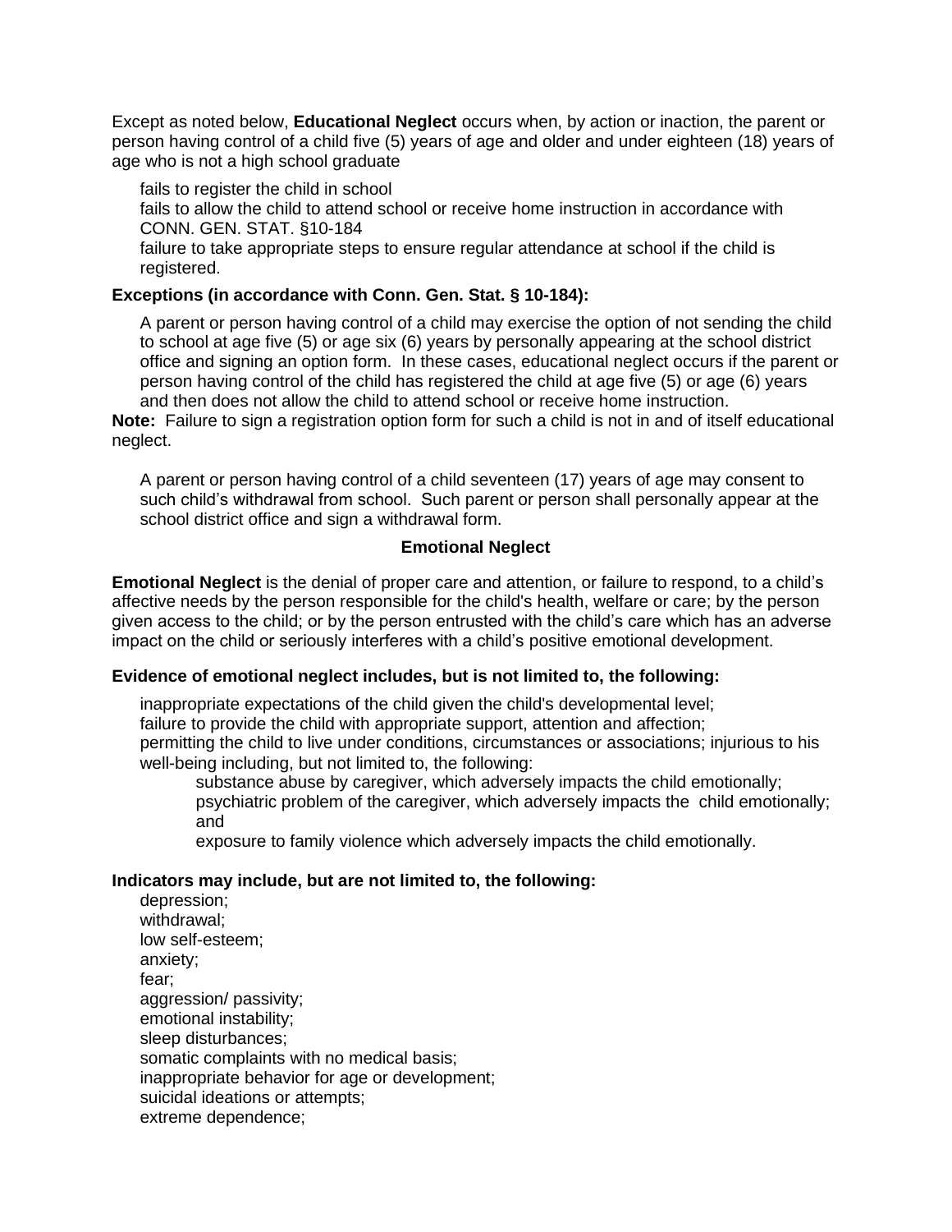Except as noted below, **Educational Neglect** occurs when, by action or inaction, the parent or person having control of a child five (5) years of age and older and under eighteen (18) years of age who is not a high school graduate

- fails to register the child in school
- fails to allow the child to attend school or receive home instruction in accordance with CONN. GEN. STAT. §10-184
- failure to take appropriate steps to ensure regular attendance at school if the child is registered.

**Exceptions (in accordance with Conn. Gen. Stat. § 10-184):**

- A parent or person having control of a child may exercise the option of not sending the child to school at age five (5) or age six (6) years by personally appearing at the school district office and signing an option form. In these cases, educational neglect occurs if the parent or person having control of the child has registered the child at age five (5) or age (6) years and then does not allow the child to attend school or receive home instruction.

**Note:** Failure to sign a registration option form for such a child is not in and of itself educational neglect.

- A parent or person having control of a child seventeen (17) years of age may consent to such child's withdrawal from school. Such parent or person shall personally appear at the school district office and sign a withdrawal form.

### Emotional Neglect

**Emotional Neglect** is the denial of proper care and attention, or failure to respond, to a child's affective needs by the person responsible for the child's health, welfare or care; by the person given access to the child; or by the person entrusted with the child's care which has an adverse impact on the child or seriously interferes with a child's positive emotional development.

**Evidence of emotional neglect includes, but is not limited to, the following:**

- inappropriate expectations of the child given the child's developmental level;
- failure to provide the child with appropriate support, attention and affection;
- permitting the child to live under conditions, circumstances or associations; injurious to his well-being including, but not limited to, the following:
  - substance abuse by caregiver, which adversely impacts the child emotionally;
  - psychiatric problem of the caregiver, which adversely impacts the child emotionally; and
  - exposure to family violence which adversely impacts the child emotionally.

**Indicators may include, but are not limited to, the following:**

- depression;
- withdrawal;
- low self-esteem;
- anxiety;
- fear;
- aggression/ passivity;
- emotional instability;
- sleep disturbances;
- somatic complaints with no medical basis;
- inappropriate behavior for age or development;
- suicidal ideations or attempts;
- extreme dependence;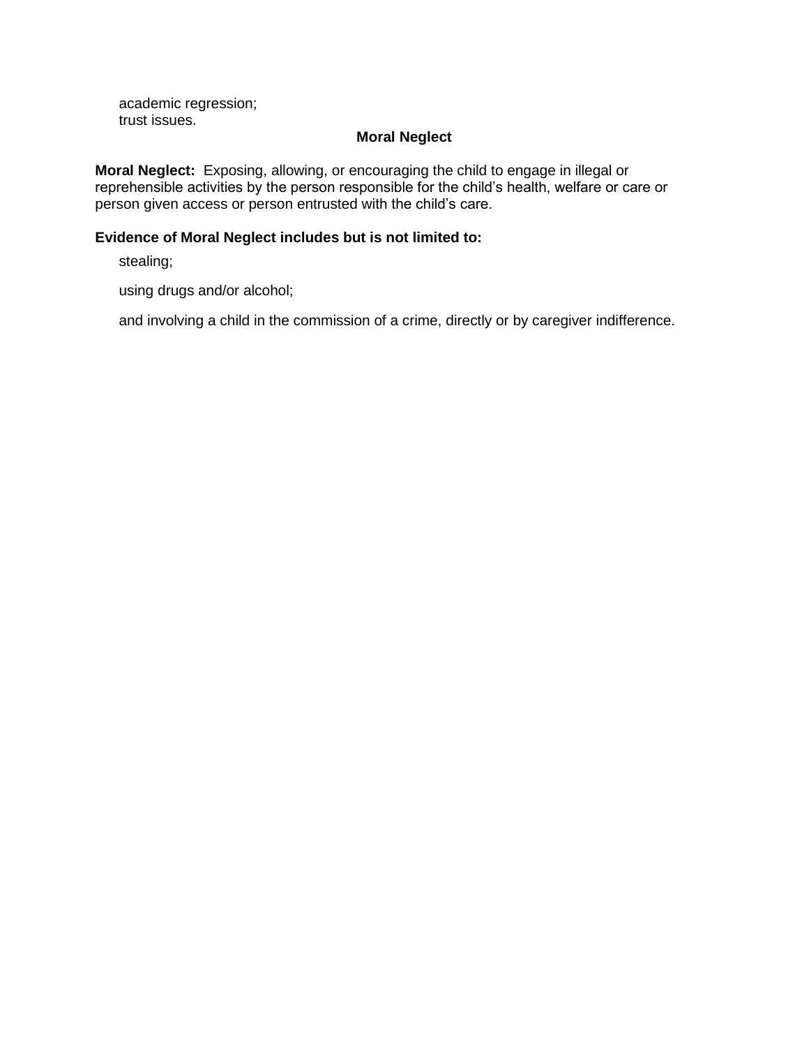academic regression;
trust issues.

## Moral Neglect

**Moral Neglect:** Exposing, allowing, or encouraging the child to engage in illegal or reprehensible activities by the person responsible for the child's health, welfare or care or person given access or person entrusted with the child's care.

**Evidence of Moral Neglect includes but is not limited to:**

stealing;

using drugs and/or alcohol;

and involving a child in the commission of a crime, directly or by caregiver indifference.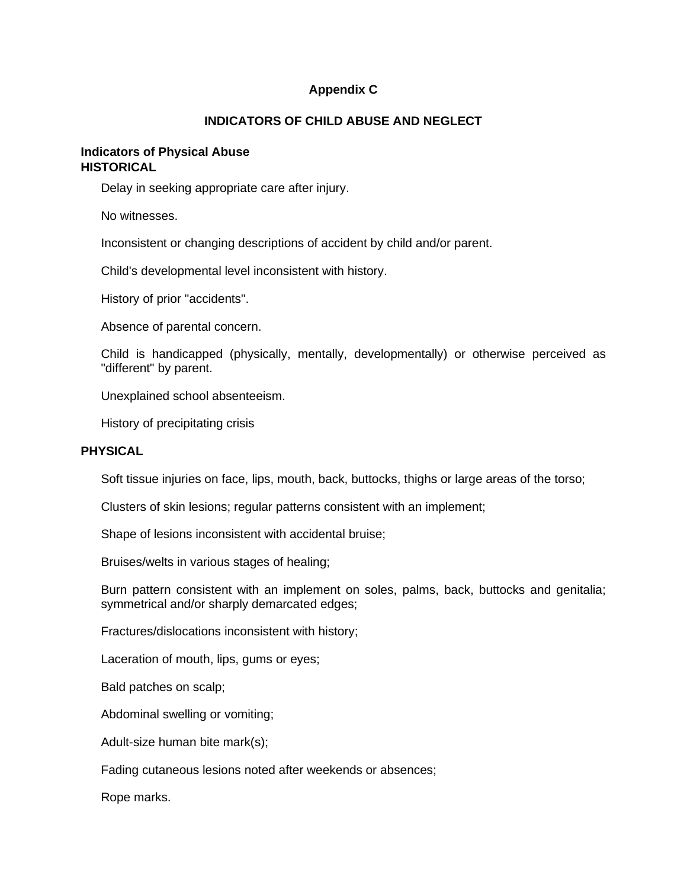# Appendix C

## INDICATORS OF CHILD ABUSE AND NEGLECT

### Indicators of Physical Abuse

**HISTORICAL**

Delay in seeking appropriate care after injury.

No witnesses.

Inconsistent or changing descriptions of accident by child and/or parent.

Child's developmental level inconsistent with history.

History of prior "accidents".

Absence of parental concern.

Child is handicapped (physically, mentally, developmentally) or otherwise perceived as "different" by parent.

Unexplained school absenteeism.

History of precipitating crisis

**PHYSICAL**

Soft tissue injuries on face, lips, mouth, back, buttocks, thighs or large areas of the torso;

Clusters of skin lesions; regular patterns consistent with an implement;

Shape of lesions inconsistent with accidental bruise;

Bruises/welts in various stages of healing;

Burn pattern consistent with an implement on soles, palms, back, buttocks and genitalia; symmetrical and/or sharply demarcated edges;

Fractures/dislocations inconsistent with history;

Laceration of mouth, lips, gums or eyes;

Bald patches on scalp;

Abdominal swelling or vomiting;

Adult-size human bite mark(s);

Fading cutaneous lesions noted after weekends or absences;

Rope marks.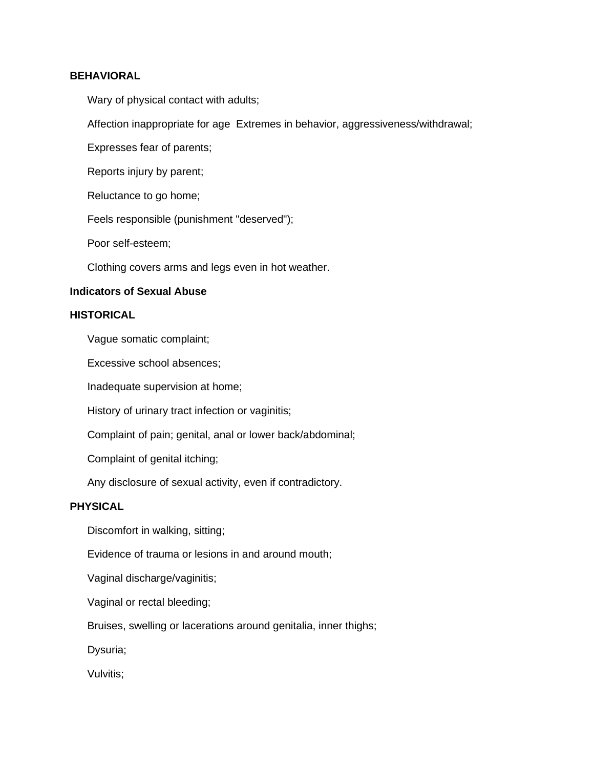**BEHAVIORAL**

Wary of physical contact with adults;

Affection inappropriate for age  Extremes in behavior, aggressiveness/withdrawal;

Expresses fear of parents;

Reports injury by parent;

Reluctance to go home;

Feels responsible (punishment "deserved");

Poor self-esteem;

Clothing covers arms and legs even in hot weather.

**Indicators of Sexual Abuse**

**HISTORICAL**

Vague somatic complaint;

Excessive school absences;

Inadequate supervision at home;

History of urinary tract infection or vaginitis;

Complaint of pain; genital, anal or lower back/abdominal;

Complaint of genital itching;

Any disclosure of sexual activity, even if contradictory.

**PHYSICAL**

Discomfort in walking, sitting;

Evidence of trauma or lesions in and around mouth;

Vaginal discharge/vaginitis;

Vaginal or rectal bleeding;

Bruises, swelling or lacerations around genitalia, inner thighs;

Dysuria;

Vulvitis;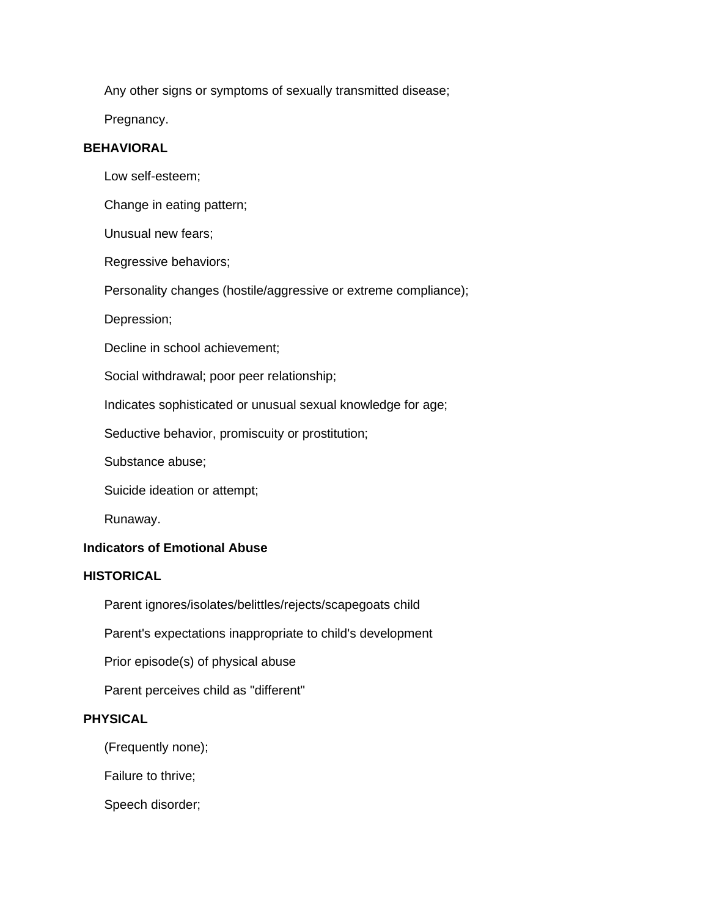Any other signs or symptoms of sexually transmitted disease;

Pregnancy.

**BEHAVIORAL**

Low self-esteem;

Change in eating pattern;

Unusual new fears;

Regressive behaviors;

Personality changes (hostile/aggressive or extreme compliance);

Depression;

Decline in school achievement;

Social withdrawal; poor peer relationship;

Indicates sophisticated or unusual sexual knowledge for age;

Seductive behavior, promiscuity or prostitution;

Substance abuse;

Suicide ideation or attempt;

Runaway.

**Indicators of Emotional Abuse**

**HISTORICAL**

Parent ignores/isolates/belittles/rejects/scapegoats child

Parent's expectations inappropriate to child's development

Prior episode(s) of physical abuse

Parent perceives child as "different"

**PHYSICAL**

(Frequently none);

Failure to thrive;

Speech disorder;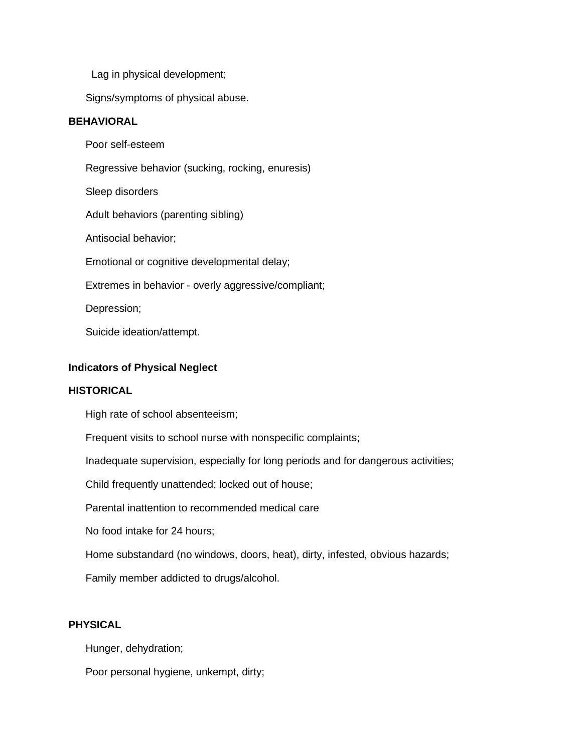Lag in physical development;

Signs/symptoms of physical abuse.

**BEHAVIORAL**

Poor self-esteem

Regressive behavior (sucking, rocking, enuresis)

Sleep disorders

Adult behaviors (parenting sibling)

Antisocial behavior;

Emotional or cognitive developmental delay;

Extremes in behavior - overly aggressive/compliant;

Depression;

Suicide ideation/attempt.

**Indicators of Physical Neglect**

**HISTORICAL**

High rate of school absenteeism;

Frequent visits to school nurse with nonspecific complaints;

Inadequate supervision, especially for long periods and for dangerous activities;

Child frequently unattended; locked out of house;

Parental inattention to recommended medical care

No food intake for 24 hours;

Home substandard (no windows, doors, heat), dirty, infested, obvious hazards;

Family member addicted to drugs/alcohol.

**PHYSICAL**

Hunger, dehydration;

Poor personal hygiene, unkempt, dirty;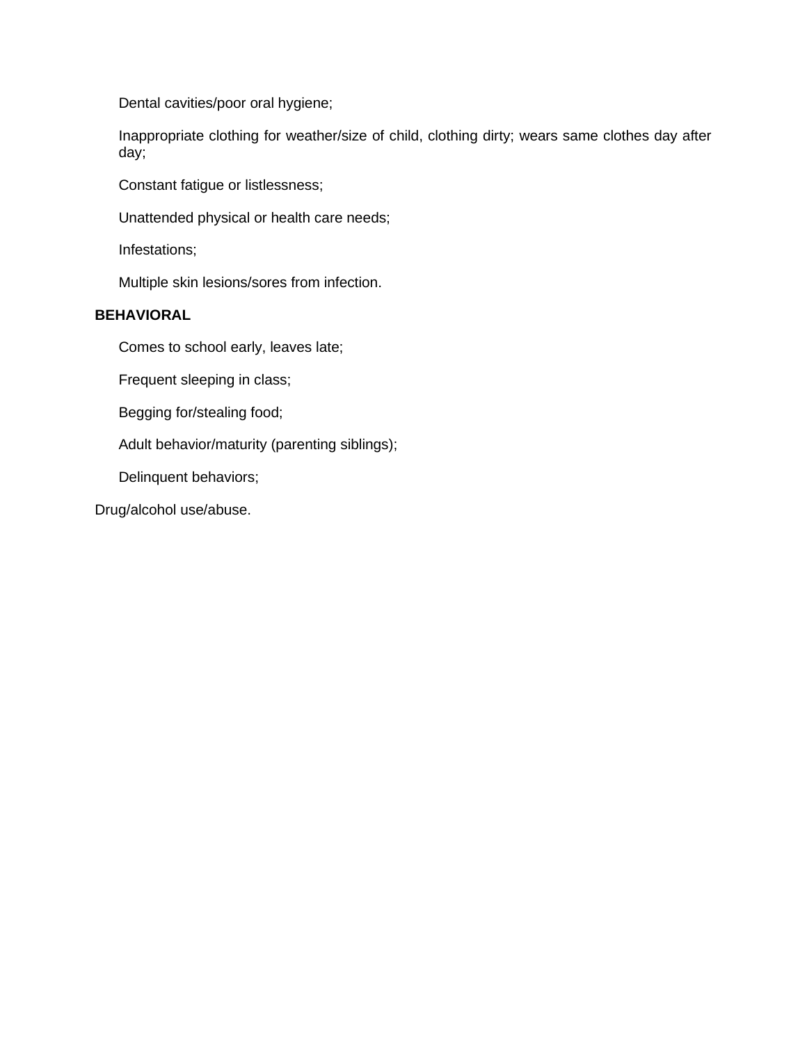- Dental cavities/poor oral hygiene;
- Inappropriate clothing for weather/size of child, clothing dirty; wears same clothes day after day;
- Constant fatigue or listlessness;
- Unattended physical or health care needs;
- Infestations;
- Multiple skin lesions/sores from infection.

**BEHAVIORAL**

- Comes to school early, leaves late;
- Frequent sleeping in class;
- Begging for/stealing food;
- Adult behavior/maturity (parenting siblings);
- Delinquent behaviors;

Drug/alcohol use/abuse.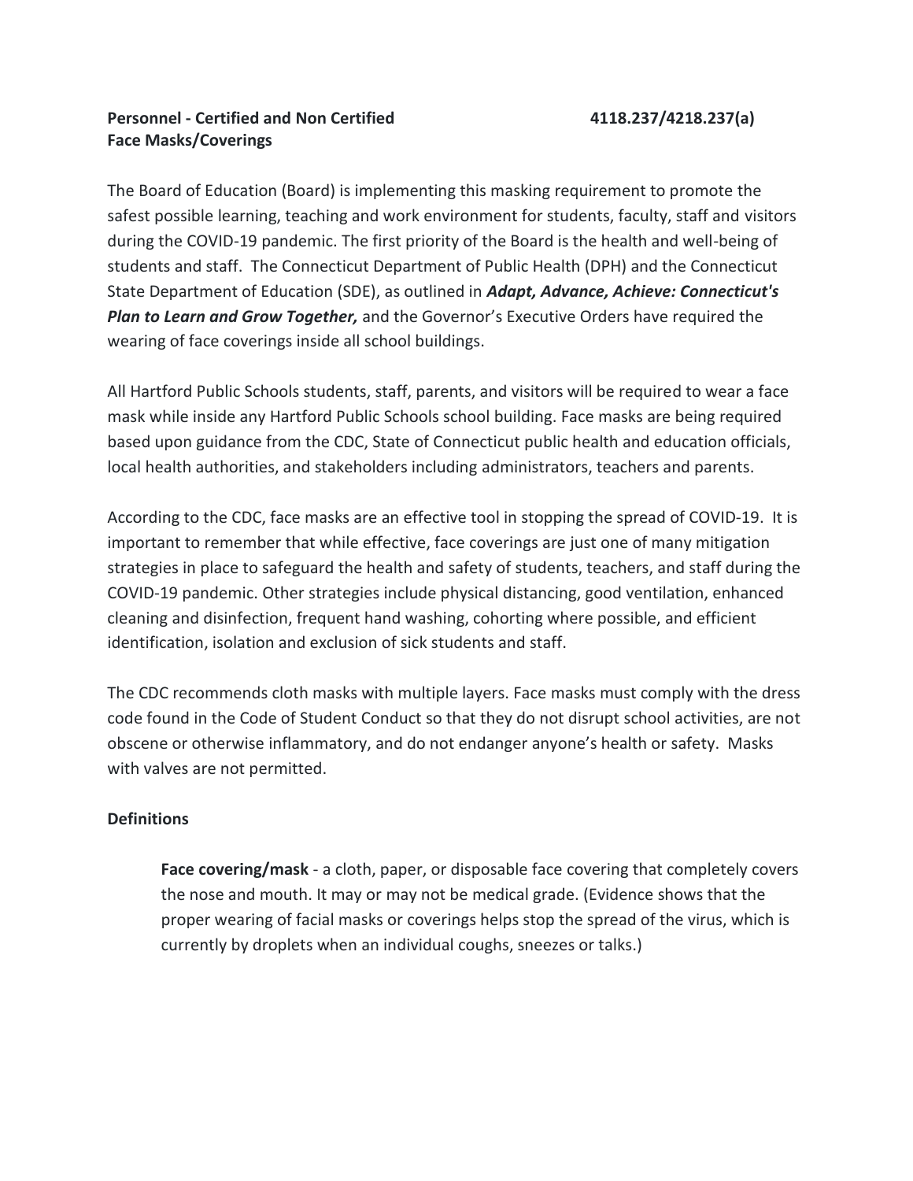**Personnel - Certified and Non Certified** **4118.237/4218.237(a)**
**Face Masks/Coverings**

The Board of Education (Board) is implementing this masking requirement to promote the safest possible learning, teaching and work environment for students, faculty, staff and visitors during the COVID-19 pandemic. The first priority of the Board is the health and well-being of students and staff. The Connecticut Department of Public Health (DPH) and the Connecticut State Department of Education (SDE), as outlined in ***Adapt, Advance, Achieve: Connecticut's Plan to Learn and Grow Together,*** and the Governor's Executive Orders have required the wearing of face coverings inside all school buildings.

All Hartford Public Schools students, staff, parents, and visitors will be required to wear a face mask while inside any Hartford Public Schools school building. Face masks are being required based upon guidance from the CDC, State of Connecticut public health and education officials, local health authorities, and stakeholders including administrators, teachers and parents.

According to the CDC, face masks are an effective tool in stopping the spread of COVID-19. It is important to remember that while effective, face coverings are just one of many mitigation strategies in place to safeguard the health and safety of students, teachers, and staff during the COVID-19 pandemic. Other strategies include physical distancing, good ventilation, enhanced cleaning and disinfection, frequent hand washing, cohorting where possible, and efficient identification, isolation and exclusion of sick students and staff.

The CDC recommends cloth masks with multiple layers. Face masks must comply with the dress code found in the Code of Student Conduct so that they do not disrupt school activities, are not obscene or otherwise inflammatory, and do not endanger anyone's health or safety. Masks with valves are not permitted.

**Definitions**

**Face covering/mask** - a cloth, paper, or disposable face covering that completely covers the nose and mouth. It may or may not be medical grade. (Evidence shows that the proper wearing of facial masks or coverings helps stop the spread of the virus, which is currently by droplets when an individual coughs, sneezes or talks.)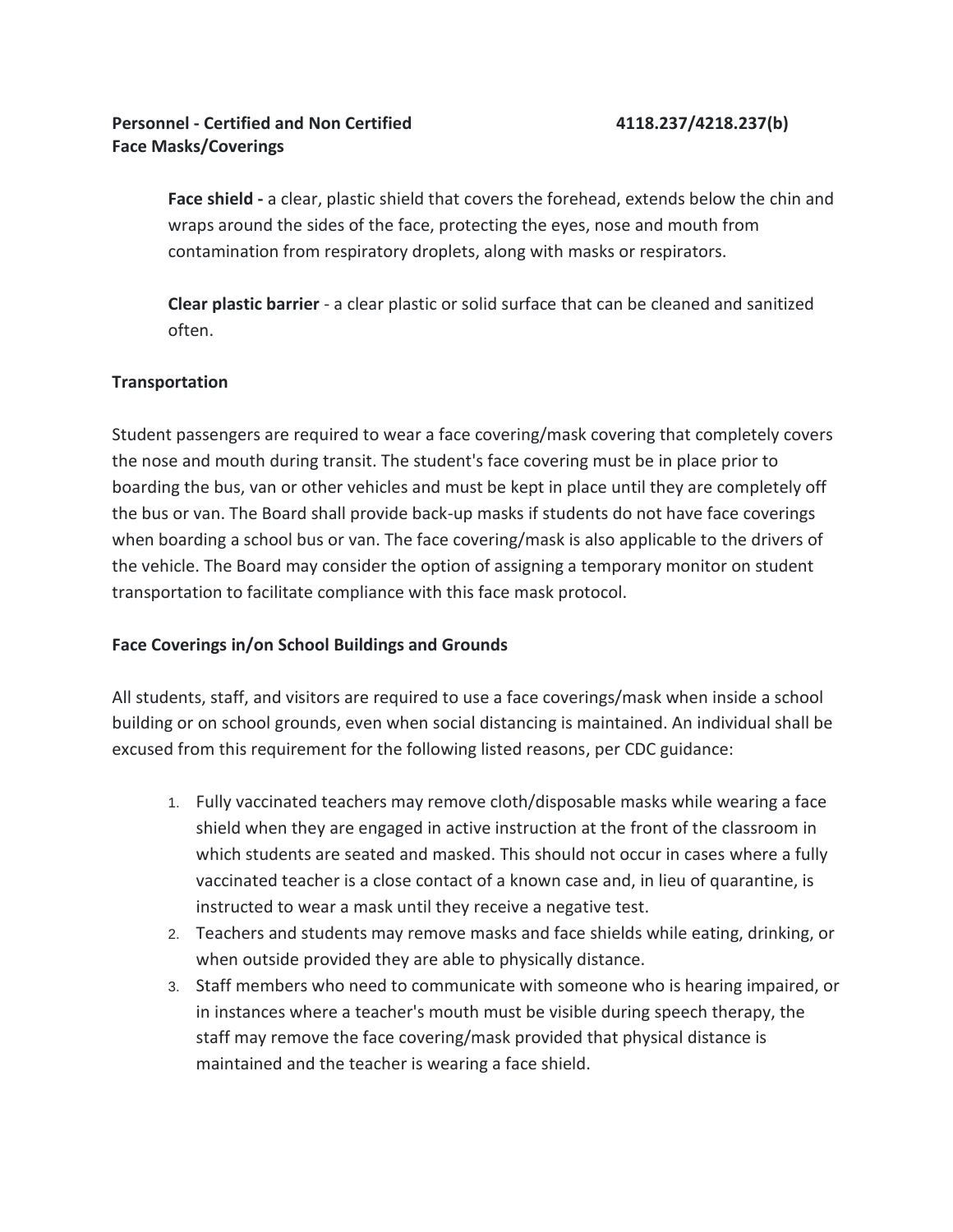**Face shield -** a clear, plastic shield that covers the forehead, extends below the chin and wraps around the sides of the face, protecting the eyes, nose and mouth from contamination from respiratory droplets, along with masks or respirators.

**Clear plastic barrier** - a clear plastic or solid surface that can be cleaned and sanitized often.

**Transportation**

Student passengers are required to wear a face covering/mask covering that completely covers the nose and mouth during transit. The student's face covering must be in place prior to boarding the bus, van or other vehicles and must be kept in place until they are completely off the bus or van. The Board shall provide back-up masks if students do not have face coverings when boarding a school bus or van. The face covering/mask is also applicable to the drivers of the vehicle. The Board may consider the option of assigning a temporary monitor on student transportation to facilitate compliance with this face mask protocol.

**Face Coverings in/on School Buildings and Grounds**

All students, staff, and visitors are required to use a face coverings/mask when inside a school building or on school grounds, even when social distancing is maintained. An individual shall be excused from this requirement for the following listed reasons, per CDC guidance:

1. Fully vaccinated teachers may remove cloth/disposable masks while wearing a face shield when they are engaged in active instruction at the front of the classroom in which students are seated and masked. This should not occur in cases where a fully vaccinated teacher is a close contact of a known case and, in lieu of quarantine, is instructed to wear a mask until they receive a negative test.
2. Teachers and students may remove masks and face shields while eating, drinking, or when outside provided they are able to physically distance.
3. Staff members who need to communicate with someone who is hearing impaired, or in instances where a teacher's mouth must be visible during speech therapy, the staff may remove the face covering/mask provided that physical distance is maintained and the teacher is wearing a face shield.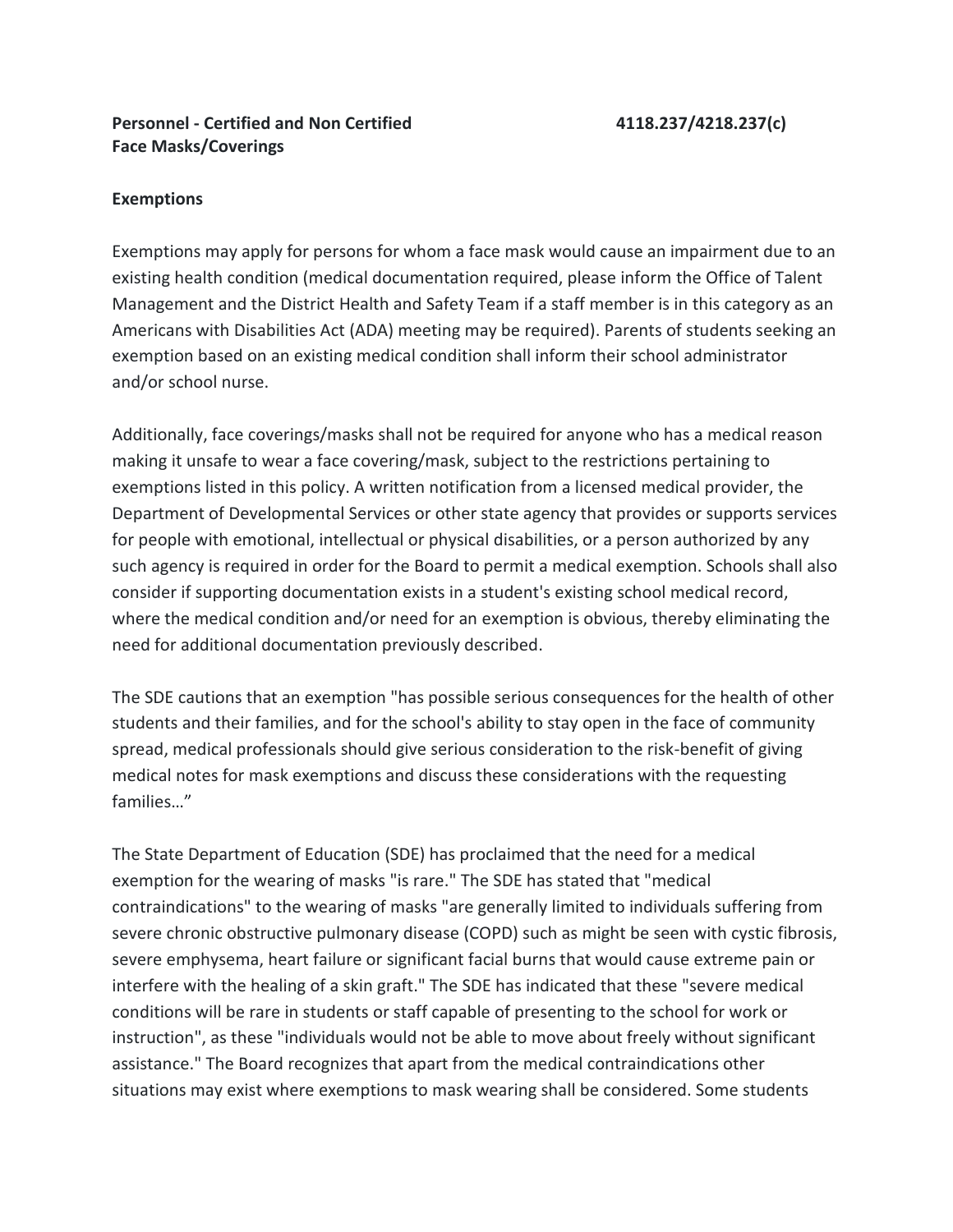**Personnel - Certified and Non Certified** **4118.237/4218.237(c)**
**Face Masks/Coverings**

**Exemptions**

Exemptions may apply for persons for whom a face mask would cause an impairment due to an existing health condition (medical documentation required, please inform the Office of Talent Management and the District Health and Safety Team if a staff member is in this category as an Americans with Disabilities Act (ADA) meeting may be required). Parents of students seeking an exemption based on an existing medical condition shall inform their school administrator and/or school nurse.

Additionally, face coverings/masks shall not be required for anyone who has a medical reason making it unsafe to wear a face covering/mask, subject to the restrictions pertaining to exemptions listed in this policy. A written notification from a licensed medical provider, the Department of Developmental Services or other state agency that provides or supports services for people with emotional, intellectual or physical disabilities, or a person authorized by any such agency is required in order for the Board to permit a medical exemption. Schools shall also consider if supporting documentation exists in a student's existing school medical record, where the medical condition and/or need for an exemption is obvious, thereby eliminating the need for additional documentation previously described.

The SDE cautions that an exemption "has possible serious consequences for the health of other students and their families, and for the school's ability to stay open in the face of community spread, medical professionals should give serious consideration to the risk-benefit of giving medical notes for mask exemptions and discuss these considerations with the requesting families…"

The State Department of Education (SDE) has proclaimed that the need for a medical exemption for the wearing of masks "is rare." The SDE has stated that "medical contraindications" to the wearing of masks "are generally limited to individuals suffering from severe chronic obstructive pulmonary disease (COPD) such as might be seen with cystic fibrosis, severe emphysema, heart failure or significant facial burns that would cause extreme pain or interfere with the healing of a skin graft." The SDE has indicated that these "severe medical conditions will be rare in students or staff capable of presenting to the school for work or instruction", as these "individuals would not be able to move about freely without significant assistance." The Board recognizes that apart from the medical contraindications other situations may exist where exemptions to mask wearing shall be considered. Some students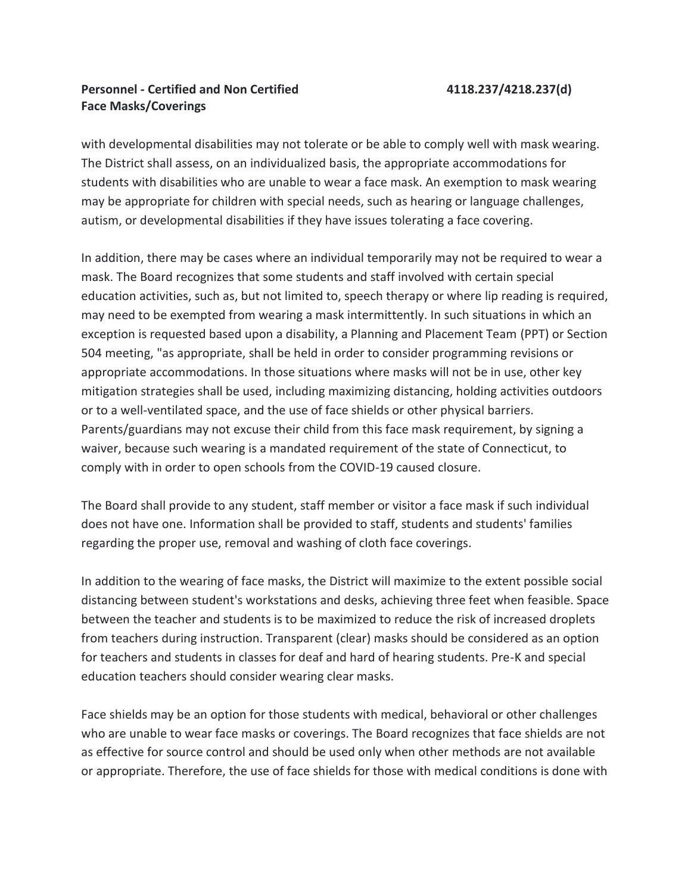with developmental disabilities may not tolerate or be able to comply well with mask wearing. The District shall assess, on an individualized basis, the appropriate accommodations for students with disabilities who are unable to wear a face mask. An exemption to mask wearing may be appropriate for children with special needs, such as hearing or language challenges, autism, or developmental disabilities if they have issues tolerating a face covering.

In addition, there may be cases where an individual temporarily may not be required to wear a mask. The Board recognizes that some students and staff involved with certain special education activities, such as, but not limited to, speech therapy or where lip reading is required, may need to be exempted from wearing a mask intermittently. In such situations in which an exception is requested based upon a disability, a Planning and Placement Team (PPT) or Section 504 meeting, "as appropriate, shall be held in order to consider programming revisions or appropriate accommodations. In those situations where masks will not be in use, other key mitigation strategies shall be used, including maximizing distancing, holding activities outdoors or to a well-ventilated space, and the use of face shields or other physical barriers. Parents/guardians may not excuse their child from this face mask requirement, by signing a waiver, because such wearing is a mandated requirement of the state of Connecticut, to comply with in order to open schools from the COVID-19 caused closure.

The Board shall provide to any student, staff member or visitor a face mask if such individual does not have one. Information shall be provided to staff, students and students' families regarding the proper use, removal and washing of cloth face coverings.

In addition to the wearing of face masks, the District will maximize to the extent possible social distancing between student's workstations and desks, achieving three feet when feasible. Space between the teacher and students is to be maximized to reduce the risk of increased droplets from teachers during instruction. Transparent (clear) masks should be considered as an option for teachers and students in classes for deaf and hard of hearing students. Pre-K and special education teachers should consider wearing clear masks.

Face shields may be an option for those students with medical, behavioral or other challenges who are unable to wear face masks or coverings. The Board recognizes that face shields are not as effective for source control and should be used only when other methods are not available or appropriate. Therefore, the use of face shields for those with medical conditions is done with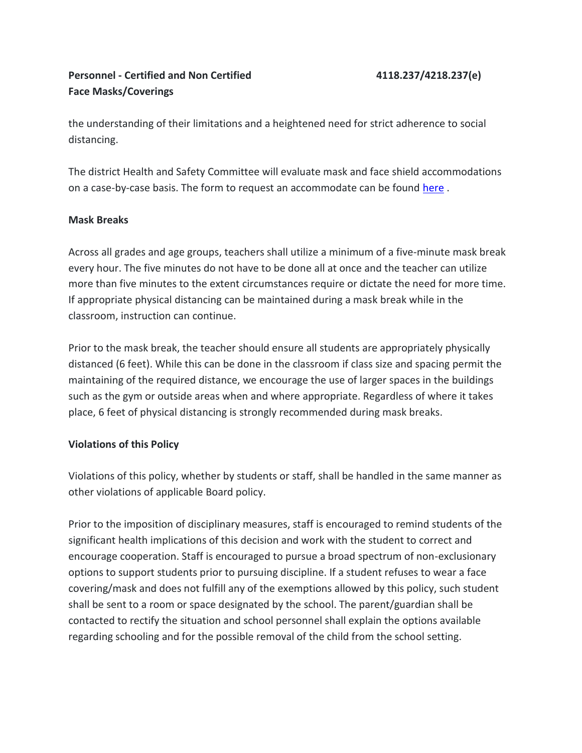the understanding of their limitations and a heightened need for strict adherence to social distancing.

The district Health and Safety Committee will evaluate mask and face shield accommodations on a case-by-case basis. The form to request an accommodate can be found here .

**Mask Breaks**

Across all grades and age groups, teachers shall utilize a minimum of a five-minute mask break every hour. The five minutes do not have to be done all at once and the teacher can utilize more than five minutes to the extent circumstances require or dictate the need for more time. If appropriate physical distancing can be maintained during a mask break while in the classroom, instruction can continue.

Prior to the mask break, the teacher should ensure all students are appropriately physically distanced (6 feet). While this can be done in the classroom if class size and spacing permit the maintaining of the required distance, we encourage the use of larger spaces in the buildings such as the gym or outside areas when and where appropriate. Regardless of where it takes place, 6 feet of physical distancing is strongly recommended during mask breaks.

**Violations of this Policy**

Violations of this policy, whether by students or staff, shall be handled in the same manner as other violations of applicable Board policy.

Prior to the imposition of disciplinary measures, staff is encouraged to remind students of the significant health implications of this decision and work with the student to correct and encourage cooperation. Staff is encouraged to pursue a broad spectrum of non-exclusionary options to support students prior to pursuing discipline. If a student refuses to wear a face covering/mask and does not fulfill any of the exemptions allowed by this policy, such student shall be sent to a room or space designated by the school. The parent/guardian shall be contacted to rectify the situation and school personnel shall explain the options available regarding schooling and for the possible removal of the child from the school setting.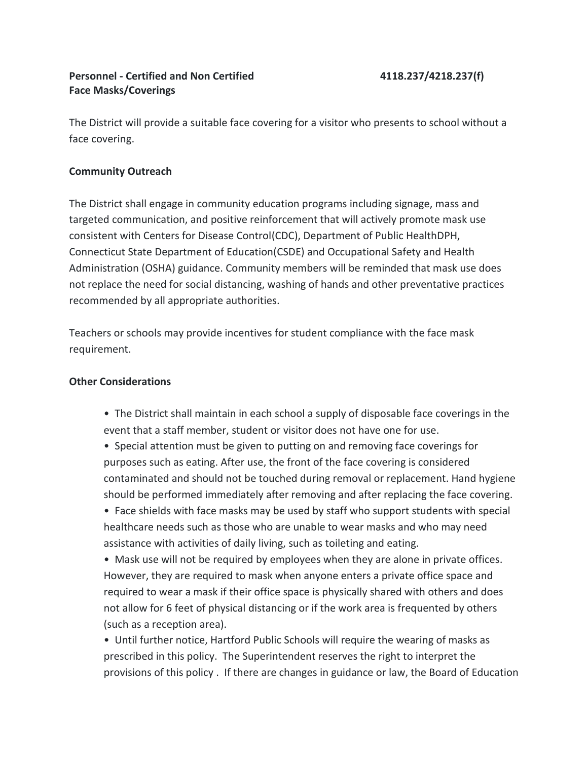**Personnel - Certified and Non Certified** **4118.237/4218.237(f)**
**Face Masks/Coverings**

The District will provide a suitable face covering for a visitor who presents to school without a face covering.

**Community Outreach**

The District shall engage in community education programs including signage, mass and targeted communication, and positive reinforcement that will actively promote mask use consistent with Centers for Disease Control(CDC), Department of Public HealthDPH, Connecticut State Department of Education(CSDE) and Occupational Safety and Health Administration (OSHA) guidance. Community members will be reminded that mask use does not replace the need for social distancing, washing of hands and other preventative practices recommended by all appropriate authorities.

Teachers or schools may provide incentives for student compliance with the face mask requirement.

**Other Considerations**

- The District shall maintain in each school a supply of disposable face coverings in the event that a staff member, student or visitor does not have one for use.
- Special attention must be given to putting on and removing face coverings for purposes such as eating. After use, the front of the face covering is considered contaminated and should not be touched during removal or replacement. Hand hygiene should be performed immediately after removing and after replacing the face covering.
- Face shields with face masks may be used by staff who support students with special healthcare needs such as those who are unable to wear masks and who may need assistance with activities of daily living, such as toileting and eating.
- Mask use will not be required by employees when they are alone in private offices. However, they are required to mask when anyone enters a private office space and required to wear a mask if their office space is physically shared with others and does not allow for 6 feet of physical distancing or if the work area is frequented by others (such as a reception area).
- Until further notice, Hartford Public Schools will require the wearing of masks as prescribed in this policy. The Superintendent reserves the right to interpret the provisions of this policy . If there are changes in guidance or law, the Board of Education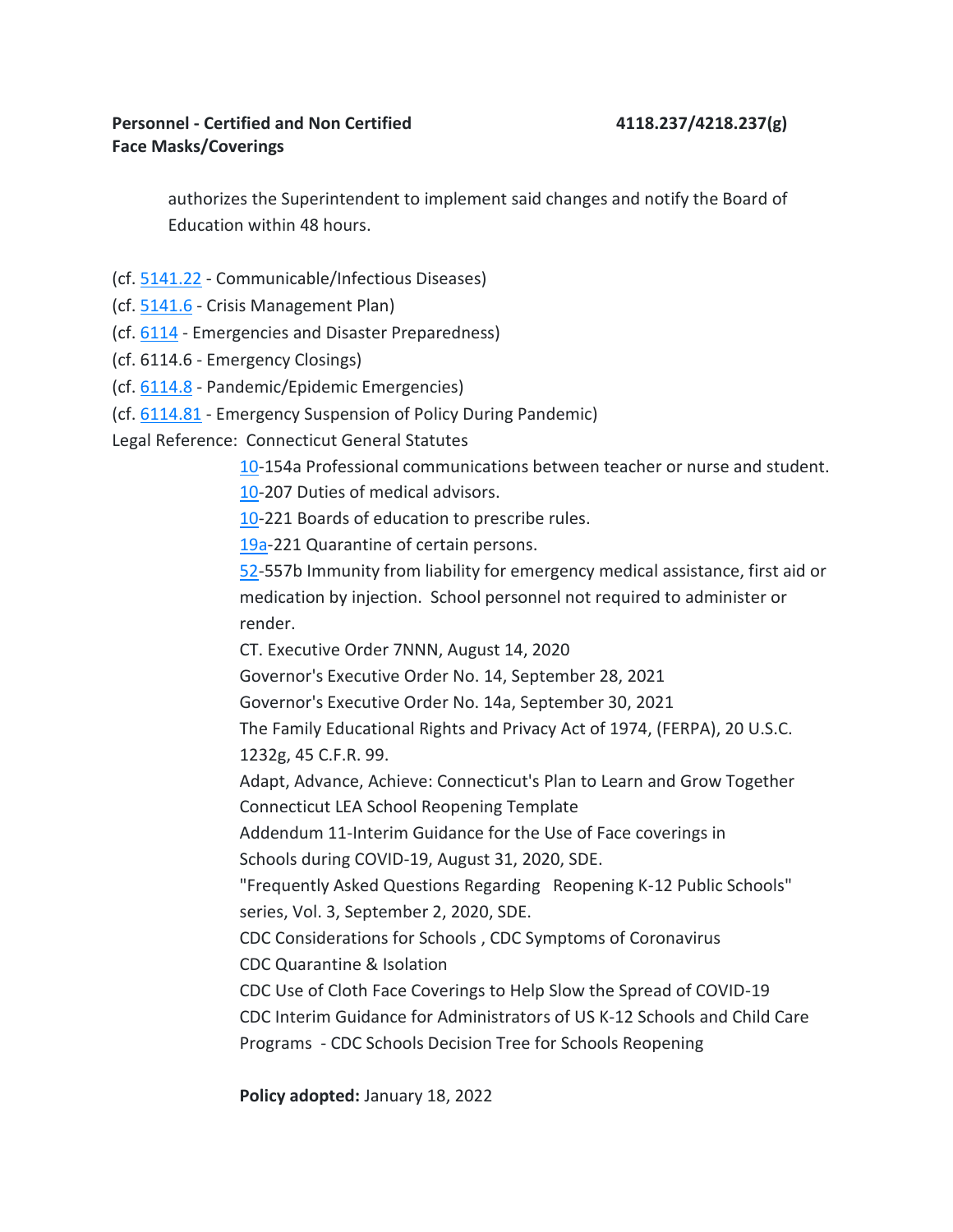authorizes the Superintendent to implement said changes and notify the Board of Education within 48 hours.

(cf. 5141.22 - Communicable/Infectious Diseases)
(cf. 5141.6 - Crisis Management Plan)
(cf. 6114 - Emergencies and Disaster Preparedness)
(cf. 6114.6 - Emergency Closings)
(cf. 6114.8 - Pandemic/Epidemic Emergencies)
(cf. 6114.81 - Emergency Suspension of Policy During Pandemic)

Legal Reference: Connecticut General Statutes

10-154a Professional communications between teacher or nurse and student.
10-207 Duties of medical advisors.
10-221 Boards of education to prescribe rules.
19a-221 Quarantine of certain persons.
52-557b Immunity from liability for emergency medical assistance, first aid or medication by injection. School personnel not required to administer or render.
CT. Executive Order 7NNN, August 14, 2020
Governor's Executive Order No. 14, September 28, 2021
Governor's Executive Order No. 14a, September 30, 2021
The Family Educational Rights and Privacy Act of 1974, (FERPA), 20 U.S.C. 1232g, 45 C.F.R. 99.
Adapt, Advance, Achieve: Connecticut's Plan to Learn and Grow Together
Connecticut LEA School Reopening Template
Addendum 11-Interim Guidance for the Use of Face coverings in Schools during COVID-19, August 31, 2020, SDE.
"Frequently Asked Questions Regarding Reopening K-12 Public Schools" series, Vol. 3, September 2, 2020, SDE.
CDC Considerations for Schools , CDC Symptoms of Coronavirus
CDC Quarantine & Isolation
CDC Use of Cloth Face Coverings to Help Slow the Spread of COVID-19
CDC Interim Guidance for Administrators of US K-12 Schools and Child Care Programs - CDC Schools Decision Tree for Schools Reopening

**Policy adopted:** January 18, 2022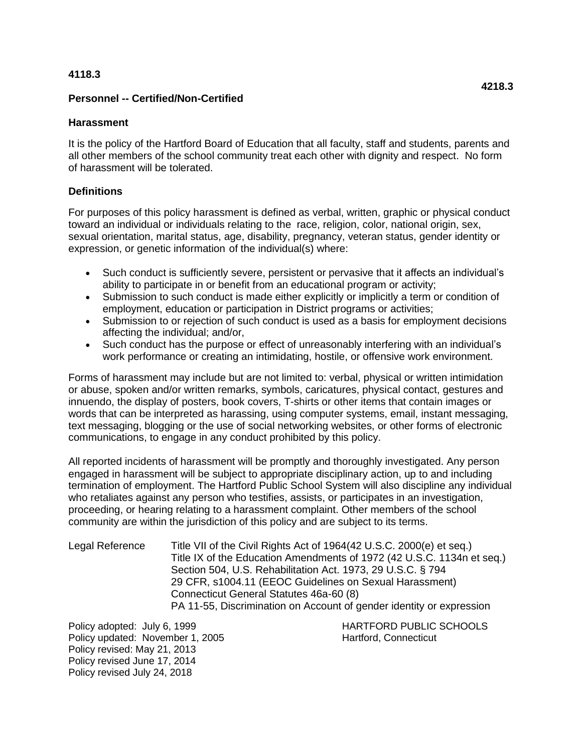**4118.3**

**4218.3**

**Personnel -- Certified/Non-Certified**

## Harassment

It is the policy of the Hartford Board of Education that all faculty, staff and students, parents and all other members of the school community treat each other with dignity and respect. No form of harassment will be tolerated.

### Definitions

For purposes of this policy harassment is defined as verbal, written, graphic or physical conduct toward an individual or individuals relating to the race, religion, color, national origin, sex, sexual orientation, marital status, age, disability, pregnancy, veteran status, gender identity or expression, or genetic information of the individual(s) where:

- Such conduct is sufficiently severe, persistent or pervasive that it affects an individual's ability to participate in or benefit from an educational program or activity;
- Submission to such conduct is made either explicitly or implicitly a term or condition of employment, education or participation in District programs or activities;
- Submission to or rejection of such conduct is used as a basis for employment decisions affecting the individual; and/or,
- Such conduct has the purpose or effect of unreasonably interfering with an individual's work performance or creating an intimidating, hostile, or offensive work environment.

Forms of harassment may include but are not limited to: verbal, physical or written intimidation or abuse, spoken and/or written remarks, symbols, caricatures, physical contact, gestures and innuendo, the display of posters, book covers, T-shirts or other items that contain images or words that can be interpreted as harassing, using computer systems, email, instant messaging, text messaging, blogging or the use of social networking websites, or other forms of electronic communications, to engage in any conduct prohibited by this policy.

All reported incidents of harassment will be promptly and thoroughly investigated. Any person engaged in harassment will be subject to appropriate disciplinary action, up to and including termination of employment. The Hartford Public School System will also discipline any individual who retaliates against any person who testifies, assists, or participates in an investigation, proceeding, or hearing relating to a harassment complaint. Other members of the school community are within the jurisdiction of this policy and are subject to its terms.

Legal Reference
- Title VII of the Civil Rights Act of 1964(42 U.S.C. 2000(e) et seq.)
- Title IX of the Education Amendments of 1972 (42 U.S.C. 1134n et seq.)
- Section 504, U.S. Rehabilitation Act. 1973, 29 U.S.C. § 794
- 29 CFR, s1004.11 (EEOC Guidelines on Sexual Harassment)
- Connecticut General Statutes 46a-60 (8)
- PA 11-55, Discrimination on Account of gender identity or expression

Policy adopted: July 6, 1999
Policy updated: November 1, 2005
Policy revised: May 21, 2013
Policy revised June 17, 2014
Policy revised July 24, 2018

HARTFORD PUBLIC SCHOOLS
Hartford, Connecticut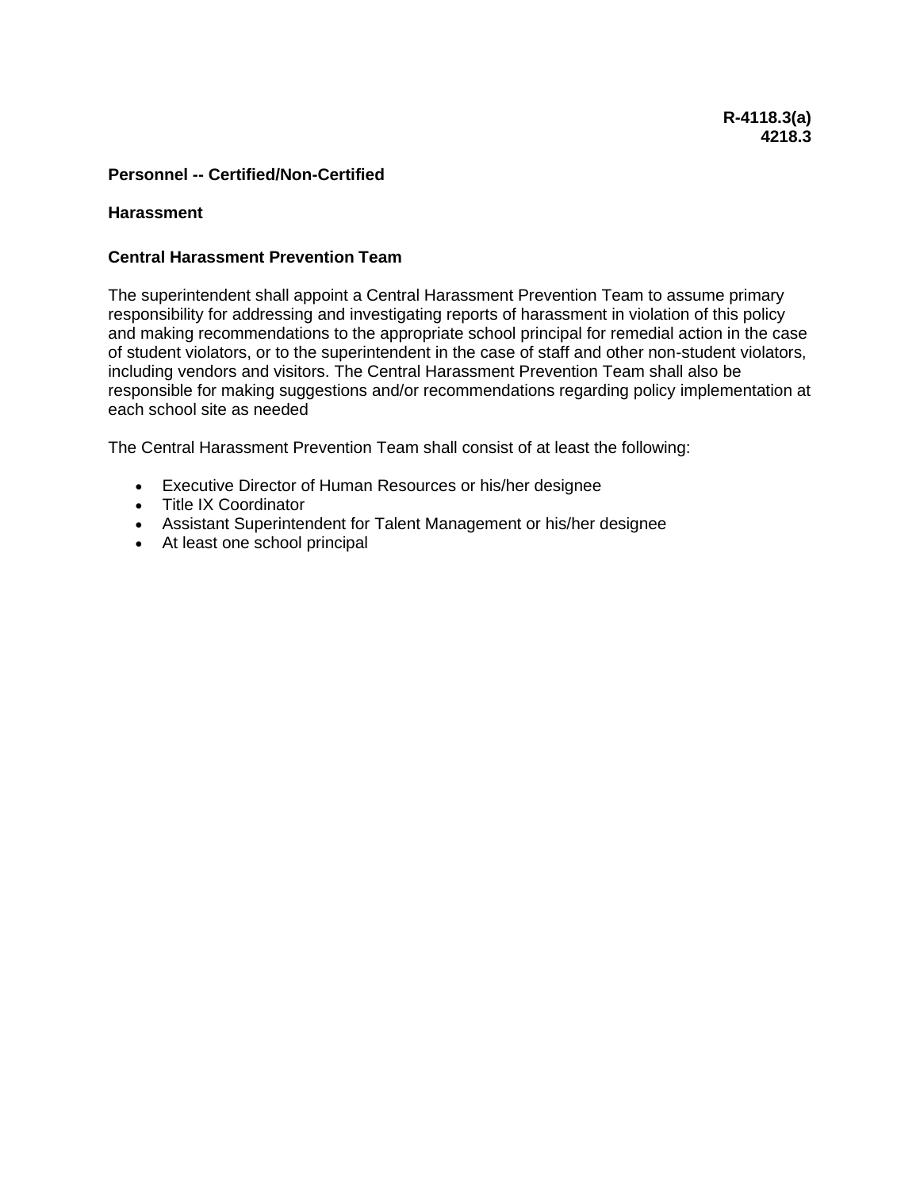**R-4118.3(a)**
**4218.3**

**Personnel -- Certified/Non-Certified**

**Harassment**

**Central Harassment Prevention Team**

The superintendent shall appoint a Central Harassment Prevention Team to assume primary responsibility for addressing and investigating reports of harassment in violation of this policy and making recommendations to the appropriate school principal for remedial action in the case of student violators, or to the superintendent in the case of staff and other non-student violators, including vendors and visitors. The Central Harassment Prevention Team shall also be responsible for making suggestions and/or recommendations regarding policy implementation at each school site as needed

The Central Harassment Prevention Team shall consist of at least the following:

- Executive Director of Human Resources or his/her designee
- Title IX Coordinator
- Assistant Superintendent for Talent Management or his/her designee
- At least one school principal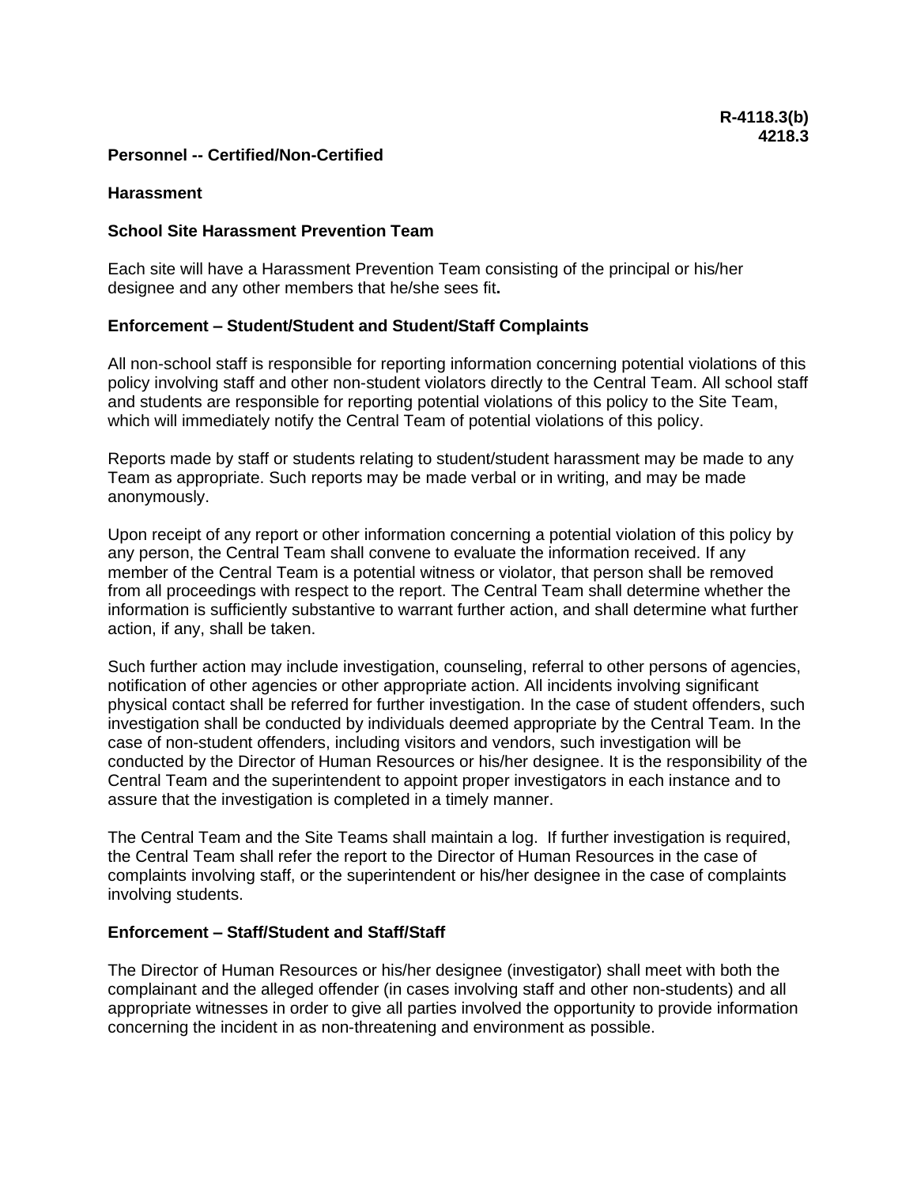**R-4118.3(b)**
**4218.3**

**Personnel -- Certified/Non-Certified**

**Harassment**

**School Site Harassment Prevention Team**

Each site will have a Harassment Prevention Team consisting of the principal or his/her designee and any other members that he/she sees fit**.**

**Enforcement – Student/Student and Student/Staff Complaints**

All non-school staff is responsible for reporting information concerning potential violations of this policy involving staff and other non-student violators directly to the Central Team. All school staff and students are responsible for reporting potential violations of this policy to the Site Team, which will immediately notify the Central Team of potential violations of this policy.

Reports made by staff or students relating to student/student harassment may be made to any Team as appropriate. Such reports may be made verbal or in writing, and may be made anonymously.

Upon receipt of any report or other information concerning a potential violation of this policy by any person, the Central Team shall convene to evaluate the information received. If any member of the Central Team is a potential witness or violator, that person shall be removed from all proceedings with respect to the report. The Central Team shall determine whether the information is sufficiently substantive to warrant further action, and shall determine what further action, if any, shall be taken.

Such further action may include investigation, counseling, referral to other persons of agencies, notification of other agencies or other appropriate action. All incidents involving significant physical contact shall be referred for further investigation. In the case of student offenders, such investigation shall be conducted by individuals deemed appropriate by the Central Team. In the case of non-student offenders, including visitors and vendors, such investigation will be conducted by the Director of Human Resources or his/her designee. It is the responsibility of the Central Team and the superintendent to appoint proper investigators in each instance and to assure that the investigation is completed in a timely manner.

The Central Team and the Site Teams shall maintain a log. If further investigation is required, the Central Team shall refer the report to the Director of Human Resources in the case of complaints involving staff, or the superintendent or his/her designee in the case of complaints involving students.

**Enforcement – Staff/Student and Staff/Staff**

The Director of Human Resources or his/her designee (investigator) shall meet with both the complainant and the alleged offender (in cases involving staff and other non-students) and all appropriate witnesses in order to give all parties involved the opportunity to provide information concerning the incident in as non-threatening and environment as possible.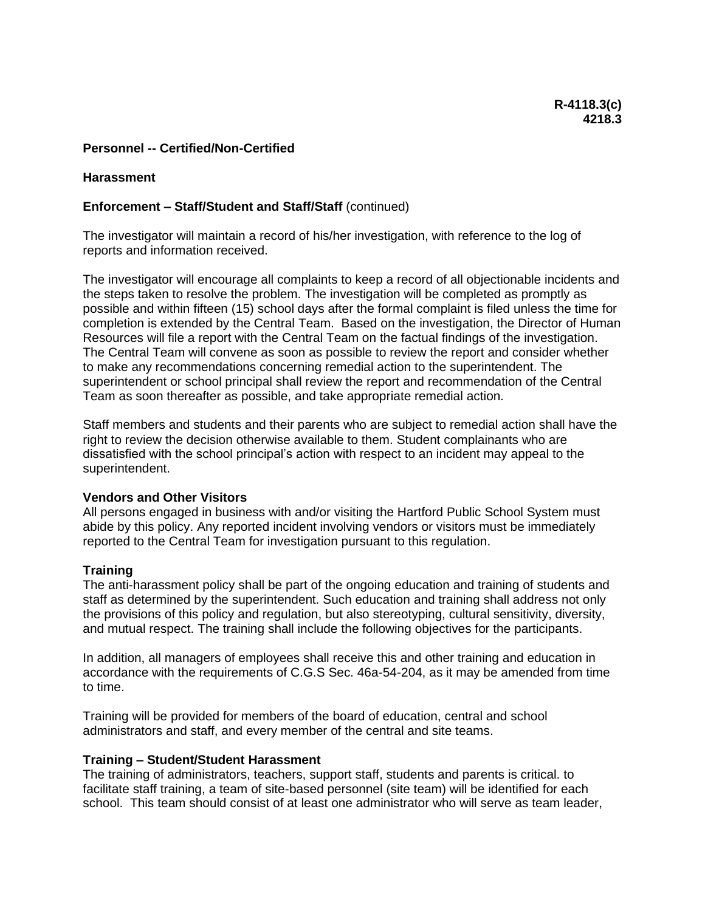**R-4118.3(c)**
**4218.3**

**Personnel -- Certified/Non-Certified**

**Harassment**

**Enforcement – Staff/Student and Staff/Staff** (continued)

The investigator will maintain a record of his/her investigation, with reference to the log of reports and information received.

The investigator will encourage all complaints to keep a record of all objectionable incidents and the steps taken to resolve the problem. The investigation will be completed as promptly as possible and within fifteen (15) school days after the formal complaint is filed unless the time for completion is extended by the Central Team. Based on the investigation, the Director of Human Resources will file a report with the Central Team on the factual findings of the investigation. The Central Team will convene as soon as possible to review the report and consider whether to make any recommendations concerning remedial action to the superintendent. The superintendent or school principal shall review the report and recommendation of the Central Team as soon thereafter as possible, and take appropriate remedial action.

Staff members and students and their parents who are subject to remedial action shall have the right to review the decision otherwise available to them. Student complainants who are dissatisfied with the school principal's action with respect to an incident may appeal to the superintendent.

**Vendors and Other Visitors**
All persons engaged in business with and/or visiting the Hartford Public School System must abide by this policy. Any reported incident involving vendors or visitors must be immediately reported to the Central Team for investigation pursuant to this regulation.

**Training**
The anti-harassment policy shall be part of the ongoing education and training of students and staff as determined by the superintendent. Such education and training shall address not only the provisions of this policy and regulation, but also stereotyping, cultural sensitivity, diversity, and mutual respect. The training shall include the following objectives for the participants.

In addition, all managers of employees shall receive this and other training and education in accordance with the requirements of C.G.S Sec. 46a-54-204, as it may be amended from time to time.

Training will be provided for members of the board of education, central and school administrators and staff, and every member of the central and site teams.

**Training – Student/Student Harassment**
The training of administrators, teachers, support staff, students and parents is critical. to facilitate staff training, a team of site-based personnel (site team) will be identified for each school. This team should consist of at least one administrator who will serve as team leader,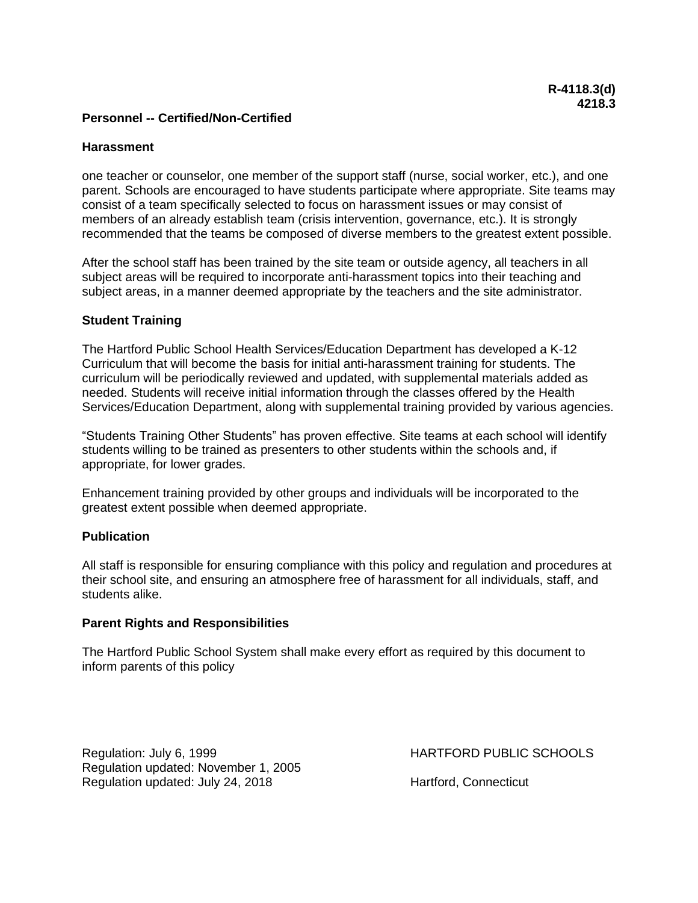**R-4118.3(d)**
**4218.3**

**Personnel -- Certified/Non-Certified**

**Harassment**

one teacher or counselor, one member of the support staff (nurse, social worker, etc.), and one parent. Schools are encouraged to have students participate where appropriate. Site teams may consist of a team specifically selected to focus on harassment issues or may consist of members of an already establish team (crisis intervention, governance, etc.). It is strongly recommended that the teams be composed of diverse members to the greatest extent possible.

After the school staff has been trained by the site team or outside agency, all teachers in all subject areas will be required to incorporate anti-harassment topics into their teaching and subject areas, in a manner deemed appropriate by the teachers and the site administrator.

**Student Training**

The Hartford Public School Health Services/Education Department has developed a K-12 Curriculum that will become the basis for initial anti-harassment training for students. The curriculum will be periodically reviewed and updated, with supplemental materials added as needed. Students will receive initial information through the classes offered by the Health Services/Education Department, along with supplemental training provided by various agencies.

"Students Training Other Students" has proven effective. Site teams at each school will identify students willing to be trained as presenters to other students within the schools and, if appropriate, for lower grades.

Enhancement training provided by other groups and individuals will be incorporated to the greatest extent possible when deemed appropriate.

**Publication**

All staff is responsible for ensuring compliance with this policy and regulation and procedures at their school site, and ensuring an atmosphere free of harassment for all individuals, staff, and students alike.

**Parent Rights and Responsibilities**

The Hartford Public School System shall make every effort as required by this document to inform parents of this policy

Regulation: July 6, 1999
Regulation updated: November 1, 2005
Regulation updated: July 24, 2018

HARTFORD PUBLIC SCHOOLS

Hartford, Connecticut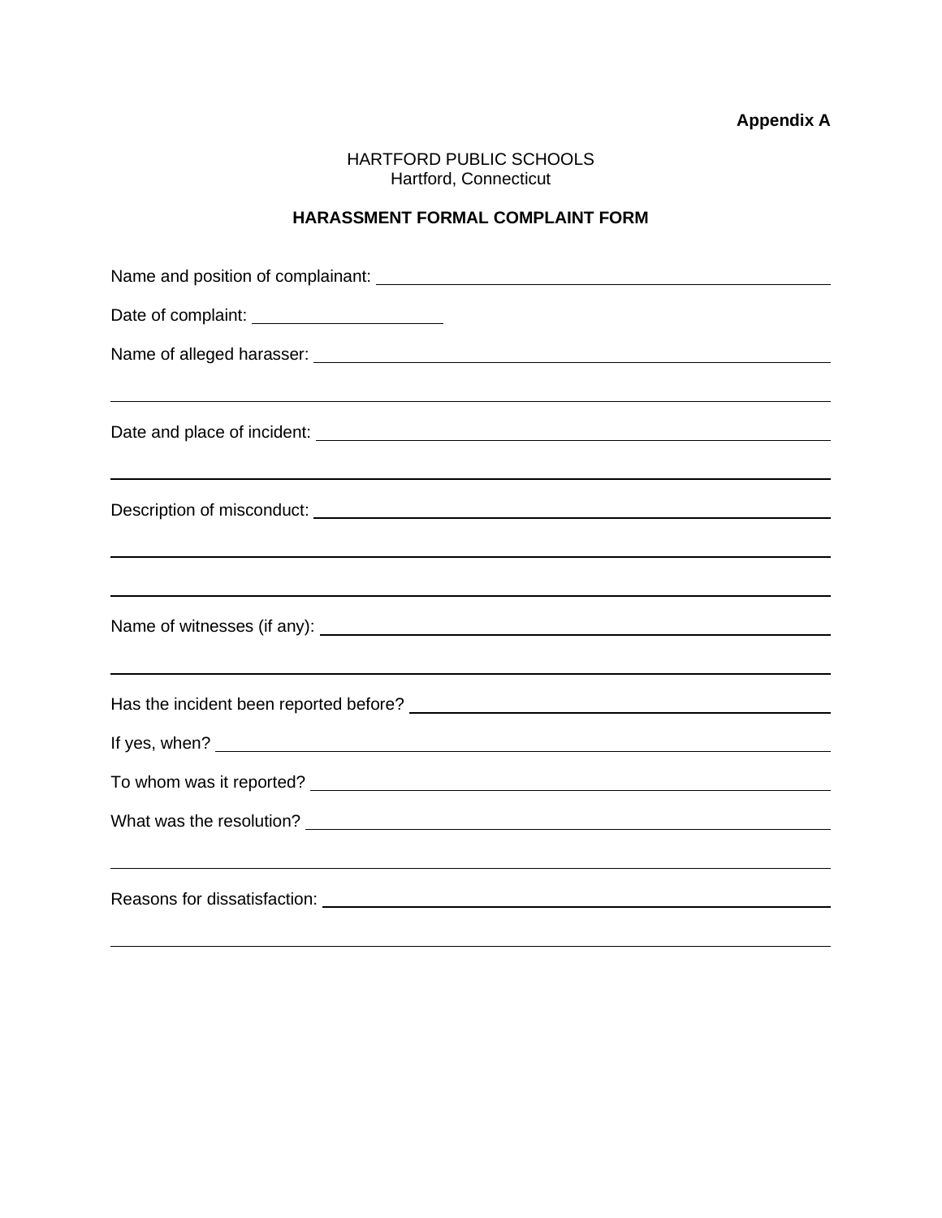**Appendix A**

HARTFORD PUBLIC SCHOOLS
Hartford, Connecticut

**HARASSMENT FORMAL COMPLAINT FORM**

Name and position of complainant: ______________________________________________

Date of complaint: ____________________

Name of alleged harasser: ______________________________________________________

_______________________________________________________________________________

Date and place of incident: ______________________________________________________

_______________________________________________________________________________

Description of misconduct: ______________________________________________________

_______________________________________________________________________________

_______________________________________________________________________________

Name of witnesses (if any): ______________________________________________________

_______________________________________________________________________________

Has the incident been reported before? ____________________________________________

If yes, when? _________________________________________________________________

To whom was it reported? _______________________________________________________

What was the resolution? _______________________________________________________

_______________________________________________________________________________

Reasons for dissatisfaction: ______________________________________________________

_______________________________________________________________________________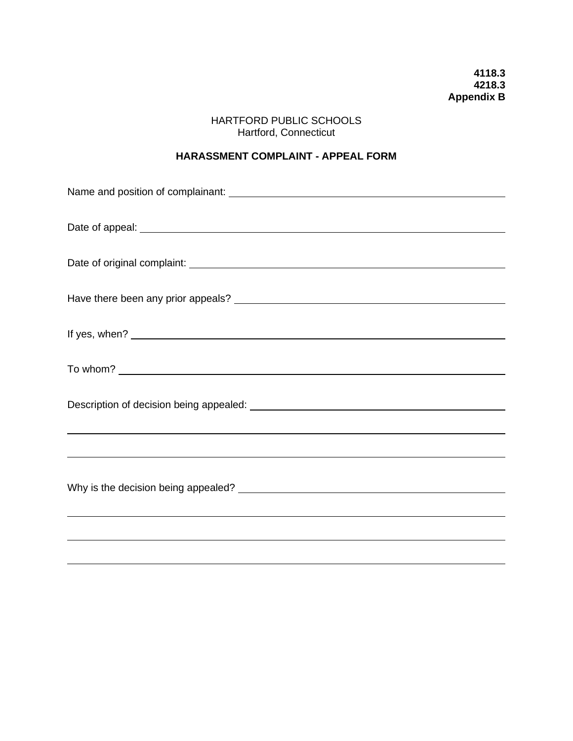**4118.3**
**4218.3**
**Appendix B**

HARTFORD PUBLIC SCHOOLS
Hartford, Connecticut

**HARASSMENT COMPLAINT - APPEAL FORM**

Name and position of complainant: ______________________________________________

Date of appeal: ______________________________________________

Date of original complaint: ______________________________________________

Have there been any prior appeals? ______________________________________________

If yes, when? ______________________________________________

To whom? ______________________________________________

Description of decision being appealed: ______________________________________________

______________________________________________

______________________________________________

Why is the decision being appealed? ______________________________________________

______________________________________________

______________________________________________

______________________________________________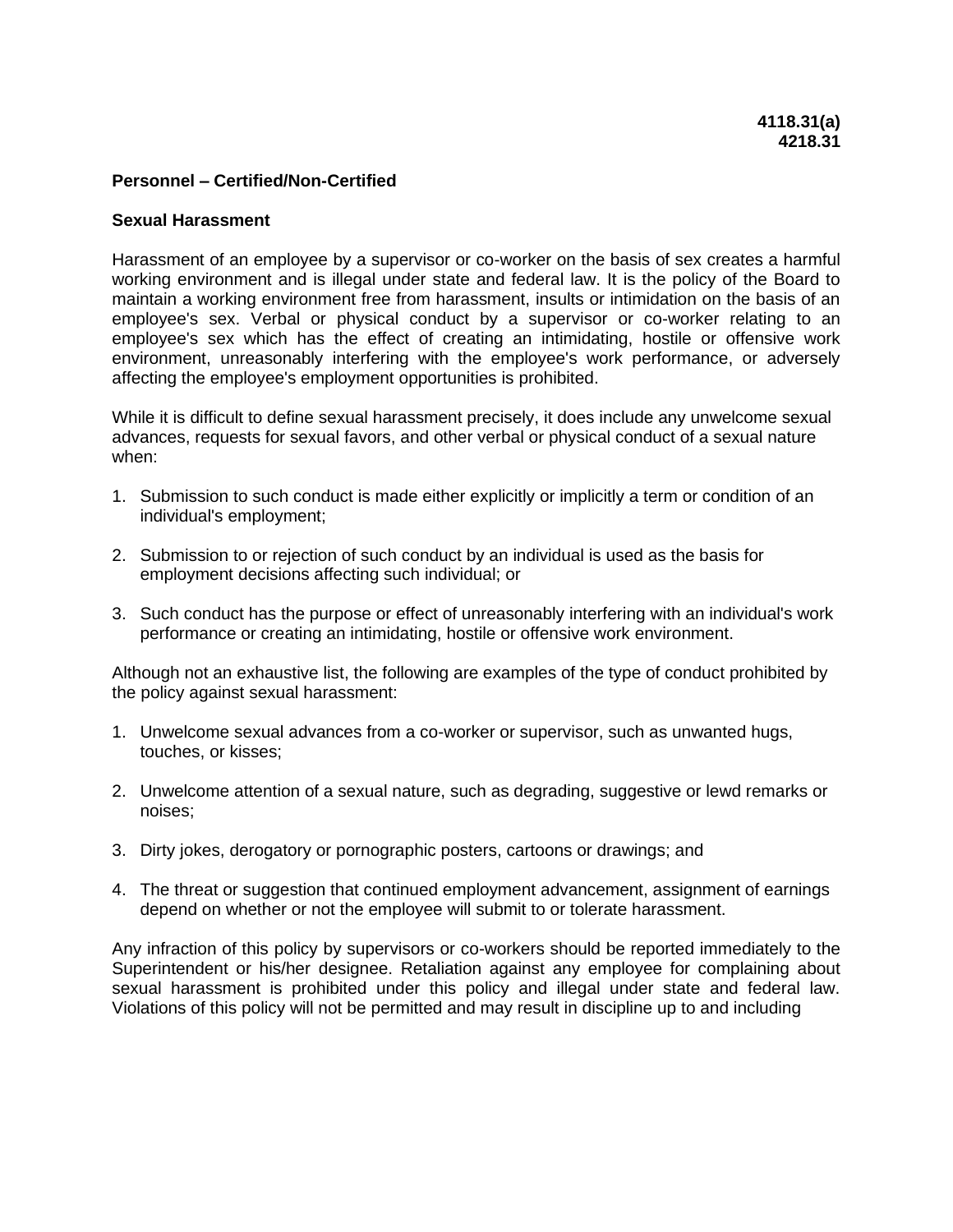**4118.31(a)**
**4218.31**

**Personnel – Certified/Non-Certified**

**Sexual Harassment**

Harassment of an employee by a supervisor or co-worker on the basis of sex creates a harmful working environment and is illegal under state and federal law. It is the policy of the Board to maintain a working environment free from harassment, insults or intimidation on the basis of an employee's sex. Verbal or physical conduct by a supervisor or co-worker relating to an employee's sex which has the effect of creating an intimidating, hostile or offensive work environment, unreasonably interfering with the employee's work performance, or adversely affecting the employee's employment opportunities is prohibited.

While it is difficult to define sexual harassment precisely, it does include any unwelcome sexual advances, requests for sexual favors, and other verbal or physical conduct of a sexual nature when:

1. Submission to such conduct is made either explicitly or implicitly a term or condition of an individual's employment;

2. Submission to or rejection of such conduct by an individual is used as the basis for employment decisions affecting such individual; or

3. Such conduct has the purpose or effect of unreasonably interfering with an individual's work performance or creating an intimidating, hostile or offensive work environment.

Although not an exhaustive list, the following are examples of the type of conduct prohibited by the policy against sexual harassment:

1. Unwelcome sexual advances from a co-worker or supervisor, such as unwanted hugs, touches, or kisses;

2. Unwelcome attention of a sexual nature, such as degrading, suggestive or lewd remarks or noises;

3. Dirty jokes, derogatory or pornographic posters, cartoons or drawings; and

4. The threat or suggestion that continued employment advancement, assignment of earnings depend on whether or not the employee will submit to or tolerate harassment.

Any infraction of this policy by supervisors or co-workers should be reported immediately to the Superintendent or his/her designee. Retaliation against any employee for complaining about sexual harassment is prohibited under this policy and illegal under state and federal law. Violations of this policy will not be permitted and may result in discipline up to and including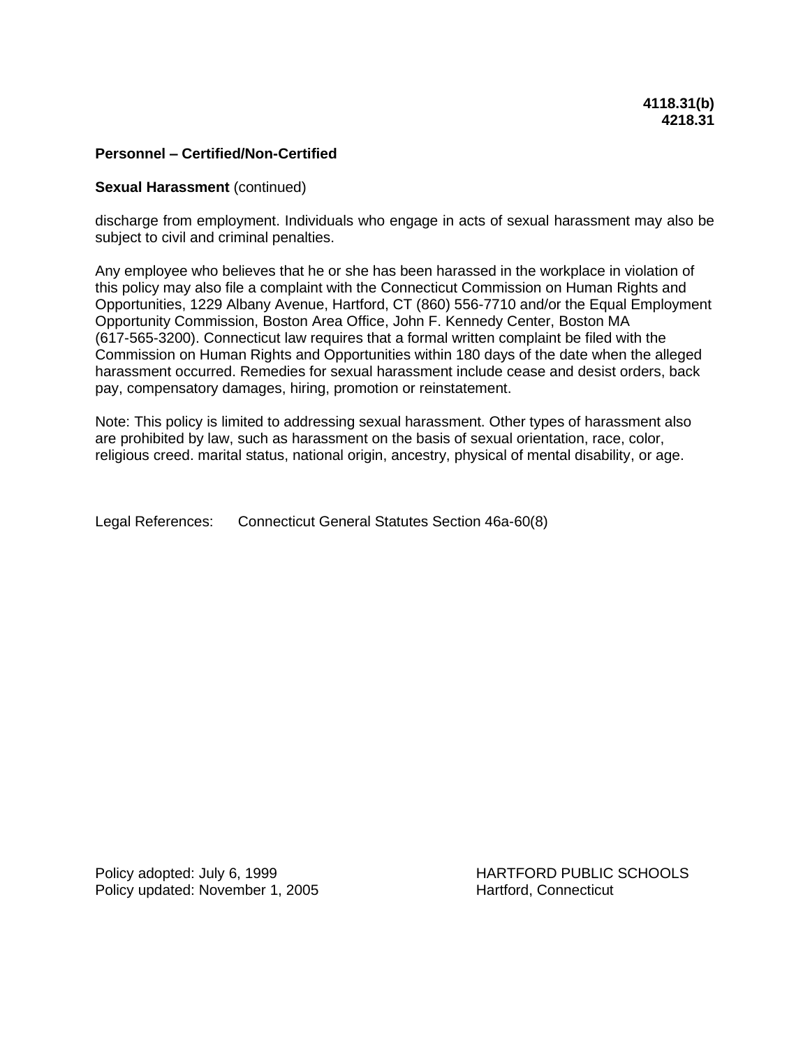**4118.31(b)**
**4218.31**

**Personnel – Certified/Non-Certified**

**Sexual Harassment** (continued)

discharge from employment. Individuals who engage in acts of sexual harassment may also be subject to civil and criminal penalties.

Any employee who believes that he or she has been harassed in the workplace in violation of this policy may also file a complaint with the Connecticut Commission on Human Rights and Opportunities, 1229 Albany Avenue, Hartford, CT (860) 556-7710 and/or the Equal Employment Opportunity Commission, Boston Area Office, John F. Kennedy Center, Boston MA (617-565-3200). Connecticut law requires that a formal written complaint be filed with the Commission on Human Rights and Opportunities within 180 days of the date when the alleged harassment occurred. Remedies for sexual harassment include cease and desist orders, back pay, compensatory damages, hiring, promotion or reinstatement.

Note: This policy is limited to addressing sexual harassment. Other types of harassment also are prohibited by law, such as harassment on the basis of sexual orientation, race, color, religious creed. marital status, national origin, ancestry, physical of mental disability, or age.

Legal References: Connecticut General Statutes Section 46a-60(8)

Policy adopted: July 6, 1999
Policy updated: November 1, 2005

HARTFORD PUBLIC SCHOOLS
Hartford, Connecticut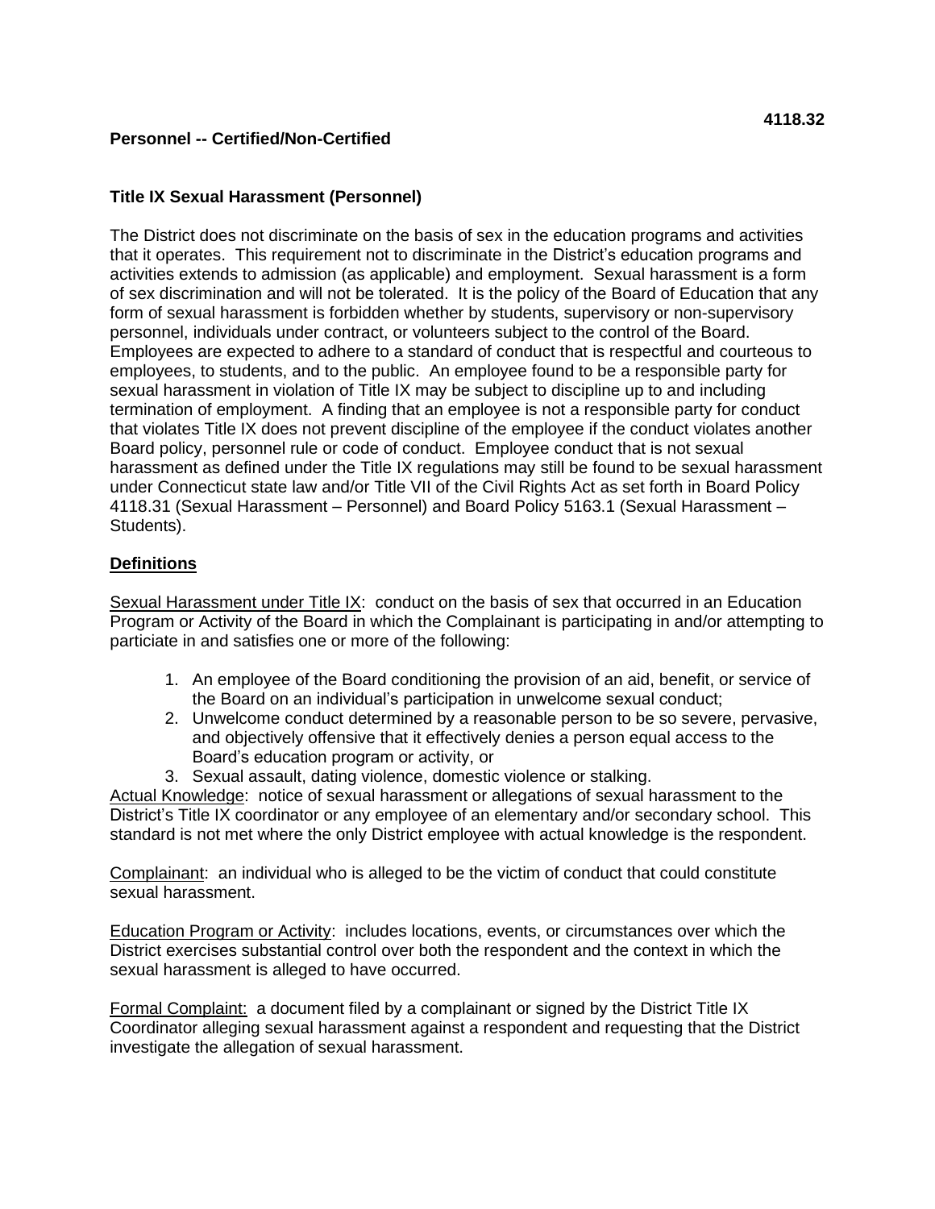**4118.32**

**Personnel -- Certified/Non-Certified**

## Title IX Sexual Harassment (Personnel)

The District does not discriminate on the basis of sex in the education programs and activities that it operates. This requirement not to discriminate in the District's education programs and activities extends to admission (as applicable) and employment. Sexual harassment is a form of sex discrimination and will not be tolerated. It is the policy of the Board of Education that any form of sexual harassment is forbidden whether by students, supervisory or non-supervisory personnel, individuals under contract, or volunteers subject to the control of the Board. Employees are expected to adhere to a standard of conduct that is respectful and courteous to employees, to students, and to the public. An employee found to be a responsible party for sexual harassment in violation of Title IX may be subject to discipline up to and including termination of employment. A finding that an employee is not a responsible party for conduct that violates Title IX does not prevent discipline of the employee if the conduct violates another Board policy, personnel rule or code of conduct. Employee conduct that is not sexual harassment as defined under the Title IX regulations may still be found to be sexual harassment under Connecticut state law and/or Title VII of the Civil Rights Act as set forth in Board Policy 4118.31 (Sexual Harassment – Personnel) and Board Policy 5163.1 (Sexual Harassment – Students).

### Definitions

Sexual Harassment under Title IX: conduct on the basis of sex that occurred in an Education Program or Activity of the Board in which the Complainant is participating in and/or attempting to particiate in and satisfies one or more of the following:

1. An employee of the Board conditioning the provision of an aid, benefit, or service of the Board on an individual's participation in unwelcome sexual conduct;
2. Unwelcome conduct determined by a reasonable person to be so severe, pervasive, and objectively offensive that it effectively denies a person equal access to the Board's education program or activity, or
3. Sexual assault, dating violence, domestic violence or stalking.

Actual Knowledge: notice of sexual harassment or allegations of sexual harassment to the District's Title IX coordinator or any employee of an elementary and/or secondary school. This standard is not met where the only District employee with actual knowledge is the respondent.

Complainant: an individual who is alleged to be the victim of conduct that could constitute sexual harassment.

Education Program or Activity: includes locations, events, or circumstances over which the District exercises substantial control over both the respondent and the context in which the sexual harassment is alleged to have occurred.

Formal Complaint: a document filed by a complainant or signed by the District Title IX Coordinator alleging sexual harassment against a respondent and requesting that the District investigate the allegation of sexual harassment.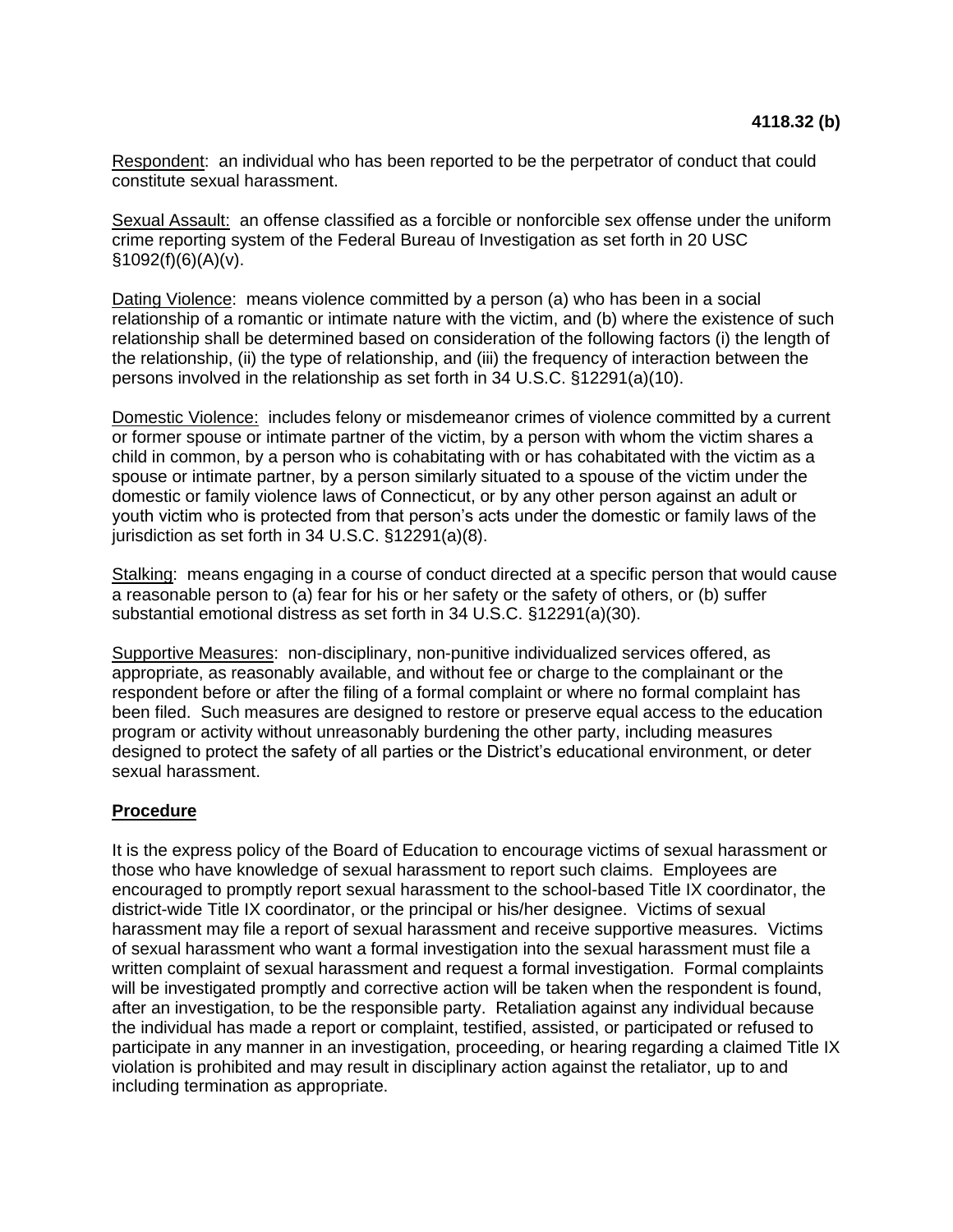Respondent: an individual who has been reported to be the perpetrator of conduct that could constitute sexual harassment.

Sexual Assault: an offense classified as a forcible or nonforcible sex offense under the uniform crime reporting system of the Federal Bureau of Investigation as set forth in 20 USC §1092(f)(6)(A)(v).

Dating Violence: means violence committed by a person (a) who has been in a social relationship of a romantic or intimate nature with the victim, and (b) where the existence of such relationship shall be determined based on consideration of the following factors (i) the length of the relationship, (ii) the type of relationship, and (iii) the frequency of interaction between the persons involved in the relationship as set forth in 34 U.S.C. §12291(a)(10).

Domestic Violence: includes felony or misdemeanor crimes of violence committed by a current or former spouse or intimate partner of the victim, by a person with whom the victim shares a child in common, by a person who is cohabitating with or has cohabitated with the victim as a spouse or intimate partner, by a person similarly situated to a spouse of the victim under the domestic or family violence laws of Connecticut, or by any other person against an adult or youth victim who is protected from that person's acts under the domestic or family laws of the jurisdiction as set forth in 34 U.S.C. §12291(a)(8).

Stalking: means engaging in a course of conduct directed at a specific person that would cause a reasonable person to (a) fear for his or her safety or the safety of others, or (b) suffer substantial emotional distress as set forth in 34 U.S.C. §12291(a)(30).

Supportive Measures: non-disciplinary, non-punitive individualized services offered, as appropriate, as reasonably available, and without fee or charge to the complainant or the respondent before or after the filing of a formal complaint or where no formal complaint has been filed. Such measures are designed to restore or preserve equal access to the education program or activity without unreasonably burdening the other party, including measures designed to protect the safety of all parties or the District's educational environment, or deter sexual harassment.

## Procedure

It is the express policy of the Board of Education to encourage victims of sexual harassment or those who have knowledge of sexual harassment to report such claims. Employees are encouraged to promptly report sexual harassment to the school-based Title IX coordinator, the district-wide Title IX coordinator, or the principal or his/her designee. Victims of sexual harassment may file a report of sexual harassment and receive supportive measures. Victims of sexual harassment who want a formal investigation into the sexual harassment must file a written complaint of sexual harassment and request a formal investigation. Formal complaints will be investigated promptly and corrective action will be taken when the respondent is found, after an investigation, to be the responsible party. Retaliation against any individual because the individual has made a report or complaint, testified, assisted, or participated or refused to participate in any manner in an investigation, proceeding, or hearing regarding a claimed Title IX violation is prohibited and may result in disciplinary action against the retaliator, up to and including termination as appropriate.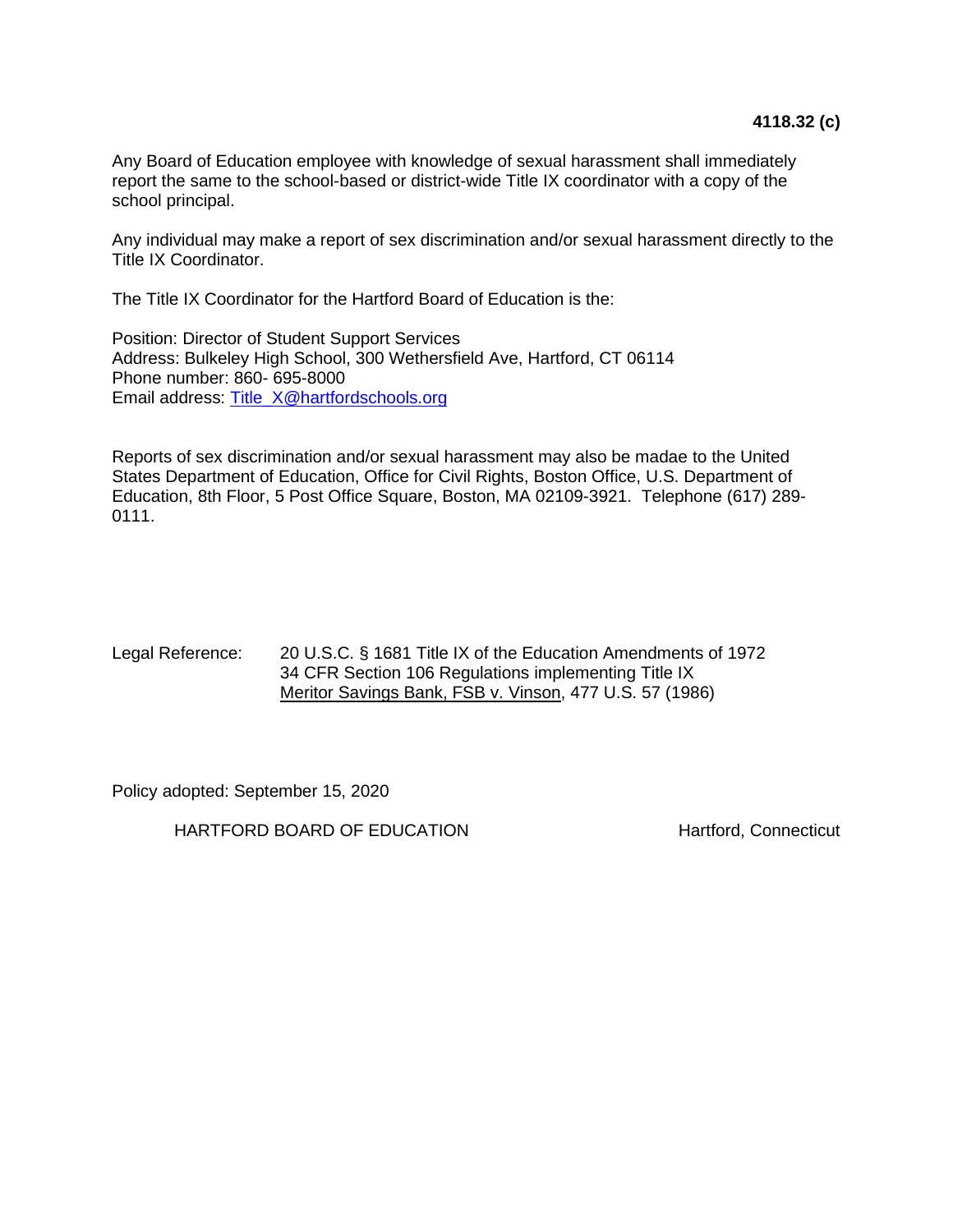**4118.32 (c)**

Any Board of Education employee with knowledge of sexual harassment shall immediately report the same to the school-based or district-wide Title IX coordinator with a copy of the school principal.

Any individual may make a report of sex discrimination and/or sexual harassment directly to the Title IX Coordinator.

The Title IX Coordinator for the Hartford Board of Education is the:

Position: Director of Student Support Services
Address: Bulkeley High School, 300 Wethersfield Ave, Hartford, CT 06114
Phone number: 860- 695-8000
Email address: Title_X@hartfordschools.org

Reports of sex discrimination and/or sexual harassment may also be madae to the United States Department of Education, Office for Civil Rights, Boston Office, U.S. Department of Education, 8th Floor, 5 Post Office Square, Boston, MA 02109-3921. Telephone (617) 289-0111.

Legal Reference: 20 U.S.C. § 1681 Title IX of the Education Amendments of 1972
34 CFR Section 106 Regulations implementing Title IX
Meritor Savings Bank, FSB v. Vinson, 477 U.S. 57 (1986)

Policy adopted: September 15, 2020

HARTFORD BOARD OF EDUCATION Hartford, Connecticut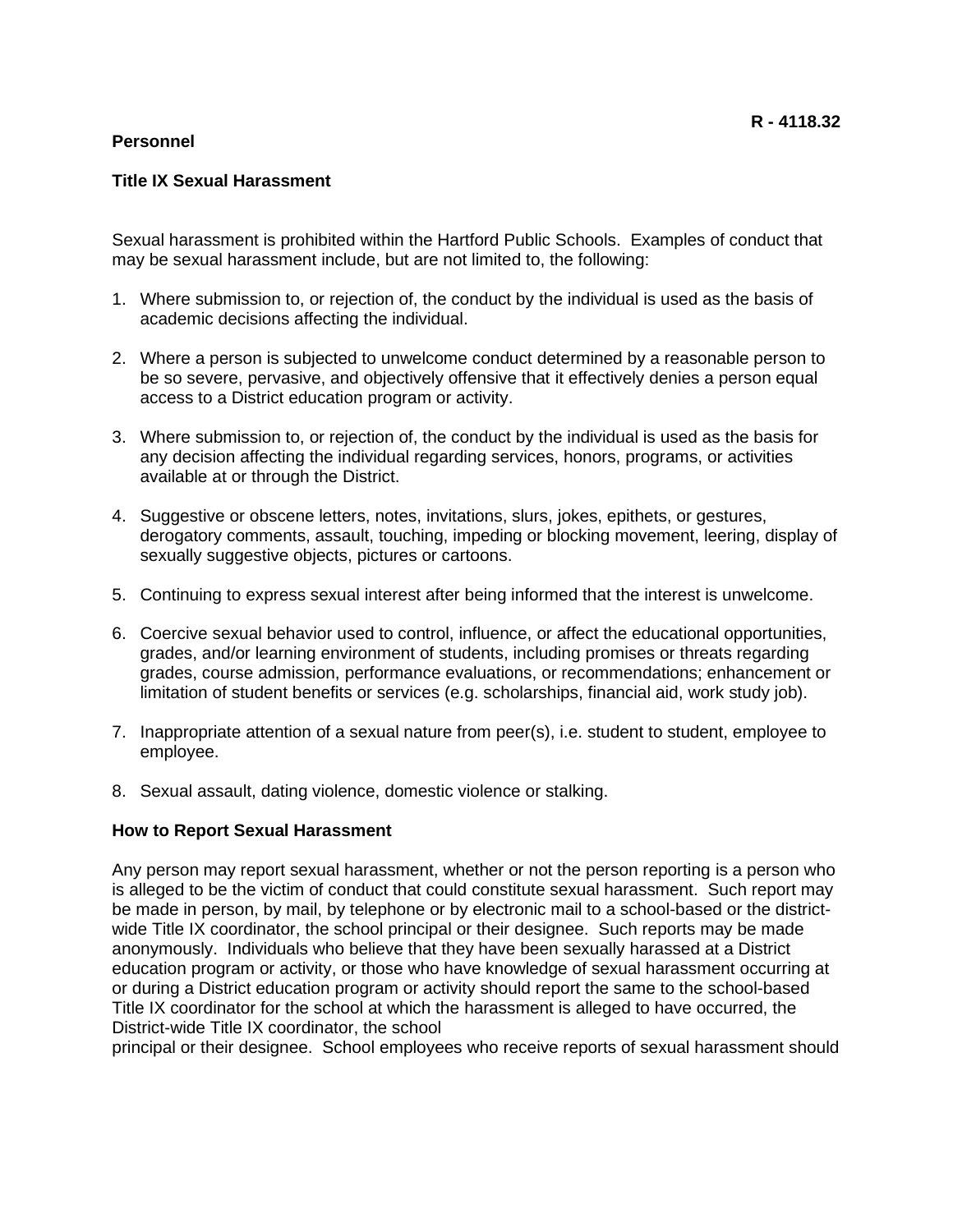**R - 4118.32**

**Personnel**

**Title IX Sexual Harassment**

Sexual harassment is prohibited within the Hartford Public Schools. Examples of conduct that may be sexual harassment include, but are not limited to, the following:

1. Where submission to, or rejection of, the conduct by the individual is used as the basis of academic decisions affecting the individual.
2. Where a person is subjected to unwelcome conduct determined by a reasonable person to be so severe, pervasive, and objectively offensive that it effectively denies a person equal access to a District education program or activity.
3. Where submission to, or rejection of, the conduct by the individual is used as the basis for any decision affecting the individual regarding services, honors, programs, or activities available at or through the District.
4. Suggestive or obscene letters, notes, invitations, slurs, jokes, epithets, or gestures, derogatory comments, assault, touching, impeding or blocking movement, leering, display of sexually suggestive objects, pictures or cartoons.
5. Continuing to express sexual interest after being informed that the interest is unwelcome.
6. Coercive sexual behavior used to control, influence, or affect the educational opportunities, grades, and/or learning environment of students, including promises or threats regarding grades, course admission, performance evaluations, or recommendations; enhancement or limitation of student benefits or services (e.g. scholarships, financial aid, work study job).
7. Inappropriate attention of a sexual nature from peer(s), i.e. student to student, employee to employee.
8. Sexual assault, dating violence, domestic violence or stalking.

**How to Report Sexual Harassment**

Any person may report sexual harassment, whether or not the person reporting is a person who is alleged to be the victim of conduct that could constitute sexual harassment. Such report may be made in person, by mail, by telephone or by electronic mail to a school-based or the district-wide Title IX coordinator, the school principal or their designee. Such reports may be made anonymously. Individuals who believe that they have been sexually harassed at a District education program or activity, or those who have knowledge of sexual harassment occurring at or during a District education program or activity should report the same to the school-based Title IX coordinator for the school at which the harassment is alleged to have occurred, the District-wide Title IX coordinator, the school principal or their designee. School employees who receive reports of sexual harassment should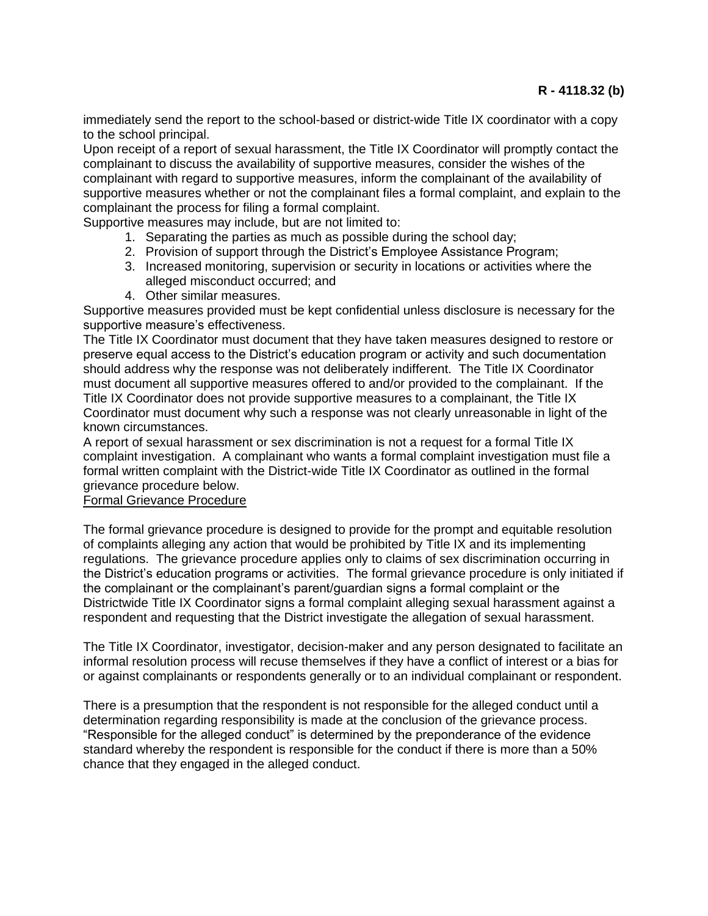immediately send the report to the school-based or district-wide Title IX coordinator with a copy to the school principal.

Upon receipt of a report of sexual harassment, the Title IX Coordinator will promptly contact the complainant to discuss the availability of supportive measures, consider the wishes of the complainant with regard to supportive measures, inform the complainant of the availability of supportive measures whether or not the complainant files a formal complaint, and explain to the complainant the process for filing a formal complaint.

Supportive measures may include, but are not limited to:

1. Separating the parties as much as possible during the school day;
2. Provision of support through the District's Employee Assistance Program;
3. Increased monitoring, supervision or security in locations or activities where the alleged misconduct occurred; and
4. Other similar measures.

Supportive measures provided must be kept confidential unless disclosure is necessary for the supportive measure's effectiveness.

The Title IX Coordinator must document that they have taken measures designed to restore or preserve equal access to the District's education program or activity and such documentation should address why the response was not deliberately indifferent. The Title IX Coordinator must document all supportive measures offered to and/or provided to the complainant. If the Title IX Coordinator does not provide supportive measures to a complainant, the Title IX Coordinator must document why such a response was not clearly unreasonable in light of the known circumstances.

A report of sexual harassment or sex discrimination is not a request for a formal Title IX complaint investigation. A complainant who wants a formal complaint investigation must file a formal written complaint with the District-wide Title IX Coordinator as outlined in the formal grievance procedure below.

<u>Formal Grievance Procedure</u>

The formal grievance procedure is designed to provide for the prompt and equitable resolution of complaints alleging any action that would be prohibited by Title IX and its implementing regulations. The grievance procedure applies only to claims of sex discrimination occurring in the District's education programs or activities. The formal grievance procedure is only initiated if the complainant or the complainant's parent/guardian signs a formal complaint or the Districtwide Title IX Coordinator signs a formal complaint alleging sexual harassment against a respondent and requesting that the District investigate the allegation of sexual harassment.

The Title IX Coordinator, investigator, decision-maker and any person designated to facilitate an informal resolution process will recuse themselves if they have a conflict of interest or a bias for or against complainants or respondents generally or to an individual complainant or respondent.

There is a presumption that the respondent is not responsible for the alleged conduct until a determination regarding responsibility is made at the conclusion of the grievance process. "Responsible for the alleged conduct" is determined by the preponderance of the evidence standard whereby the respondent is responsible for the conduct if there is more than a 50% chance that they engaged in the alleged conduct.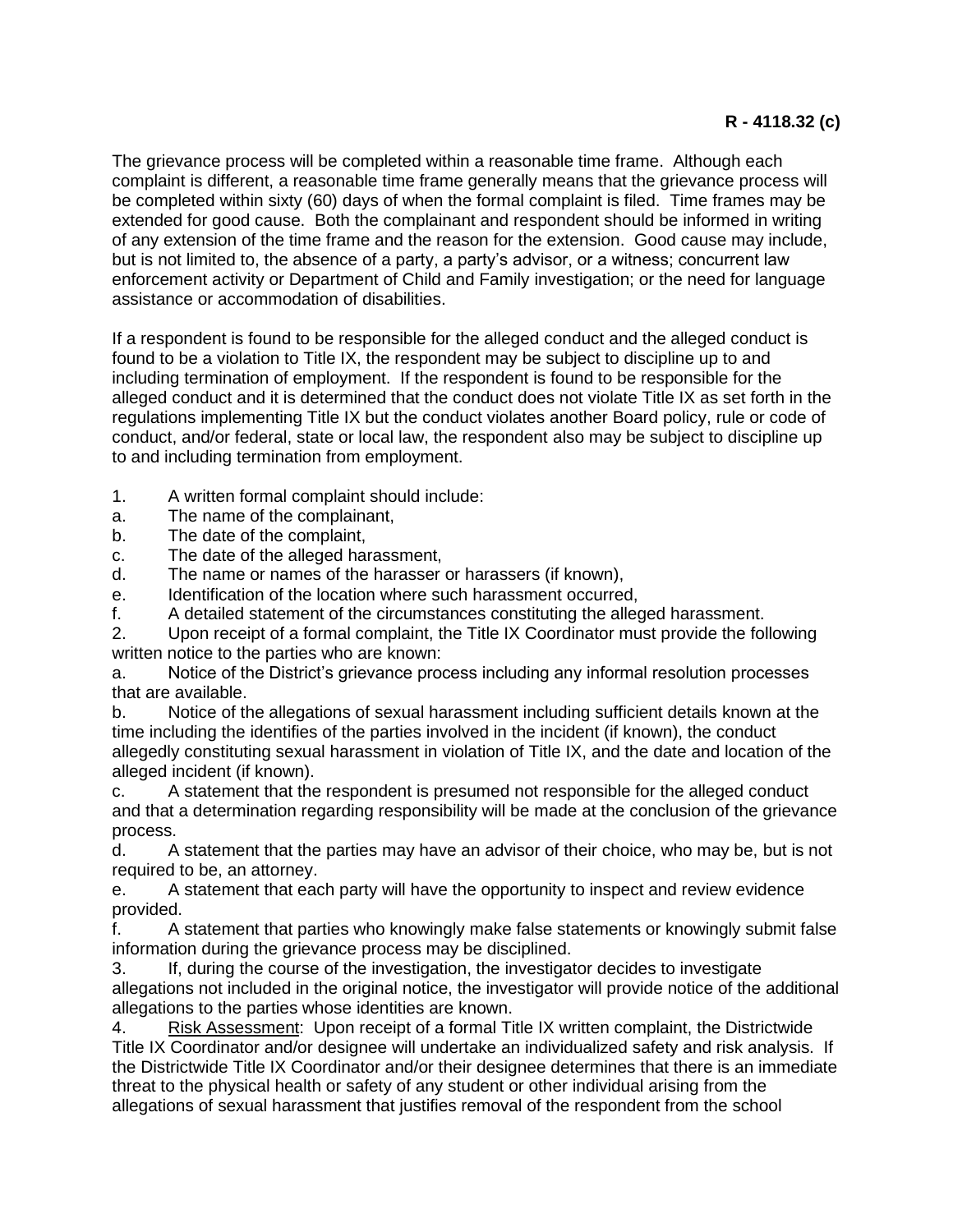**R - 4118.32 (c)**

The grievance process will be completed within a reasonable time frame. Although each complaint is different, a reasonable time frame generally means that the grievance process will be completed within sixty (60) days of when the formal complaint is filed. Time frames may be extended for good cause. Both the complainant and respondent should be informed in writing of any extension of the time frame and the reason for the extension. Good cause may include, but is not limited to, the absence of a party, a party's advisor, or a witness; concurrent law enforcement activity or Department of Child and Family investigation; or the need for language assistance or accommodation of disabilities.

If a respondent is found to be responsible for the alleged conduct and the alleged conduct is found to be a violation to Title IX, the respondent may be subject to discipline up to and including termination of employment. If the respondent is found to be responsible for the alleged conduct and it is determined that the conduct does not violate Title IX as set forth in the regulations implementing Title IX but the conduct violates another Board policy, rule or code of conduct, and/or federal, state or local law, the respondent also may be subject to discipline up to and including termination from employment.

1. A written formal complaint should include:

a. The name of the complainant,

b. The date of the complaint,

c. The date of the alleged harassment,

d. The name or names of the harasser or harassers (if known),

e. Identification of the location where such harassment occurred,

f. A detailed statement of the circumstances constituting the alleged harassment.

2. Upon receipt of a formal complaint, the Title IX Coordinator must provide the following written notice to the parties who are known:

a. Notice of the District's grievance process including any informal resolution processes that are available.

b. Notice of the allegations of sexual harassment including sufficient details known at the time including the identifies of the parties involved in the incident (if known), the conduct allegedly constituting sexual harassment in violation of Title IX, and the date and location of the alleged incident (if known).

c. A statement that the respondent is presumed not responsible for the alleged conduct and that a determination regarding responsibility will be made at the conclusion of the grievance process.

d. A statement that the parties may have an advisor of their choice, who may be, but is not required to be, an attorney.

e. A statement that each party will have the opportunity to inspect and review evidence provided.

f. A statement that parties who knowingly make false statements or knowingly submit false information during the grievance process may be disciplined.

3. If, during the course of the investigation, the investigator decides to investigate allegations not included in the original notice, the investigator will provide notice of the additional allegations to the parties whose identities are known.

4. <u>Risk Assessment</u>: Upon receipt of a formal Title IX written complaint, the Districtwide Title IX Coordinator and/or designee will undertake an individualized safety and risk analysis. If the Districtwide Title IX Coordinator and/or their designee determines that there is an immediate threat to the physical health or safety of any student or other individual arising from the allegations of sexual harassment that justifies removal of the respondent from the school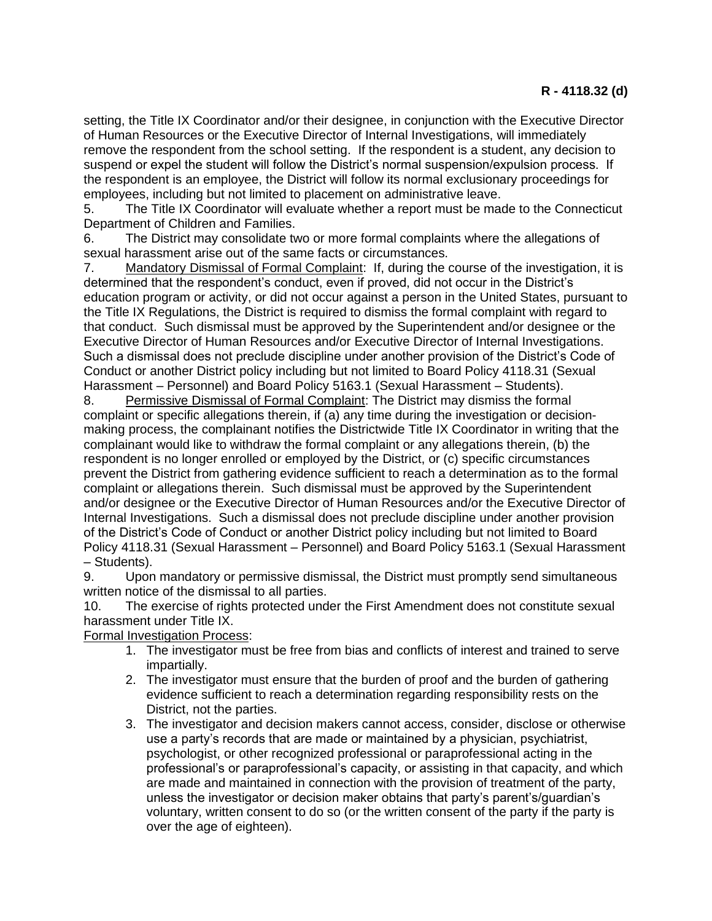setting, the Title IX Coordinator and/or their designee, in conjunction with the Executive Director of Human Resources or the Executive Director of Internal Investigations, will immediately remove the respondent from the school setting. If the respondent is a student, any decision to suspend or expel the student will follow the District's normal suspension/expulsion process. If the respondent is an employee, the District will follow its normal exclusionary proceedings for employees, including but not limited to placement on administrative leave.

5. The Title IX Coordinator will evaluate whether a report must be made to the Connecticut Department of Children and Families.

6. The District may consolidate two or more formal complaints where the allegations of sexual harassment arise out of the same facts or circumstances.

7. Mandatory Dismissal of Formal Complaint: If, during the course of the investigation, it is determined that the respondent's conduct, even if proved, did not occur in the District's education program or activity, or did not occur against a person in the United States, pursuant to the Title IX Regulations, the District is required to dismiss the formal complaint with regard to that conduct. Such dismissal must be approved by the Superintendent and/or designee or the Executive Director of Human Resources and/or Executive Director of Internal Investigations. Such a dismissal does not preclude discipline under another provision of the District's Code of Conduct or another District policy including but not limited to Board Policy 4118.31 (Sexual Harassment – Personnel) and Board Policy 5163.1 (Sexual Harassment – Students).

8. Permissive Dismissal of Formal Complaint: The District may dismiss the formal complaint or specific allegations therein, if (a) any time during the investigation or decision-making process, the complainant notifies the Districtwide Title IX Coordinator in writing that the complainant would like to withdraw the formal complaint or any allegations therein, (b) the respondent is no longer enrolled or employed by the District, or (c) specific circumstances prevent the District from gathering evidence sufficient to reach a determination as to the formal complaint or allegations therein. Such dismissal must be approved by the Superintendent and/or designee or the Executive Director of Human Resources and/or the Executive Director of Internal Investigations. Such a dismissal does not preclude discipline under another provision of the District's Code of Conduct or another District policy including but not limited to Board Policy 4118.31 (Sexual Harassment – Personnel) and Board Policy 5163.1 (Sexual Harassment – Students).

9. Upon mandatory or permissive dismissal, the District must promptly send simultaneous written notice of the dismissal to all parties.

10. The exercise of rights protected under the First Amendment does not constitute sexual harassment under Title IX.

Formal Investigation Process:

1. The investigator must be free from bias and conflicts of interest and trained to serve impartially.
2. The investigator must ensure that the burden of proof and the burden of gathering evidence sufficient to reach a determination regarding responsibility rests on the District, not the parties.
3. The investigator and decision makers cannot access, consider, disclose or otherwise use a party's records that are made or maintained by a physician, psychiatrist, psychologist, or other recognized professional or paraprofessional acting in the professional's or paraprofessional's capacity, or assisting in that capacity, and which are made and maintained in connection with the provision of treatment of the party, unless the investigator or decision maker obtains that party's parent's/guardian's voluntary, written consent to do so (or the written consent of the party if the party is over the age of eighteen).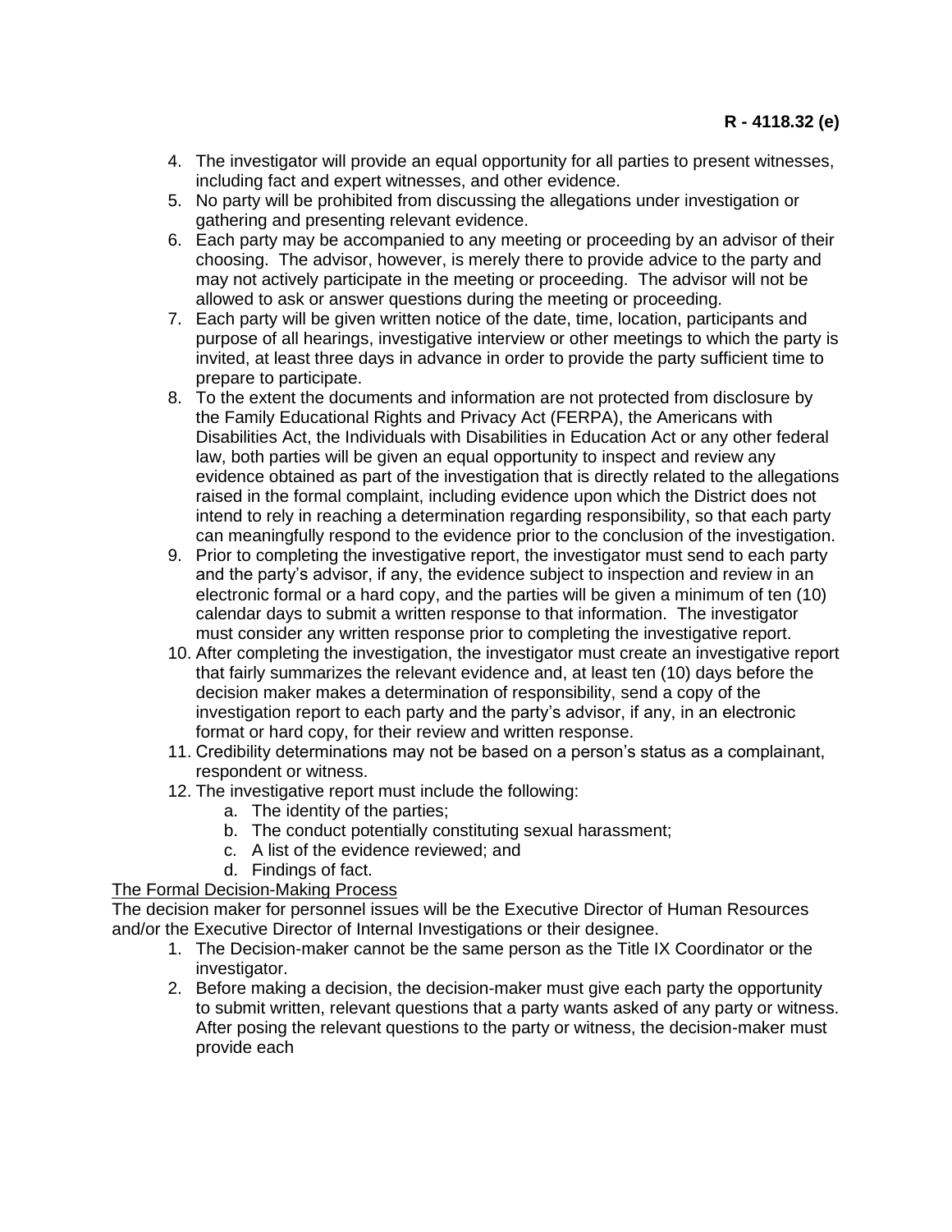**R - 4118.32 (e)**

4. The investigator will provide an equal opportunity for all parties to present witnesses, including fact and expert witnesses, and other evidence.
5. No party will be prohibited from discussing the allegations under investigation or gathering and presenting relevant evidence.
6. Each party may be accompanied to any meeting or proceeding by an advisor of their choosing. The advisor, however, is merely there to provide advice to the party and may not actively participate in the meeting or proceeding. The advisor will not be allowed to ask or answer questions during the meeting or proceeding.
7. Each party will be given written notice of the date, time, location, participants and purpose of all hearings, investigative interview or other meetings to which the party is invited, at least three days in advance in order to provide the party sufficient time to prepare to participate.
8. To the extent the documents and information are not protected from disclosure by the Family Educational Rights and Privacy Act (FERPA), the Americans with Disabilities Act, the Individuals with Disabilities in Education Act or any other federal law, both parties will be given an equal opportunity to inspect and review any evidence obtained as part of the investigation that is directly related to the allegations raised in the formal complaint, including evidence upon which the District does not intend to rely in reaching a determination regarding responsibility, so that each party can meaningfully respond to the evidence prior to the conclusion of the investigation.
9. Prior to completing the investigative report, the investigator must send to each party and the party's advisor, if any, the evidence subject to inspection and review in an electronic formal or a hard copy, and the parties will be given a minimum of ten (10) calendar days to submit a written response to that information. The investigator must consider any written response prior to completing the investigative report.
10. After completing the investigation, the investigator must create an investigative report that fairly summarizes the relevant evidence and, at least ten (10) days before the decision maker makes a determination of responsibility, send a copy of the investigation report to each party and the party's advisor, if any, in an electronic format or hard copy, for their review and written response.
11. Credibility determinations may not be based on a person's status as a complainant, respondent or witness.
12. The investigative report must include the following:
    a. The identity of the parties;
    b. The conduct potentially constituting sexual harassment;
    c. A list of the evidence reviewed; and
    d. Findings of fact.

<u>The Formal Decision-Making Process</u>

The decision maker for personnel issues will be the Executive Director of Human Resources and/or the Executive Director of Internal Investigations or their designee.

1. The Decision-maker cannot be the same person as the Title IX Coordinator or the investigator.
2. Before making a decision, the decision-maker must give each party the opportunity to submit written, relevant questions that a party wants asked of any party or witness. After posing the relevant questions to the party or witness, the decision-maker must provide each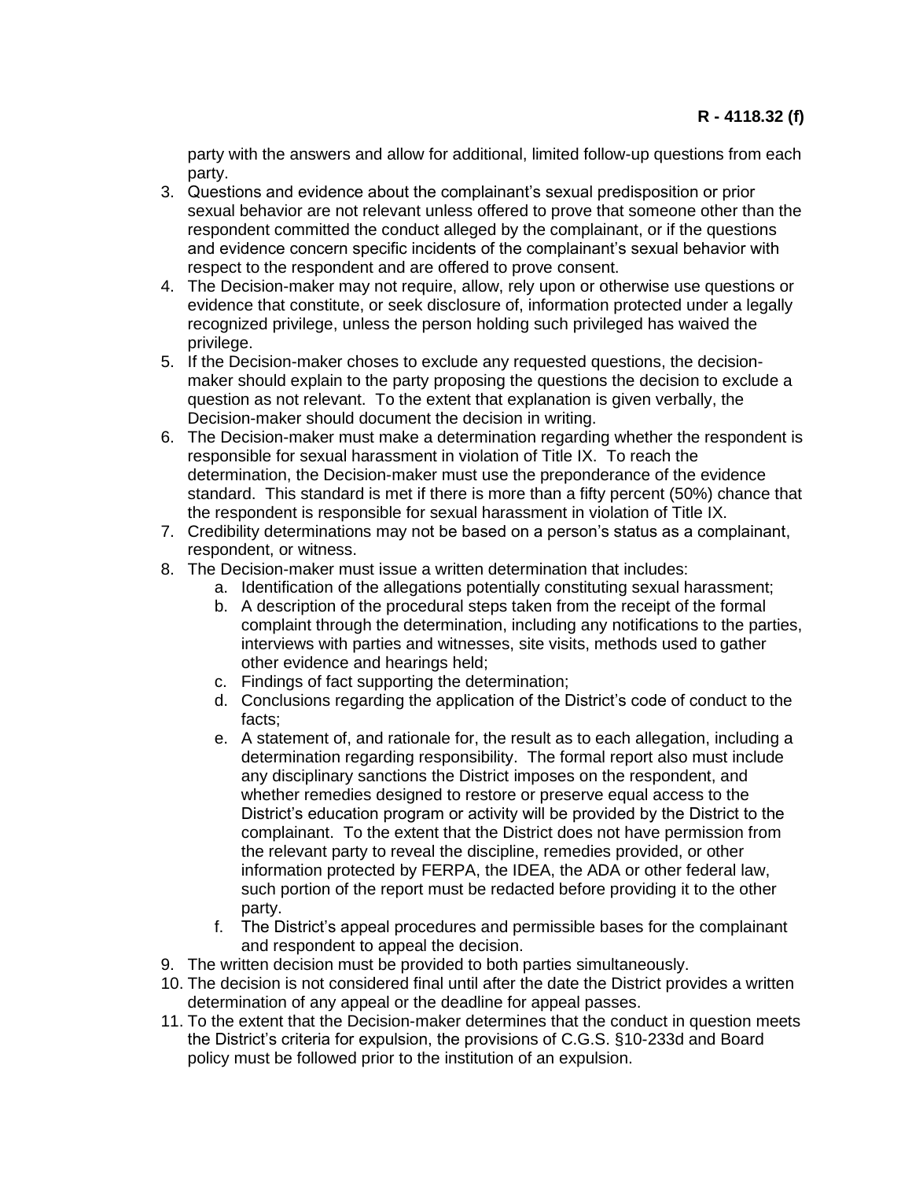party with the answers and allow for additional, limited follow-up questions from each party.

3. Questions and evidence about the complainant's sexual predisposition or prior sexual behavior are not relevant unless offered to prove that someone other than the respondent committed the conduct alleged by the complainant, or if the questions and evidence concern specific incidents of the complainant's sexual behavior with respect to the respondent and are offered to prove consent.
4. The Decision-maker may not require, allow, rely upon or otherwise use questions or evidence that constitute, or seek disclosure of, information protected under a legally recognized privilege, unless the person holding such privileged has waived the privilege.
5. If the Decision-maker choses to exclude any requested questions, the decision-maker should explain to the party proposing the questions the decision to exclude a question as not relevant. To the extent that explanation is given verbally, the Decision-maker should document the decision in writing.
6. The Decision-maker must make a determination regarding whether the respondent is responsible for sexual harassment in violation of Title IX. To reach the determination, the Decision-maker must use the preponderance of the evidence standard. This standard is met if there is more than a fifty percent (50%) chance that the respondent is responsible for sexual harassment in violation of Title IX.
7. Credibility determinations may not be based on a person's status as a complainant, respondent, or witness.
8. The Decision-maker must issue a written determination that includes:
   a. Identification of the allegations potentially constituting sexual harassment;
   b. A description of the procedural steps taken from the receipt of the formal complaint through the determination, including any notifications to the parties, interviews with parties and witnesses, site visits, methods used to gather other evidence and hearings held;
   c. Findings of fact supporting the determination;
   d. Conclusions regarding the application of the District's code of conduct to the facts;
   e. A statement of, and rationale for, the result as to each allegation, including a determination regarding responsibility. The formal report also must include any disciplinary sanctions the District imposes on the respondent, and whether remedies designed to restore or preserve equal access to the District's education program or activity will be provided by the District to the complainant. To the extent that the District does not have permission from the relevant party to reveal the discipline, remedies provided, or other information protected by FERPA, the IDEA, the ADA or other federal law, such portion of the report must be redacted before providing it to the other party.
   f. The District's appeal procedures and permissible bases for the complainant and respondent to appeal the decision.
9. The written decision must be provided to both parties simultaneously.
10. The decision is not considered final until after the date the District provides a written determination of any appeal or the deadline for appeal passes.
11. To the extent that the Decision-maker determines that the conduct in question meets the District's criteria for expulsion, the provisions of C.G.S. §10-233d and Board policy must be followed prior to the institution of an expulsion.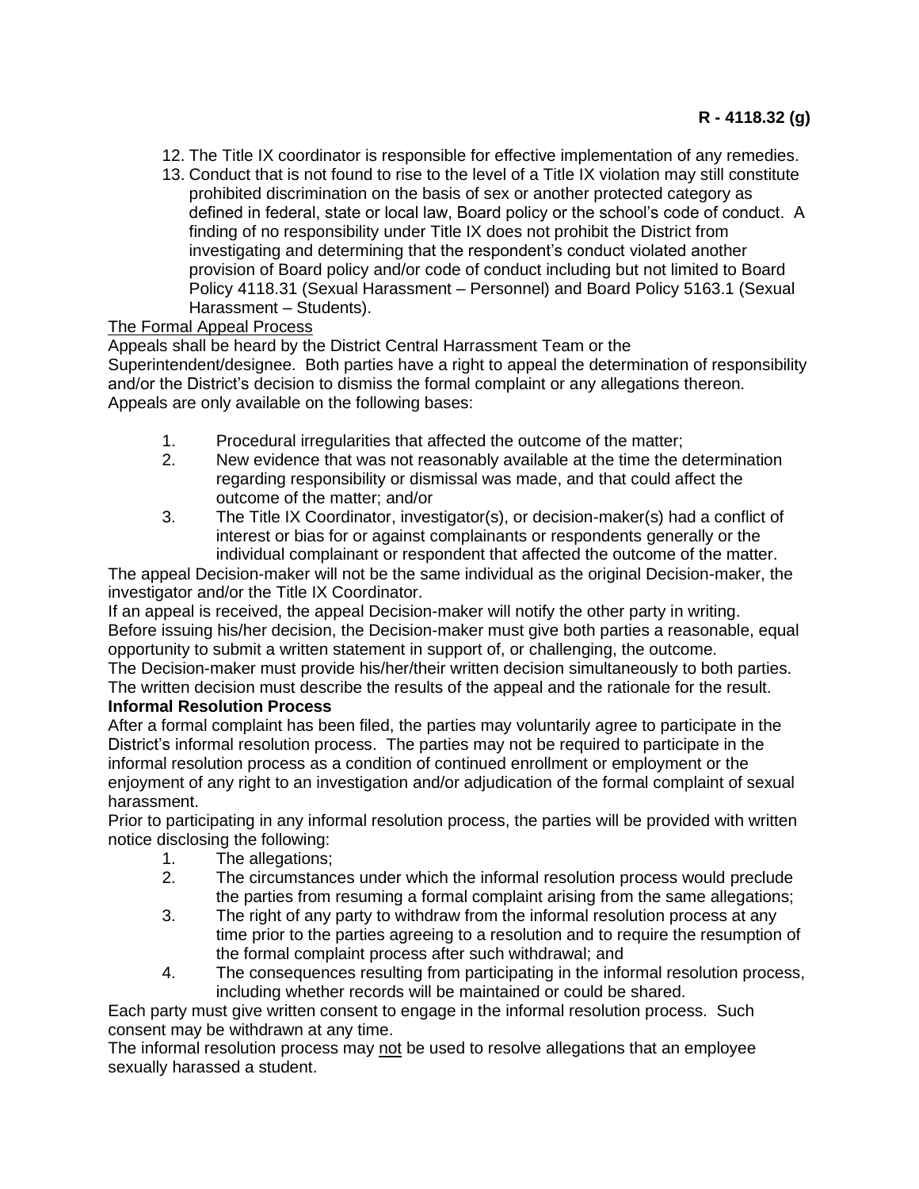12. The Title IX coordinator is responsible for effective implementation of any remedies.
13. Conduct that is not found to rise to the level of a Title IX violation may still constitute prohibited discrimination on the basis of sex or another protected category as defined in federal, state or local law, Board policy or the school's code of conduct. A finding of no responsibility under Title IX does not prohibit the District from investigating and determining that the respondent's conduct violated another provision of Board policy and/or code of conduct including but not limited to Board Policy 4118.31 (Sexual Harassment – Personnel) and Board Policy 5163.1 (Sexual Harassment – Students).

<u>The Formal Appeal Process</u>

Appeals shall be heard by the District Central Harrassment Team or the Superintendent/designee. Both parties have a right to appeal the determination of responsibility and/or the District's decision to dismiss the formal complaint or any allegations thereon. Appeals are only available on the following bases:

1. Procedural irregularities that affected the outcome of the matter;
2. New evidence that was not reasonably available at the time the determination regarding responsibility or dismissal was made, and that could affect the outcome of the matter; and/or
3. The Title IX Coordinator, investigator(s), or decision-maker(s) had a conflict of interest or bias for or against complainants or respondents generally or the individual complainant or respondent that affected the outcome of the matter.

The appeal Decision-maker will not be the same individual as the original Decision-maker, the investigator and/or the Title IX Coordinator.

If an appeal is received, the appeal Decision-maker will notify the other party in writing. Before issuing his/her decision, the Decision-maker must give both parties a reasonable, equal opportunity to submit a written statement in support of, or challenging, the outcome.

The Decision-maker must provide his/her/their written decision simultaneously to both parties. The written decision must describe the results of the appeal and the rationale for the result.

**Informal Resolution Process**

After a formal complaint has been filed, the parties may voluntarily agree to participate in the District's informal resolution process. The parties may not be required to participate in the informal resolution process as a condition of continued enrollment or employment or the enjoyment of any right to an investigation and/or adjudication of the formal complaint of sexual harassment.

Prior to participating in any informal resolution process, the parties will be provided with written notice disclosing the following:

1. The allegations;
2. The circumstances under which the informal resolution process would preclude the parties from resuming a formal complaint arising from the same allegations;
3. The right of any party to withdraw from the informal resolution process at any time prior to the parties agreeing to a resolution and to require the resumption of the formal complaint process after such withdrawal; and
4. The consequences resulting from participating in the informal resolution process, including whether records will be maintained or could be shared.

Each party must give written consent to engage in the informal resolution process. Such consent may be withdrawn at any time.

The informal resolution process may <u>not</u> be used to resolve allegations that an employee sexually harassed a student.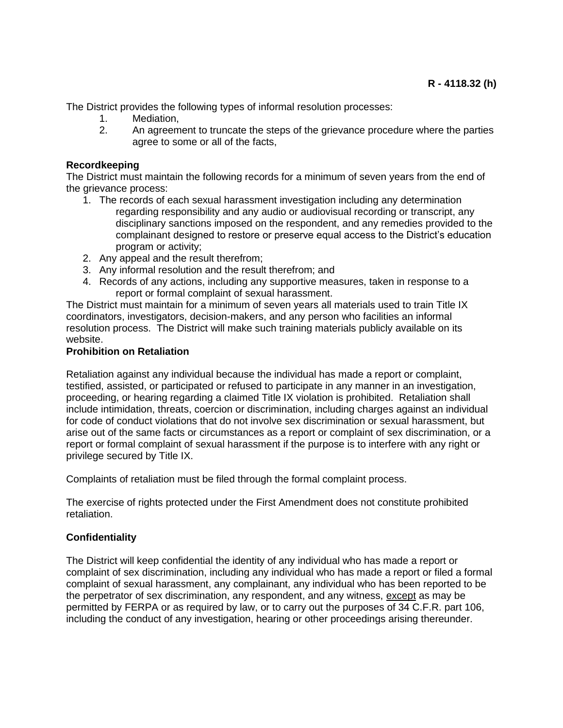The District provides the following types of informal resolution processes:

1. Mediation,
2. An agreement to truncate the steps of the grievance procedure where the parties agree to some or all of the facts,

**Recordkeeping**

The District must maintain the following records for a minimum of seven years from the end of the grievance process:

1. The records of each sexual harassment investigation including any determination regarding responsibility and any audio or audiovisual recording or transcript, any disciplinary sanctions imposed on the respondent, and any remedies provided to the complainant designed to restore or preserve equal access to the District's education program or activity;
2. Any appeal and the result therefrom;
3. Any informal resolution and the result therefrom; and
4. Records of any actions, including any supportive measures, taken in response to a report or formal complaint of sexual harassment.

The District must maintain for a minimum of seven years all materials used to train Title IX coordinators, investigators, decision-makers, and any person who facilities an informal resolution process. The District will make such training materials publicly available on its website.

**Prohibition on Retaliation**

Retaliation against any individual because the individual has made a report or complaint, testified, assisted, or participated or refused to participate in any manner in an investigation, proceeding, or hearing regarding a claimed Title IX violation is prohibited. Retaliation shall include intimidation, threats, coercion or discrimination, including charges against an individual for code of conduct violations that do not involve sex discrimination or sexual harassment, but arise out of the same facts or circumstances as a report or complaint of sex discrimination, or a report or formal complaint of sexual harassment if the purpose is to interfere with any right or privilege secured by Title IX.

Complaints of retaliation must be filed through the formal complaint process.

The exercise of rights protected under the First Amendment does not constitute prohibited retaliation.

**Confidentiality**

The District will keep confidential the identity of any individual who has made a report or complaint of sex discrimination, including any individual who has made a report or filed a formal complaint of sexual harassment, any complainant, any individual who has been reported to be the perpetrator of sex discrimination, any respondent, and any witness, except as may be permitted by FERPA or as required by law, or to carry out the purposes of 34 C.F.R. part 106, including the conduct of any investigation, hearing or other proceedings arising thereunder.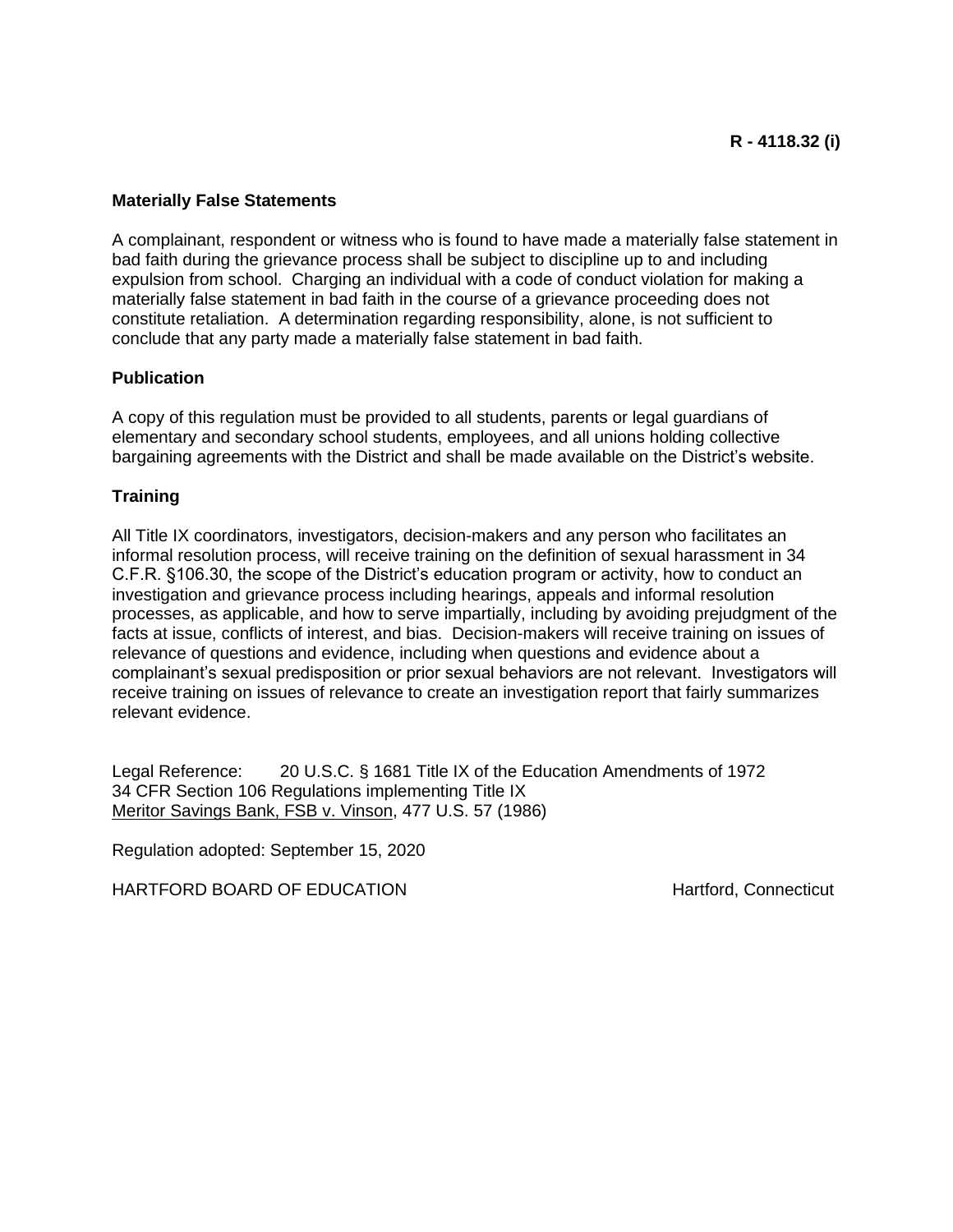### Materially False Statements

A complainant, respondent or witness who is found to have made a materially false statement in bad faith during the grievance process shall be subject to discipline up to and including expulsion from school. Charging an individual with a code of conduct violation for making a materially false statement in bad faith in the course of a grievance proceeding does not constitute retaliation. A determination regarding responsibility, alone, is not sufficient to conclude that any party made a materially false statement in bad faith.

### Publication

A copy of this regulation must be provided to all students, parents or legal guardians of elementary and secondary school students, employees, and all unions holding collective bargaining agreements with the District and shall be made available on the District's website.

### Training

All Title IX coordinators, investigators, decision-makers and any person who facilitates an informal resolution process, will receive training on the definition of sexual harassment in 34 C.F.R. §106.30, the scope of the District's education program or activity, how to conduct an investigation and grievance process including hearings, appeals and informal resolution processes, as applicable, and how to serve impartially, including by avoiding prejudgment of the facts at issue, conflicts of interest, and bias. Decision-makers will receive training on issues of relevance of questions and evidence, including when questions and evidence about a complainant's sexual predisposition or prior sexual behaviors are not relevant. Investigators will receive training on issues of relevance to create an investigation report that fairly summarizes relevant evidence.

Legal Reference: 20 U.S.C. § 1681 Title IX of the Education Amendments of 1972
34 CFR Section 106 Regulations implementing Title IX
Meritor Savings Bank, FSB v. Vinson, 477 U.S. 57 (1986)

Regulation adopted: September 15, 2020

HARTFORD BOARD OF EDUCATION Hartford, Connecticut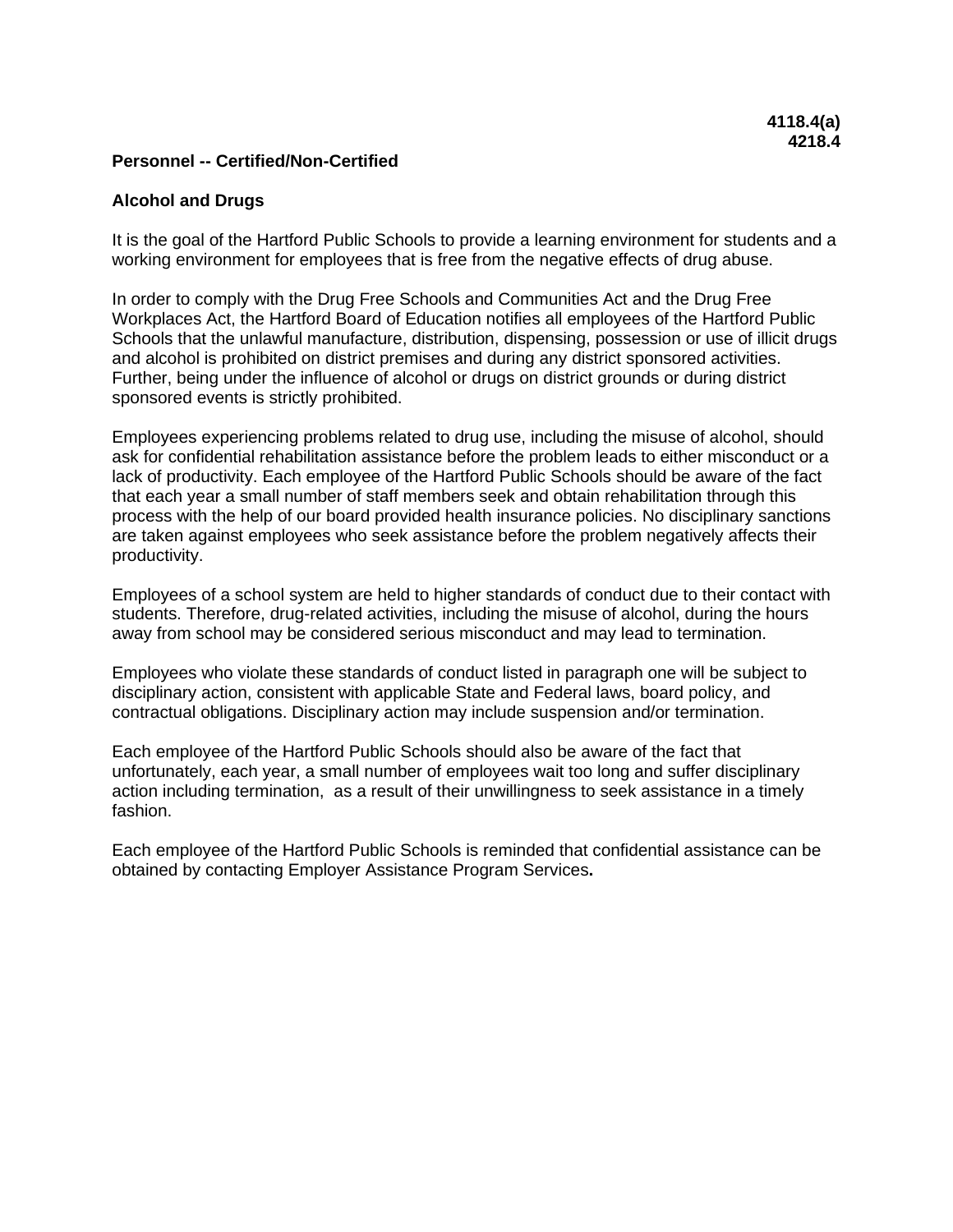**4118.4(a)**
**4218.4**

**Personnel -- Certified/Non-Certified**

**Alcohol and Drugs**

It is the goal of the Hartford Public Schools to provide a learning environment for students and a working environment for employees that is free from the negative effects of drug abuse.

In order to comply with the Drug Free Schools and Communities Act and the Drug Free Workplaces Act, the Hartford Board of Education notifies all employees of the Hartford Public Schools that the unlawful manufacture, distribution, dispensing, possession or use of illicit drugs and alcohol is prohibited on district premises and during any district sponsored activities. Further, being under the influence of alcohol or drugs on district grounds or during district sponsored events is strictly prohibited.

Employees experiencing problems related to drug use, including the misuse of alcohol, should ask for confidential rehabilitation assistance before the problem leads to either misconduct or a lack of productivity. Each employee of the Hartford Public Schools should be aware of the fact that each year a small number of staff members seek and obtain rehabilitation through this process with the help of our board provided health insurance policies. No disciplinary sanctions are taken against employees who seek assistance before the problem negatively affects their productivity.

Employees of a school system are held to higher standards of conduct due to their contact with students. Therefore, drug-related activities, including the misuse of alcohol, during the hours away from school may be considered serious misconduct and may lead to termination.

Employees who violate these standards of conduct listed in paragraph one will be subject to disciplinary action, consistent with applicable State and Federal laws, board policy, and contractual obligations. Disciplinary action may include suspension and/or termination.

Each employee of the Hartford Public Schools should also be aware of the fact that unfortunately, each year, a small number of employees wait too long and suffer disciplinary action including termination, as a result of their unwillingness to seek assistance in a timely fashion.

Each employee of the Hartford Public Schools is reminded that confidential assistance can be obtained by contacting Employer Assistance Program Services.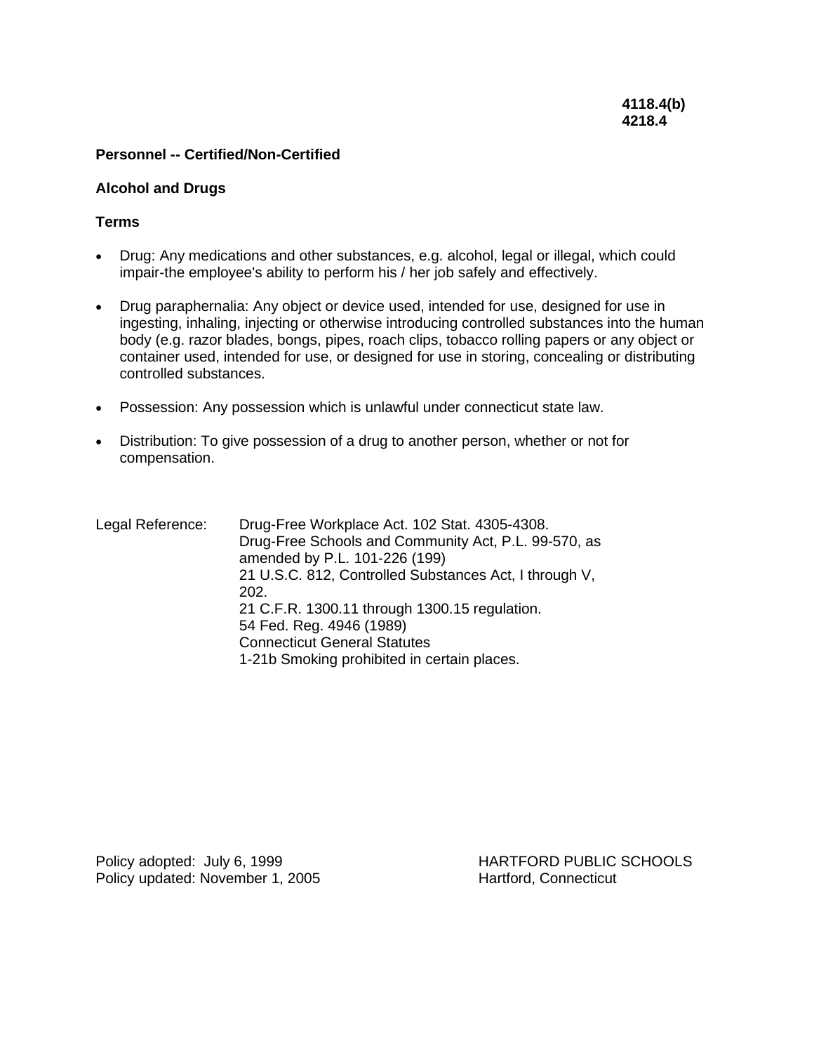**4118.4(b)**
**4218.4**

**Personnel -- Certified/Non-Certified**

**Alcohol and Drugs**

**Terms**

- Drug: Any medications and other substances, e.g. alcohol, legal or illegal, which could impair-the employee's ability to perform his / her job safely and effectively.

- Drug paraphernalia: Any object or device used, intended for use, designed for use in ingesting, inhaling, injecting or otherwise introducing controlled substances into the human body (e.g. razor blades, bongs, pipes, roach clips, tobacco rolling papers or any object or container used, intended for use, or designed for use in storing, concealing or distributing controlled substances.

- Possession: Any possession which is unlawful under connecticut state law.

- Distribution: To give possession of a drug to another person, whether or not for compensation.

Legal Reference: Drug-Free Workplace Act. 102 Stat. 4305-4308.
Drug-Free Schools and Community Act, P.L. 99-570, as amended by P.L. 101-226 (199)
21 U.S.C. 812, Controlled Substances Act, I through V, 202.
21 C.F.R. 1300.11 through 1300.15 regulation.
54 Fed. Reg. 4946 (1989)
Connecticut General Statutes
1-21b Smoking prohibited in certain places.

Policy adopted: July 6, 1999
Policy updated: November 1, 2005

HARTFORD PUBLIC SCHOOLS
Hartford, Connecticut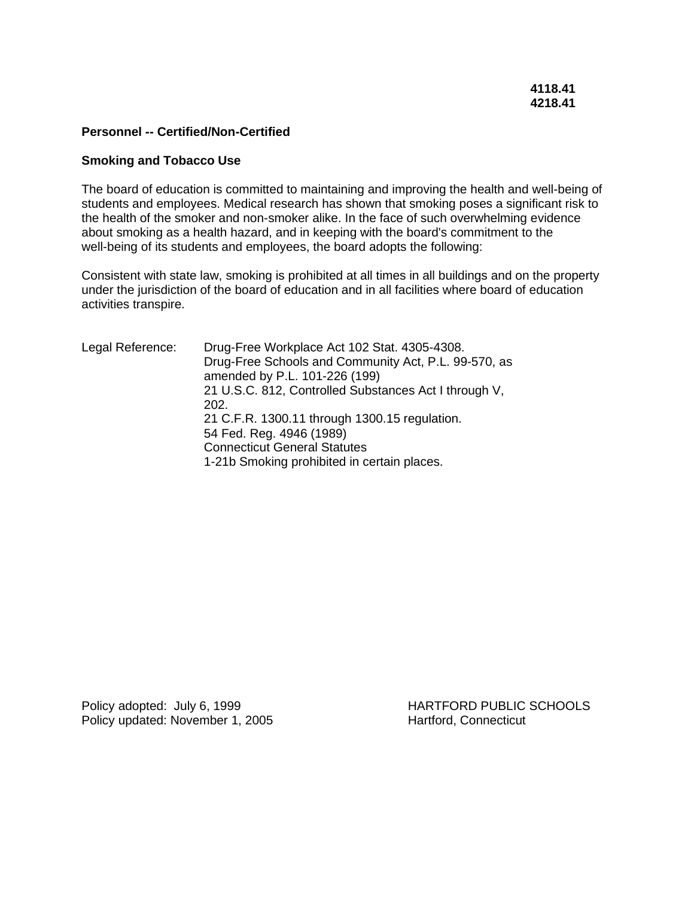**4118.41**
**4218.41**

**Personnel -- Certified/Non-Certified**

**Smoking and Tobacco Use**

The board of education is committed to maintaining and improving the health and well-being of students and employees. Medical research has shown that smoking poses a significant risk to the health of the smoker and non-smoker alike. In the face of such overwhelming evidence about smoking as a health hazard, and in keeping with the board's commitment to the well-being of its students and employees, the board adopts the following:

Consistent with state law, smoking is prohibited at all times in all buildings and on the property under the jurisdiction of the board of education and in all facilities where board of education activities transpire.

Legal Reference:

Drug-Free Workplace Act 102 Stat. 4305-4308.
Drug-Free Schools and Community Act, P.L. 99-570, as amended by P.L. 101-226 (199)
21 U.S.C. 812, Controlled Substances Act I through V, 202.
21 C.F.R. 1300.11 through 1300.15 regulation.
54 Fed. Reg. 4946 (1989)
Connecticut General Statutes
1-21b Smoking prohibited in certain places.

Policy adopted: July 6, 1999
Policy updated: November 1, 2005

HARTFORD PUBLIC SCHOOLS
Hartford, Connecticut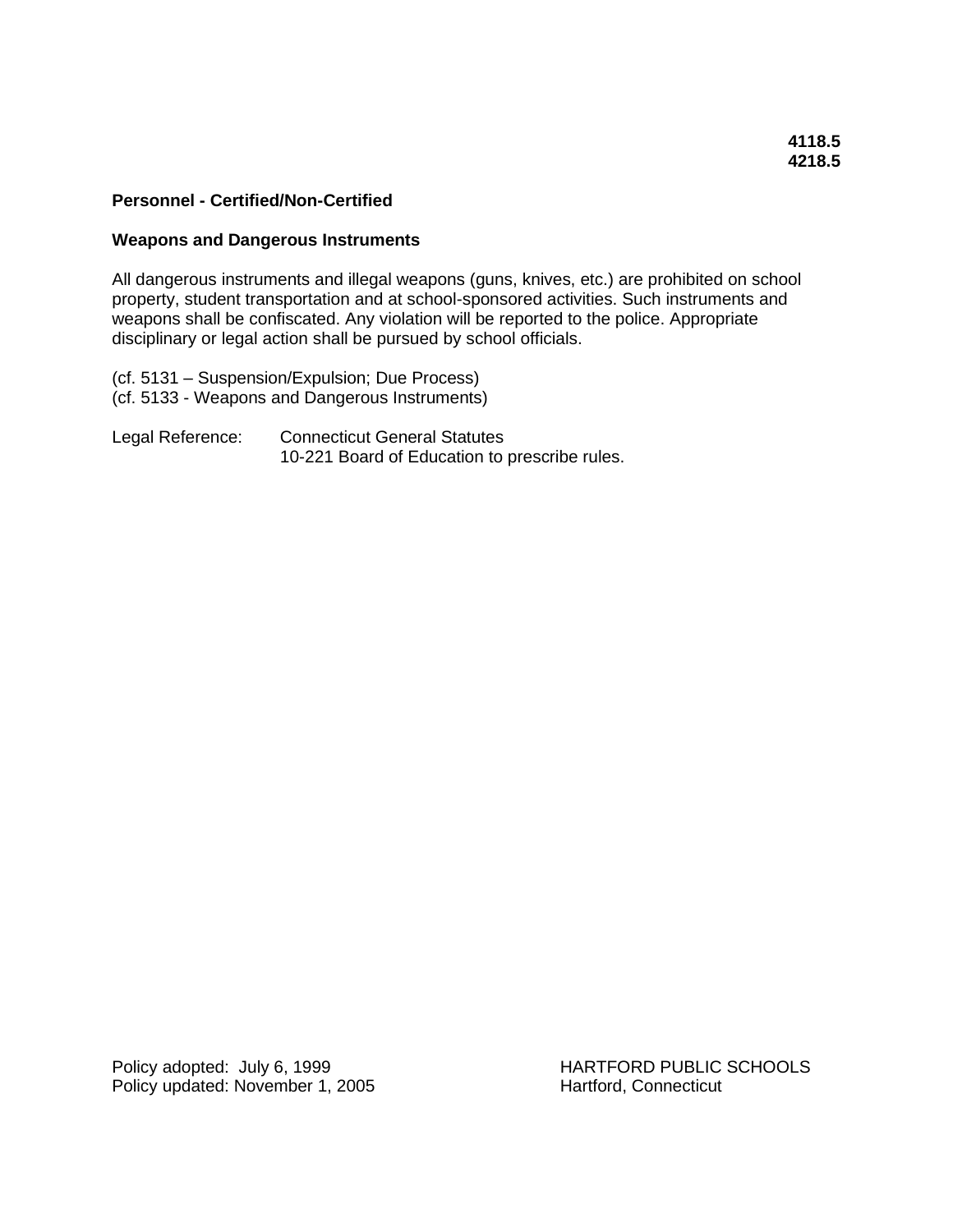**4118.5**
**4218.5**

**Personnel - Certified/Non-Certified**

## Weapons and Dangerous Instruments

All dangerous instruments and illegal weapons (guns, knives, etc.) are prohibited on school property, student transportation and at school-sponsored activities. Such instruments and weapons shall be confiscated. Any violation will be reported to the police. Appropriate disciplinary or legal action shall be pursued by school officials.

(cf. 5131 – Suspension/Expulsion; Due Process)
(cf. 5133 - Weapons and Dangerous Instruments)

Legal Reference: Connecticut General Statutes
10-221 Board of Education to prescribe rules.

Policy adopted: July 6, 1999
Policy updated: November 1, 2005

HARTFORD PUBLIC SCHOOLS
Hartford, Connecticut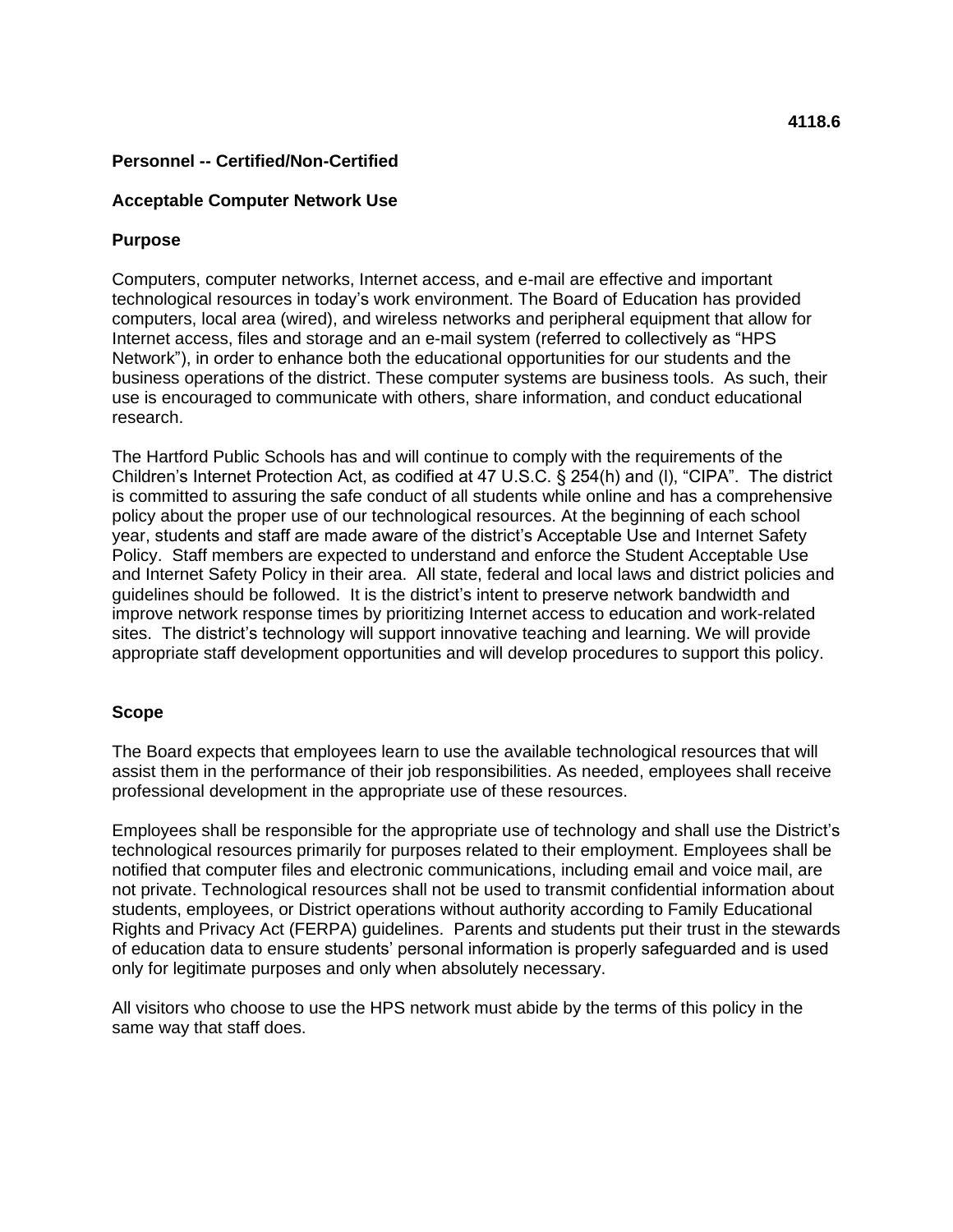**4118.6**

**Personnel -- Certified/Non-Certified**

**Acceptable Computer Network Use**

**Purpose**

Computers, computer networks, Internet access, and e-mail are effective and important technological resources in today's work environment. The Board of Education has provided computers, local area (wired), and wireless networks and peripheral equipment that allow for Internet access, files and storage and an e-mail system (referred to collectively as "HPS Network"), in order to enhance both the educational opportunities for our students and the business operations of the district. These computer systems are business tools. As such, their use is encouraged to communicate with others, share information, and conduct educational research.

The Hartford Public Schools has and will continue to comply with the requirements of the Children's Internet Protection Act, as codified at 47 U.S.C. § 254(h) and (l), "CIPA". The district is committed to assuring the safe conduct of all students while online and has a comprehensive policy about the proper use of our technological resources. At the beginning of each school year, students and staff are made aware of the district's Acceptable Use and Internet Safety Policy. Staff members are expected to understand and enforce the Student Acceptable Use and Internet Safety Policy in their area. All state, federal and local laws and district policies and guidelines should be followed. It is the district's intent to preserve network bandwidth and improve network response times by prioritizing Internet access to education and work-related sites. The district's technology will support innovative teaching and learning. We will provide appropriate staff development opportunities and will develop procedures to support this policy.

**Scope**

The Board expects that employees learn to use the available technological resources that will assist them in the performance of their job responsibilities. As needed, employees shall receive professional development in the appropriate use of these resources.

Employees shall be responsible for the appropriate use of technology and shall use the District's technological resources primarily for purposes related to their employment. Employees shall be notified that computer files and electronic communications, including email and voice mail, are not private. Technological resources shall not be used to transmit confidential information about students, employees, or District operations without authority according to Family Educational Rights and Privacy Act (FERPA) guidelines. Parents and students put their trust in the stewards of education data to ensure students' personal information is properly safeguarded and is used only for legitimate purposes and only when absolutely necessary.

All visitors who choose to use the HPS network must abide by the terms of this policy in the same way that staff does.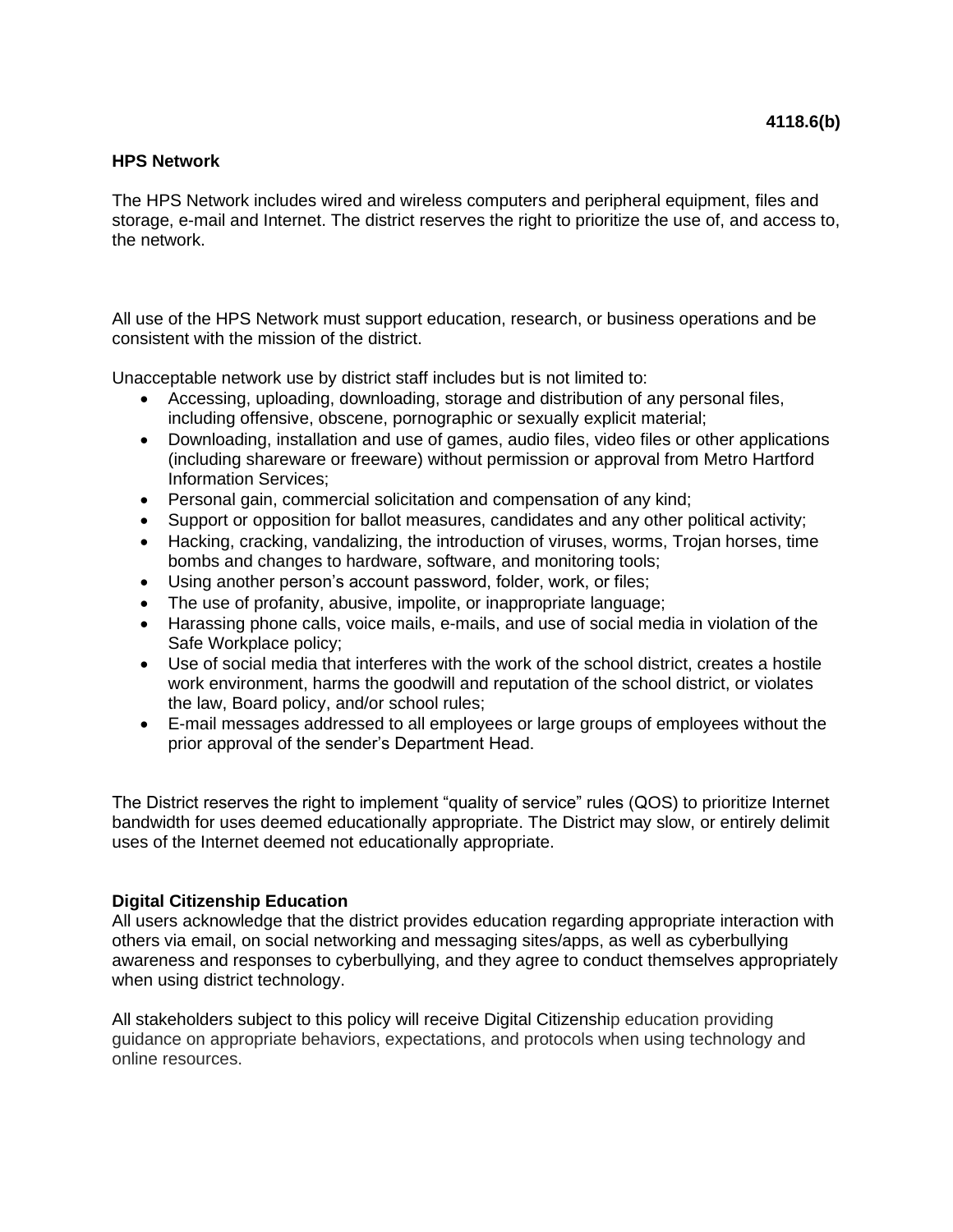**4118.6(b)**

**HPS Network**

The HPS Network includes wired and wireless computers and peripheral equipment, files and storage, e-mail and Internet. The district reserves the right to prioritize the use of, and access to, the network.

All use of the HPS Network must support education, research, or business operations and be consistent with the mission of the district.

Unacceptable network use by district staff includes but is not limited to:

- Accessing, uploading, downloading, storage and distribution of any personal files, including offensive, obscene, pornographic or sexually explicit material;
- Downloading, installation and use of games, audio files, video files or other applications (including shareware or freeware) without permission or approval from Metro Hartford Information Services;
- Personal gain, commercial solicitation and compensation of any kind;
- Support or opposition for ballot measures, candidates and any other political activity;
- Hacking, cracking, vandalizing, the introduction of viruses, worms, Trojan horses, time bombs and changes to hardware, software, and monitoring tools;
- Using another person's account password, folder, work, or files;
- The use of profanity, abusive, impolite, or inappropriate language;
- Harassing phone calls, voice mails, e-mails, and use of social media in violation of the Safe Workplace policy;
- Use of social media that interferes with the work of the school district, creates a hostile work environment, harms the goodwill and reputation of the school district, or violates the law, Board policy, and/or school rules;
- E-mail messages addressed to all employees or large groups of employees without the prior approval of the sender's Department Head.

The District reserves the right to implement "quality of service" rules (QOS) to prioritize Internet bandwidth for uses deemed educationally appropriate. The District may slow, or entirely delimit uses of the Internet deemed not educationally appropriate.

**Digital Citizenship Education**

All users acknowledge that the district provides education regarding appropriate interaction with others via email, on social networking and messaging sites/apps, as well as cyberbullying awareness and responses to cyberbullying, and they agree to conduct themselves appropriately when using district technology.

All stakeholders subject to this policy will receive Digital Citizenship education providing guidance on appropriate behaviors, expectations, and protocols when using technology and online resources.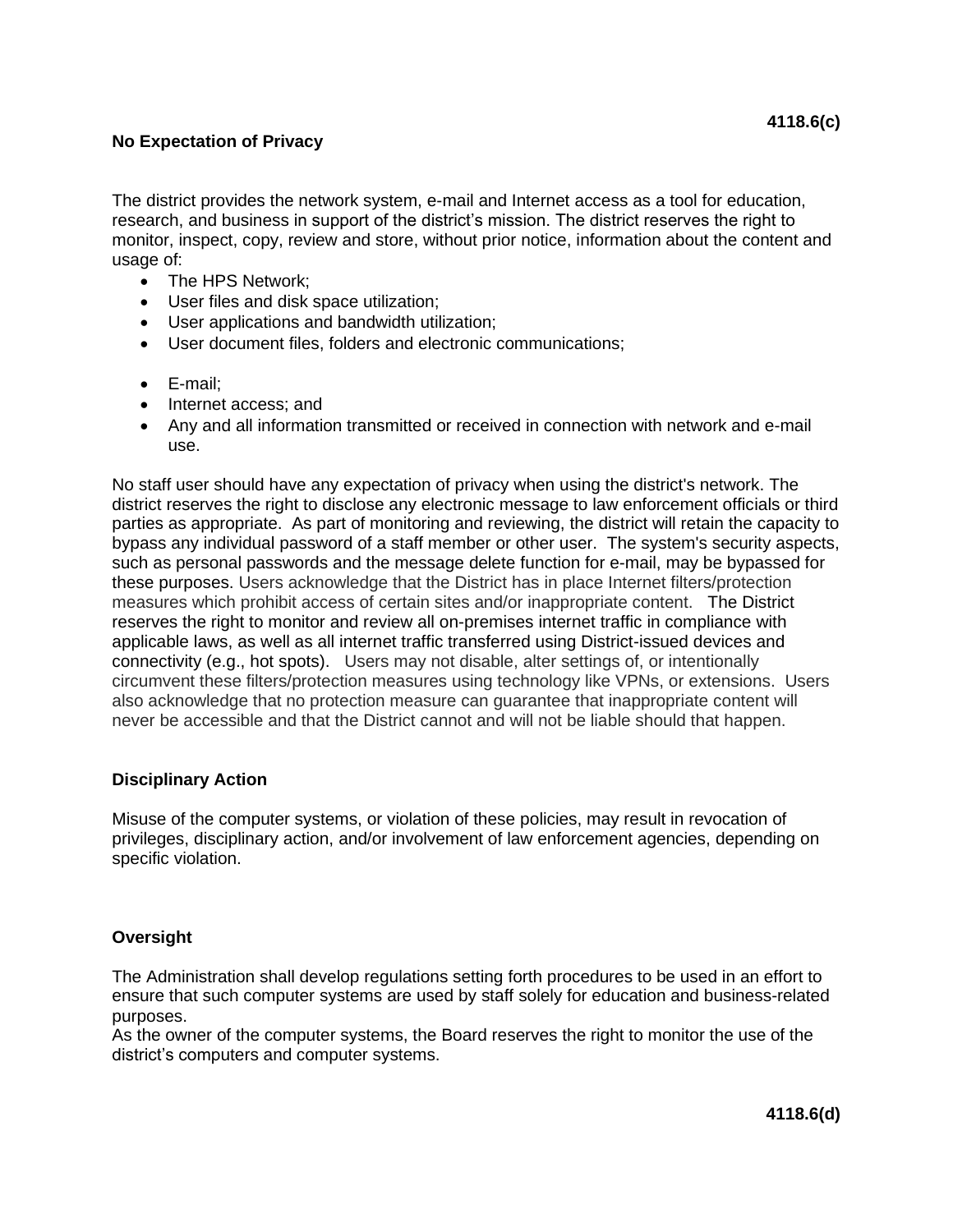**No Expectation of Privacy**

The district provides the network system, e-mail and Internet access as a tool for education, research, and business in support of the district's mission. The district reserves the right to monitor, inspect, copy, review and store, without prior notice, information about the content and usage of:

- The HPS Network;
- User files and disk space utilization;
- User applications and bandwidth utilization;
- User document files, folders and electronic communications;
- E-mail;
- Internet access; and
- Any and all information transmitted or received in connection with network and e-mail use.

No staff user should have any expectation of privacy when using the district's network. The district reserves the right to disclose any electronic message to law enforcement officials or third parties as appropriate. As part of monitoring and reviewing, the district will retain the capacity to bypass any individual password of a staff member or other user. The system's security aspects, such as personal passwords and the message delete function for e-mail, may be bypassed for these purposes. Users acknowledge that the District has in place Internet filters/protection measures which prohibit access of certain sites and/or inappropriate content. The District reserves the right to monitor and review all on-premises internet traffic in compliance with applicable laws, as well as all internet traffic transferred using District-issued devices and connectivity (e.g., hot spots). Users may not disable, alter settings of, or intentionally circumvent these filters/protection measures using technology like VPNs, or extensions. Users also acknowledge that no protection measure can guarantee that inappropriate content will never be accessible and that the District cannot and will not be liable should that happen.

**Disciplinary Action**

Misuse of the computer systems, or violation of these policies, may result in revocation of privileges, disciplinary action, and/or involvement of law enforcement agencies, depending on specific violation.

**Oversight**

The Administration shall develop regulations setting forth procedures to be used in an effort to ensure that such computer systems are used by staff solely for education and business-related purposes.
As the owner of the computer systems, the Board reserves the right to monitor the use of the district's computers and computer systems.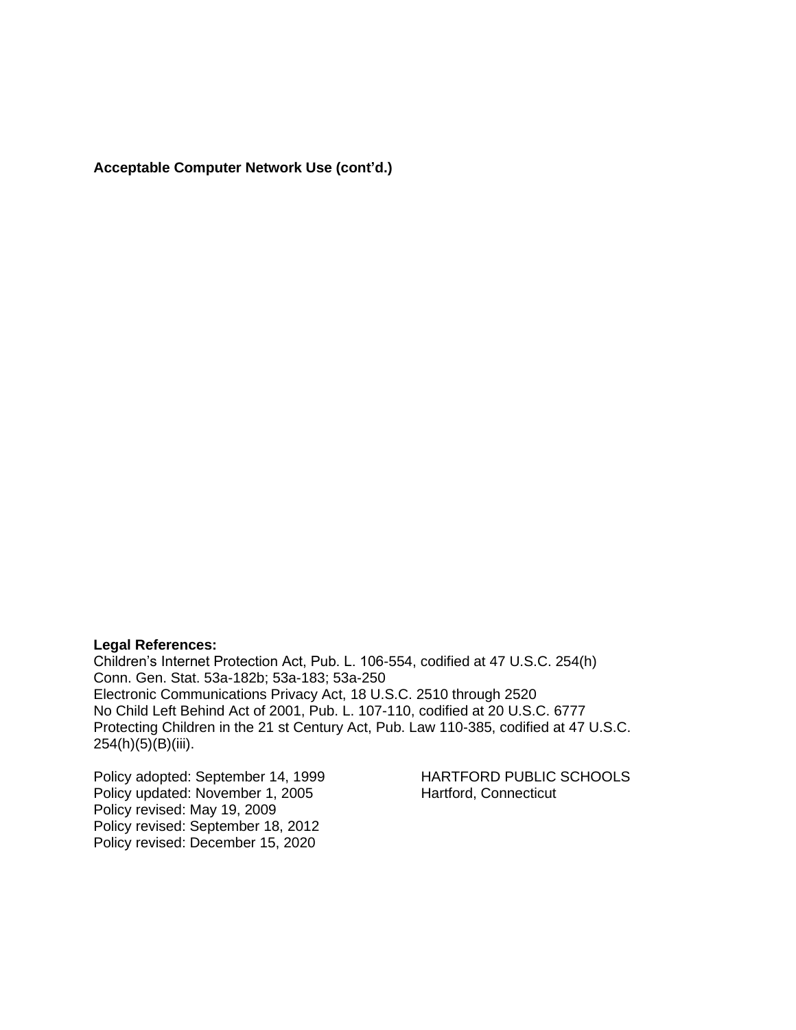**Acceptable Computer Network Use (cont'd.)**

**Legal References:**
Children's Internet Protection Act, Pub. L. 106-554, codified at 47 U.S.C. 254(h)
Conn. Gen. Stat. 53a-182b; 53a-183; 53a-250
Electronic Communications Privacy Act, 18 U.S.C. 2510 through 2520
No Child Left Behind Act of 2001, Pub. L. 107-110, codified at 20 U.S.C. 6777
Protecting Children in the 21 st Century Act, Pub. Law 110-385, codified at 47 U.S.C. 254(h)(5)(B)(iii).

Policy adopted: September 14, 1999
Policy updated: November 1, 2005
Policy revised: May 19, 2009
Policy revised: September 18, 2012
Policy revised: December 15, 2020

HARTFORD PUBLIC SCHOOLS
Hartford, Connecticut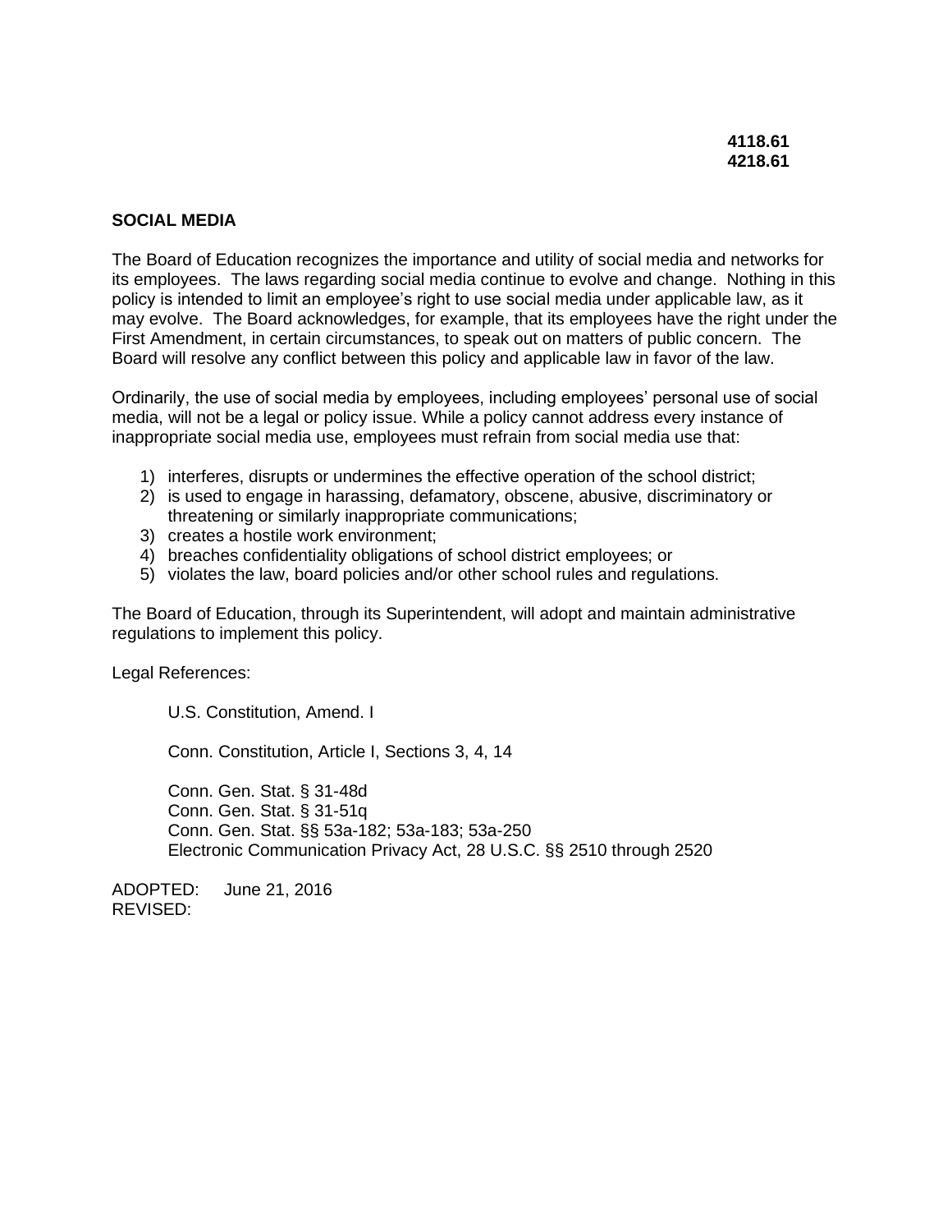**4118.61**
**4218.61**

## SOCIAL MEDIA

The Board of Education recognizes the importance and utility of social media and networks for its employees. The laws regarding social media continue to evolve and change. Nothing in this policy is intended to limit an employee's right to use social media under applicable law, as it may evolve. The Board acknowledges, for example, that its employees have the right under the First Amendment, in certain circumstances, to speak out on matters of public concern. The Board will resolve any conflict between this policy and applicable law in favor of the law.

Ordinarily, the use of social media by employees, including employees' personal use of social media, will not be a legal or policy issue. While a policy cannot address every instance of inappropriate social media use, employees must refrain from social media use that:

1) interferes, disrupts or undermines the effective operation of the school district;
2) is used to engage in harassing, defamatory, obscene, abusive, discriminatory or threatening or similarly inappropriate communications;
3) creates a hostile work environment;
4) breaches confidentiality obligations of school district employees; or
5) violates the law, board policies and/or other school rules and regulations.

The Board of Education, through its Superintendent, will adopt and maintain administrative regulations to implement this policy.

Legal References:

U.S. Constitution, Amend. I

Conn. Constitution, Article I, Sections 3, 4, 14

Conn. Gen. Stat. § 31-48d
Conn. Gen. Stat. § 31-51q
Conn. Gen. Stat. §§ 53a-182; 53a-183; 53a-250
Electronic Communication Privacy Act, 28 U.S.C. §§ 2510 through 2520

ADOPTED: June 21, 2016
REVISED: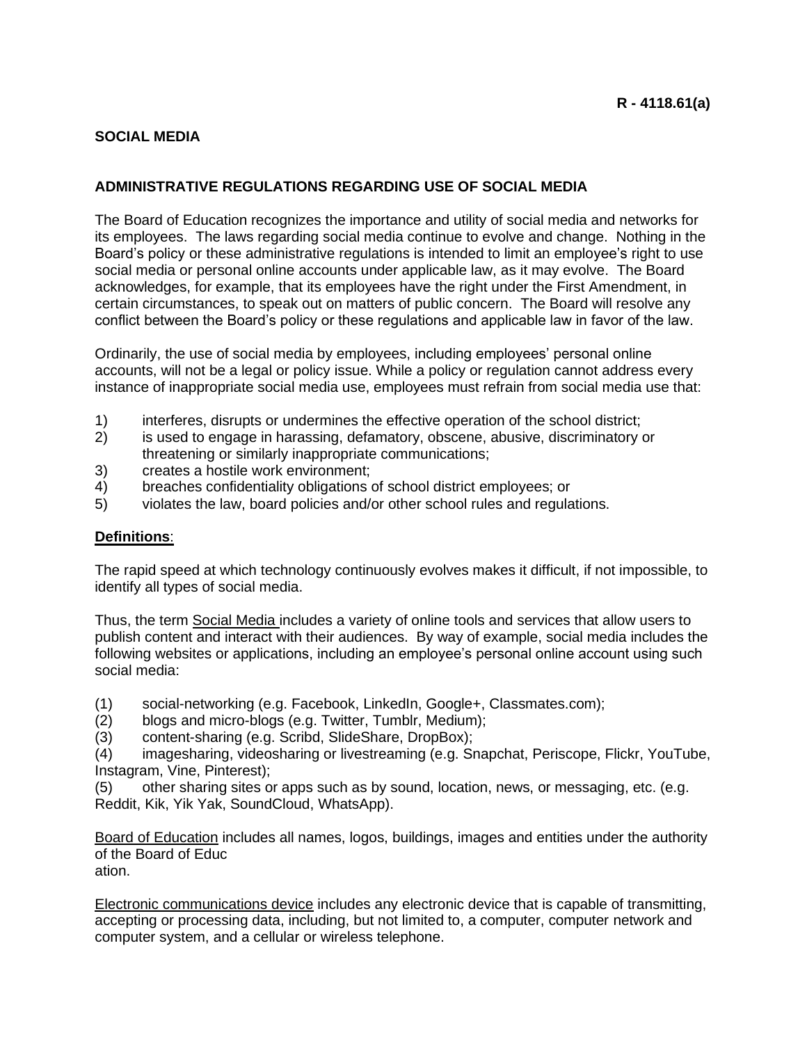**R - 4118.61(a)**

## SOCIAL MEDIA

### ADMINISTRATIVE REGULATIONS REGARDING USE OF SOCIAL MEDIA

The Board of Education recognizes the importance and utility of social media and networks for its employees. The laws regarding social media continue to evolve and change. Nothing in the Board's policy or these administrative regulations is intended to limit an employee's right to use social media or personal online accounts under applicable law, as it may evolve. The Board acknowledges, for example, that its employees have the right under the First Amendment, in certain circumstances, to speak out on matters of public concern. The Board will resolve any conflict between the Board's policy or these regulations and applicable law in favor of the law.

Ordinarily, the use of social media by employees, including employees' personal online accounts, will not be a legal or policy issue. While a policy or regulation cannot address every instance of inappropriate social media use, employees must refrain from social media use that:

1) interferes, disrupts or undermines the effective operation of the school district;
2) is used to engage in harassing, defamatory, obscene, abusive, discriminatory or threatening or similarly inappropriate communications;
3) creates a hostile work environment;
4) breaches confidentiality obligations of school district employees; or
5) violates the law, board policies and/or other school rules and regulations.

**Definitions**:

The rapid speed at which technology continuously evolves makes it difficult, if not impossible, to identify all types of social media.

Thus, the term Social Media includes a variety of online tools and services that allow users to publish content and interact with their audiences. By way of example, social media includes the following websites or applications, including an employee's personal online account using such social media:

(1) social-networking (e.g. Facebook, LinkedIn, Google+, Classmates.com);
(2) blogs and micro-blogs (e.g. Twitter, Tumblr, Medium);
(3) content-sharing (e.g. Scribd, SlideShare, DropBox);
(4) imagesharing, videosharing or livestreaming (e.g. Snapchat, Periscope, Flickr, YouTube, Instagram, Vine, Pinterest);
(5) other sharing sites or apps such as by sound, location, news, or messaging, etc. (e.g. Reddit, Kik, Yik Yak, SoundCloud, WhatsApp).

Board of Education includes all names, logos, buildings, images and entities under the authority of the Board of Education.

Electronic communications device includes any electronic device that is capable of transmitting, accepting or processing data, including, but not limited to, a computer, computer network and computer system, and a cellular or wireless telephone.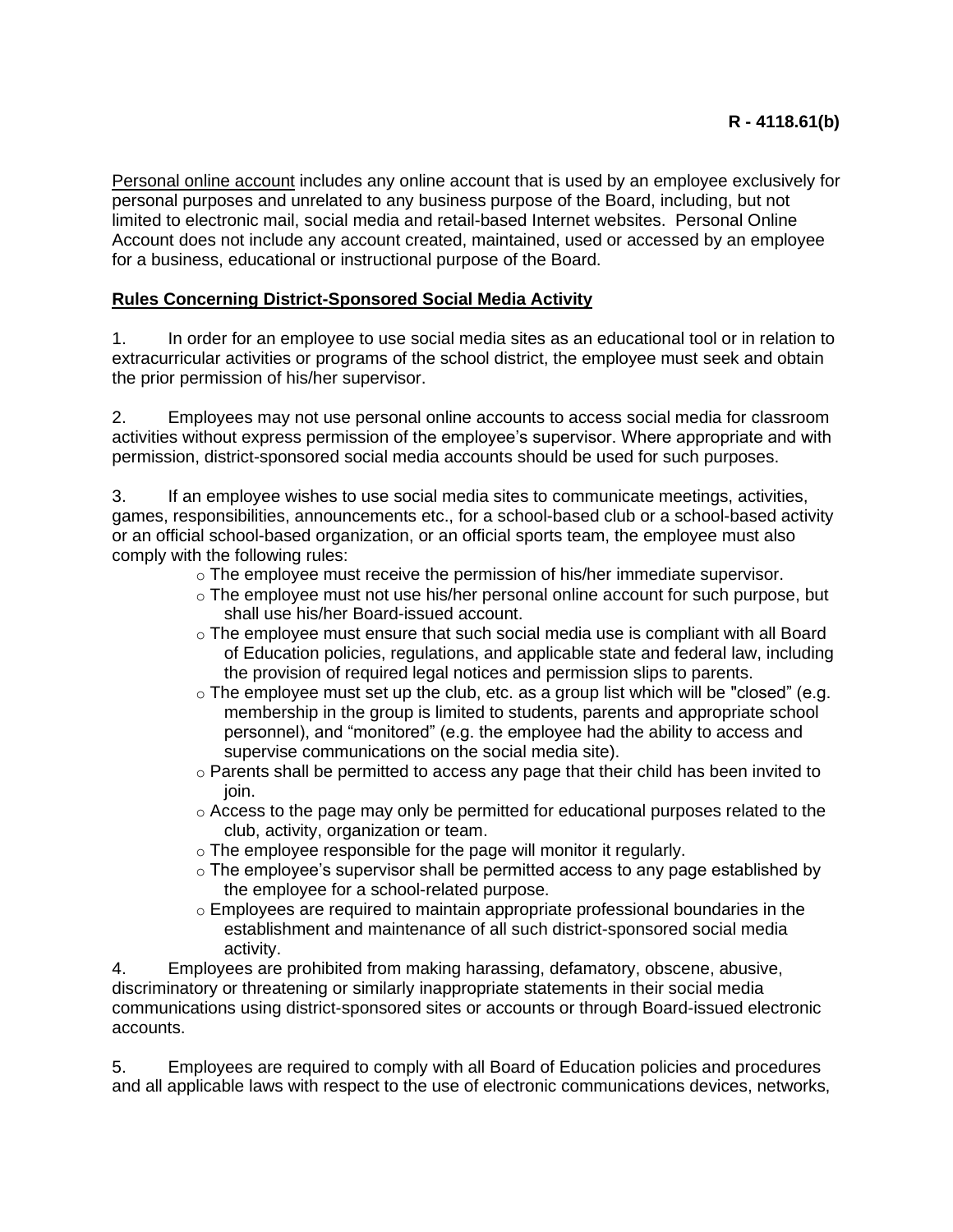Personal online account includes any online account that is used by an employee exclusively for personal purposes and unrelated to any business purpose of the Board, including, but not limited to electronic mail, social media and retail-based Internet websites. Personal Online Account does not include any account created, maintained, used or accessed by an employee for a business, educational or instructional purpose of the Board.

**Rules Concerning District-Sponsored Social Media Activity**

1. In order for an employee to use social media sites as an educational tool or in relation to extracurricular activities or programs of the school district, the employee must seek and obtain the prior permission of his/her supervisor.

2. Employees may not use personal online accounts to access social media for classroom activities without express permission of the employee's supervisor. Where appropriate and with permission, district-sponsored social media accounts should be used for such purposes.

3. If an employee wishes to use social media sites to communicate meetings, activities, games, responsibilities, announcements etc., for a school-based club or a school-based activity or an official school-based organization, or an official sports team, the employee must also comply with the following rules:

   - The employee must receive the permission of his/her immediate supervisor.
   - The employee must not use his/her personal online account for such purpose, but shall use his/her Board-issued account.
   - The employee must ensure that such social media use is compliant with all Board of Education policies, regulations, and applicable state and federal law, including the provision of required legal notices and permission slips to parents.
   - The employee must set up the club, etc. as a group list which will be "closed" (e.g. membership in the group is limited to students, parents and appropriate school personnel), and "monitored" (e.g. the employee had the ability to access and supervise communications on the social media site).
   - Parents shall be permitted to access any page that their child has been invited to join.
   - Access to the page may only be permitted for educational purposes related to the club, activity, organization or team.
   - The employee responsible for the page will monitor it regularly.
   - The employee's supervisor shall be permitted access to any page established by the employee for a school-related purpose.
   - Employees are required to maintain appropriate professional boundaries in the establishment and maintenance of all such district-sponsored social media activity.

4. Employees are prohibited from making harassing, defamatory, obscene, abusive, discriminatory or threatening or similarly inappropriate statements in their social media communications using district-sponsored sites or accounts or through Board-issued electronic accounts.

5. Employees are required to comply with all Board of Education policies and procedures and all applicable laws with respect to the use of electronic communications devices, networks,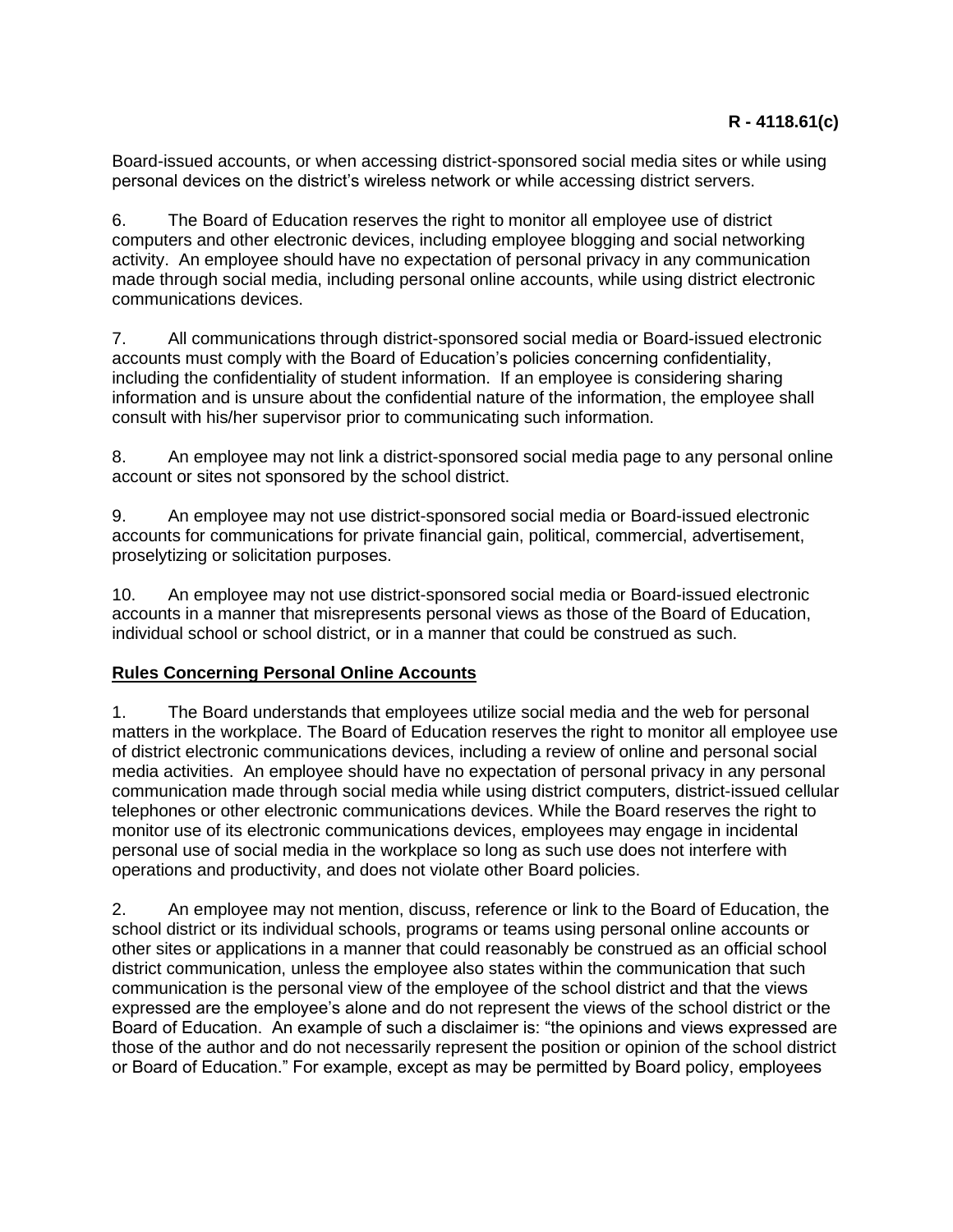Board-issued accounts, or when accessing district-sponsored social media sites or while using personal devices on the district's wireless network or while accessing district servers.

6. The Board of Education reserves the right to monitor all employee use of district computers and other electronic devices, including employee blogging and social networking activity. An employee should have no expectation of personal privacy in any communication made through social media, including personal online accounts, while using district electronic communications devices.

7. All communications through district-sponsored social media or Board-issued electronic accounts must comply with the Board of Education's policies concerning confidentiality, including the confidentiality of student information. If an employee is considering sharing information and is unsure about the confidential nature of the information, the employee shall consult with his/her supervisor prior to communicating such information.

8. An employee may not link a district-sponsored social media page to any personal online account or sites not sponsored by the school district.

9. An employee may not use district-sponsored social media or Board-issued electronic accounts for communications for private financial gain, political, commercial, advertisement, proselytizing or solicitation purposes.

10. An employee may not use district-sponsored social media or Board-issued electronic accounts in a manner that misrepresents personal views as those of the Board of Education, individual school or school district, or in a manner that could be construed as such.

**Rules Concerning Personal Online Accounts**

1. The Board understands that employees utilize social media and the web for personal matters in the workplace. The Board of Education reserves the right to monitor all employee use of district electronic communications devices, including a review of online and personal social media activities. An employee should have no expectation of personal privacy in any personal communication made through social media while using district computers, district-issued cellular telephones or other electronic communications devices. While the Board reserves the right to monitor use of its electronic communications devices, employees may engage in incidental personal use of social media in the workplace so long as such use does not interfere with operations and productivity, and does not violate other Board policies.

2. An employee may not mention, discuss, reference or link to the Board of Education, the school district or its individual schools, programs or teams using personal online accounts or other sites or applications in a manner that could reasonably be construed as an official school district communication, unless the employee also states within the communication that such communication is the personal view of the employee of the school district and that the views expressed are the employee's alone and do not represent the views of the school district or the Board of Education. An example of such a disclaimer is: "the opinions and views expressed are those of the author and do not necessarily represent the position or opinion of the school district or Board of Education." For example, except as may be permitted by Board policy, employees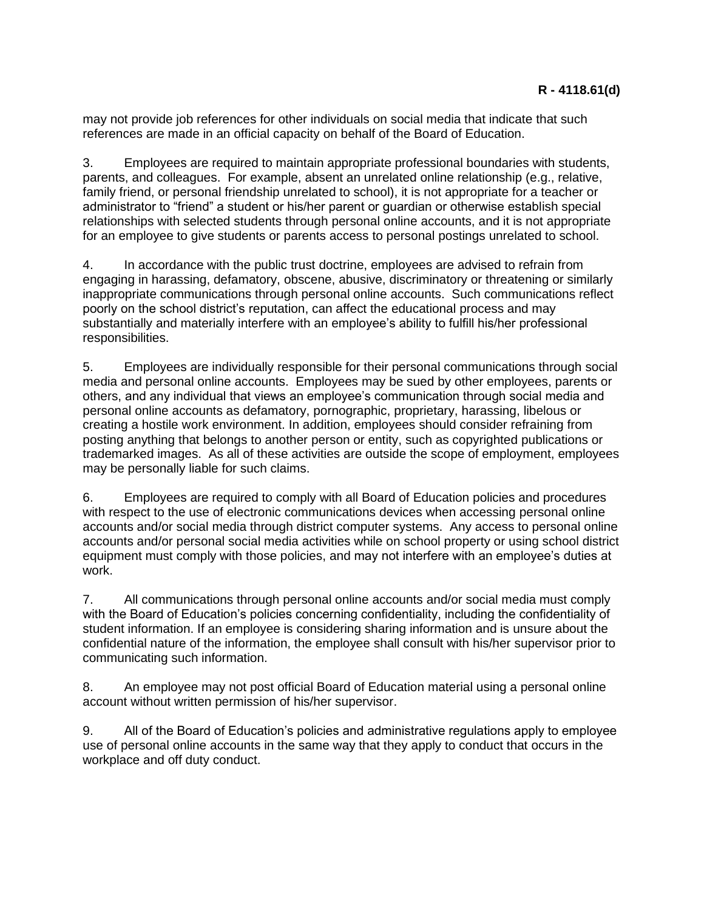may not provide job references for other individuals on social media that indicate that such references are made in an official capacity on behalf of the Board of Education.

3. Employees are required to maintain appropriate professional boundaries with students, parents, and colleagues. For example, absent an unrelated online relationship (e.g., relative, family friend, or personal friendship unrelated to school), it is not appropriate for a teacher or administrator to "friend" a student or his/her parent or guardian or otherwise establish special relationships with selected students through personal online accounts, and it is not appropriate for an employee to give students or parents access to personal postings unrelated to school.

4. In accordance with the public trust doctrine, employees are advised to refrain from engaging in harassing, defamatory, obscene, abusive, discriminatory or threatening or similarly inappropriate communications through personal online accounts. Such communications reflect poorly on the school district's reputation, can affect the educational process and may substantially and materially interfere with an employee's ability to fulfill his/her professional responsibilities.

5. Employees are individually responsible for their personal communications through social media and personal online accounts. Employees may be sued by other employees, parents or others, and any individual that views an employee's communication through social media and personal online accounts as defamatory, pornographic, proprietary, harassing, libelous or creating a hostile work environment. In addition, employees should consider refraining from posting anything that belongs to another person or entity, such as copyrighted publications or trademarked images. As all of these activities are outside the scope of employment, employees may be personally liable for such claims.

6. Employees are required to comply with all Board of Education policies and procedures with respect to the use of electronic communications devices when accessing personal online accounts and/or social media through district computer systems. Any access to personal online accounts and/or personal social media activities while on school property or using school district equipment must comply with those policies, and may not interfere with an employee's duties at work.

7. All communications through personal online accounts and/or social media must comply with the Board of Education's policies concerning confidentiality, including the confidentiality of student information. If an employee is considering sharing information and is unsure about the confidential nature of the information, the employee shall consult with his/her supervisor prior to communicating such information.

8. An employee may not post official Board of Education material using a personal online account without written permission of his/her supervisor.

9. All of the Board of Education's policies and administrative regulations apply to employee use of personal online accounts in the same way that they apply to conduct that occurs in the workplace and off duty conduct.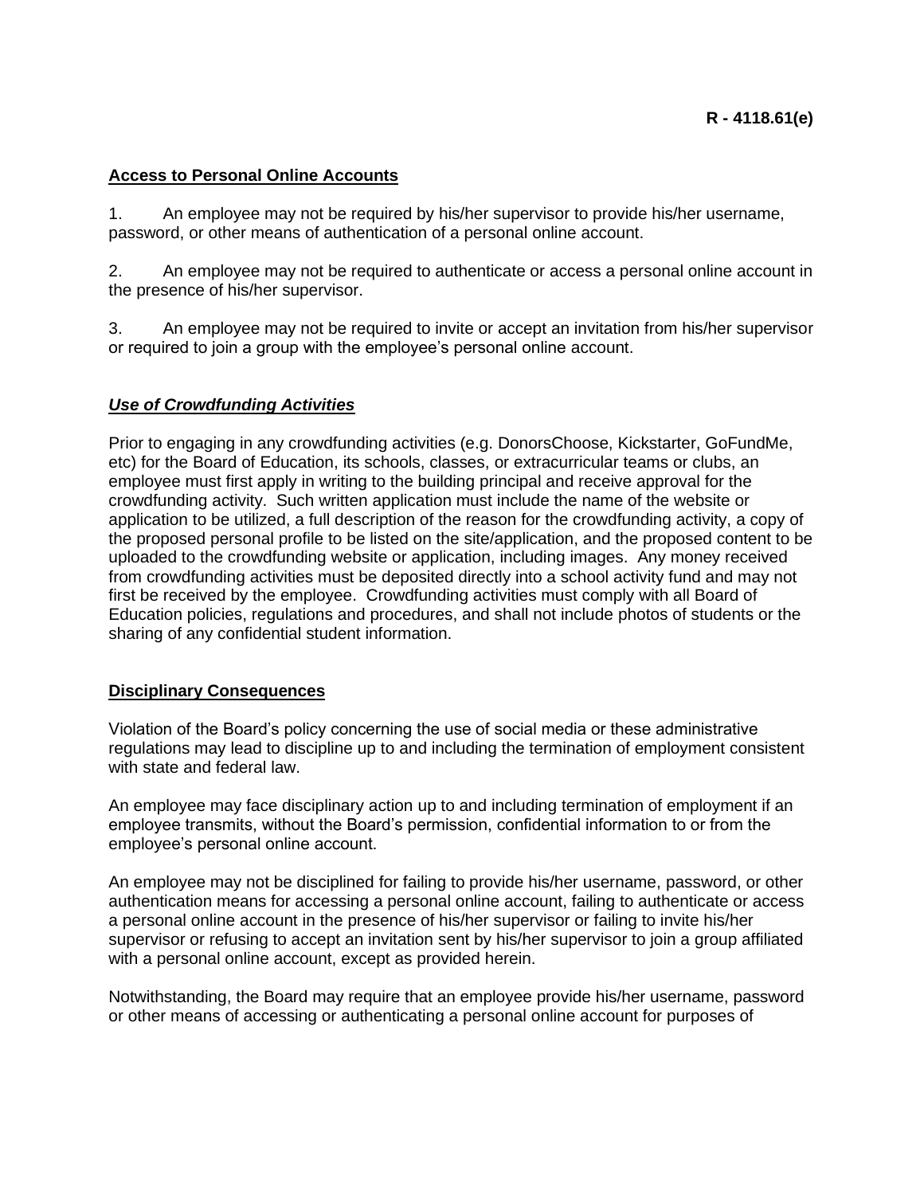**R - 4118.61(e)**

**Access to Personal Online Accounts**

1. An employee may not be required by his/her supervisor to provide his/her username, password, or other means of authentication of a personal online account.

2. An employee may not be required to authenticate or access a personal online account in the presence of his/her supervisor.

3. An employee may not be required to invite or accept an invitation from his/her supervisor or required to join a group with the employee's personal online account.

***Use of Crowdfunding Activities***

Prior to engaging in any crowdfunding activities (e.g. DonorsChoose, Kickstarter, GoFundMe, etc) for the Board of Education, its schools, classes, or extracurricular teams or clubs, an employee must first apply in writing to the building principal and receive approval for the crowdfunding activity. Such written application must include the name of the website or application to be utilized, a full description of the reason for the crowdfunding activity, a copy of the proposed personal profile to be listed on the site/application, and the proposed content to be uploaded to the crowdfunding website or application, including images. Any money received from crowdfunding activities must be deposited directly into a school activity fund and may not first be received by the employee. Crowdfunding activities must comply with all Board of Education policies, regulations and procedures, and shall not include photos of students or the sharing of any confidential student information.

**Disciplinary Consequences**

Violation of the Board's policy concerning the use of social media or these administrative regulations may lead to discipline up to and including the termination of employment consistent with state and federal law.

An employee may face disciplinary action up to and including termination of employment if an employee transmits, without the Board's permission, confidential information to or from the employee's personal online account.

An employee may not be disciplined for failing to provide his/her username, password, or other authentication means for accessing a personal online account, failing to authenticate or access a personal online account in the presence of his/her supervisor or failing to invite his/her supervisor or refusing to accept an invitation sent by his/her supervisor to join a group affiliated with a personal online account, except as provided herein.

Notwithstanding, the Board may require that an employee provide his/her username, password or other means of accessing or authenticating a personal online account for purposes of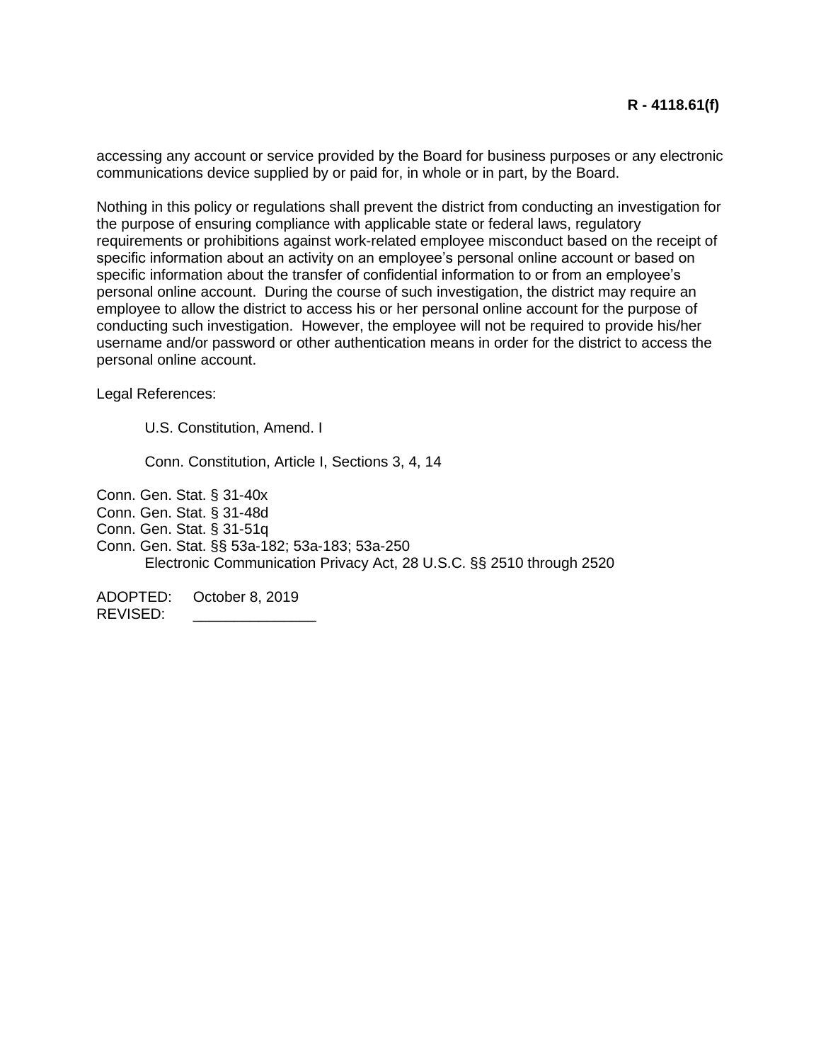accessing any account or service provided by the Board for business purposes or any electronic communications device supplied by or paid for, in whole or in part, by the Board.

Nothing in this policy or regulations shall prevent the district from conducting an investigation for the purpose of ensuring compliance with applicable state or federal laws, regulatory requirements or prohibitions against work-related employee misconduct based on the receipt of specific information about an activity on an employee's personal online account or based on specific information about the transfer of confidential information to or from an employee's personal online account. During the course of such investigation, the district may require an employee to allow the district to access his or her personal online account for the purpose of conducting such investigation. However, the employee will not be required to provide his/her username and/or password or other authentication means in order for the district to access the personal online account.

Legal References:

U.S. Constitution, Amend. I

Conn. Constitution, Article I, Sections 3, 4, 14

Conn. Gen. Stat. § 31-40x
Conn. Gen. Stat. § 31-48d
Conn. Gen. Stat. § 31-51q
Conn. Gen. Stat. §§ 53a-182; 53a-183; 53a-250
Electronic Communication Privacy Act, 28 U.S.C. §§ 2510 through 2520

ADOPTED: October 8, 2019
REVISED: _______________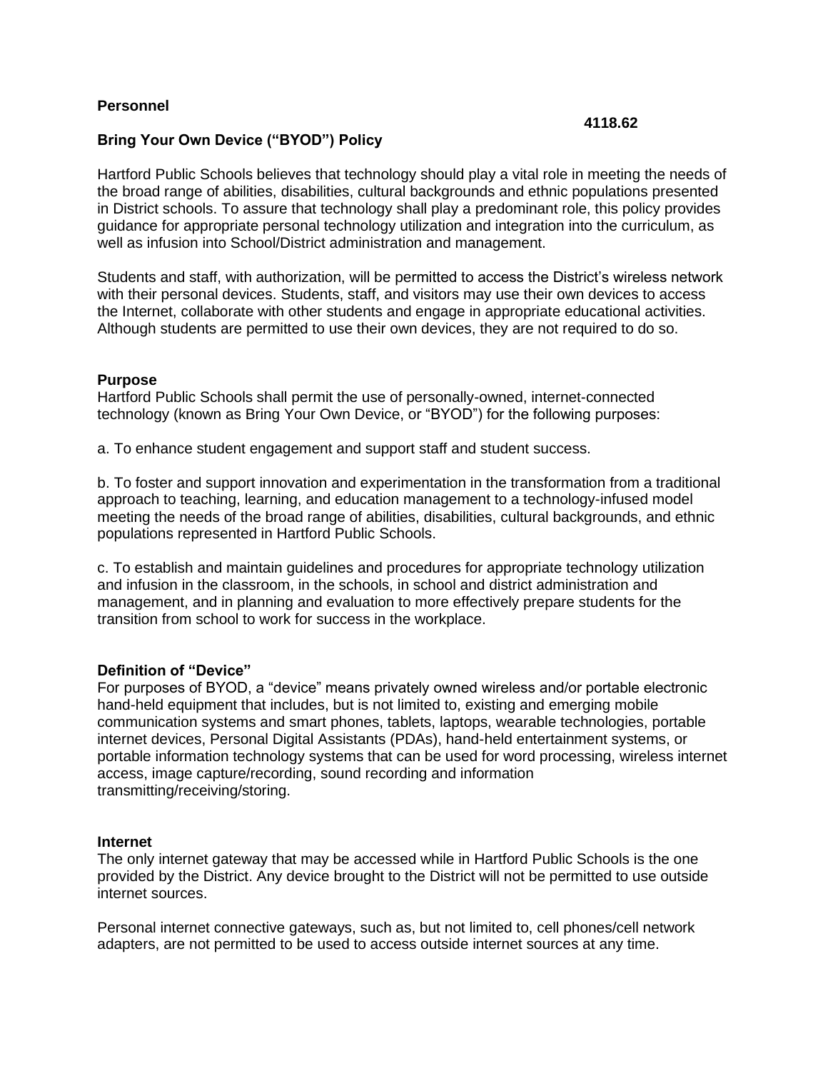**Personnel**

**4118.62**

## Bring Your Own Device ("BYOD") Policy

Hartford Public Schools believes that technology should play a vital role in meeting the needs of the broad range of abilities, disabilities, cultural backgrounds and ethnic populations presented in District schools. To assure that technology shall play a predominant role, this policy provides guidance for appropriate personal technology utilization and integration into the curriculum, as well as infusion into School/District administration and management.

Students and staff, with authorization, will be permitted to access the District's wireless network with their personal devices. Students, staff, and visitors may use their own devices to access the Internet, collaborate with other students and engage in appropriate educational activities. Although students are permitted to use their own devices, they are not required to do so.

### Purpose

Hartford Public Schools shall permit the use of personally-owned, internet-connected technology (known as Bring Your Own Device, or "BYOD") for the following purposes:

a. To enhance student engagement and support staff and student success.

b. To foster and support innovation and experimentation in the transformation from a traditional approach to teaching, learning, and education management to a technology-infused model meeting the needs of the broad range of abilities, disabilities, cultural backgrounds, and ethnic populations represented in Hartford Public Schools.

c. To establish and maintain guidelines and procedures for appropriate technology utilization and infusion in the classroom, in the schools, in school and district administration and management, and in planning and evaluation to more effectively prepare students for the transition from school to work for success in the workplace.

### Definition of "Device"

For purposes of BYOD, a "device" means privately owned wireless and/or portable electronic hand-held equipment that includes, but is not limited to, existing and emerging mobile communication systems and smart phones, tablets, laptops, wearable technologies, portable internet devices, Personal Digital Assistants (PDAs), hand-held entertainment systems, or portable information technology systems that can be used for word processing, wireless internet access, image capture/recording, sound recording and information transmitting/receiving/storing.

### Internet

The only internet gateway that may be accessed while in Hartford Public Schools is the one provided by the District. Any device brought to the District will not be permitted to use outside internet sources.

Personal internet connective gateways, such as, but not limited to, cell phones/cell network adapters, are not permitted to be used to access outside internet sources at any time.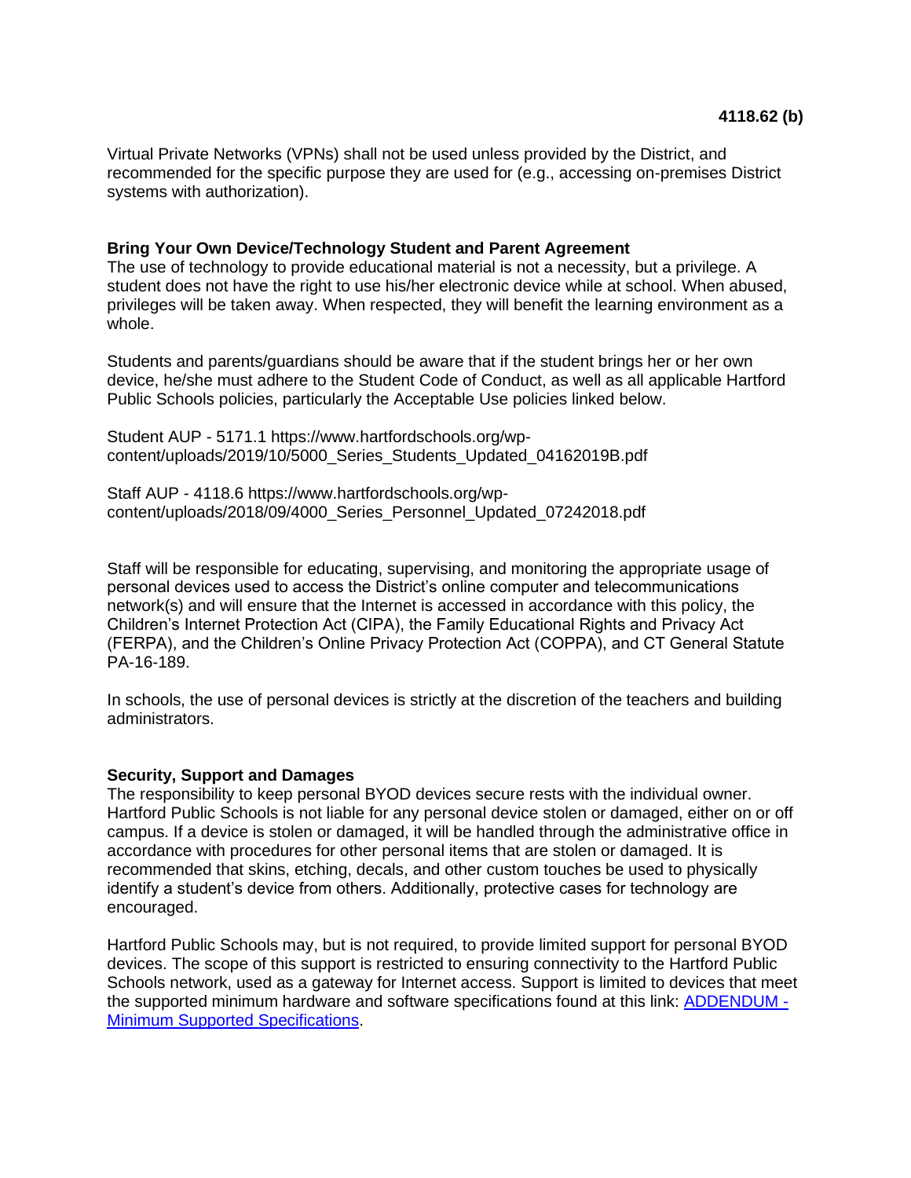Virtual Private Networks (VPNs) shall not be used unless provided by the District, and recommended for the specific purpose they are used for (e.g., accessing on-premises District systems with authorization).

**Bring Your Own Device/Technology Student and Parent Agreement**

The use of technology to provide educational material is not a necessity, but a privilege. A student does not have the right to use his/her electronic device while at school. When abused, privileges will be taken away. When respected, they will benefit the learning environment as a whole.

Students and parents/guardians should be aware that if the student brings her or her own device, he/she must adhere to the Student Code of Conduct, as well as all applicable Hartford Public Schools policies, particularly the Acceptable Use policies linked below.

Student AUP - 5171.1 https://www.hartfordschools.org/wp-content/uploads/2019/10/5000_Series_Students_Updated_04162019B.pdf

Staff AUP - 4118.6 https://www.hartfordschools.org/wp-content/uploads/2018/09/4000_Series_Personnel_Updated_07242018.pdf

Staff will be responsible for educating, supervising, and monitoring the appropriate usage of personal devices used to access the District's online computer and telecommunications network(s) and will ensure that the Internet is accessed in accordance with this policy, the Children's Internet Protection Act (CIPA), the Family Educational Rights and Privacy Act (FERPA), and the Children's Online Privacy Protection Act (COPPA), and CT General Statute PA-16-189.

In schools, the use of personal devices is strictly at the discretion of the teachers and building administrators.

**Security, Support and Damages**

The responsibility to keep personal BYOD devices secure rests with the individual owner. Hartford Public Schools is not liable for any personal device stolen or damaged, either on or off campus. If a device is stolen or damaged, it will be handled through the administrative office in accordance with procedures for other personal items that are stolen or damaged. It is recommended that skins, etching, decals, and other custom touches be used to physically identify a student's device from others. Additionally, protective cases for technology are encouraged.

Hartford Public Schools may, but is not required, to provide limited support for personal BYOD devices. The scope of this support is restricted to ensuring connectivity to the Hartford Public Schools network, used as a gateway for Internet access. Support is limited to devices that meet the supported minimum hardware and software specifications found at this link: ADDENDUM - Minimum Supported Specifications.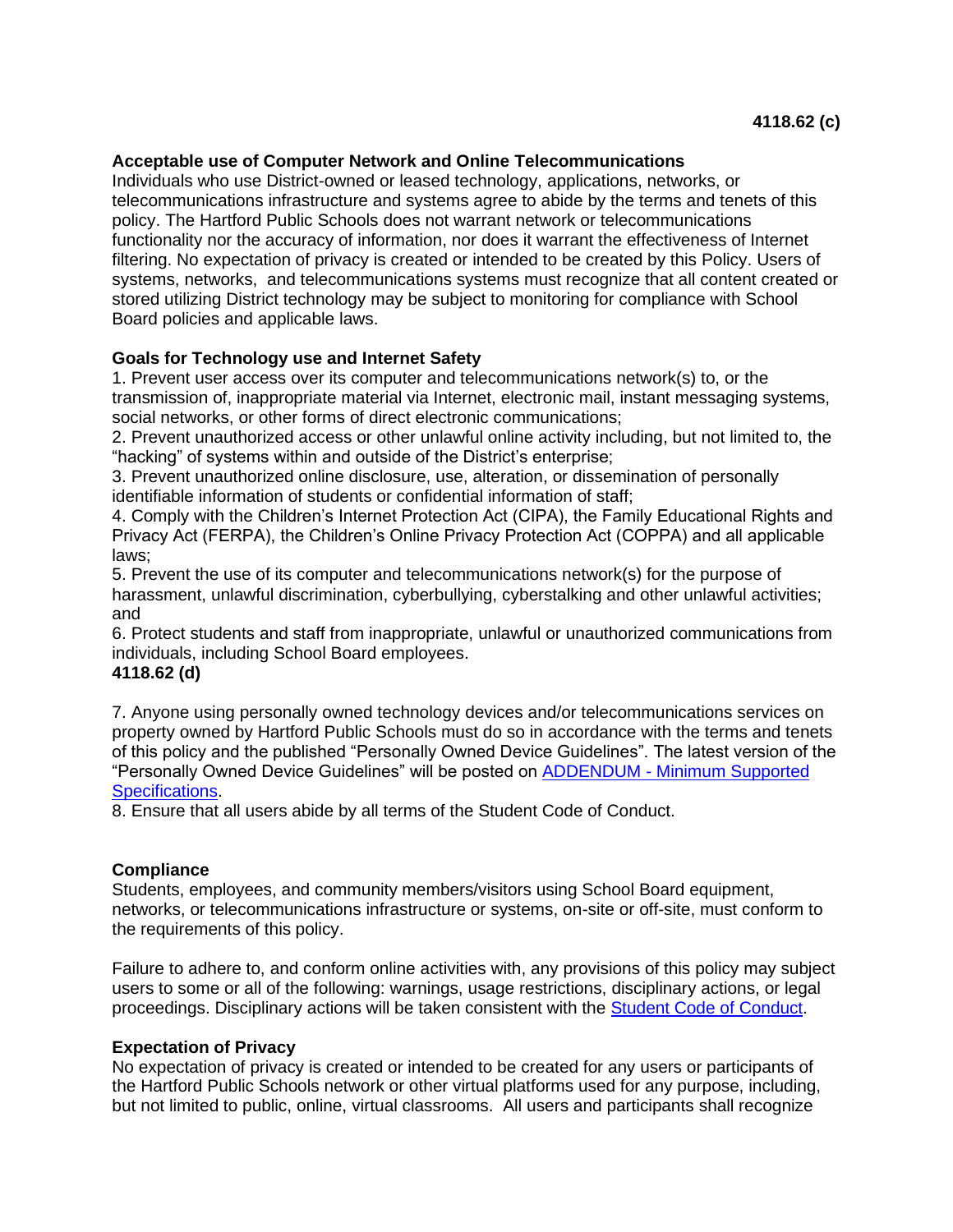**4118.62 (c)**

**Acceptable use of Computer Network and Online Telecommunications**

Individuals who use District-owned or leased technology, applications, networks, or telecommunications infrastructure and systems agree to abide by the terms and tenets of this policy. The Hartford Public Schools does not warrant network or telecommunications functionality nor the accuracy of information, nor does it warrant the effectiveness of Internet filtering. No expectation of privacy is created or intended to be created by this Policy. Users of systems, networks, and telecommunications systems must recognize that all content created or stored utilizing District technology may be subject to monitoring for compliance with School Board policies and applicable laws.

**Goals for Technology use and Internet Safety**

1. Prevent user access over its computer and telecommunications network(s) to, or the transmission of, inappropriate material via Internet, electronic mail, instant messaging systems, social networks, or other forms of direct electronic communications;
2. Prevent unauthorized access or other unlawful online activity including, but not limited to, the "hacking" of systems within and outside of the District's enterprise;
3. Prevent unauthorized online disclosure, use, alteration, or dissemination of personally identifiable information of students or confidential information of staff;
4. Comply with the Children's Internet Protection Act (CIPA), the Family Educational Rights and Privacy Act (FERPA), the Children's Online Privacy Protection Act (COPPA) and all applicable laws;
5. Prevent the use of its computer and telecommunications network(s) for the purpose of harassment, unlawful discrimination, cyberbullying, cyberstalking and other unlawful activities; and
6. Protect students and staff from inappropriate, unlawful or unauthorized communications from individuals, including School Board employees.

**4118.62 (d)**

7. Anyone using personally owned technology devices and/or telecommunications services on property owned by Hartford Public Schools must do so in accordance with the terms and tenets of this policy and the published "Personally Owned Device Guidelines". The latest version of the "Personally Owned Device Guidelines" will be posted on [ADDENDUM - Minimum Supported Specifications].
8. Ensure that all users abide by all terms of the Student Code of Conduct.

**Compliance**

Students, employees, and community members/visitors using School Board equipment, networks, or telecommunications infrastructure or systems, on-site or off-site, must conform to the requirements of this policy.

Failure to adhere to, and conform online activities with, any provisions of this policy may subject users to some or all of the following: warnings, usage restrictions, disciplinary actions, or legal proceedings. Disciplinary actions will be taken consistent with the [Student Code of Conduct].

**Expectation of Privacy**

No expectation of privacy is created or intended to be created for any users or participants of the Hartford Public Schools network or other virtual platforms used for any purpose, including, but not limited to public, online, virtual classrooms. All users and participants shall recognize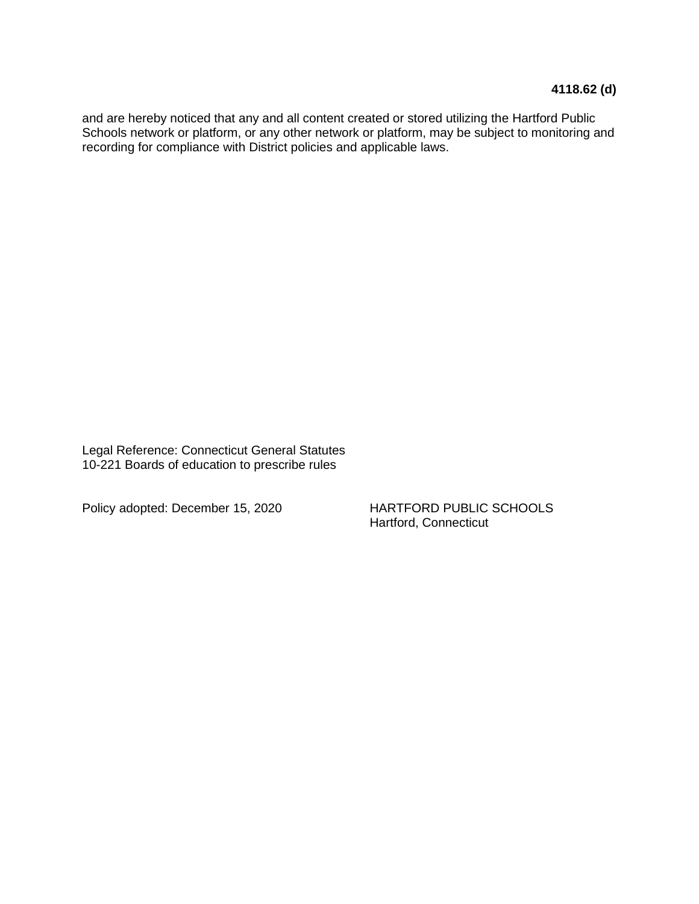and are hereby noticed that any and all content created or stored utilizing the Hartford Public Schools network or platform, or any other network or platform, may be subject to monitoring and recording for compliance with District policies and applicable laws.

Legal Reference: Connecticut General Statutes
10-221 Boards of education to prescribe rules

Policy adopted: December 15, 2020

HARTFORD PUBLIC SCHOOLS
Hartford, Connecticut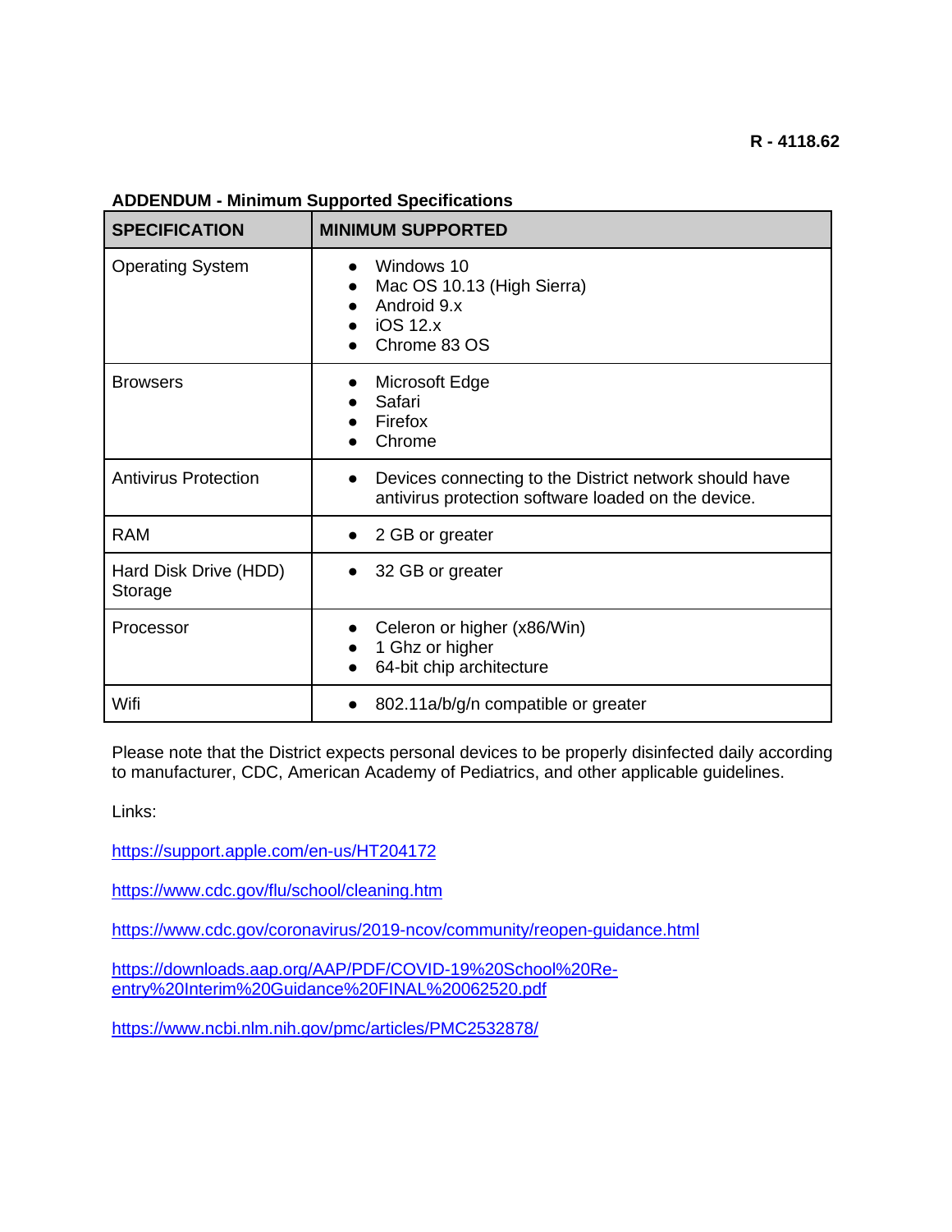R - 4118.62

**ADDENDUM - Minimum Supported Specifications**

| SPECIFICATION | MINIMUM SUPPORTED |
|---|---|
| Operating System | • Windows 10<br>• Mac OS 10.13 (High Sierra)<br>• Android 9.x<br>• iOS 12.x<br>• Chrome 83 OS |
| Browsers | • Microsoft Edge<br>• Safari<br>• Firefox<br>• Chrome |
| Antivirus Protection | • Devices connecting to the District network should have antivirus protection software loaded on the device. |
| RAM | • 2 GB or greater |
| Hard Disk Drive (HDD) Storage | • 32 GB or greater |
| Processor | • Celeron or higher (x86/Win)<br>• 1 Ghz or higher<br>• 64-bit chip architecture |
| Wifi | • 802.11a/b/g/n compatible or greater |

Please note that the District expects personal devices to be properly disinfected daily according to manufacturer, CDC, American Academy of Pediatrics, and other applicable guidelines.

Links:

https://support.apple.com/en-us/HT204172

https://www.cdc.gov/flu/school/cleaning.htm

https://www.cdc.gov/coronavirus/2019-ncov/community/reopen-guidance.html

https://downloads.aap.org/AAP/PDF/COVID-19%20School%20Re-entry%20Interim%20Guidance%20FINAL%20062520.pdf

https://www.ncbi.nlm.nih.gov/pmc/articles/PMC2532878/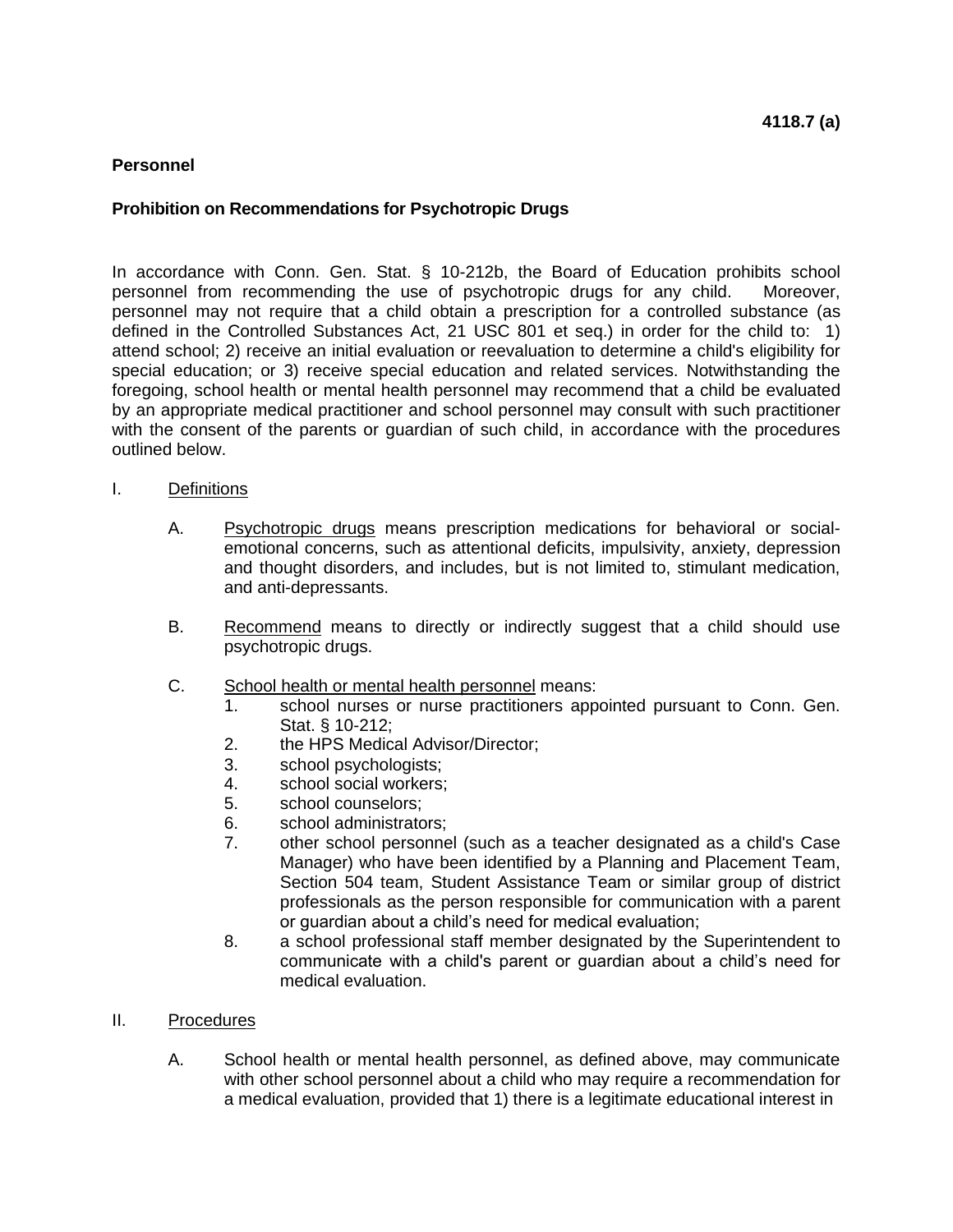**4118.7 (a)**

**Personnel**

**Prohibition on Recommendations for Psychotropic Drugs**

In accordance with Conn. Gen. Stat. § 10-212b, the Board of Education prohibits school personnel from recommending the use of psychotropic drugs for any child. Moreover, personnel may not require that a child obtain a prescription for a controlled substance (as defined in the Controlled Substances Act, 21 USC 801 et seq.) in order for the child to: 1) attend school; 2) receive an initial evaluation or reevaluation to determine a child's eligibility for special education; or 3) receive special education and related services. Notwithstanding the foregoing, school health or mental health personnel may recommend that a child be evaluated by an appropriate medical practitioner and school personnel may consult with such practitioner with the consent of the parents or guardian of such child, in accordance with the procedures outlined below.

I. Definitions

A. Psychotropic drugs means prescription medications for behavioral or social-emotional concerns, such as attentional deficits, impulsivity, anxiety, depression and thought disorders, and includes, but is not limited to, stimulant medication, and anti-depressants.

B. Recommend means to directly or indirectly suggest that a child should use psychotropic drugs.

C. School health or mental health personnel means:
1. school nurses or nurse practitioners appointed pursuant to Conn. Gen. Stat. § 10-212;
2. the HPS Medical Advisor/Director;
3. school psychologists;
4. school social workers;
5. school counselors;
6. school administrators;
7. other school personnel (such as a teacher designated as a child's Case Manager) who have been identified by a Planning and Placement Team, Section 504 team, Student Assistance Team or similar group of district professionals as the person responsible for communication with a parent or guardian about a child's need for medical evaluation;
8. a school professional staff member designated by the Superintendent to communicate with a child's parent or guardian about a child's need for medical evaluation.

II. Procedures

A. School health or mental health personnel, as defined above, may communicate with other school personnel about a child who may require a recommendation for a medical evaluation, provided that 1) there is a legitimate educational interest in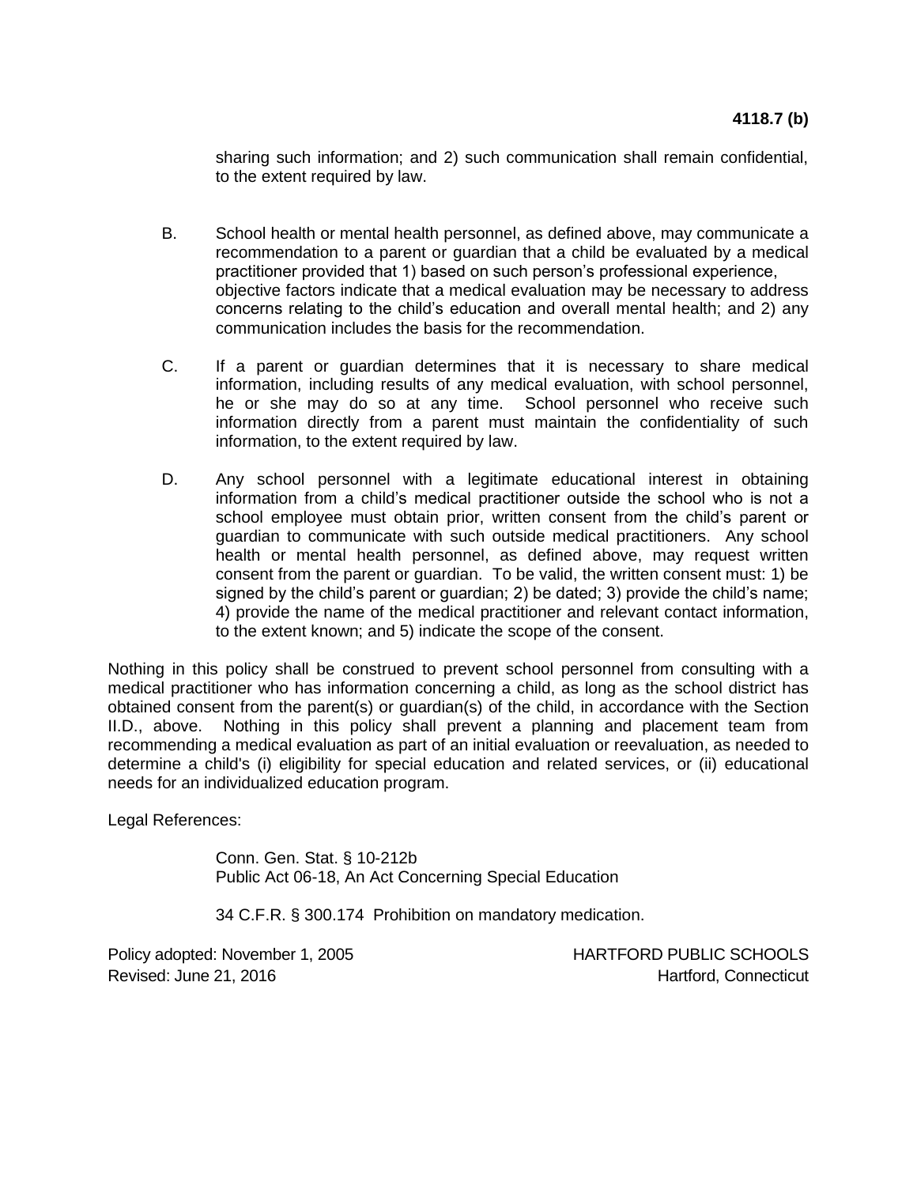sharing such information; and 2) such communication shall remain confidential, to the extent required by law.

B. School health or mental health personnel, as defined above, may communicate a recommendation to a parent or guardian that a child be evaluated by a medical practitioner provided that 1) based on such person's professional experience, objective factors indicate that a medical evaluation may be necessary to address concerns relating to the child's education and overall mental health; and 2) any communication includes the basis for the recommendation.

C. If a parent or guardian determines that it is necessary to share medical information, including results of any medical evaluation, with school personnel, he or she may do so at any time. School personnel who receive such information directly from a parent must maintain the confidentiality of such information, to the extent required by law.

D. Any school personnel with a legitimate educational interest in obtaining information from a child's medical practitioner outside the school who is not a school employee must obtain prior, written consent from the child's parent or guardian to communicate with such outside medical practitioners. Any school health or mental health personnel, as defined above, may request written consent from the parent or guardian. To be valid, the written consent must: 1) be signed by the child's parent or guardian; 2) be dated; 3) provide the child's name; 4) provide the name of the medical practitioner and relevant contact information, to the extent known; and 5) indicate the scope of the consent.

Nothing in this policy shall be construed to prevent school personnel from consulting with a medical practitioner who has information concerning a child, as long as the school district has obtained consent from the parent(s) or guardian(s) of the child, in accordance with the Section II.D., above. Nothing in this policy shall prevent a planning and placement team from recommending a medical evaluation as part of an initial evaluation or reevaluation, as needed to determine a child's (i) eligibility for special education and related services, or (ii) educational needs for an individualized education program.

Legal References:

Conn. Gen. Stat. § 10-212b
Public Act 06-18, An Act Concerning Special Education

34 C.F.R. § 300.174 Prohibition on mandatory medication.

Policy adopted: November 1, 2005
Revised: June 21, 2016

HARTFORD PUBLIC SCHOOLS
Hartford, Connecticut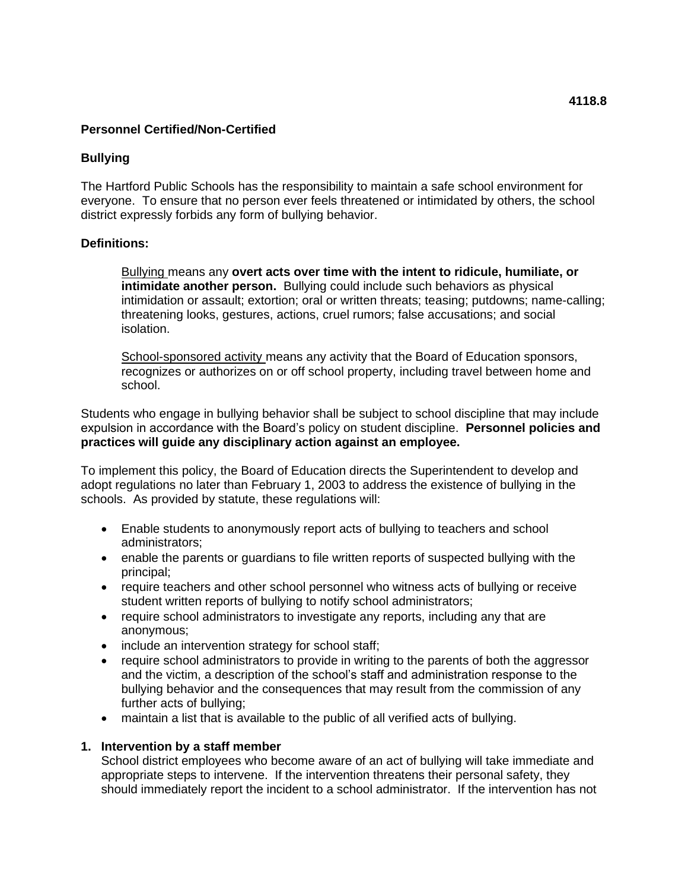**4118.8**

**Personnel Certified/Non-Certified**

**Bullying**

The Hartford Public Schools has the responsibility to maintain a safe school environment for everyone. To ensure that no person ever feels threatened or intimidated by others, the school district expressly forbids any form of bullying behavior.

**Definitions:**

> Bullying means any **overt acts over time with the intent to ridicule, humiliate, or intimidate another person.** Bullying could include such behaviors as physical intimidation or assault; extortion; oral or written threats; teasing; putdowns; name-calling; threatening looks, gestures, actions, cruel rumors; false accusations; and social isolation.
>
> School-sponsored activity means any activity that the Board of Education sponsors, recognizes or authorizes on or off school property, including travel between home and school.

Students who engage in bullying behavior shall be subject to school discipline that may include expulsion in accordance with the Board's policy on student discipline. **Personnel policies and practices will guide any disciplinary action against an employee.**

To implement this policy, the Board of Education directs the Superintendent to develop and adopt regulations no later than February 1, 2003 to address the existence of bullying in the schools. As provided by statute, these regulations will:

- Enable students to anonymously report acts of bullying to teachers and school administrators;
- enable the parents or guardians to file written reports of suspected bullying with the principal;
- require teachers and other school personnel who witness acts of bullying or receive student written reports of bullying to notify school administrators;
- require school administrators to investigate any reports, including any that are anonymous;
- include an intervention strategy for school staff;
- require school administrators to provide in writing to the parents of both the aggressor and the victim, a description of the school's staff and administration response to the bullying behavior and the consequences that may result from the commission of any further acts of bullying;
- maintain a list that is available to the public of all verified acts of bullying.

**1. Intervention by a staff member**

School district employees who become aware of an act of bullying will take immediate and appropriate steps to intervene. If the intervention threatens their personal safety, they should immediately report the incident to a school administrator. If the intervention has not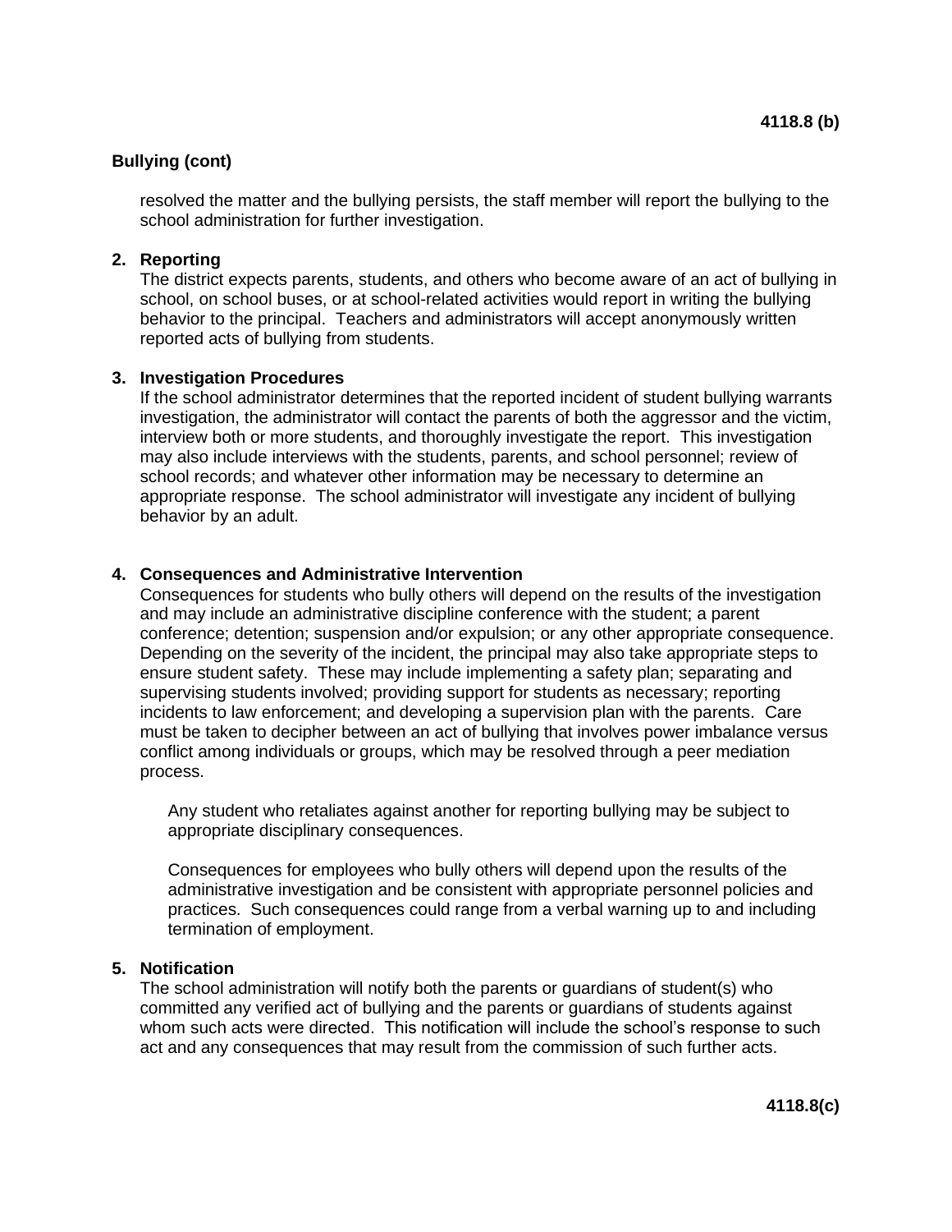## Bullying (cont)

resolved the matter and the bullying persists, the staff member will report the bullying to the school administration for further investigation.

2. **Reporting**
   The district expects parents, students, and others who become aware of an act of bullying in school, on school buses, or at school-related activities would report in writing the bullying behavior to the principal. Teachers and administrators will accept anonymously written reported acts of bullying from students.

3. **Investigation Procedures**
   If the school administrator determines that the reported incident of student bullying warrants investigation, the administrator will contact the parents of both the aggressor and the victim, interview both or more students, and thoroughly investigate the report. This investigation may also include interviews with the students, parents, and school personnel; review of school records; and whatever other information may be necessary to determine an appropriate response. The school administrator will investigate any incident of bullying behavior by an adult.

4. **Consequences and Administrative Intervention**
   Consequences for students who bully others will depend on the results of the investigation and may include an administrative discipline conference with the student; a parent conference; detention; suspension and/or expulsion; or any other appropriate consequence. Depending on the severity of the incident, the principal may also take appropriate steps to ensure student safety. These may include implementing a safety plan; separating and supervising students involved; providing support for students as necessary; reporting incidents to law enforcement; and developing a supervision plan with the parents. Care must be taken to decipher between an act of bullying that involves power imbalance versus conflict among individuals or groups, which may be resolved through a peer mediation process.

   Any student who retaliates against another for reporting bullying may be subject to appropriate disciplinary consequences.

   Consequences for employees who bully others will depend upon the results of the administrative investigation and be consistent with appropriate personnel policies and practices. Such consequences could range from a verbal warning up to and including termination of employment.

5. **Notification**
   The school administration will notify both the parents or guardians of student(s) who committed any verified act of bullying and the parents or guardians of students against whom such acts were directed. This notification will include the school's response to such act and any consequences that may result from the commission of such further acts.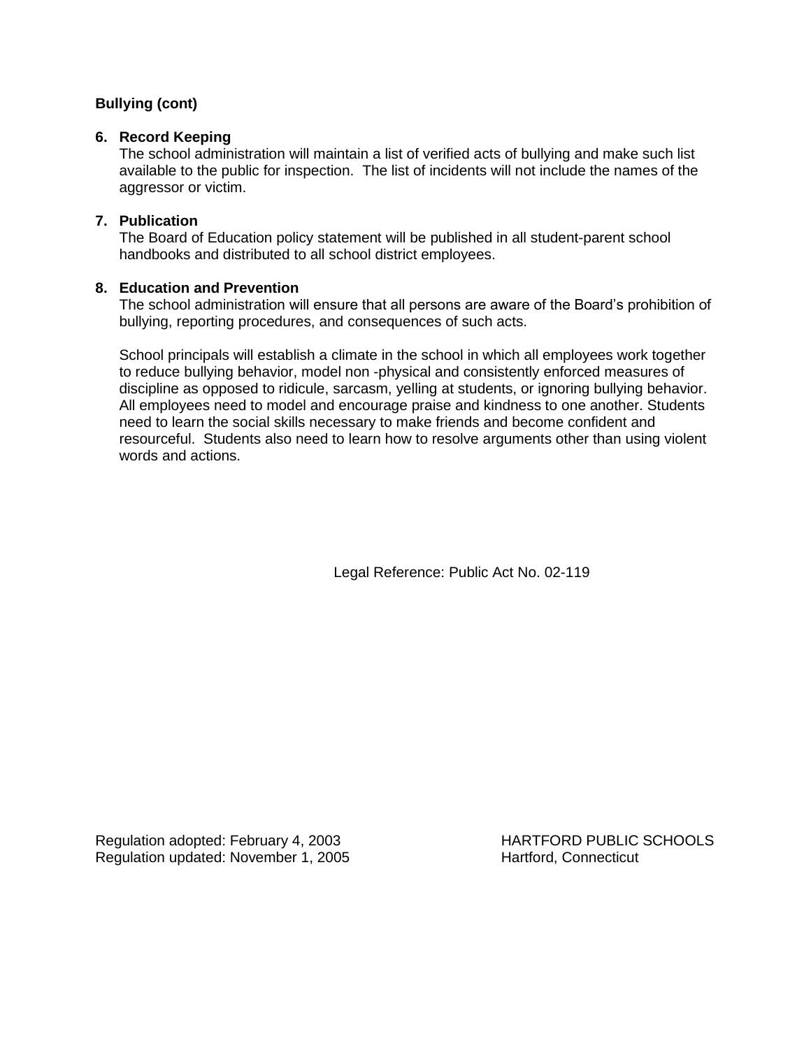**Bullying (cont)**

6. **Record Keeping**
   The school administration will maintain a list of verified acts of bullying and make such list available to the public for inspection. The list of incidents will not include the names of the aggressor or victim.

7. **Publication**
   The Board of Education policy statement will be published in all student-parent school handbooks and distributed to all school district employees.

8. **Education and Prevention**
   The school administration will ensure that all persons are aware of the Board's prohibition of bullying, reporting procedures, and consequences of such acts.

   School principals will establish a climate in the school in which all employees work together to reduce bullying behavior, model non -physical and consistently enforced measures of discipline as opposed to ridicule, sarcasm, yelling at students, or ignoring bullying behavior. All employees need to model and encourage praise and kindness to one another. Students need to learn the social skills necessary to make friends and become confident and resourceful. Students also need to learn how to resolve arguments other than using violent words and actions.

Legal Reference: Public Act No. 02-119

Regulation adopted: February 4, 2003
Regulation updated: November 1, 2005

HARTFORD PUBLIC SCHOOLS
Hartford, Connecticut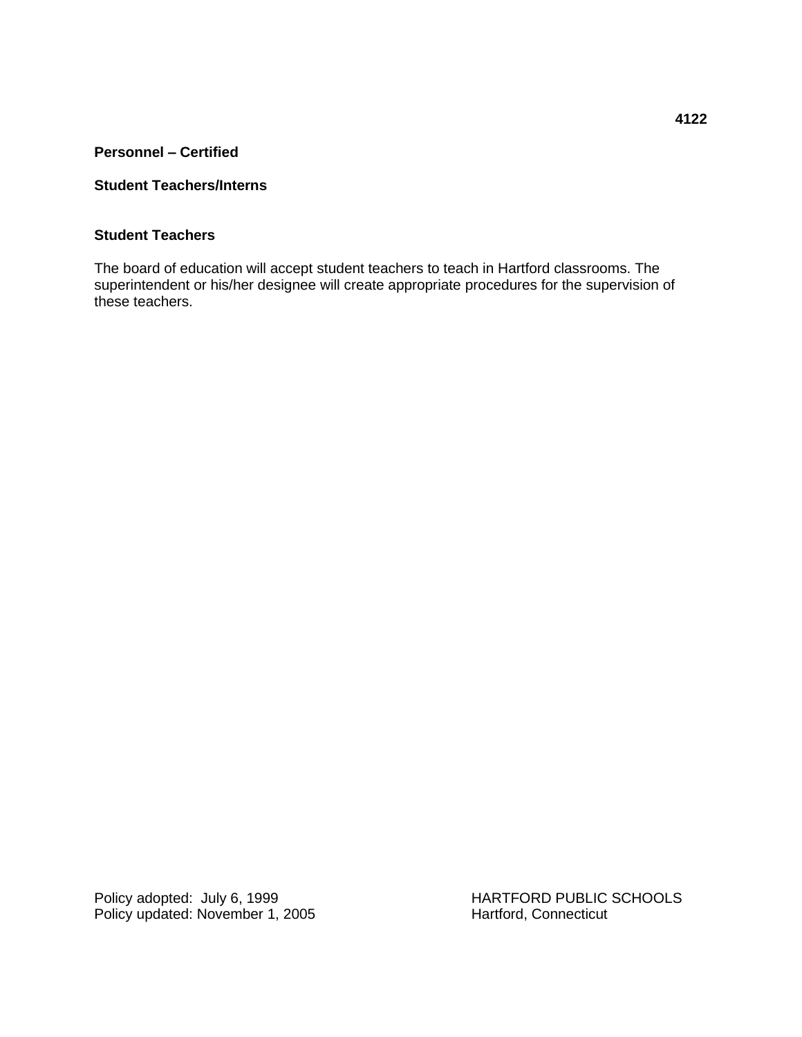**4122**

**Personnel – Certified**

**Student Teachers/Interns**

### Student Teachers

The board of education will accept student teachers to teach in Hartford classrooms. The superintendent or his/her designee will create appropriate procedures for the supervision of these teachers.

Policy adopted: July 6, 1999
Policy updated: November 1, 2005

HARTFORD PUBLIC SCHOOLS
Hartford, Connecticut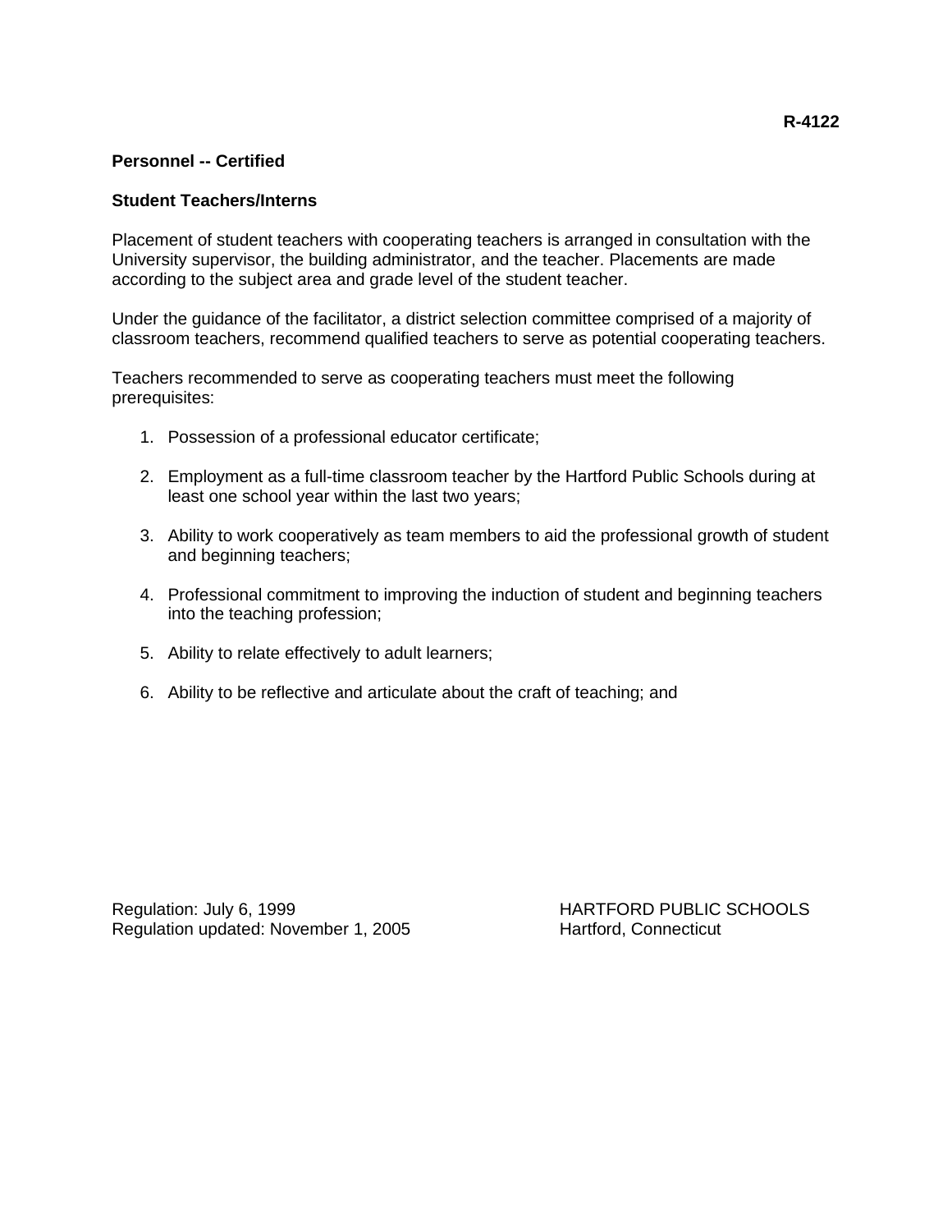**R-4122**

**Personnel -- Certified**

**Student Teachers/Interns**

Placement of student teachers with cooperating teachers is arranged in consultation with the University supervisor, the building administrator, and the teacher. Placements are made according to the subject area and grade level of the student teacher.

Under the guidance of the facilitator, a district selection committee comprised of a majority of classroom teachers, recommend qualified teachers to serve as potential cooperating teachers.

Teachers recommended to serve as cooperating teachers must meet the following prerequisites:

1. Possession of a professional educator certificate;

2. Employment as a full-time classroom teacher by the Hartford Public Schools during at least one school year within the last two years;

3. Ability to work cooperatively as team members to aid the professional growth of student and beginning teachers;

4. Professional commitment to improving the induction of student and beginning teachers into the teaching profession;

5. Ability to relate effectively to adult learners;

6. Ability to be reflective and articulate about the craft of teaching; and

Regulation: July 6, 1999
Regulation updated: November 1, 2005

HARTFORD PUBLIC SCHOOLS
Hartford, Connecticut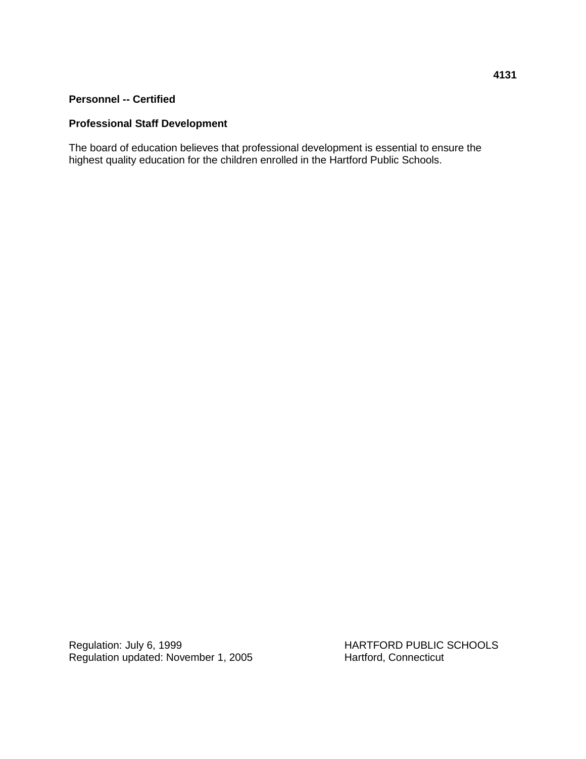**4131**

**Personnel -- Certified**

**Professional Staff Development**

The board of education believes that professional development is essential to ensure the highest quality education for the children enrolled in the Hartford Public Schools.

Regulation: July 6, 1999
Regulation updated: November 1, 2005

HARTFORD PUBLIC SCHOOLS
Hartford, Connecticut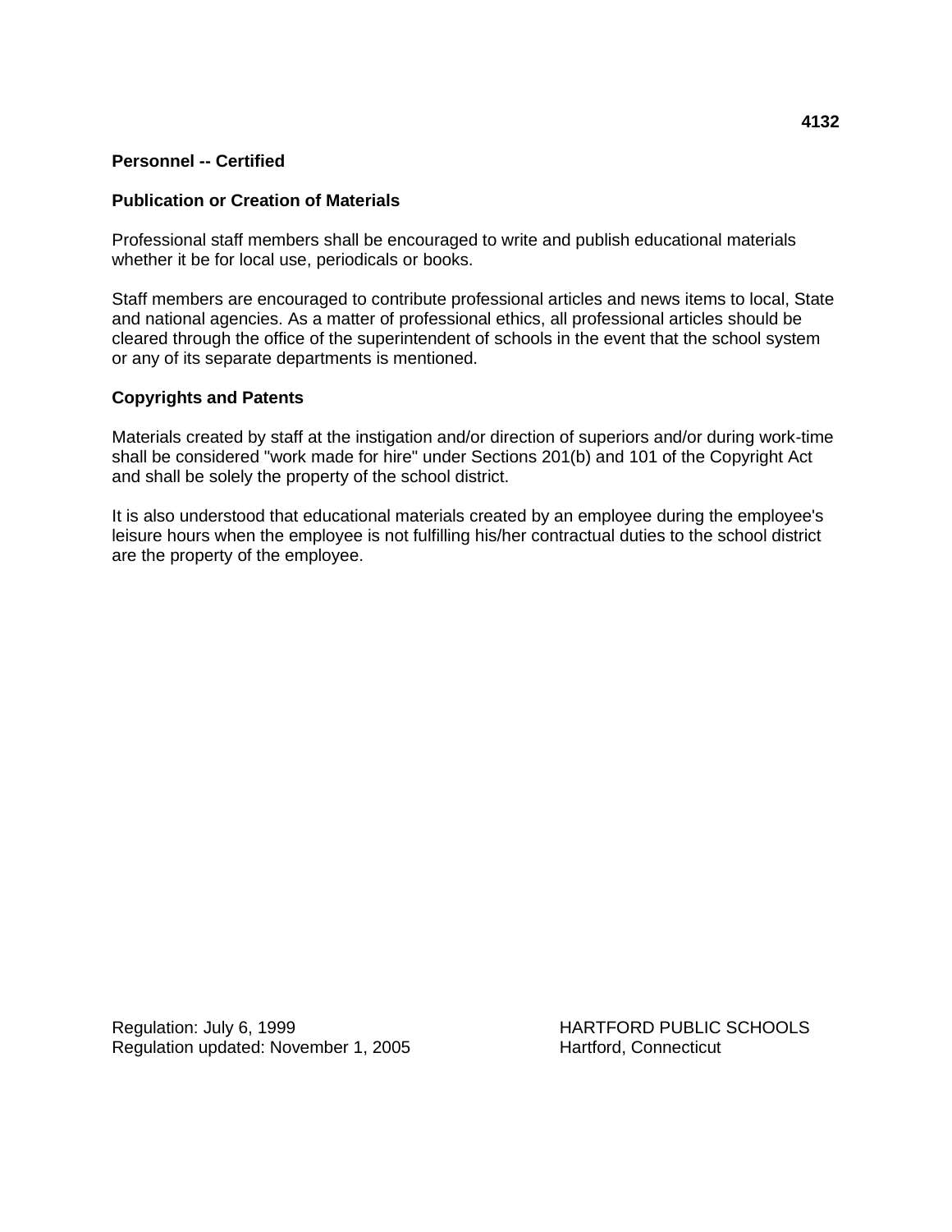**4132**

**Personnel -- Certified**

**Publication or Creation of Materials**

Professional staff members shall be encouraged to write and publish educational materials whether it be for local use, periodicals or books.

Staff members are encouraged to contribute professional articles and news items to local, State and national agencies. As a matter of professional ethics, all professional articles should be cleared through the office of the superintendent of schools in the event that the school system or any of its separate departments is mentioned.

**Copyrights and Patents**

Materials created by staff at the instigation and/or direction of superiors and/or during work-time shall be considered "work made for hire" under Sections 201(b) and 101 of the Copyright Act and shall be solely the property of the school district.

It is also understood that educational materials created by an employee during the employee's leisure hours when the employee is not fulfilling his/her contractual duties to the school district are the property of the employee.

Regulation: July 6, 1999
Regulation updated: November 1, 2005

HARTFORD PUBLIC SCHOOLS
Hartford, Connecticut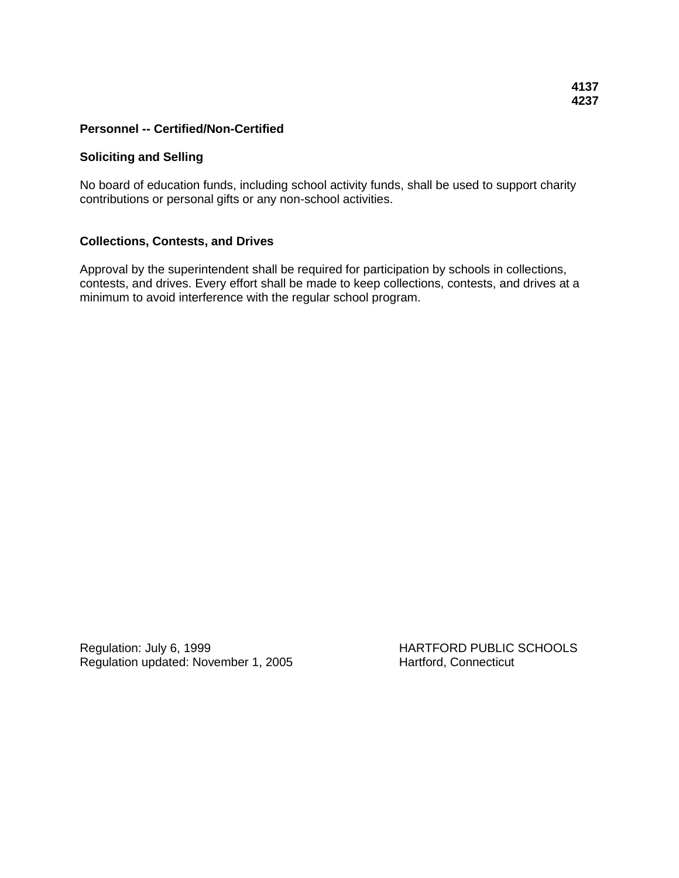**4137**
**4237**

## Personnel -- Certified/Non-Certified

### Soliciting and Selling

No board of education funds, including school activity funds, shall be used to support charity contributions or personal gifts or any non-school activities.

### Collections, Contests, and Drives

Approval by the superintendent shall be required for participation by schools in collections, contests, and drives. Every effort shall be made to keep collections, contests, and drives at a minimum to avoid interference with the regular school program.

Regulation: July 6, 1999
Regulation updated: November 1, 2005

HARTFORD PUBLIC SCHOOLS
Hartford, Connecticut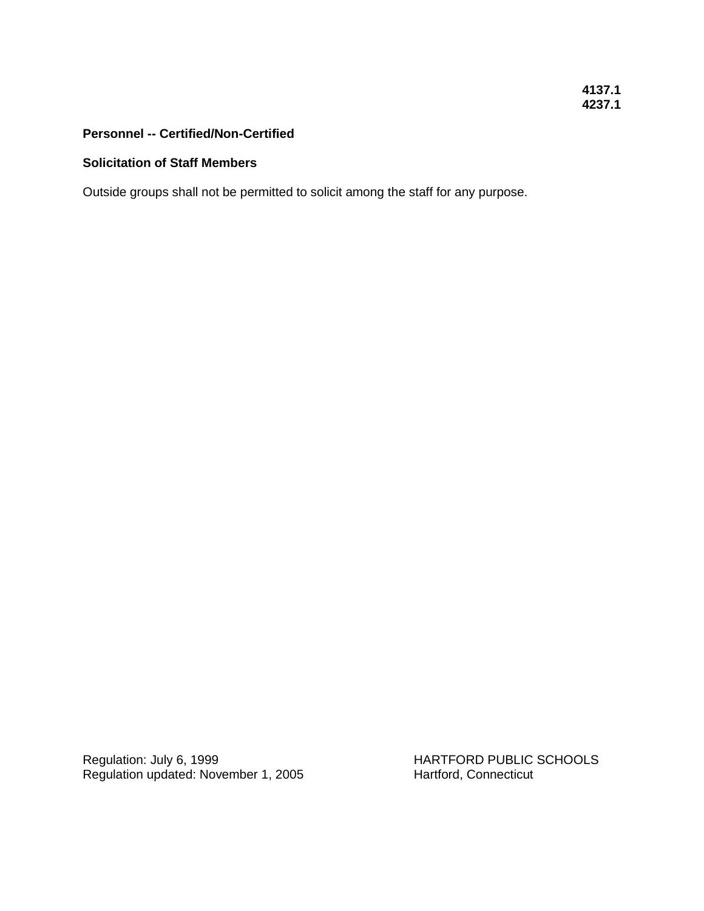**4137.1**
**4237.1**

**Personnel -- Certified/Non-Certified**

**Solicitation of Staff Members**

Outside groups shall not be permitted to solicit among the staff for any purpose.

Regulation: July 6, 1999
Regulation updated: November 1, 2005

HARTFORD PUBLIC SCHOOLS
Hartford, Connecticut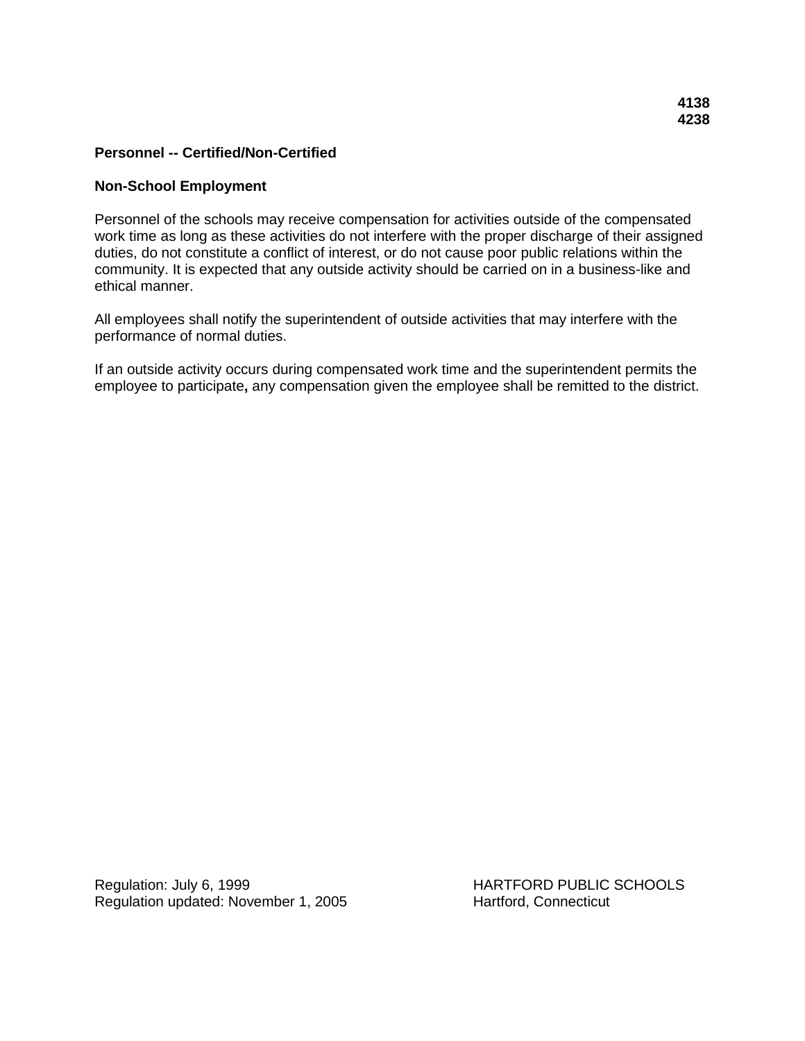**4138**
**4238**

**Personnel -- Certified/Non-Certified**

**Non-School Employment**

Personnel of the schools may receive compensation for activities outside of the compensated work time as long as these activities do not interfere with the proper discharge of their assigned duties, do not constitute a conflict of interest, or do not cause poor public relations within the community. It is expected that any outside activity should be carried on in a business-like and ethical manner.

All employees shall notify the superintendent of outside activities that may interfere with the performance of normal duties.

If an outside activity occurs during compensated work time and the superintendent permits the employee to participate**,** any compensation given the employee shall be remitted to the district.

Regulation: July 6, 1999
Regulation updated: November 1, 2005

HARTFORD PUBLIC SCHOOLS
Hartford, Connecticut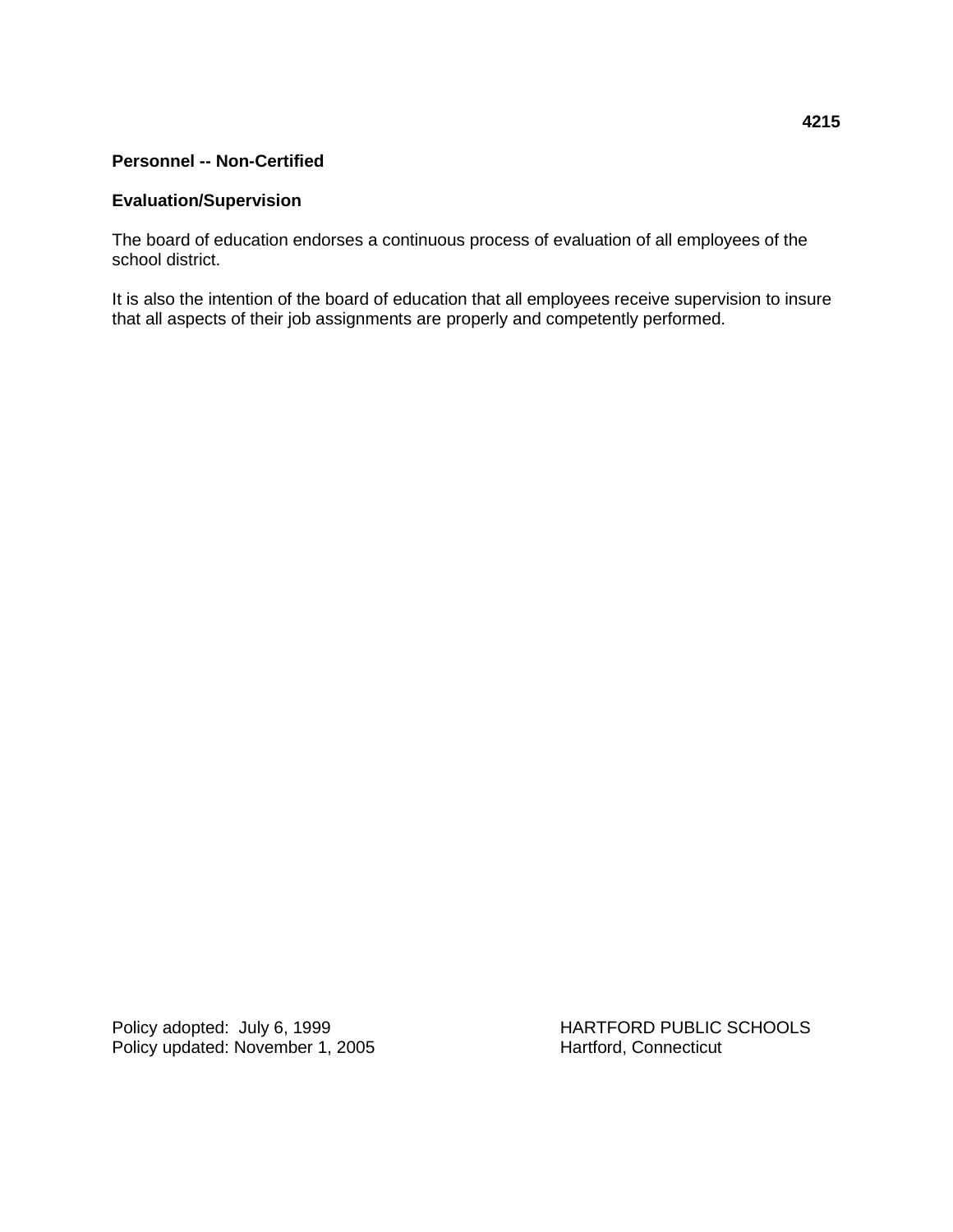**4215**

**Personnel -- Non-Certified**

**Evaluation/Supervision**

The board of education endorses a continuous process of evaluation of all employees of the school district.

It is also the intention of the board of education that all employees receive supervision to insure that all aspects of their job assignments are properly and competently performed.

Policy adopted: July 6, 1999
Policy updated: November 1, 2005

HARTFORD PUBLIC SCHOOLS
Hartford, Connecticut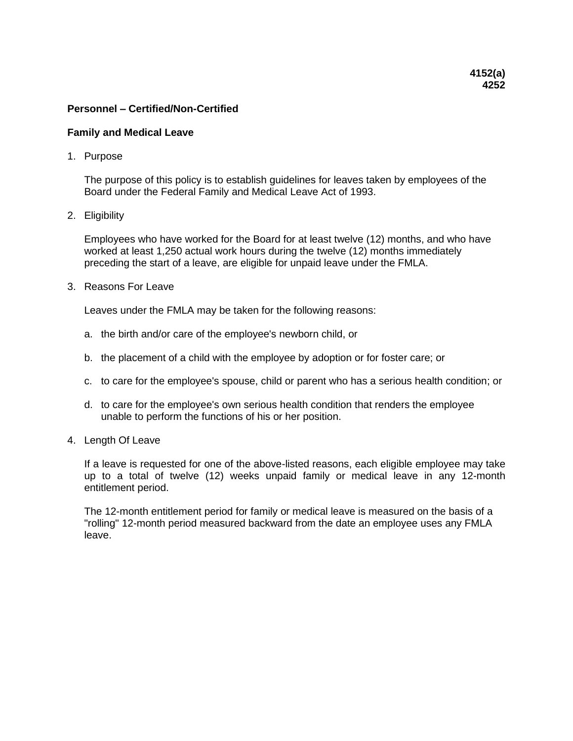**4152(a)**
**4252**

**Personnel – Certified/Non-Certified**

**Family and Medical Leave**

1. Purpose

   The purpose of this policy is to establish guidelines for leaves taken by employees of the Board under the Federal Family and Medical Leave Act of 1993.

2. Eligibility

   Employees who have worked for the Board for at least twelve (12) months, and who have worked at least 1,250 actual work hours during the twelve (12) months immediately preceding the start of a leave, are eligible for unpaid leave under the FMLA.

3. Reasons For Leave

   Leaves under the FMLA may be taken for the following reasons:

   a. the birth and/or care of the employee's newborn child, or

   b. the placement of a child with the employee by adoption or for foster care; or

   c. to care for the employee's spouse, child or parent who has a serious health condition; or

   d. to care for the employee's own serious health condition that renders the employee unable to perform the functions of his or her position.

4. Length Of Leave

   If a leave is requested for one of the above-listed reasons, each eligible employee may take up to a total of twelve (12) weeks unpaid family or medical leave in any 12-month entitlement period.

   The 12-month entitlement period for family or medical leave is measured on the basis of a "rolling" 12-month period measured backward from the date an employee uses any FMLA leave.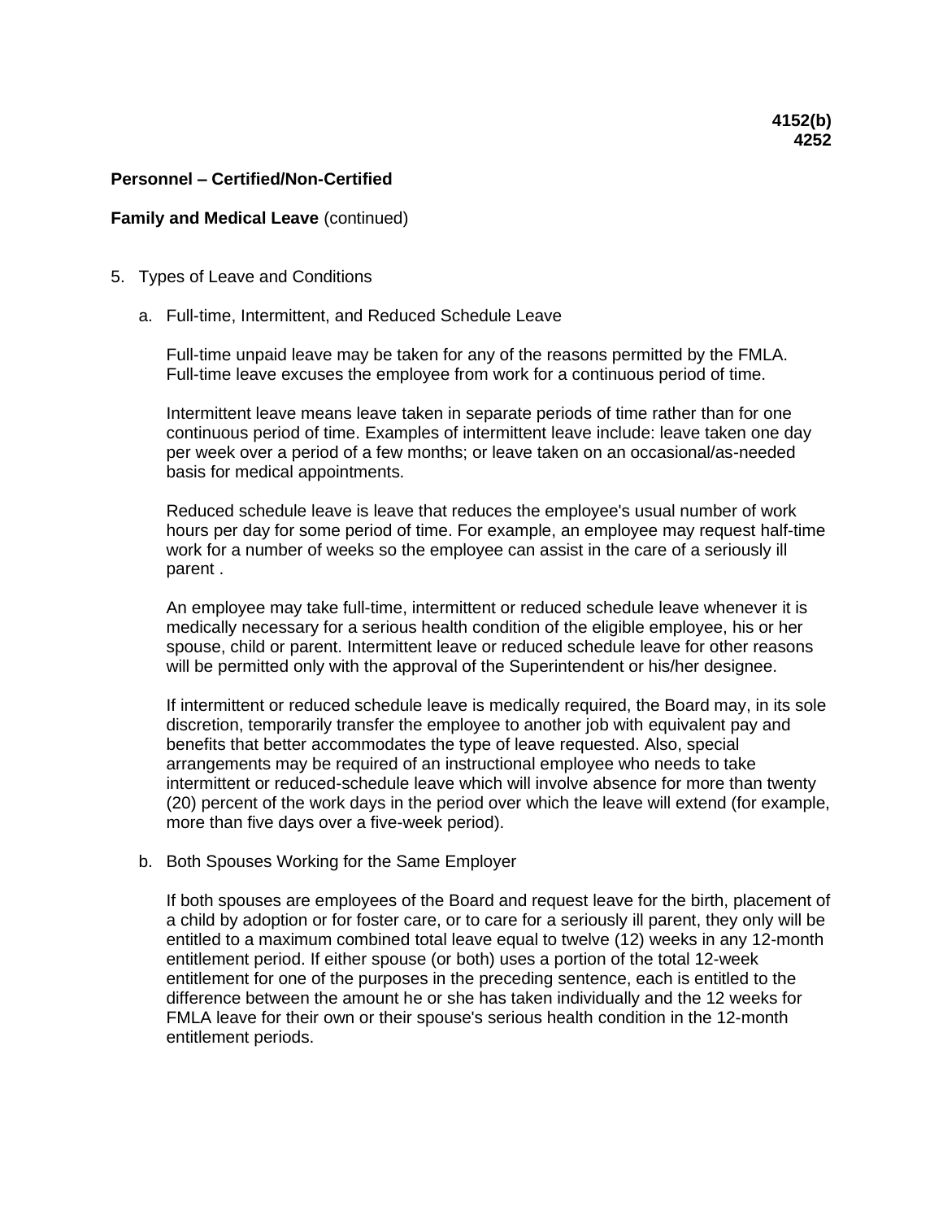**4152(b)**
**4252**

**Personnel – Certified/Non-Certified**

**Family and Medical Leave** (continued)

5. Types of Leave and Conditions

   a. Full-time, Intermittent, and Reduced Schedule Leave

      Full-time unpaid leave may be taken for any of the reasons permitted by the FMLA. Full-time leave excuses the employee from work for a continuous period of time.

      Intermittent leave means leave taken in separate periods of time rather than for one continuous period of time. Examples of intermittent leave include: leave taken one day per week over a period of a few months; or leave taken on an occasional/as-needed basis for medical appointments.

      Reduced schedule leave is leave that reduces the employee's usual number of work hours per day for some period of time. For example, an employee may request half-time work for a number of weeks so the employee can assist in the care of a seriously ill parent .

      An employee may take full-time, intermittent or reduced schedule leave whenever it is medically necessary for a serious health condition of the eligible employee, his or her spouse, child or parent. Intermittent leave or reduced schedule leave for other reasons will be permitted only with the approval of the Superintendent or his/her designee.

      If intermittent or reduced schedule leave is medically required, the Board may, in its sole discretion, temporarily transfer the employee to another job with equivalent pay and benefits that better accommodates the type of leave requested. Also, special arrangements may be required of an instructional employee who needs to take intermittent or reduced-schedule leave which will involve absence for more than twenty (20) percent of the work days in the period over which the leave will extend (for example, more than five days over a five-week period).

   b. Both Spouses Working for the Same Employer

      If both spouses are employees of the Board and request leave for the birth, placement of a child by adoption or for foster care, or to care for a seriously ill parent, they only will be entitled to a maximum combined total leave equal to twelve (12) weeks in any 12-month entitlement period. If either spouse (or both) uses a portion of the total 12-week entitlement for one of the purposes in the preceding sentence, each is entitled to the difference between the amount he or she has taken individually and the 12 weeks for FMLA leave for their own or their spouse's serious health condition in the 12-month entitlement periods.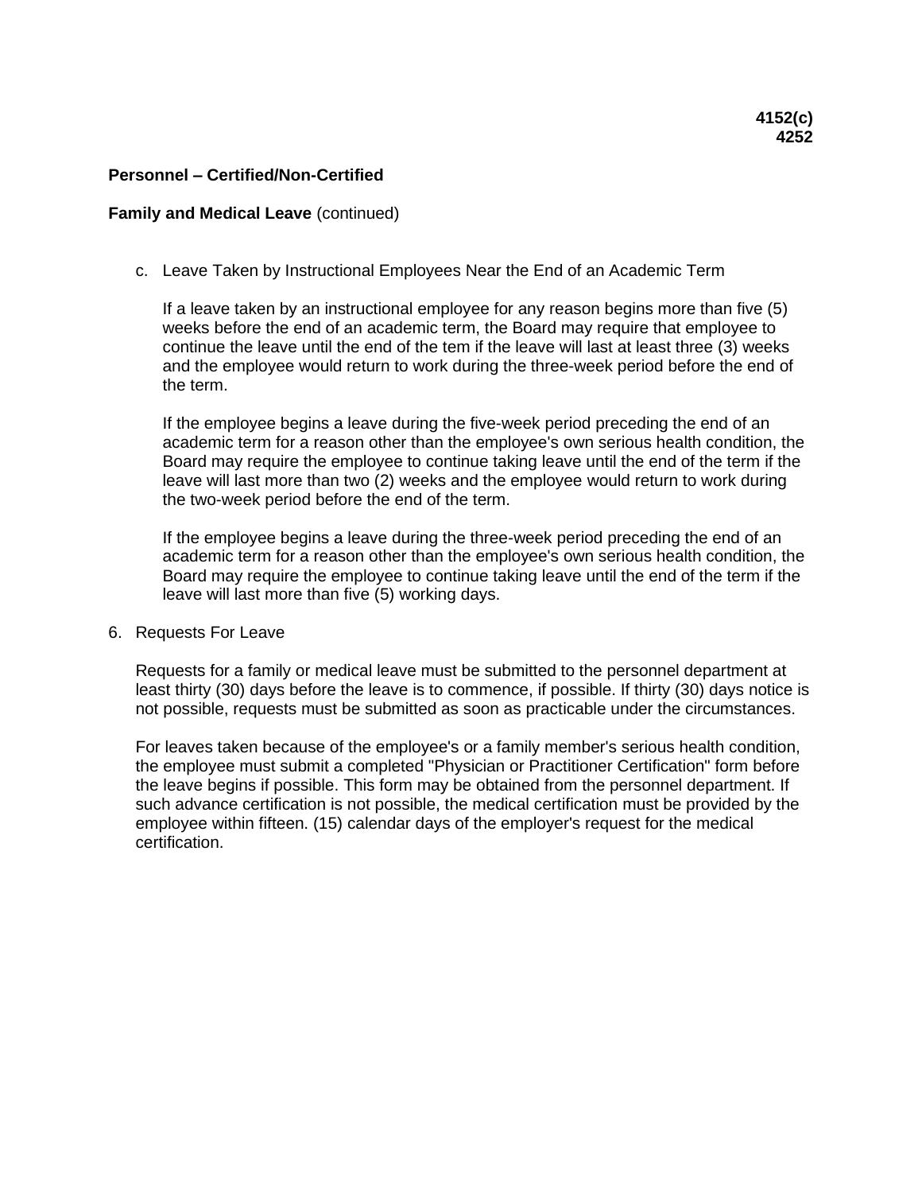**4152(c)**
**4252**

**Personnel – Certified/Non-Certified**

**Family and Medical Leave** (continued)

c. Leave Taken by Instructional Employees Near the End of an Academic Term

If a leave taken by an instructional employee for any reason begins more than five (5) weeks before the end of an academic term, the Board may require that employee to continue the leave until the end of the tem if the leave will last at least three (3) weeks and the employee would return to work during the three-week period before the end of the term.

If the employee begins a leave during the five-week period preceding the end of an academic term for a reason other than the employee's own serious health condition, the Board may require the employee to continue taking leave until the end of the term if the leave will last more than two (2) weeks and the employee would return to work during the two-week period before the end of the term.

If the employee begins a leave during the three-week period preceding the end of an academic term for a reason other than the employee's own serious health condition, the Board may require the employee to continue taking leave until the end of the term if the leave will last more than five (5) working days.

6. Requests For Leave

Requests for a family or medical leave must be submitted to the personnel department at least thirty (30) days before the leave is to commence, if possible. If thirty (30) days notice is not possible, requests must be submitted as soon as practicable under the circumstances.

For leaves taken because of the employee's or a family member's serious health condition, the employee must submit a completed "Physician or Practitioner Certification" form before the leave begins if possible. This form may be obtained from the personnel department. If such advance certification is not possible, the medical certification must be provided by the employee within fifteen. (15) calendar days of the employer's request for the medical certification.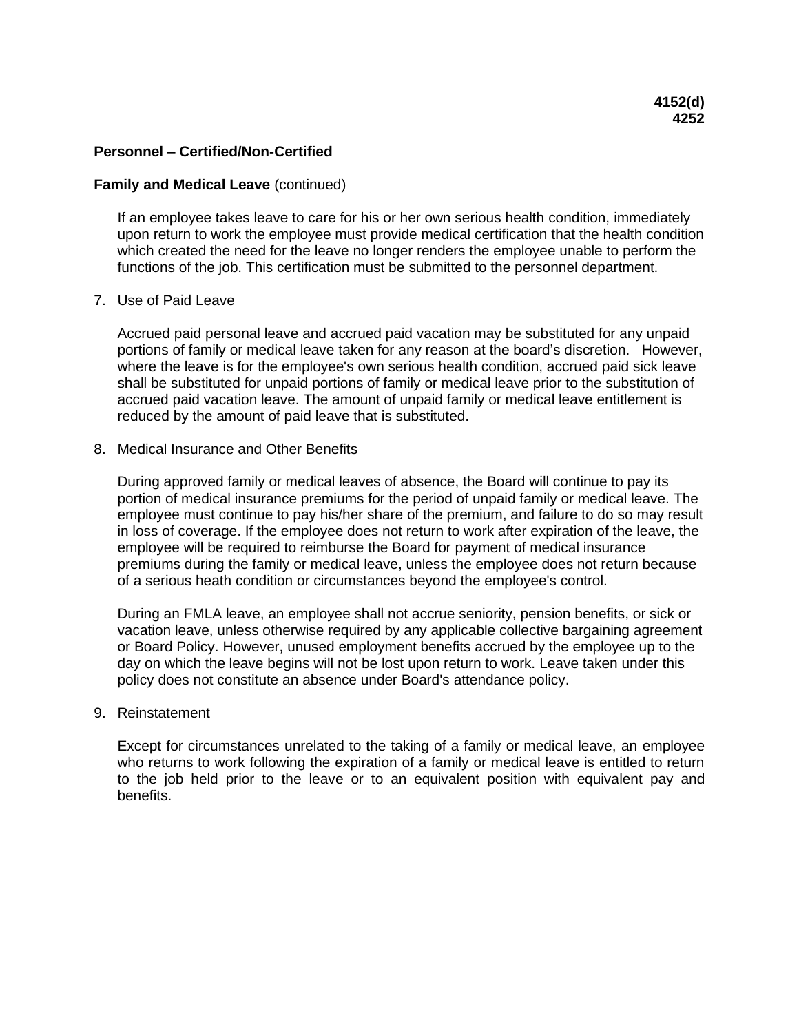**4152(d)**
**4252**

**Personnel – Certified/Non-Certified**

**Family and Medical Leave** (continued)

If an employee takes leave to care for his or her own serious health condition, immediately upon return to work the employee must provide medical certification that the health condition which created the need for the leave no longer renders the employee unable to perform the functions of the job. This certification must be submitted to the personnel department.

7. Use of Paid Leave

   Accrued paid personal leave and accrued paid vacation may be substituted for any unpaid portions of family or medical leave taken for any reason at the board's discretion. However, where the leave is for the employee's own serious health condition, accrued paid sick leave shall be substituted for unpaid portions of family or medical leave prior to the substitution of accrued paid vacation leave. The amount of unpaid family or medical leave entitlement is reduced by the amount of paid leave that is substituted.

8. Medical Insurance and Other Benefits

   During approved family or medical leaves of absence, the Board will continue to pay its portion of medical insurance premiums for the period of unpaid family or medical leave. The employee must continue to pay his/her share of the premium, and failure to do so may result in loss of coverage. If the employee does not return to work after expiration of the leave, the employee will be required to reimburse the Board for payment of medical insurance premiums during the family or medical leave, unless the employee does not return because of a serious heath condition or circumstances beyond the employee's control.

   During an FMLA leave, an employee shall not accrue seniority, pension benefits, or sick or vacation leave, unless otherwise required by any applicable collective bargaining agreement or Board Policy. However, unused employment benefits accrued by the employee up to the day on which the leave begins will not be lost upon return to work. Leave taken under this policy does not constitute an absence under Board's attendance policy.

9. Reinstatement

   Except for circumstances unrelated to the taking of a family or medical leave, an employee who returns to work following the expiration of a family or medical leave is entitled to return to the job held prior to the leave or to an equivalent position with equivalent pay and benefits.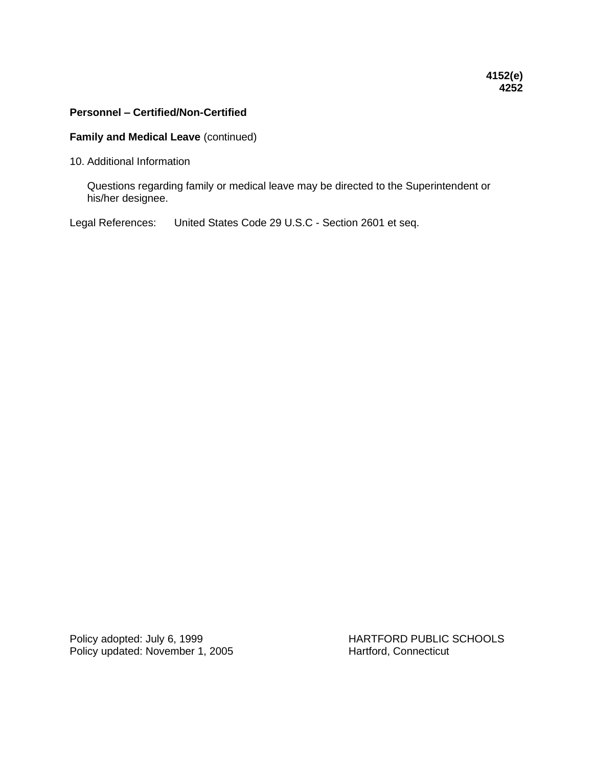**4152(e)**
**4252**

**Personnel – Certified/Non-Certified**

**Family and Medical Leave** (continued)

10. Additional Information

    Questions regarding family or medical leave may be directed to the Superintendent or his/her designee.

Legal References: United States Code 29 U.S.C - Section 2601 et seq.

Policy adopted: July 6, 1999
Policy updated: November 1, 2005

HARTFORD PUBLIC SCHOOLS
Hartford, Connecticut